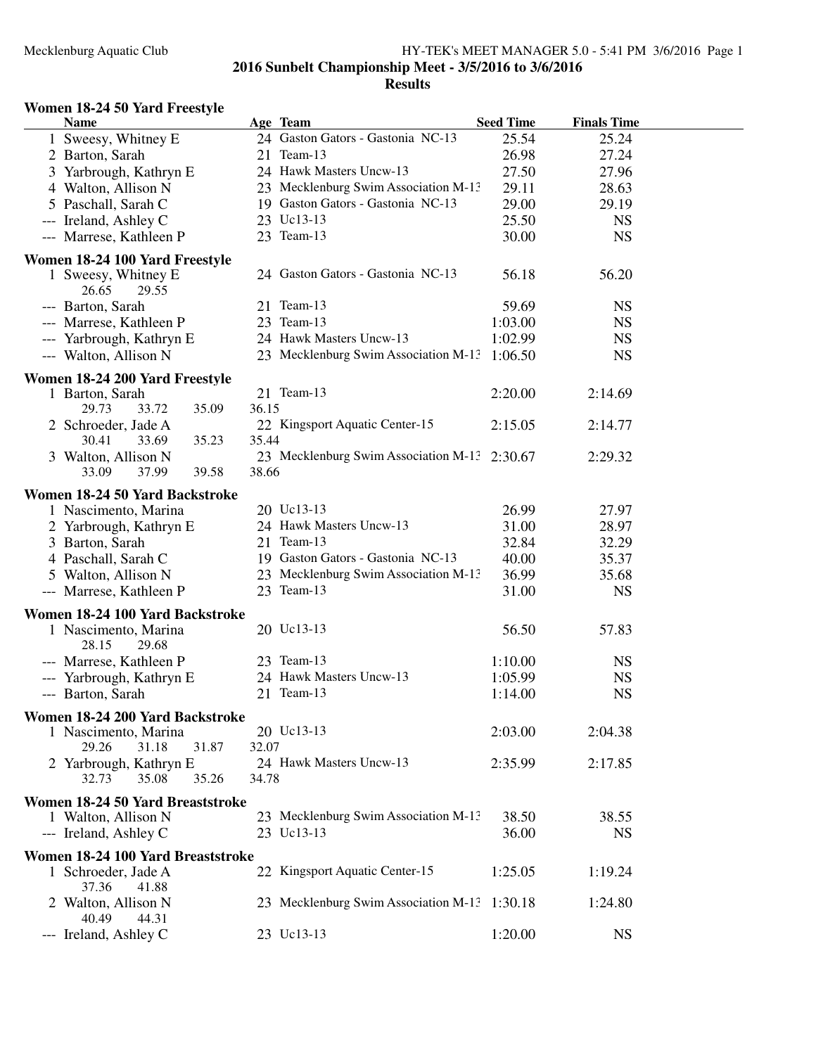# 2016 Sunbelt Championship Meet - 3/5/2016 to 3/6/2016

## Results

### Women 18-24 50 Yard Freestyle

| | Name | Age | Team | Seed Time | Finals Time |
|---|---|---|---|---|---|
| 1 | Sweesy, Whitney E | 24 | Gaston Gators - Gastonia NC-13 | 25.54 | 25.24 |
| 2 | Barton, Sarah | 21 | Team-13 | 26.98 | 27.24 |
| 3 | Yarbrough, Kathryn E | 24 | Hawk Masters Uncw-13 | 27.50 | 27.96 |
| 4 | Walton, Allison N | 23 | Mecklenburg Swim Association M-13 | 29.11 | 28.63 |
| 5 | Paschall, Sarah C | 19 | Gaston Gators - Gastonia NC-13 | 29.00 | 29.19 |
| --- | Ireland, Ashley C | 23 | Uc13-13 | 25.50 | NS |
| --- | Marrese, Kathleen P | 23 | Team-13 | 30.00 | NS |

### Women 18-24 100 Yard Freestyle

| | Name | Age | Team | Seed Time | Finals Time |
|---|---|---|---|---|---|
| 1 | Sweesy, Whitney E | 24 | Gaston Gators - Gastonia NC-13 | 56.18 | 56.20 |
| | 26.65 29.55 | | | | |
| --- | Barton, Sarah | 21 | Team-13 | 59.69 | NS |
| --- | Marrese, Kathleen P | 23 | Team-13 | 1:03.00 | NS |
| --- | Yarbrough, Kathryn E | 24 | Hawk Masters Uncw-13 | 1:02.99 | NS |
| --- | Walton, Allison N | 23 | Mecklenburg Swim Association M-13 | 1:06.50 | NS |

### Women 18-24 200 Yard Freestyle

| | Name | Age | Team | Seed Time | Finals Time |
|---|---|---|---|---|---|
| 1 | Barton, Sarah | 21 | Team-13 | 2:20.00 | 2:14.69 |
| | 29.73 33.72 35.09 36.15 | | | | |
| 2 | Schroeder, Jade A | 22 | Kingsport Aquatic Center-15 | 2:15.05 | 2:14.77 |
| | 30.41 33.69 35.23 35.44 | | | | |
| 3 | Walton, Allison N | 23 | Mecklenburg Swim Association M-13 | 2:30.67 | 2:29.32 |
| | 33.09 37.99 39.58 38.66 | | | | |

### Women 18-24 50 Yard Backstroke

| | Name | Age | Team | Seed Time | Finals Time |
|---|---|---|---|---|---|
| 1 | Nascimento, Marina | 20 | Uc13-13 | 26.99 | 27.97 |
| 2 | Yarbrough, Kathryn E | 24 | Hawk Masters Uncw-13 | 31.00 | 28.97 |
| 3 | Barton, Sarah | 21 | Team-13 | 32.84 | 32.29 |
| 4 | Paschall, Sarah C | 19 | Gaston Gators - Gastonia NC-13 | 40.00 | 35.37 |
| 5 | Walton, Allison N | 23 | Mecklenburg Swim Association M-13 | 36.99 | 35.68 |
| --- | Marrese, Kathleen P | 23 | Team-13 | 31.00 | NS |

### Women 18-24 100 Yard Backstroke

| | Name | Age | Team | Seed Time | Finals Time |
|---|---|---|---|---|---|
| 1 | Nascimento, Marina | 20 | Uc13-13 | 56.50 | 57.83 |
| | 28.15 29.68 | | | | |
| --- | Marrese, Kathleen P | 23 | Team-13 | 1:10.00 | NS |
| --- | Yarbrough, Kathryn E | 24 | Hawk Masters Uncw-13 | 1:05.99 | NS |
| --- | Barton, Sarah | 21 | Team-13 | 1:14.00 | NS |

### Women 18-24 200 Yard Backstroke

| | Name | Age | Team | Seed Time | Finals Time |
|---|---|---|---|---|---|
| 1 | Nascimento, Marina | 20 | Uc13-13 | 2:03.00 | 2:04.38 |
| | 29.26 31.18 31.87 32.07 | | | | |
| 2 | Yarbrough, Kathryn E | 24 | Hawk Masters Uncw-13 | 2:35.99 | 2:17.85 |
| | 32.73 35.08 35.26 34.78 | | | | |

### Women 18-24 50 Yard Breaststroke

| | Name | Age | Team | Seed Time | Finals Time |
|---|---|---|---|---|---|
| 1 | Walton, Allison N | 23 | Mecklenburg Swim Association M-13 | 38.50 | 38.55 |
| --- | Ireland, Ashley C | 23 | Uc13-13 | 36.00 | NS |

### Women 18-24 100 Yard Breaststroke

| | Name | Age | Team | Seed Time | Finals Time |
|---|---|---|---|---|---|
| 1 | Schroeder, Jade A | 22 | Kingsport Aquatic Center-15 | 1:25.05 | 1:19.24 |
| | 37.36 41.88 | | | | |
| 2 | Walton, Allison N | 23 | Mecklenburg Swim Association M-13 | 1:30.18 | 1:24.80 |
| | 40.49 44.31 | | | | |
| --- | Ireland, Ashley C | 23 | Uc13-13 | 1:20.00 | NS |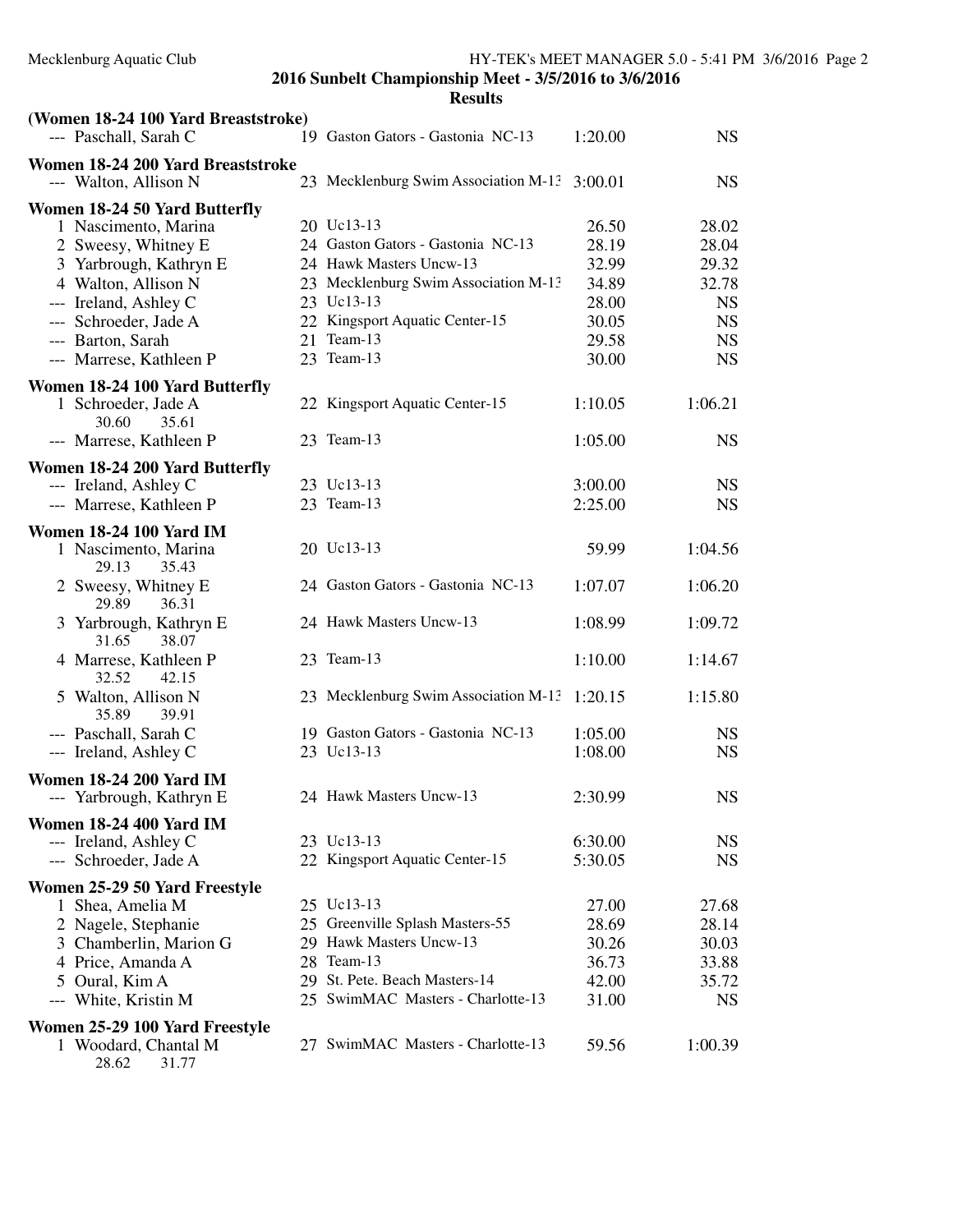**2016 Sunbelt Championship Meet - 3/5/2016 to 3/6/2016**

**Results**

### (Women 18-24 100 Yard Breaststroke)

| Place | Name | Age | Team | Seed Time | Finals Time |
|---|---|---|---|---|---|
| --- | Paschall, Sarah C | 19 | Gaston Gators - Gastonia NC-13 | 1:20.00 | NS |

### Women 18-24 200 Yard Breaststroke

| Place | Name | Age | Team | Seed Time | Finals Time |
|---|---|---|---|---|---|
| --- | Walton, Allison N | 23 | Mecklenburg Swim Association M-13 | 3:00.01 | NS |

### Women 18-24 50 Yard Butterfly

| Place | Name | Age | Team | Seed Time | Finals Time |
|---|---|---|---|---|---|
| 1 | Nascimento, Marina | 20 | Uc13-13 | 26.50 | 28.02 |
| 2 | Sweesy, Whitney E | 24 | Gaston Gators - Gastonia NC-13 | 28.19 | 28.04 |
| 3 | Yarbrough, Kathryn E | 24 | Hawk Masters Uncw-13 | 32.99 | 29.32 |
| 4 | Walton, Allison N | 23 | Mecklenburg Swim Association M-13 | 34.89 | 32.78 |
| --- | Ireland, Ashley C | 23 | Uc13-13 | 28.00 | NS |
| --- | Schroeder, Jade A | 22 | Kingsport Aquatic Center-15 | 30.05 | NS |
| --- | Barton, Sarah | 21 | Team-13 | 29.58 | NS |
| --- | Marrese, Kathleen P | 23 | Team-13 | 30.00 | NS |

### Women 18-24 100 Yard Butterfly

| Place | Name | Age | Team | Seed Time | Finals Time |
|---|---|---|---|---|---|
| 1 | Schroeder, Jade A | 22 | Kingsport Aquatic Center-15 | 1:10.05 | 1:06.21 |
| | 30.60 35.61 | | | | |
| --- | Marrese, Kathleen P | 23 | Team-13 | 1:05.00 | NS |

### Women 18-24 200 Yard Butterfly

| Place | Name | Age | Team | Seed Time | Finals Time |
|---|---|---|---|---|---|
| --- | Ireland, Ashley C | 23 | Uc13-13 | 3:00.00 | NS |
| --- | Marrese, Kathleen P | 23 | Team-13 | 2:25.00 | NS |

### Women 18-24 100 Yard IM

| Place | Name | Age | Team | Seed Time | Finals Time |
|---|---|---|---|---|---|
| 1 | Nascimento, Marina | 20 | Uc13-13 | 59.99 | 1:04.56 |
| | 29.13 35.43 | | | | |
| 2 | Sweesy, Whitney E | 24 | Gaston Gators - Gastonia NC-13 | 1:07.07 | 1:06.20 |
| | 29.89 36.31 | | | | |
| 3 | Yarbrough, Kathryn E | 24 | Hawk Masters Uncw-13 | 1:08.99 | 1:09.72 |
| | 31.65 38.07 | | | | |
| 4 | Marrese, Kathleen P | 23 | Team-13 | 1:10.00 | 1:14.67 |
| | 32.52 42.15 | | | | |
| 5 | Walton, Allison N | 23 | Mecklenburg Swim Association M-13 | 1:20.15 | 1:15.80 |
| | 35.89 39.91 | | | | |
| --- | Paschall, Sarah C | 19 | Gaston Gators - Gastonia NC-13 | 1:05.00 | NS |
| --- | Ireland, Ashley C | 23 | Uc13-13 | 1:08.00 | NS |

### Women 18-24 200 Yard IM

| Place | Name | Age | Team | Seed Time | Finals Time |
|---|---|---|---|---|---|
| --- | Yarbrough, Kathryn E | 24 | Hawk Masters Uncw-13 | 2:30.99 | NS |

### Women 18-24 400 Yard IM

| Place | Name | Age | Team | Seed Time | Finals Time |
|---|---|---|---|---|---|
| --- | Ireland, Ashley C | 23 | Uc13-13 | 6:30.00 | NS |
| --- | Schroeder, Jade A | 22 | Kingsport Aquatic Center-15 | 5:30.05 | NS |

### Women 25-29 50 Yard Freestyle

| Place | Name | Age | Team | Seed Time | Finals Time |
|---|---|---|---|---|---|
| 1 | Shea, Amelia M | 25 | Uc13-13 | 27.00 | 27.68 |
| 2 | Nagele, Stephanie | 25 | Greenville Splash Masters-55 | 28.69 | 28.14 |
| 3 | Chamberlin, Marion G | 29 | Hawk Masters Uncw-13 | 30.26 | 30.03 |
| 4 | Price, Amanda A | 28 | Team-13 | 36.73 | 33.88 |
| 5 | Oural, Kim A | 29 | St. Pete. Beach Masters-14 | 42.00 | 35.72 |
| --- | White, Kristin M | 25 | SwimMAC Masters - Charlotte-13 | 31.00 | NS |

### Women 25-29 100 Yard Freestyle

| Place | Name | Age | Team | Seed Time | Finals Time |
|---|---|---|---|---|---|
| 1 | Woodard, Chantal M | 27 | SwimMAC Masters - Charlotte-13 | 59.56 | 1:00.39 |
| | 28.62 31.77 | | | | |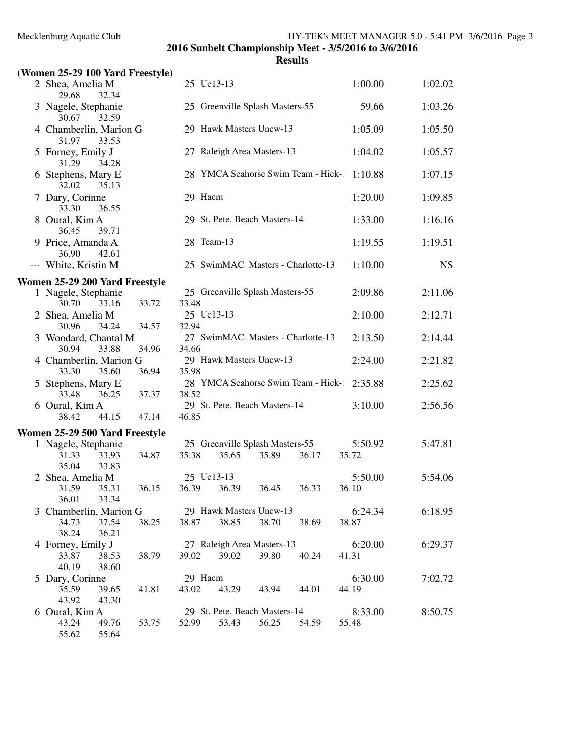**2016 Sunbelt Championship Meet - 3/5/2016 to 3/6/2016**

**Results**

### (Women 25-29 100 Yard Freestyle)

| Place | Name | Age | Team | Seed Time | Finals Time |
|---|---|---|---|---|---|
| 2 | Shea, Amelia M | 25 | Uc13-13 | 1:00.00 | 1:02.02 |
| | 29.68 32.34 | | | | |
| 3 | Nagele, Stephanie | 25 | Greenville Splash Masters-55 | 59.66 | 1:03.26 |
| | 30.67 32.59 | | | | |
| 4 | Chamberlin, Marion G | 29 | Hawk Masters Uncw-13 | 1:05.09 | 1:05.50 |
| | 31.97 33.53 | | | | |
| 5 | Forney, Emily J | 27 | Raleigh Area Masters-13 | 1:04.02 | 1:05.57 |
| | 31.29 34.28 | | | | |
| 6 | Stephens, Mary E | 28 | YMCA Seahorse Swim Team - Hick-1 | 1:10.88 | 1:07.15 |
| | 32.02 35.13 | | | | |
| 7 | Dary, Corinne | 29 | Hacm | 1:20.00 | 1:09.85 |
| | 33.30 36.55 | | | | |
| 8 | Oural, Kim A | 29 | St. Pete. Beach Masters-14 | 1:33.00 | 1:16.16 |
| | 36.45 39.71 | | | | |
| 9 | Price, Amanda A | 28 | Team-13 | 1:19.55 | 1:19.51 |
| | 36.90 42.61 | | | | |
| --- | White, Kristin M | 25 | SwimMAC Masters - Charlotte-13 | 1:10.00 | NS |

### Women 25-29 200 Yard Freestyle

| Place | Name | Age | Team | Seed Time | Finals Time |
|---|---|---|---|---|---|
| 1 | Nagele, Stephanie | 25 | Greenville Splash Masters-55 | 2:09.86 | 2:11.06 |
| | 30.70 33.16 33.72 33.48 | | | | |
| 2 | Shea, Amelia M | 25 | Uc13-13 | 2:10.00 | 2:12.71 |
| | 30.96 34.24 34.57 32.94 | | | | |
| 3 | Woodard, Chantal M | 27 | SwimMAC Masters - Charlotte-13 | 2:13.50 | 2:14.44 |
| | 30.94 33.88 34.96 34.66 | | | | |
| 4 | Chamberlin, Marion G | 29 | Hawk Masters Uncw-13 | 2:24.00 | 2:21.82 |
| | 33.30 35.60 36.94 35.98 | | | | |
| 5 | Stephens, Mary E | 28 | YMCA Seahorse Swim Team - Hick-1 | 2:35.88 | 2:25.62 |
| | 33.48 36.25 37.37 38.52 | | | | |
| 6 | Oural, Kim A | 29 | St. Pete. Beach Masters-14 | 3:10.00 | 2:56.56 |
| | 38.42 44.15 47.14 46.85 | | | | |

### Women 25-29 500 Yard Freestyle

| Place | Name | Age | Team | Seed Time | Finals Time |
|---|---|---|---|---|---|
| 1 | Nagele, Stephanie | 25 | Greenville Splash Masters-55 | 5:50.92 | 5:47.81 |
| | 31.33 33.93 34.87 35.38 35.65 35.89 36.17 35.72 35.04 33.83 | | | | |
| 2 | Shea, Amelia M | 25 | Uc13-13 | 5:50.00 | 5:54.06 |
| | 31.59 35.31 36.15 36.39 36.39 36.45 36.33 36.10 36.01 33.34 | | | | |
| 3 | Chamberlin, Marion G | 29 | Hawk Masters Uncw-13 | 6:24.34 | 6:18.95 |
| | 34.73 37.54 38.25 38.87 38.85 38.70 38.69 38.87 38.24 36.21 | | | | |
| 4 | Forney, Emily J | 27 | Raleigh Area Masters-13 | 6:20.00 | 6:29.37 |
| | 33.87 38.53 38.79 39.02 39.02 39.80 40.24 41.31 40.19 38.60 | | | | |
| 5 | Dary, Corinne | 29 | Hacm | 6:30.00 | 7:02.72 |
| | 35.59 39.65 41.81 43.02 43.29 43.94 44.01 44.19 43.92 43.30 | | | | |
| 6 | Oural, Kim A | 29 | St. Pete. Beach Masters-14 | 8:33.00 | 8:50.75 |
| | 43.24 49.76 53.75 52.99 53.43 56.25 54.59 55.48 55.62 55.64 | | | | |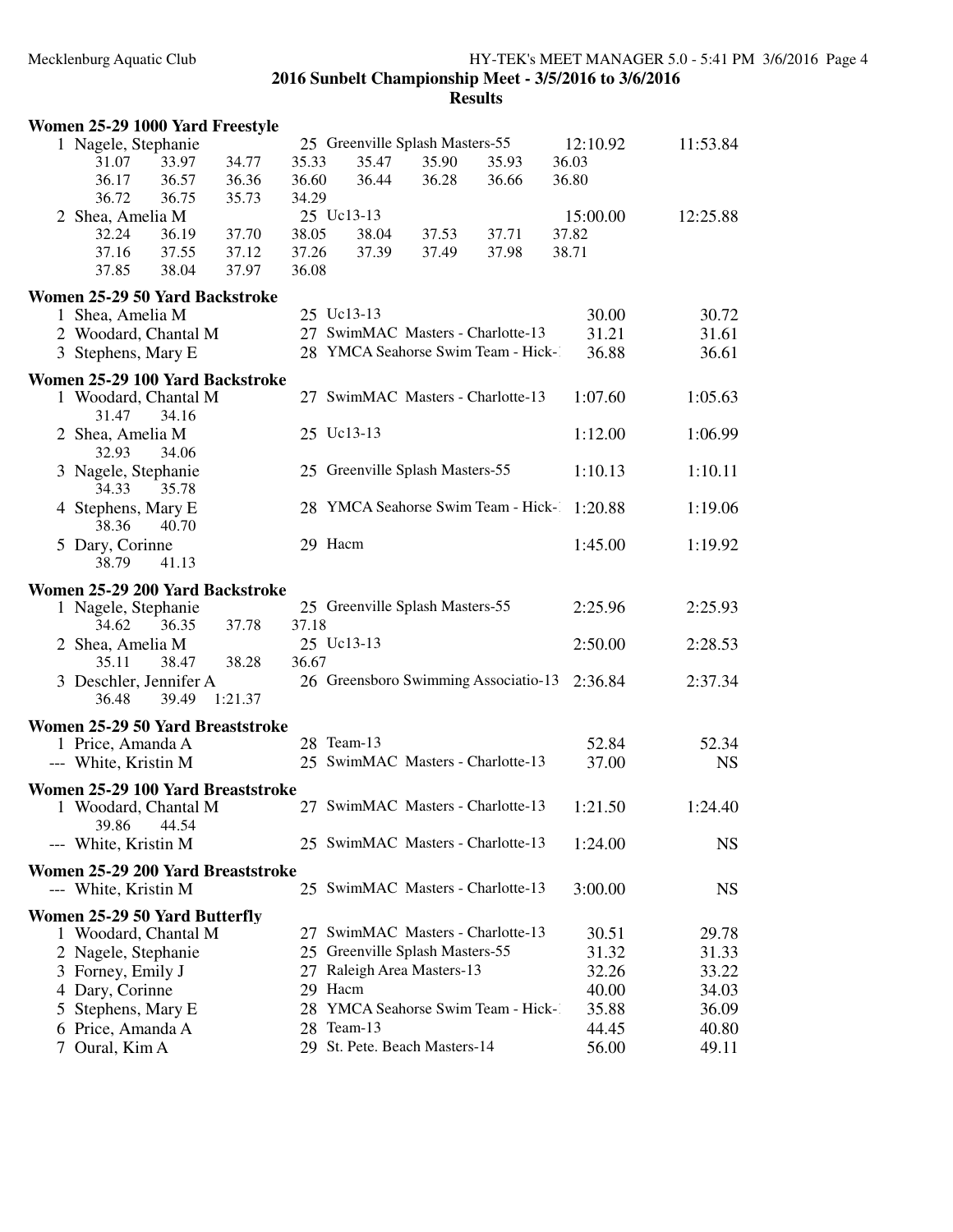## 2016 Sunbelt Championship Meet - 3/5/2016 to 3/6/2016

### Results

**Women 25-29 1000 Yard Freestyle**

| Place | Name | Age | Team | Seed Time | Finals Time |
|---|---|---|---|---|---|
| 1 | Nagele, Stephanie | 25 | Greenville Splash Masters-55 | 12:10.92 | 11:53.84 |

Splits: 31.07 33.97 34.77 35.33 35.47 35.90 35.93 36.03 / 36.17 36.57 36.36 36.60 36.44 36.28 36.66 36.80 / 36.72 36.75 35.73 34.29

| Place | Name | Age | Team | Seed Time | Finals Time |
|---|---|---|---|---|---|
| 2 | Shea, Amelia M | 25 | Uc13-13 | 15:00.00 | 12:25.88 |

Splits: 32.24 36.19 37.70 38.05 38.04 37.53 37.71 37.82 / 37.16 37.55 37.12 37.26 37.39 37.49 37.98 38.71 / 37.85 38.04 37.97 36.08

**Women 25-29 50 Yard Backstroke**

| Place | Name | Age | Team | Seed Time | Finals Time |
|---|---|---|---|---|---|
| 1 | Shea, Amelia M | 25 | Uc13-13 | 30.00 | 30.72 |
| 2 | Woodard, Chantal M | 27 | SwimMAC Masters - Charlotte-13 | 31.21 | 31.61 |
| 3 | Stephens, Mary E | 28 | YMCA Seahorse Swim Team - Hick-1 | 36.88 | 36.61 |

**Women 25-29 100 Yard Backstroke**

| Place | Name | Age | Team | Seed Time | Finals Time | Splits |
|---|---|---|---|---|---|---|
| 1 | Woodard, Chantal M | 27 | SwimMAC Masters - Charlotte-13 | 1:07.60 | 1:05.63 | 31.47 34.16 |
| 2 | Shea, Amelia M | 25 | Uc13-13 | 1:12.00 | 1:06.99 | 32.93 34.06 |
| 3 | Nagele, Stephanie | 25 | Greenville Splash Masters-55 | 1:10.13 | 1:10.11 | 34.33 35.78 |
| 4 | Stephens, Mary E | 28 | YMCA Seahorse Swim Team - Hick-1 | 1:20.88 | 1:19.06 | 38.36 40.70 |
| 5 | Dary, Corinne | 29 | Hacm | 1:45.00 | 1:19.92 | 38.79 41.13 |

**Women 25-29 200 Yard Backstroke**

| Place | Name | Age | Team | Seed Time | Finals Time | Splits |
|---|---|---|---|---|---|---|
| 1 | Nagele, Stephanie | 25 | Greenville Splash Masters-55 | 2:25.96 | 2:25.93 | 34.62 36.35 37.78 37.18 |
| 2 | Shea, Amelia M | 25 | Uc13-13 | 2:50.00 | 2:28.53 | 35.11 38.47 38.28 36.67 |
| 3 | Deschler, Jennifer A | 26 | Greensboro Swimming Associatio-13 | 2:36.84 | 2:37.34 | 36.48 39.49 1:21.37 |

**Women 25-29 50 Yard Breaststroke**

| Place | Name | Age | Team | Seed Time | Finals Time |
|---|---|---|---|---|---|
| 1 | Price, Amanda A | 28 | Team-13 | 52.84 | 52.34 |
| --- | White, Kristin M | 25 | SwimMAC Masters - Charlotte-13 | 37.00 | NS |

**Women 25-29 100 Yard Breaststroke**

| Place | Name | Age | Team | Seed Time | Finals Time | Splits |
|---|---|---|---|---|---|---|
| 1 | Woodard, Chantal M | 27 | SwimMAC Masters - Charlotte-13 | 1:21.50 | 1:24.40 | 39.86 44.54 |
| --- | White, Kristin M | 25 | SwimMAC Masters - Charlotte-13 | 1:24.00 | NS | |

**Women 25-29 200 Yard Breaststroke**

| Place | Name | Age | Team | Seed Time | Finals Time |
|---|---|---|---|---|---|
| --- | White, Kristin M | 25 | SwimMAC Masters - Charlotte-13 | 3:00.00 | NS |

**Women 25-29 50 Yard Butterfly**

| Place | Name | Age | Team | Seed Time | Finals Time |
|---|---|---|---|---|---|
| 1 | Woodard, Chantal M | 27 | SwimMAC Masters - Charlotte-13 | 30.51 | 29.78 |
| 2 | Nagele, Stephanie | 25 | Greenville Splash Masters-55 | 31.32 | 31.33 |
| 3 | Forney, Emily J | 27 | Raleigh Area Masters-13 | 32.26 | 33.22 |
| 4 | Dary, Corinne | 29 | Hacm | 40.00 | 34.03 |
| 5 | Stephens, Mary E | 28 | YMCA Seahorse Swim Team - Hick-1 | 35.88 | 36.09 |
| 6 | Price, Amanda A | 28 | Team-13 | 44.45 | 40.80 |
| 7 | Oural, Kim A | 29 | St. Pete. Beach Masters-14 | 56.00 | 49.11 |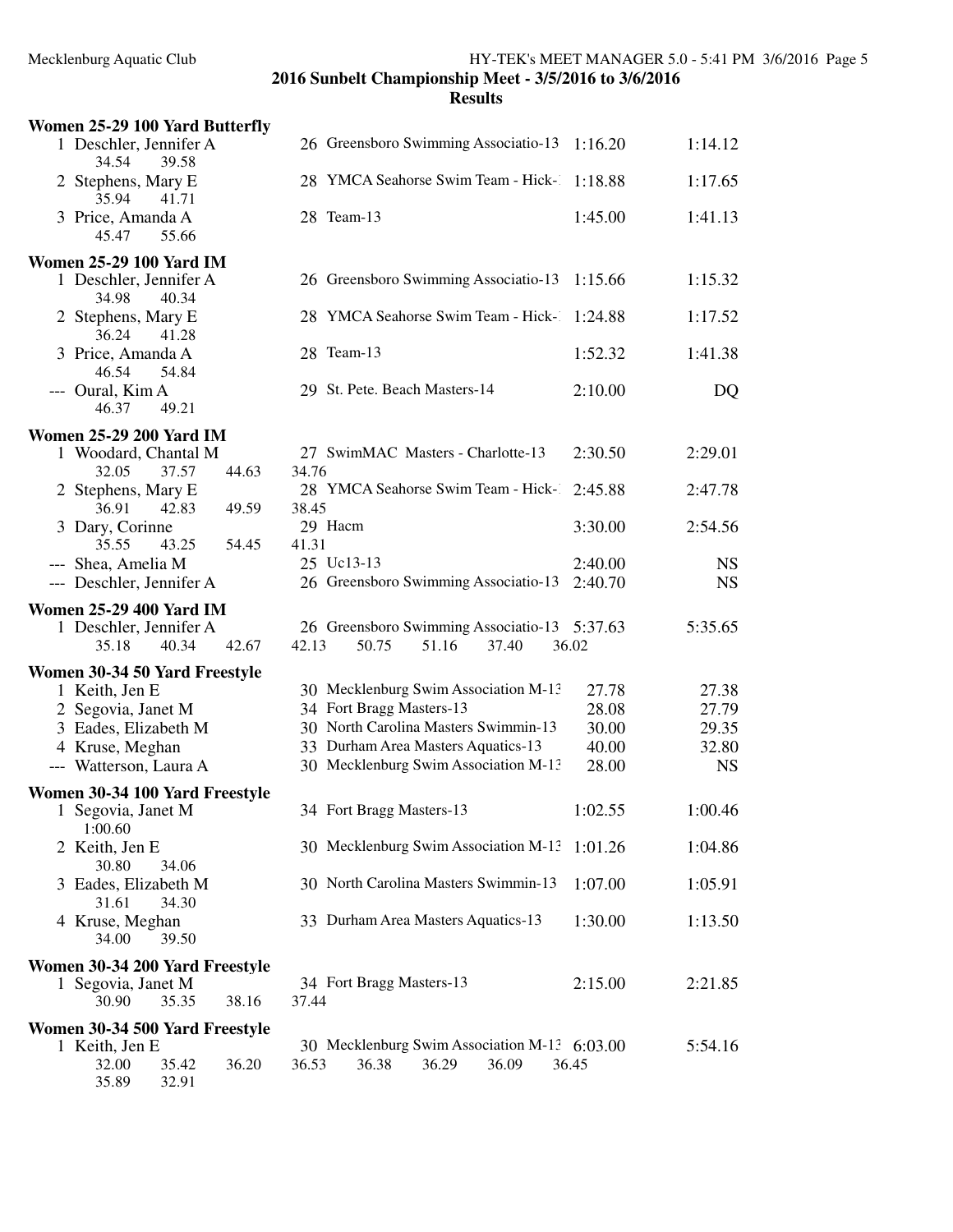## 2016 Sunbelt Championship Meet - 3/5/2016 to 3/6/2016

### Results

**Women 25-29 100 Yard Butterfly**

| Place | Name | Age | Team | Seed Time | Finals Time |
|---|---|---|---|---|---|
| 1 | Deschler, Jennifer A | 26 | Greensboro Swimming Associatio-13 | 1:16.20 | 1:14.12 |
| | 34.54 39.58 | | | | |
| 2 | Stephens, Mary E | 28 | YMCA Seahorse Swim Team - Hick-1 | 1:18.88 | 1:17.65 |
| | 35.94 41.71 | | | | |
| 3 | Price, Amanda A | 28 | Team-13 | 1:45.00 | 1:41.13 |
| | 45.47 55.66 | | | | |

**Women 25-29 100 Yard IM**

| Place | Name | Age | Team | Seed Time | Finals Time |
|---|---|---|---|---|---|
| 1 | Deschler, Jennifer A | 26 | Greensboro Swimming Associatio-13 | 1:15.66 | 1:15.32 |
| | 34.98 40.34 | | | | |
| 2 | Stephens, Mary E | 28 | YMCA Seahorse Swim Team - Hick-1 | 1:24.88 | 1:17.52 |
| | 36.24 41.28 | | | | |
| 3 | Price, Amanda A | 28 | Team-13 | 1:52.32 | 1:41.38 |
| | 46.54 54.84 | | | | |
| --- | Oural, Kim A | 29 | St. Pete. Beach Masters-14 | 2:10.00 | DQ |
| | 46.37 49.21 | | | | |

**Women 25-29 200 Yard IM**

| Place | Name | Age | Team | Seed Time | Finals Time |
|---|---|---|---|---|---|
| 1 | Woodard, Chantal M | 27 | SwimMAC Masters - Charlotte-13 | 2:30.50 | 2:29.01 |
| | 32.05 37.57 44.63 34.76 | | | | |
| 2 | Stephens, Mary E | 28 | YMCA Seahorse Swim Team - Hick-1 | 2:45.88 | 2:47.78 |
| | 36.91 42.83 49.59 38.45 | | | | |
| 3 | Dary, Corinne | 29 | Hacm | 3:30.00 | 2:54.56 |
| | 35.55 43.25 54.45 41.31 | | | | |
| --- | Shea, Amelia M | 25 | Uc13-13 | 2:40.00 | NS |
| --- | Deschler, Jennifer A | 26 | Greensboro Swimming Associatio-13 | 2:40.70 | NS |

**Women 25-29 400 Yard IM**

| Place | Name | Age | Team | Seed Time | Finals Time |
|---|---|---|---|---|---|
| 1 | Deschler, Jennifer A | 26 | Greensboro Swimming Associatio-13 | 5:37.63 | 5:35.65 |
| | 35.18 40.34 42.67 42.13 50.75 51.16 37.40 36.02 | | | | |

**Women 30-34 50 Yard Freestyle**

| Place | Name | Age | Team | Seed Time | Finals Time |
|---|---|---|---|---|---|
| 1 | Keith, Jen E | 30 | Mecklenburg Swim Association M-13 | 27.78 | 27.38 |
| 2 | Segovia, Janet M | 34 | Fort Bragg Masters-13 | 28.08 | 27.79 |
| 3 | Eades, Elizabeth M | 30 | North Carolina Masters Swimmin-13 | 30.00 | 29.35 |
| 4 | Kruse, Meghan | 33 | Durham Area Masters Aquatics-13 | 40.00 | 32.80 |
| --- | Watterson, Laura A | 30 | Mecklenburg Swim Association M-13 | 28.00 | NS |

**Women 30-34 100 Yard Freestyle**

| Place | Name | Age | Team | Seed Time | Finals Time |
|---|---|---|---|---|---|
| 1 | Segovia, Janet M | 34 | Fort Bragg Masters-13 | 1:02.55 | 1:00.46 |
| | 1:00.60 | | | | |
| 2 | Keith, Jen E | 30 | Mecklenburg Swim Association M-13 | 1:01.26 | 1:04.86 |
| | 30.80 34.06 | | | | |
| 3 | Eades, Elizabeth M | 30 | North Carolina Masters Swimmin-13 | 1:07.00 | 1:05.91 |
| | 31.61 34.30 | | | | |
| 4 | Kruse, Meghan | 33 | Durham Area Masters Aquatics-13 | 1:30.00 | 1:13.50 |
| | 34.00 39.50 | | | | |

**Women 30-34 200 Yard Freestyle**

| Place | Name | Age | Team | Seed Time | Finals Time |
|---|---|---|---|---|---|
| 1 | Segovia, Janet M | 34 | Fort Bragg Masters-13 | 2:15.00 | 2:21.85 |
| | 30.90 35.35 38.16 37.44 | | | | |

**Women 30-34 500 Yard Freestyle**

| Place | Name | Age | Team | Seed Time | Finals Time |
|---|---|---|---|---|---|
| 1 | Keith, Jen E | 30 | Mecklenburg Swim Association M-13 | 6:03.00 | 5:54.16 |
| | 32.00 35.42 36.20 36.53 36.38 36.29 36.09 36.45 | | | | |
| | 35.89 32.91 | | | | |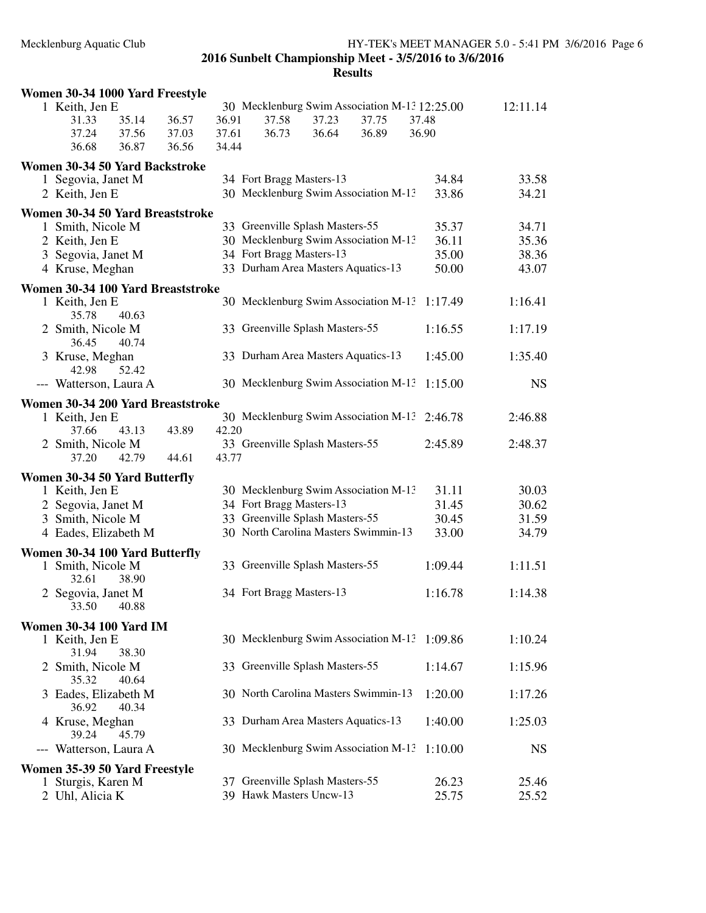**2016 Sunbelt Championship Meet - 3/5/2016 to 3/6/2016**

**Results**

### Women 30-34 1000 Yard Freestyle

| Place | Name | Age | Team | Seed Time | Finals Time |
|---|---|---|---|---|---|
| 1 | Keith, Jen E | 30 | Mecklenburg Swim Association M-13 | 12:25.00 | 12:11.14 |

Splits: 31.33, 35.14, 36.57, 36.91, 37.58, 37.23, 37.75, 37.48, 37.24, 37.56, 37.03, 37.61, 36.73, 36.64, 36.89, 36.90, 36.68, 36.87, 36.56, 34.44

### Women 30-34 50 Yard Backstroke

| Place | Name | Age | Team | Seed Time | Finals Time |
|---|---|---|---|---|---|
| 1 | Segovia, Janet M | 34 | Fort Bragg Masters-13 | 34.84 | 33.58 |
| 2 | Keith, Jen E | 30 | Mecklenburg Swim Association M-13 | 33.86 | 34.21 |

### Women 30-34 50 Yard Breaststroke

| Place | Name | Age | Team | Seed Time | Finals Time |
|---|---|---|---|---|---|
| 1 | Smith, Nicole M | 33 | Greenville Splash Masters-55 | 35.37 | 34.71 |
| 2 | Keith, Jen E | 30 | Mecklenburg Swim Association M-13 | 36.11 | 35.36 |
| 3 | Segovia, Janet M | 34 | Fort Bragg Masters-13 | 35.00 | 38.36 |
| 4 | Kruse, Meghan | 33 | Durham Area Masters Aquatics-13 | 50.00 | 43.07 |

### Women 30-34 100 Yard Breaststroke

| Place | Name | Age | Team | Seed Time | Finals Time |
|---|---|---|---|---|---|
| 1 | Keith, Jen E | 30 | Mecklenburg Swim Association M-13 | 1:17.49 | 1:16.41 |
| | 35.78, 40.63 | | | | |
| 2 | Smith, Nicole M | 33 | Greenville Splash Masters-55 | 1:16.55 | 1:17.19 |
| | 36.45, 40.74 | | | | |
| 3 | Kruse, Meghan | 33 | Durham Area Masters Aquatics-13 | 1:45.00 | 1:35.40 |
| | 42.98, 52.42 | | | | |
| --- | Watterson, Laura A | 30 | Mecklenburg Swim Association M-13 | 1:15.00 | NS |

### Women 30-34 200 Yard Breaststroke

| Place | Name | Age | Team | Seed Time | Finals Time |
|---|---|---|---|---|---|
| 1 | Keith, Jen E | 30 | Mecklenburg Swim Association M-13 | 2:46.78 | 2:46.88 |
| | 37.66, 43.13, 43.89, 42.20 | | | | |
| 2 | Smith, Nicole M | 33 | Greenville Splash Masters-55 | 2:45.89 | 2:48.37 |
| | 37.20, 42.79, 44.61, 43.77 | | | | |

### Women 30-34 50 Yard Butterfly

| Place | Name | Age | Team | Seed Time | Finals Time |
|---|---|---|---|---|---|
| 1 | Keith, Jen E | 30 | Mecklenburg Swim Association M-13 | 31.11 | 30.03 |
| 2 | Segovia, Janet M | 34 | Fort Bragg Masters-13 | 31.45 | 30.62 |
| 3 | Smith, Nicole M | 33 | Greenville Splash Masters-55 | 30.45 | 31.59 |
| 4 | Eades, Elizabeth M | 30 | North Carolina Masters Swimmin-13 | 33.00 | 34.79 |

### Women 30-34 100 Yard Butterfly

| Place | Name | Age | Team | Seed Time | Finals Time |
|---|---|---|---|---|---|
| 1 | Smith, Nicole M | 33 | Greenville Splash Masters-55 | 1:09.44 | 1:11.51 |
| | 32.61, 38.90 | | | | |
| 2 | Segovia, Janet M | 34 | Fort Bragg Masters-13 | 1:16.78 | 1:14.38 |
| | 33.50, 40.88 | | | | |

### Women 30-34 100 Yard IM

| Place | Name | Age | Team | Seed Time | Finals Time |
|---|---|---|---|---|---|
| 1 | Keith, Jen E | 30 | Mecklenburg Swim Association M-13 | 1:09.86 | 1:10.24 |
| | 31.94, 38.30 | | | | |
| 2 | Smith, Nicole M | 33 | Greenville Splash Masters-55 | 1:14.67 | 1:15.96 |
| | 35.32, 40.64 | | | | |
| 3 | Eades, Elizabeth M | 30 | North Carolina Masters Swimmin-13 | 1:20.00 | 1:17.26 |
| | 36.92, 40.34 | | | | |
| 4 | Kruse, Meghan | 33 | Durham Area Masters Aquatics-13 | 1:40.00 | 1:25.03 |
| | 39.24, 45.79 | | | | |
| --- | Watterson, Laura A | 30 | Mecklenburg Swim Association M-13 | 1:10.00 | NS |

### Women 35-39 50 Yard Freestyle

| Place | Name | Age | Team | Seed Time | Finals Time |
|---|---|---|---|---|---|
| 1 | Sturgis, Karen M | 37 | Greenville Splash Masters-55 | 26.23 | 25.46 |
| 2 | Uhl, Alicia K | 39 | Hawk Masters Uncw-13 | 25.75 | 25.52 |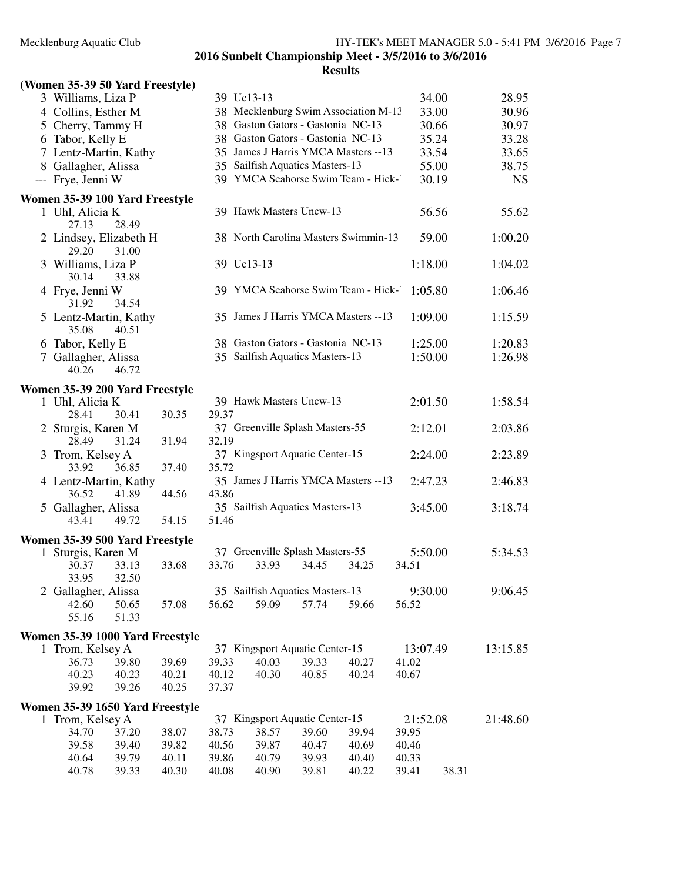**2016 Sunbelt Championship Meet - 3/5/2016 to 3/6/2016**

**Results**

### (Women 35-39 50 Yard Freestyle)

| Place | Name | Age | Team | Seed Time | Finals Time |
|---|---|---|---|---|---|
| 3 | Williams, Liza P | 39 | Uc13-13 | 34.00 | 28.95 |
| 4 | Collins, Esther M | 38 | Mecklenburg Swim Association M-13 | 33.00 | 30.96 |
| 5 | Cherry, Tammy H | 38 | Gaston Gators - Gastonia NC-13 | 30.66 | 30.97 |
| 6 | Tabor, Kelly E | 38 | Gaston Gators - Gastonia NC-13 | 35.24 | 33.28 |
| 7 | Lentz-Martin, Kathy | 35 | James J Harris YMCA Masters --13 | 33.54 | 33.65 |
| 8 | Gallagher, Alissa | 35 | Sailfish Aquatics Masters-13 | 55.00 | 38.75 |
| --- | Frye, Jenni W | 39 | YMCA Seahorse Swim Team - Hick-1 | 30.19 | NS |

### Women 35-39 100 Yard Freestyle

| Place | Name | Age | Team | Seed Time | Finals Time |
|---|---|---|---|---|---|
| 1 | Uhl, Alicia K | 39 | Hawk Masters Uncw-13 | 56.56 | 55.62 |
| | 27.13 28.49 | | | | |
| 2 | Lindsey, Elizabeth H | 38 | North Carolina Masters Swimmin-13 | 59.00 | 1:00.20 |
| | 29.20 31.00 | | | | |
| 3 | Williams, Liza P | 39 | Uc13-13 | 1:18.00 | 1:04.02 |
| | 30.14 33.88 | | | | |
| 4 | Frye, Jenni W | 39 | YMCA Seahorse Swim Team - Hick-1 | 1:05.80 | 1:06.46 |
| | 31.92 34.54 | | | | |
| 5 | Lentz-Martin, Kathy | 35 | James J Harris YMCA Masters --13 | 1:09.00 | 1:15.59 |
| | 35.08 40.51 | | | | |
| 6 | Tabor, Kelly E | 38 | Gaston Gators - Gastonia NC-13 | 1:25.00 | 1:20.83 |
| 7 | Gallagher, Alissa | 35 | Sailfish Aquatics Masters-13 | 1:50.00 | 1:26.98 |
| | 40.26 46.72 | | | | |

### Women 35-39 200 Yard Freestyle

| Place | Name | Age | Team | Seed Time | Finals Time |
|---|---|---|---|---|---|
| 1 | Uhl, Alicia K | 39 | Hawk Masters Uncw-13 | 2:01.50 | 1:58.54 |
| | 28.41 30.41 30.35 29.37 | | | | |
| 2 | Sturgis, Karen M | 37 | Greenville Splash Masters-55 | 2:12.01 | 2:03.86 |
| | 28.49 31.24 31.94 32.19 | | | | |
| 3 | Trom, Kelsey A | 37 | Kingsport Aquatic Center-15 | 2:24.00 | 2:23.89 |
| | 33.92 36.85 37.40 35.72 | | | | |
| 4 | Lentz-Martin, Kathy | 35 | James J Harris YMCA Masters --13 | 2:47.23 | 2:46.83 |
| | 36.52 41.89 44.56 43.86 | | | | |
| 5 | Gallagher, Alissa | 35 | Sailfish Aquatics Masters-13 | 3:45.00 | 3:18.74 |
| | 43.41 49.72 54.15 51.46 | | | | |

### Women 35-39 500 Yard Freestyle

| Place | Name | Age | Team | Seed Time | Finals Time |
|---|---|---|---|---|---|
| 1 | Sturgis, Karen M | 37 | Greenville Splash Masters-55 | 5:50.00 | 5:34.53 |
| | 30.37 33.13 33.68 33.76 33.93 34.45 34.25 34.51 33.95 32.50 | | | | |
| 2 | Gallagher, Alissa | 35 | Sailfish Aquatics Masters-13 | 9:30.00 | 9:06.45 |
| | 42.60 50.65 57.08 56.62 59.09 57.74 59.66 56.52 55.16 51.33 | | | | |

### Women 35-39 1000 Yard Freestyle

| Place | Name | Age | Team | Seed Time | Finals Time |
|---|---|---|---|---|---|
| 1 | Trom, Kelsey A | 37 | Kingsport Aquatic Center-15 | 13:07.49 | 13:15.85 |
| | 36.73 39.80 39.69 39.33 40.03 39.33 40.27 41.02 | | | | |
| | 40.23 40.23 40.21 40.12 40.30 40.85 40.24 40.67 | | | | |
| | 39.92 39.26 40.25 37.37 | | | | |

### Women 35-39 1650 Yard Freestyle

| Place | Name | Age | Team | Seed Time | Finals Time |
|---|---|---|---|---|---|
| 1 | Trom, Kelsey A | 37 | Kingsport Aquatic Center-15 | 21:52.08 | 21:48.60 |
| | 34.70 37.20 38.07 38.73 38.57 39.60 39.94 39.95 | | | | |
| | 39.58 39.40 39.82 40.56 39.87 40.47 40.69 40.46 | | | | |
| | 40.64 39.79 40.11 39.86 40.79 39.93 40.40 40.33 | | | | |
| | 40.78 39.33 40.30 40.08 40.90 39.81 40.22 39.41 38.31 | | | | |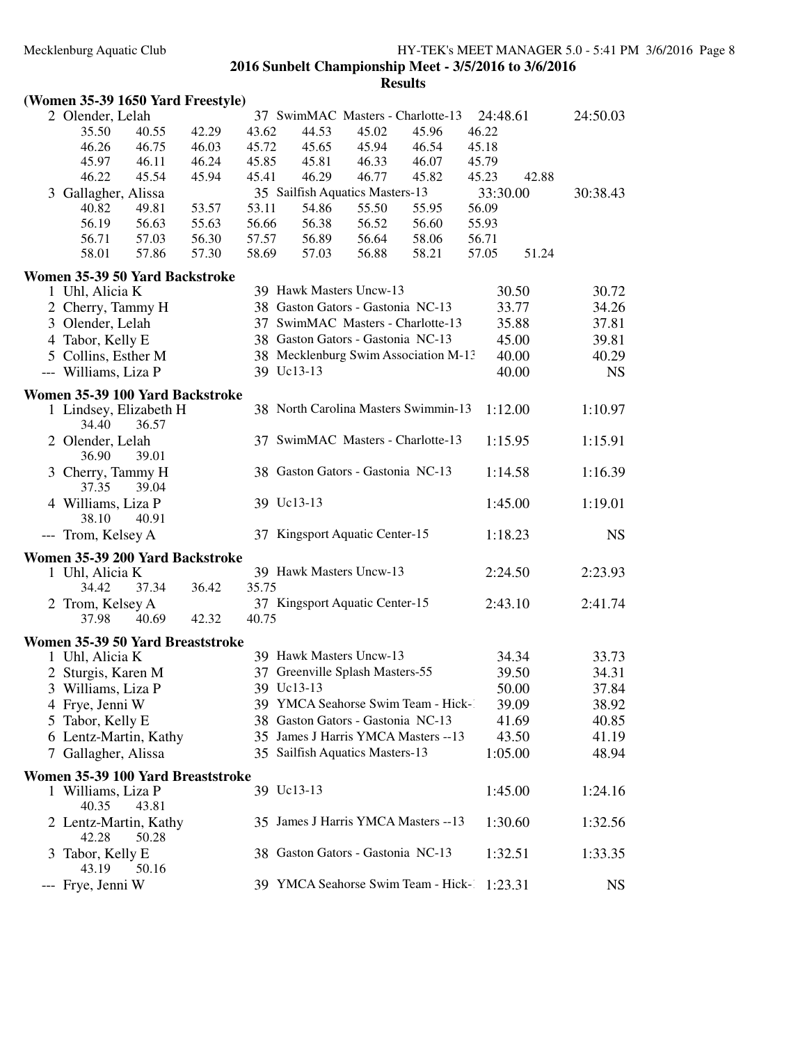## 2016 Sunbelt Championship Meet - 3/5/2016 to 3/6/2016

### Results

**(Women 35-39 1650 Yard Freestyle)**

| Place | Name | Age | Team | Seed Time | Finals Time |
|---|---|---|---|---|---|
| 2 | Olender, Lelah | 37 | SwimMAC Masters - Charlotte-13 | 24:48.61 | 24:50.03 |
| | 35.50 40.55 42.29 43.62 44.53 45.02 45.96 46.22 | | | | |
| | 46.26 46.75 46.03 45.72 45.65 45.94 46.54 45.18 | | | | |
| | 45.97 46.11 46.24 45.85 45.81 46.33 46.07 45.79 | | | | |
| | 46.22 45.54 45.94 45.41 46.29 46.77 45.82 45.23 42.88 | | | | |
| 3 | Gallagher, Alissa | 35 | Sailfish Aquatics Masters-13 | 33:30.00 | 30:38.43 |
| | 40.82 49.81 53.57 53.11 54.86 55.50 55.95 56.09 | | | | |
| | 56.19 56.63 55.63 56.66 56.38 56.52 56.60 55.93 | | | | |
| | 56.71 57.03 56.30 57.57 56.89 56.64 58.06 56.71 | | | | |
| | 58.01 57.86 57.30 58.69 57.03 56.88 58.21 57.05 51.24 | | | | |

### Women 35-39 50 Yard Backstroke

| Place | Name | Age | Team | Seed Time | Finals Time |
|---|---|---|---|---|---|
| 1 | Uhl, Alicia K | 39 | Hawk Masters Uncw-13 | 30.50 | 30.72 |
| 2 | Cherry, Tammy H | 38 | Gaston Gators - Gastonia NC-13 | 33.77 | 34.26 |
| 3 | Olender, Lelah | 37 | SwimMAC Masters - Charlotte-13 | 35.88 | 37.81 |
| 4 | Tabor, Kelly E | 38 | Gaston Gators - Gastonia NC-13 | 45.00 | 39.81 |
| 5 | Collins, Esther M | 38 | Mecklenburg Swim Association M-13 | 40.00 | 40.29 |
| --- | Williams, Liza P | 39 | Uc13-13 | 40.00 | NS |

### Women 35-39 100 Yard Backstroke

| Place | Name | Age | Team | Seed Time | Finals Time |
|---|---|---|---|---|---|
| 1 | Lindsey, Elizabeth H | 38 | North Carolina Masters Swimmin-13 | 1:12.00 | 1:10.97 |
| | 34.40 36.57 | | | | |
| 2 | Olender, Lelah | 37 | SwimMAC Masters - Charlotte-13 | 1:15.95 | 1:15.91 |
| | 36.90 39.01 | | | | |
| 3 | Cherry, Tammy H | 38 | Gaston Gators - Gastonia NC-13 | 1:14.58 | 1:16.39 |
| | 37.35 39.04 | | | | |
| 4 | Williams, Liza P | 39 | Uc13-13 | 1:45.00 | 1:19.01 |
| | 38.10 40.91 | | | | |
| --- | Trom, Kelsey A | 37 | Kingsport Aquatic Center-15 | 1:18.23 | NS |

### Women 35-39 200 Yard Backstroke

| Place | Name | Age | Team | Seed Time | Finals Time |
|---|---|---|---|---|---|
| 1 | Uhl, Alicia K | 39 | Hawk Masters Uncw-13 | 2:24.50 | 2:23.93 |
| | 34.42 37.34 36.42 35.75 | | | | |
| 2 | Trom, Kelsey A | 37 | Kingsport Aquatic Center-15 | 2:43.10 | 2:41.74 |
| | 37.98 40.69 42.32 40.75 | | | | |

### Women 35-39 50 Yard Breaststroke

| Place | Name | Age | Team | Seed Time | Finals Time |
|---|---|---|---|---|---|
| 1 | Uhl, Alicia K | 39 | Hawk Masters Uncw-13 | 34.34 | 33.73 |
| 2 | Sturgis, Karen M | 37 | Greenville Splash Masters-55 | 39.50 | 34.31 |
| 3 | Williams, Liza P | 39 | Uc13-13 | 50.00 | 37.84 |
| 4 | Frye, Jenni W | 39 | YMCA Seahorse Swim Team - Hick-1 | 39.09 | 38.92 |
| 5 | Tabor, Kelly E | 38 | Gaston Gators - Gastonia NC-13 | 41.69 | 40.85 |
| 6 | Lentz-Martin, Kathy | 35 | James J Harris YMCA Masters --13 | 43.50 | 41.19 |
| 7 | Gallagher, Alissa | 35 | Sailfish Aquatics Masters-13 | 1:05.00 | 48.94 |

### Women 35-39 100 Yard Breaststroke

| Place | Name | Age | Team | Seed Time | Finals Time |
|---|---|---|---|---|---|
| 1 | Williams, Liza P | 39 | Uc13-13 | 1:45.00 | 1:24.16 |
| | 40.35 43.81 | | | | |
| 2 | Lentz-Martin, Kathy | 35 | James J Harris YMCA Masters --13 | 1:30.60 | 1:32.56 |
| | 42.28 50.28 | | | | |
| 3 | Tabor, Kelly E | 38 | Gaston Gators - Gastonia NC-13 | 1:32.51 | 1:33.35 |
| | 43.19 50.16 | | | | |
| --- | Frye, Jenni W | 39 | YMCA Seahorse Swim Team - Hick-1 | 1:23.31 | NS |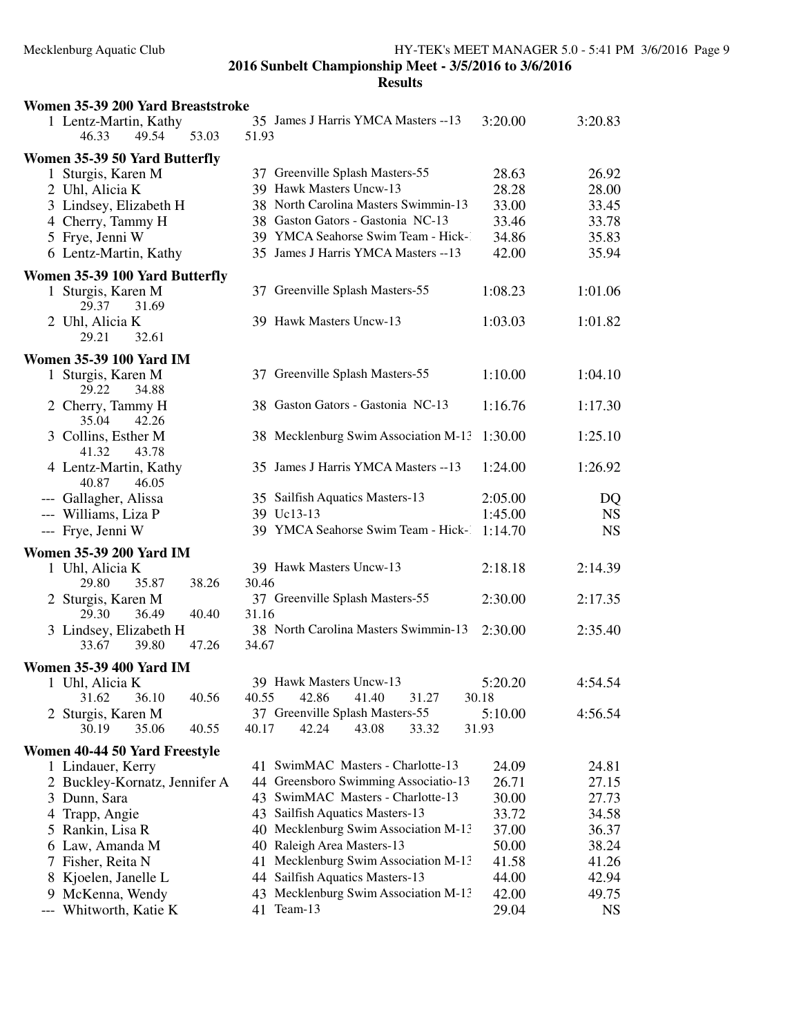Mecklenburg Aquatic Club

**2016 Sunbelt Championship Meet - 3/5/2016 to 3/6/2016**

**Results**

### Women 35-39 200 Yard Breaststroke

| Place | Name | Age | Team | Seed Time | Finals Time |
|---|---|---|---|---|---|
| 1 | Lentz-Martin, Kathy | 35 | James J Harris YMCA Masters --13 | 3:20.00 | 3:20.83 |
| | 46.33 49.54 53.03 51.93 | | | | |

### Women 35-39 50 Yard Butterfly

| Place | Name | Age | Team | Seed Time | Finals Time |
|---|---|---|---|---|---|
| 1 | Sturgis, Karen M | 37 | Greenville Splash Masters-55 | 28.63 | 26.92 |
| 2 | Uhl, Alicia K | 39 | Hawk Masters Uncw-13 | 28.28 | 28.00 |
| 3 | Lindsey, Elizabeth H | 38 | North Carolina Masters Swimmin-13 | 33.00 | 33.45 |
| 4 | Cherry, Tammy H | 38 | Gaston Gators - Gastonia NC-13 | 33.46 | 33.78 |
| 5 | Frye, Jenni W | 39 | YMCA Seahorse Swim Team - Hick-1 | 34.86 | 35.83 |
| 6 | Lentz-Martin, Kathy | 35 | James J Harris YMCA Masters --13 | 42.00 | 35.94 |

### Women 35-39 100 Yard Butterfly

| Place | Name | Age | Team | Seed Time | Finals Time |
|---|---|---|---|---|---|
| 1 | Sturgis, Karen M | 37 | Greenville Splash Masters-55 | 1:08.23 | 1:01.06 |
| | 29.37 31.69 | | | | |
| 2 | Uhl, Alicia K | 39 | Hawk Masters Uncw-13 | 1:03.03 | 1:01.82 |
| | 29.21 32.61 | | | | |

### Women 35-39 100 Yard IM

| Place | Name | Age | Team | Seed Time | Finals Time |
|---|---|---|---|---|---|
| 1 | Sturgis, Karen M | 37 | Greenville Splash Masters-55 | 1:10.00 | 1:04.10 |
| | 29.22 34.88 | | | | |
| 2 | Cherry, Tammy H | 38 | Gaston Gators - Gastonia NC-13 | 1:16.76 | 1:17.30 |
| | 35.04 42.26 | | | | |
| 3 | Collins, Esther M | 38 | Mecklenburg Swim Association M-13 | 1:30.00 | 1:25.10 |
| | 41.32 43.78 | | | | |
| 4 | Lentz-Martin, Kathy | 35 | James J Harris YMCA Masters --13 | 1:24.00 | 1:26.92 |
| | 40.87 46.05 | | | | |
| --- | Gallagher, Alissa | 35 | Sailfish Aquatics Masters-13 | 2:05.00 | DQ |
| --- | Williams, Liza P | 39 | Uc13-13 | 1:45.00 | NS |
| --- | Frye, Jenni W | 39 | YMCA Seahorse Swim Team - Hick-1 | 1:14.70 | NS |

### Women 35-39 200 Yard IM

| Place | Name | Age | Team | Seed Time | Finals Time |
|---|---|---|---|---|---|
| 1 | Uhl, Alicia K | 39 | Hawk Masters Uncw-13 | 2:18.18 | 2:14.39 |
| | 29.80 35.87 38.26 30.46 | | | | |
| 2 | Sturgis, Karen M | 37 | Greenville Splash Masters-55 | 2:30.00 | 2:17.35 |
| | 29.30 36.49 40.40 31.16 | | | | |
| 3 | Lindsey, Elizabeth H | 38 | North Carolina Masters Swimmin-13 | 2:30.00 | 2:35.40 |
| | 33.67 39.80 47.26 34.67 | | | | |

### Women 35-39 400 Yard IM

| Place | Name | Age | Team | Seed Time | Finals Time |
|---|---|---|---|---|---|
| 1 | Uhl, Alicia K | 39 | Hawk Masters Uncw-13 | 5:20.20 | 4:54.54 |
| | 31.62 36.10 40.56 40.55 42.86 41.40 31.27 30.18 | | | | |
| 2 | Sturgis, Karen M | 37 | Greenville Splash Masters-55 | 5:10.00 | 4:56.54 |
| | 30.19 35.06 40.55 40.17 42.24 43.08 33.32 31.93 | | | | |

### Women 40-44 50 Yard Freestyle

| Place | Name | Age | Team | Seed Time | Finals Time |
|---|---|---|---|---|---|
| 1 | Lindauer, Kerry | 41 | SwimMAC Masters - Charlotte-13 | 24.09 | 24.81 |
| 2 | Buckley-Kornatz, Jennifer A | 44 | Greensboro Swimming Associatio-13 | 26.71 | 27.15 |
| 3 | Dunn, Sara | 43 | SwimMAC Masters - Charlotte-13 | 30.00 | 27.73 |
| 4 | Trapp, Angie | 43 | Sailfish Aquatics Masters-13 | 33.72 | 34.58 |
| 5 | Rankin, Lisa R | 40 | Mecklenburg Swim Association M-13 | 37.00 | 36.37 |
| 6 | Law, Amanda M | 40 | Raleigh Area Masters-13 | 50.00 | 38.24 |
| 7 | Fisher, Reita N | 41 | Mecklenburg Swim Association M-13 | 41.58 | 41.26 |
| 8 | Kjoelen, Janelle L | 44 | Sailfish Aquatics Masters-13 | 44.00 | 42.94 |
| 9 | McKenna, Wendy | 43 | Mecklenburg Swim Association M-13 | 42.00 | 49.75 |
| --- | Whitworth, Katie K | 41 | Team-13 | 29.04 | NS |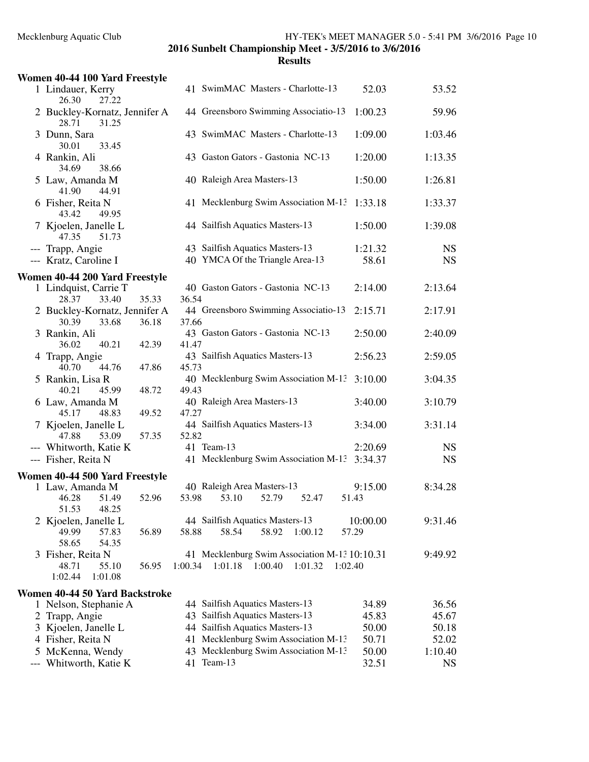## 2016 Sunbelt Championship Meet - 3/5/2016 to 3/6/2016

### Results

#### Women 40-44 100 Yard Freestyle

| Place | Name | Age | Team | Seed Time | Finals Time |
|---|---|---|---|---|---|
| 1 | Lindauer, Kerry | 41 | SwimMAC Masters - Charlotte-13 | 52.03 | 53.52 |
| | 26.30 27.22 | | | | |
| 2 | Buckley-Kornatz, Jennifer A | 44 | Greensboro Swimming Associatio-13 | 1:00.23 | 59.96 |
| | 28.71 31.25 | | | | |
| 3 | Dunn, Sara | 43 | SwimMAC Masters - Charlotte-13 | 1:09.00 | 1:03.46 |
| | 30.01 33.45 | | | | |
| 4 | Rankin, Ali | 43 | Gaston Gators - Gastonia NC-13 | 1:20.00 | 1:13.35 |
| | 34.69 38.66 | | | | |
| 5 | Law, Amanda M | 40 | Raleigh Area Masters-13 | 1:50.00 | 1:26.81 |
| | 41.90 44.91 | | | | |
| 6 | Fisher, Reita N | 41 | Mecklenburg Swim Association M-13 | 1:33.18 | 1:33.37 |
| | 43.42 49.95 | | | | |
| 7 | Kjoelen, Janelle L | 44 | Sailfish Aquatics Masters-13 | 1:50.00 | 1:39.08 |
| | 47.35 51.73 | | | | |
| --- | Trapp, Angie | 43 | Sailfish Aquatics Masters-13 | 1:21.32 | NS |
| --- | Kratz, Caroline I | 40 | YMCA Of the Triangle Area-13 | 58.61 | NS |

#### Women 40-44 200 Yard Freestyle

| Place | Name | Age | Team | Seed Time | Finals Time |
|---|---|---|---|---|---|
| 1 | Lindquist, Carrie T | 40 | Gaston Gators - Gastonia NC-13 | 2:14.00 | 2:13.64 |
| | 28.37 33.40 35.33 36.54 | | | | |
| 2 | Buckley-Kornatz, Jennifer A | 44 | Greensboro Swimming Associatio-13 | 2:15.71 | 2:17.91 |
| | 30.39 33.68 36.18 37.66 | | | | |
| 3 | Rankin, Ali | 43 | Gaston Gators - Gastonia NC-13 | 2:50.00 | 2:40.09 |
| | 36.02 40.21 42.39 41.47 | | | | |
| 4 | Trapp, Angie | 43 | Sailfish Aquatics Masters-13 | 2:56.23 | 2:59.05 |
| | 40.70 44.76 47.86 45.73 | | | | |
| 5 | Rankin, Lisa R | 40 | Mecklenburg Swim Association M-13 | 3:10.00 | 3:04.35 |
| | 40.21 45.99 48.72 49.43 | | | | |
| 6 | Law, Amanda M | 40 | Raleigh Area Masters-13 | 3:40.00 | 3:10.79 |
| | 45.17 48.83 49.52 47.27 | | | | |
| 7 | Kjoelen, Janelle L | 44 | Sailfish Aquatics Masters-13 | 3:34.00 | 3:31.14 |
| | 47.88 53.09 57.35 52.82 | | | | |
| --- | Whitworth, Katie K | 41 | Team-13 | 2:20.69 | NS |
| --- | Fisher, Reita N | 41 | Mecklenburg Swim Association M-13 | 3:34.37 | NS |

#### Women 40-44 500 Yard Freestyle

| Place | Name | Age | Team | Seed Time | Finals Time |
|---|---|---|---|---|---|
| 1 | Law, Amanda M | 40 | Raleigh Area Masters-13 | 9:15.00 | 8:34.28 |
| | 46.28 51.49 52.96 53.98 53.10 52.79 52.47 51.43 51.53 48.25 | | | | |
| 2 | Kjoelen, Janelle L | 44 | Sailfish Aquatics Masters-13 | 10:00.00 | 9:31.46 |
| | 49.99 57.83 56.89 58.88 58.54 58.92 1:00.12 57.29 58.65 54.35 | | | | |
| 3 | Fisher, Reita N | 41 | Mecklenburg Swim Association M-13 | 10:10.31 | 9:49.92 |
| | 48.71 55.10 56.95 1:00.34 1:01.18 1:00.40 1:01.32 1:02.40 1:02.44 1:01.08 | | | | |

#### Women 40-44 50 Yard Backstroke

| Place | Name | Age | Team | Seed Time | Finals Time |
|---|---|---|---|---|---|
| 1 | Nelson, Stephanie A | 44 | Sailfish Aquatics Masters-13 | 34.89 | 36.56 |
| 2 | Trapp, Angie | 43 | Sailfish Aquatics Masters-13 | 45.83 | 45.67 |
| 3 | Kjoelen, Janelle L | 44 | Sailfish Aquatics Masters-13 | 50.00 | 50.18 |
| 4 | Fisher, Reita N | 41 | Mecklenburg Swim Association M-13 | 50.71 | 52.02 |
| 5 | McKenna, Wendy | 43 | Mecklenburg Swim Association M-13 | 50.00 | 1:10.40 |
| --- | Whitworth, Katie K | 41 | Team-13 | 32.51 | NS |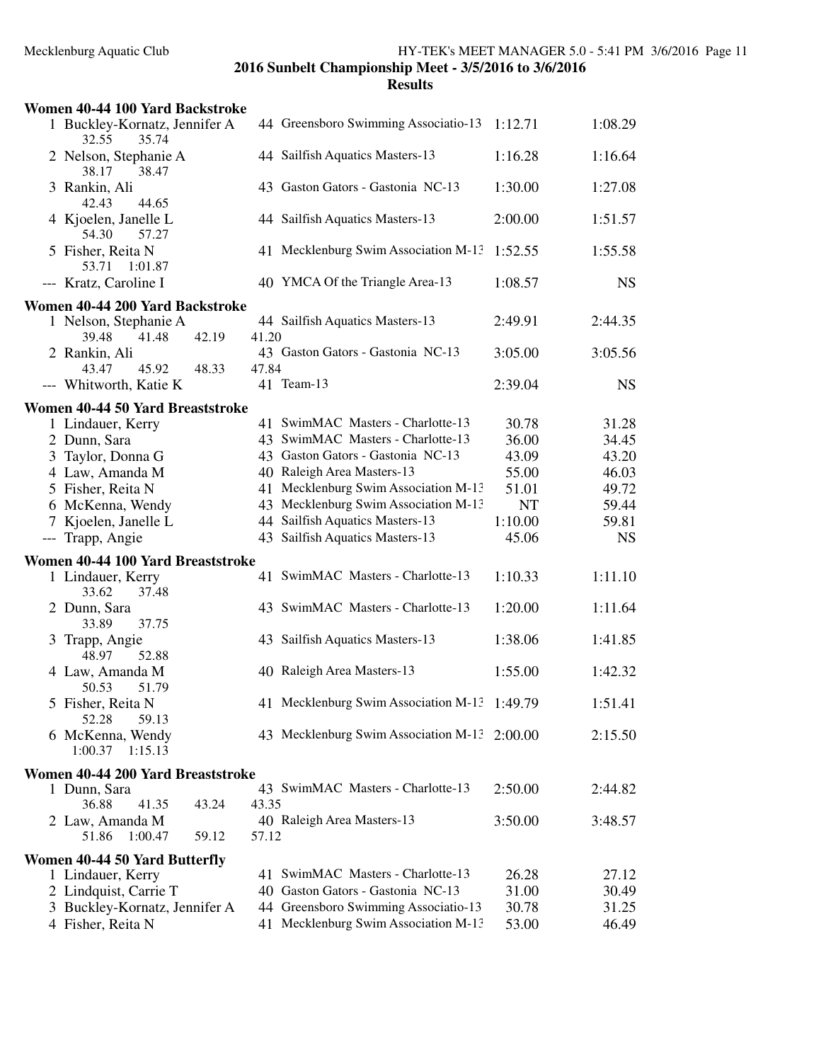## 2016 Sunbelt Championship Meet - 3/5/2016 to 3/6/2016

## Results

### Women 40-44 100 Yard Backstroke

| Place | Name | Age | Team | Seed Time | Finals Time |
|---|---|---|---|---|---|
| 1 | Buckley-Kornatz, Jennifer A | 44 | Greensboro Swimming Associatio-13 | 1:12.71 | 1:08.29 |
| | 32.55 35.74 | | | | |
| 2 | Nelson, Stephanie A | 44 | Sailfish Aquatics Masters-13 | 1:16.28 | 1:16.64 |
| | 38.17 38.47 | | | | |
| 3 | Rankin, Ali | 43 | Gaston Gators - Gastonia NC-13 | 1:30.00 | 1:27.08 |
| | 42.43 44.65 | | | | |
| 4 | Kjoelen, Janelle L | 44 | Sailfish Aquatics Masters-13 | 2:00.00 | 1:51.57 |
| | 54.30 57.27 | | | | |
| 5 | Fisher, Reita N | 41 | Mecklenburg Swim Association M-13 | 1:52.55 | 1:55.58 |
| | 53.71 1:01.87 | | | | |
| --- | Kratz, Caroline I | 40 | YMCA Of the Triangle Area-13 | 1:08.57 | NS |

### Women 40-44 200 Yard Backstroke

| Place | Name | Age | Team | Seed Time | Finals Time |
|---|---|---|---|---|---|
| 1 | Nelson, Stephanie A | 44 | Sailfish Aquatics Masters-13 | 2:49.91 | 2:44.35 |
| | 39.48 41.48 42.19 41.20 | | | | |
| 2 | Rankin, Ali | 43 | Gaston Gators - Gastonia NC-13 | 3:05.00 | 3:05.56 |
| | 43.47 45.92 48.33 47.84 | | | | |
| --- | Whitworth, Katie K | 41 | Team-13 | 2:39.04 | NS |

### Women 40-44 50 Yard Breaststroke

| Place | Name | Age | Team | Seed Time | Finals Time |
|---|---|---|---|---|---|
| 1 | Lindauer, Kerry | 41 | SwimMAC Masters - Charlotte-13 | 30.78 | 31.28 |
| 2 | Dunn, Sara | 43 | SwimMAC Masters - Charlotte-13 | 36.00 | 34.45 |
| 3 | Taylor, Donna G | 43 | Gaston Gators - Gastonia NC-13 | 43.09 | 43.20 |
| 4 | Law, Amanda M | 40 | Raleigh Area Masters-13 | 55.00 | 46.03 |
| 5 | Fisher, Reita N | 41 | Mecklenburg Swim Association M-13 | 51.01 | 49.72 |
| 6 | McKenna, Wendy | 43 | Mecklenburg Swim Association M-13 | NT | 59.44 |
| 7 | Kjoelen, Janelle L | 44 | Sailfish Aquatics Masters-13 | 1:10.00 | 59.81 |
| --- | Trapp, Angie | 43 | Sailfish Aquatics Masters-13 | 45.06 | NS |

### Women 40-44 100 Yard Breaststroke

| Place | Name | Age | Team | Seed Time | Finals Time |
|---|---|---|---|---|---|
| 1 | Lindauer, Kerry | 41 | SwimMAC Masters - Charlotte-13 | 1:10.33 | 1:11.10 |
| | 33.62 37.48 | | | | |
| 2 | Dunn, Sara | 43 | SwimMAC Masters - Charlotte-13 | 1:20.00 | 1:11.64 |
| | 33.89 37.75 | | | | |
| 3 | Trapp, Angie | 43 | Sailfish Aquatics Masters-13 | 1:38.06 | 1:41.85 |
| | 48.97 52.88 | | | | |
| 4 | Law, Amanda M | 40 | Raleigh Area Masters-13 | 1:55.00 | 1:42.32 |
| | 50.53 51.79 | | | | |
| 5 | Fisher, Reita N | 41 | Mecklenburg Swim Association M-13 | 1:49.79 | 1:51.41 |
| | 52.28 59.13 | | | | |
| 6 | McKenna, Wendy | 43 | Mecklenburg Swim Association M-13 | 2:00.00 | 2:15.50 |
| | 1:00.37 1:15.13 | | | | |

### Women 40-44 200 Yard Breaststroke

| Place | Name | Age | Team | Seed Time | Finals Time |
|---|---|---|---|---|---|
| 1 | Dunn, Sara | 43 | SwimMAC Masters - Charlotte-13 | 2:50.00 | 2:44.82 |
| | 36.88 41.35 43.24 43.35 | | | | |
| 2 | Law, Amanda M | 40 | Raleigh Area Masters-13 | 3:50.00 | 3:48.57 |
| | 51.86 1:00.47 59.12 57.12 | | | | |

### Women 40-44 50 Yard Butterfly

| Place | Name | Age | Team | Seed Time | Finals Time |
|---|---|---|---|---|---|
| 1 | Lindauer, Kerry | 41 | SwimMAC Masters - Charlotte-13 | 26.28 | 27.12 |
| 2 | Lindquist, Carrie T | 40 | Gaston Gators - Gastonia NC-13 | 31.00 | 30.49 |
| 3 | Buckley-Kornatz, Jennifer A | 44 | Greensboro Swimming Associatio-13 | 30.78 | 31.25 |
| 4 | Fisher, Reita N | 41 | Mecklenburg Swim Association M-13 | 53.00 | 46.49 |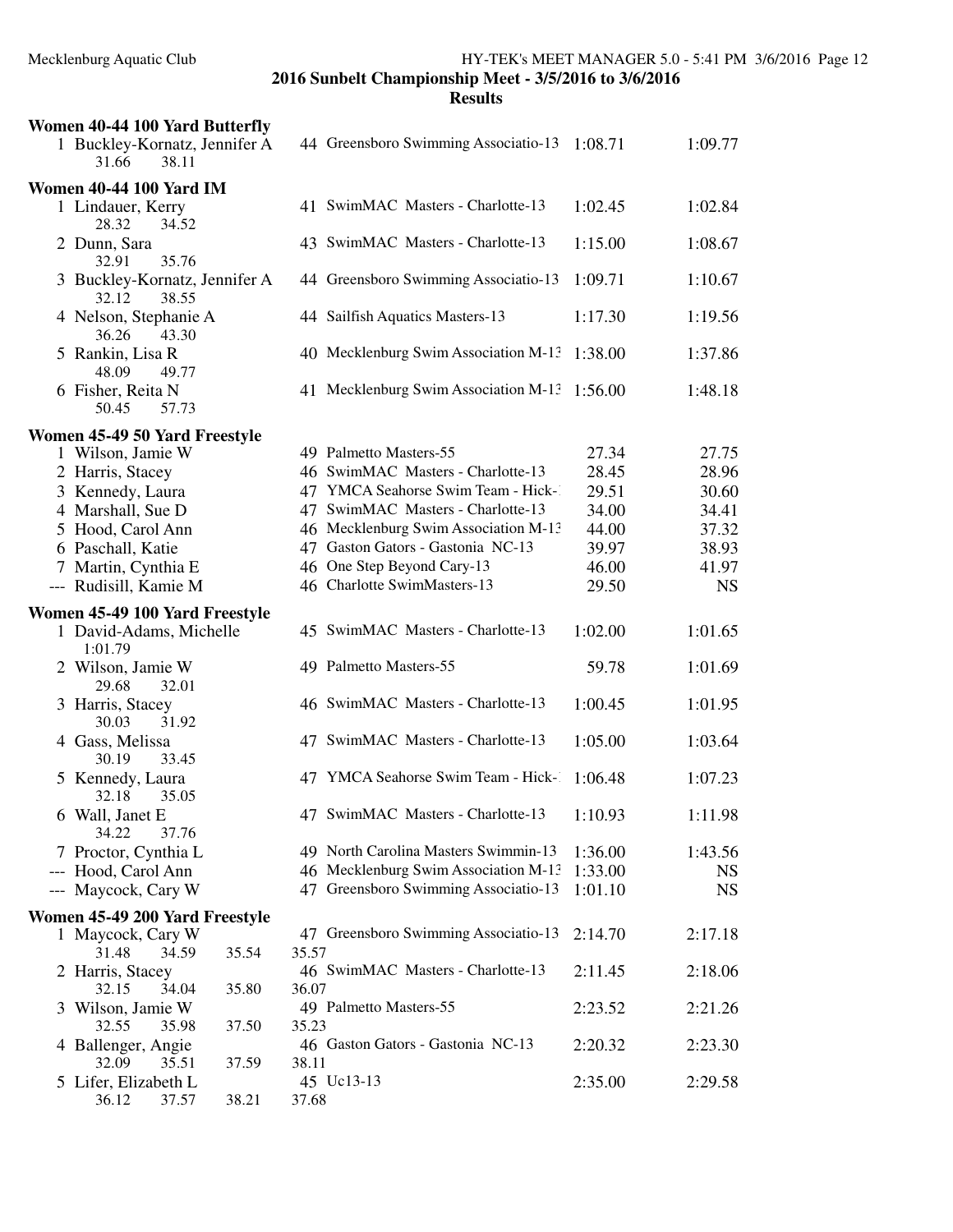**2016 Sunbelt Championship Meet - 3/5/2016 to 3/6/2016**

**Results**

### Women 40-44 100 Yard Butterfly

| Place | Name | Age | Team | Seed Time | Finals Time |
|---|---|---|---|---|---|
| 1 | Buckley-Kornatz, Jennifer A | 44 | Greensboro Swimming Associatio-13 | 1:08.71 | 1:09.77 |
| | 31.66 38.11 | | | | |

### Women 40-44 100 Yard IM

| Place | Name | Age | Team | Seed Time | Finals Time |
|---|---|---|---|---|---|
| 1 | Lindauer, Kerry | 41 | SwimMAC Masters - Charlotte-13 | 1:02.45 | 1:02.84 |
| | 28.32 34.52 | | | | |
| 2 | Dunn, Sara | 43 | SwimMAC Masters - Charlotte-13 | 1:15.00 | 1:08.67 |
| | 32.91 35.76 | | | | |
| 3 | Buckley-Kornatz, Jennifer A | 44 | Greensboro Swimming Associatio-13 | 1:09.71 | 1:10.67 |
| | 32.12 38.55 | | | | |
| 4 | Nelson, Stephanie A | 44 | Sailfish Aquatics Masters-13 | 1:17.30 | 1:19.56 |
| | 36.26 43.30 | | | | |
| 5 | Rankin, Lisa R | 40 | Mecklenburg Swim Association M-13 | 1:38.00 | 1:37.86 |
| | 48.09 49.77 | | | | |
| 6 | Fisher, Reita N | 41 | Mecklenburg Swim Association M-13 | 1:56.00 | 1:48.18 |
| | 50.45 57.73 | | | | |

### Women 45-49 50 Yard Freestyle

| Place | Name | Age | Team | Seed Time | Finals Time |
|---|---|---|---|---|---|
| 1 | Wilson, Jamie W | 49 | Palmetto Masters-55 | 27.34 | 27.75 |
| 2 | Harris, Stacey | 46 | SwimMAC Masters - Charlotte-13 | 28.45 | 28.96 |
| 3 | Kennedy, Laura | 47 | YMCA Seahorse Swim Team - Hick-1 | 29.51 | 30.60 |
| 4 | Marshall, Sue D | 47 | SwimMAC Masters - Charlotte-13 | 34.00 | 34.41 |
| 5 | Hood, Carol Ann | 46 | Mecklenburg Swim Association M-13 | 44.00 | 37.32 |
| 6 | Paschall, Katie | 47 | Gaston Gators - Gastonia NC-13 | 39.97 | 38.93 |
| 7 | Martin, Cynthia E | 46 | One Step Beyond Cary-13 | 46.00 | 41.97 |
| --- | Rudisill, Kamie M | 46 | Charlotte SwimMasters-13 | 29.50 | NS |

### Women 45-49 100 Yard Freestyle

| Place | Name | Age | Team | Seed Time | Finals Time |
|---|---|---|---|---|---|
| 1 | David-Adams, Michelle | 45 | SwimMAC Masters - Charlotte-13 | 1:02.00 | 1:01.65 |
| | 1:01.79 | | | | |
| 2 | Wilson, Jamie W | 49 | Palmetto Masters-55 | 59.78 | 1:01.69 |
| | 29.68 32.01 | | | | |
| 3 | Harris, Stacey | 46 | SwimMAC Masters - Charlotte-13 | 1:00.45 | 1:01.95 |
| | 30.03 31.92 | | | | |
| 4 | Gass, Melissa | 47 | SwimMAC Masters - Charlotte-13 | 1:05.00 | 1:03.64 |
| | 30.19 33.45 | | | | |
| 5 | Kennedy, Laura | 47 | YMCA Seahorse Swim Team - Hick-1 | 1:06.48 | 1:07.23 |
| | 32.18 35.05 | | | | |
| 6 | Wall, Janet E | 47 | SwimMAC Masters - Charlotte-13 | 1:10.93 | 1:11.98 |
| | 34.22 37.76 | | | | |
| 7 | Proctor, Cynthia L | 49 | North Carolina Masters Swimmin-13 | 1:36.00 | 1:43.56 |
| --- | Hood, Carol Ann | 46 | Mecklenburg Swim Association M-13 | 1:33.00 | NS |
| --- | Maycock, Cary W | 47 | Greensboro Swimming Associatio-13 | 1:01.10 | NS |

### Women 45-49 200 Yard Freestyle

| Place | Name | Age | Team | Seed Time | Finals Time |
|---|---|---|---|---|---|
| 1 | Maycock, Cary W | 47 | Greensboro Swimming Associatio-13 | 2:14.70 | 2:17.18 |
| | 31.48 34.59 35.54 35.57 | | | | |
| 2 | Harris, Stacey | 46 | SwimMAC Masters - Charlotte-13 | 2:11.45 | 2:18.06 |
| | 32.15 34.04 35.80 36.07 | | | | |
| 3 | Wilson, Jamie W | 49 | Palmetto Masters-55 | 2:23.52 | 2:21.26 |
| | 32.55 35.98 37.50 35.23 | | | | |
| 4 | Ballenger, Angie | 46 | Gaston Gators - Gastonia NC-13 | 2:20.32 | 2:23.30 |
| | 32.09 35.51 37.59 38.11 | | | | |
| 5 | Lifer, Elizabeth L | 45 | Uc13-13 | 2:35.00 | 2:29.58 |
| | 36.12 37.57 38.21 37.68 | | | | |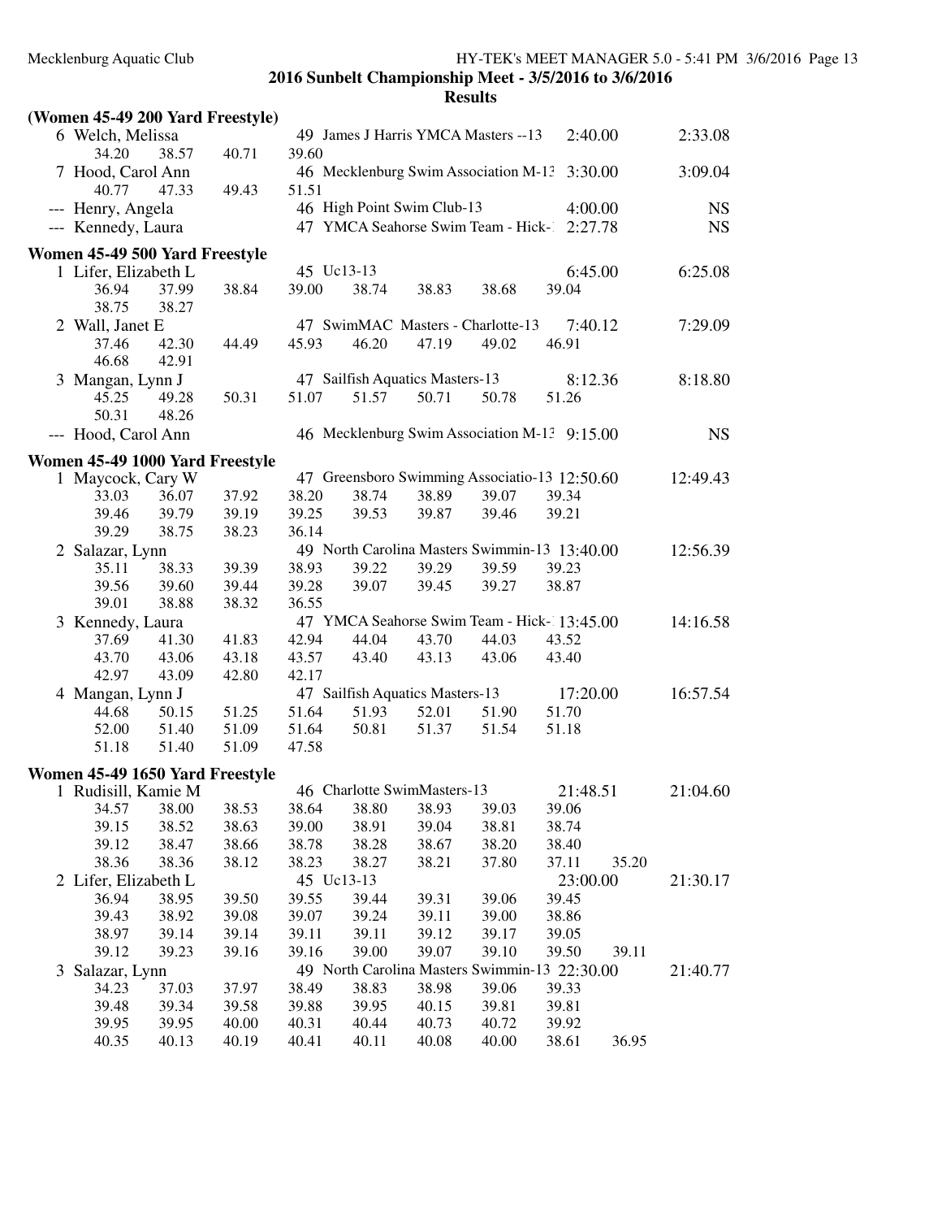**2016 Sunbelt Championship Meet - 3/5/2016 to 3/6/2016**

**Results**

### (Women 45-49 200 Yard Freestyle)

```
  6 Welch, Melissa               49 James J Harris YMCA Masters --13       2:40.00        2:33.08
       34.20     38.57     40.71     39.60
  7 Hood, Carol Ann              46 Mecklenburg Swim Association M-13      3:30.00        3:09.04
       40.77     47.33     49.43     51.51
--- Henry, Angela                46 High Point Swim Club-13                4:00.00             NS
--- Kennedy, Laura               47 YMCA Seahorse Swim Team - Hick-1       2:27.78             NS
```

### Women 45-49 500 Yard Freestyle

```
  1 Lifer, Elizabeth L           45 Uc13-13                                6:45.00        6:25.08
       36.94     37.99     38.84     39.00     38.74     38.83     38.68     39.04
       38.75     38.27
  2 Wall, Janet E                47 SwimMAC Masters - Charlotte-13         7:40.12        7:29.09
       37.46     42.30     44.49     45.93     46.20     47.19     49.02     46.91
       46.68     42.91
  3 Mangan, Lynn J               47 Sailfish Aquatics Masters-13           8:12.36        8:18.80
       45.25     49.28     50.31     51.07     51.57     50.71     50.78     51.26
       50.31     48.26
--- Hood, Carol Ann              46 Mecklenburg Swim Association M-13      9:15.00             NS
```

### Women 45-49 1000 Yard Freestyle

```
  1 Maycock, Cary W              47 Greensboro Swimming Associatio-13     12:50.60       12:49.43
       33.03     36.07     37.92     38.20     38.74     38.89     39.07     39.34
       39.46     39.79     39.19     39.25     39.53     39.87     39.46     39.21
       39.29     38.75     38.23     36.14
  2 Salazar, Lynn                49 North Carolina Masters Swimmin-13     13:40.00       12:56.39
       35.11     38.33     39.39     38.93     39.22     39.29     39.59     39.23
       39.56     39.60     39.44     39.28     39.07     39.45     39.27     38.87
       39.01     38.88     38.32     36.55
  3 Kennedy, Laura               47 YMCA Seahorse Swim Team - Hick-1      13:45.00       14:16.58
       37.69     41.30     41.83     42.94     44.04     43.70     44.03     43.52
       43.70     43.06     43.18     43.57     43.40     43.13     43.06     43.40
       42.97     43.09     42.80     42.17
  4 Mangan, Lynn J               47 Sailfish Aquatics Masters-13          17:20.00       16:57.54
       44.68     50.15     51.25     51.64     51.93     52.01     51.90     51.70
       52.00     51.40     51.09     51.64     50.81     51.37     51.54     51.18
       51.18     51.40     51.09     47.58
```

### Women 45-49 1650 Yard Freestyle

```
  1 Rudisill, Kamie M            46 Charlotte SwimMasters-13              21:48.51       21:04.60
       34.57     38.00     38.53     38.64     38.80     38.93     39.03     39.06
       39.15     38.52     38.63     39.00     38.91     39.04     38.81     38.74
       39.12     38.47     38.66     38.78     38.28     38.67     38.20     38.40
       38.36     38.36     38.12     38.23     38.27     38.21     37.80     37.11     35.20
  2 Lifer, Elizabeth L           45 Uc13-13                               23:00.00       21:30.17
       36.94     38.95     39.50     39.55     39.44     39.31     39.06     39.45
       39.43     38.92     39.08     39.07     39.24     39.11     39.00     38.86
       38.97     39.14     39.14     39.11     39.11     39.12     39.17     39.05
       39.12     39.23     39.16     39.16     39.00     39.07     39.10     39.50     39.11
  3 Salazar, Lynn                49 North Carolina Masters Swimmin-13     22:30.00       21:40.77
       34.23     37.03     37.97     38.49     38.83     38.98     39.06     39.33
       39.48     39.34     39.58     39.88     39.95     40.15     39.81     39.81
       39.95     39.95     40.00     40.31     40.44     40.73     40.72     39.92
       40.35     40.13     40.19     40.41     40.11     40.08     40.00     38.61     36.95
```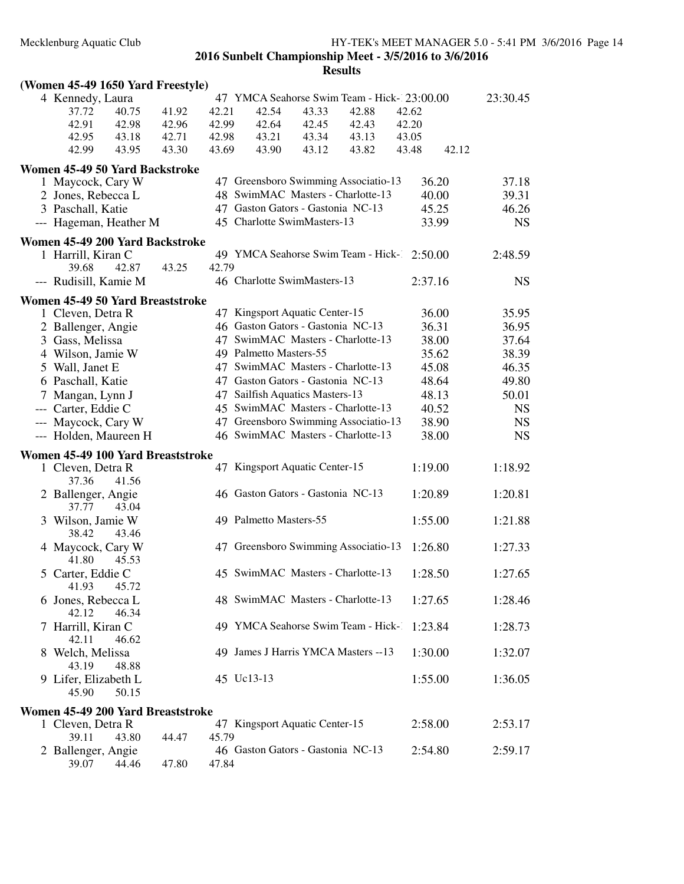## 2016 Sunbelt Championship Meet - 3/5/2016 to 3/6/2016

### Results

#### (Women 45-49 1650 Yard Freestyle)

| | Name | Age | Team | Seed Time | Finals Time |
|---|---|---|---|---|---|
| 4 | Kennedy, Laura | 47 | YMCA Seahorse Swim Team - Hick-1 | 23:00.00 | 23:30.45 |

37.72 40.75 41.92 42.21 42.54 43.33 42.88 42.62
42.91 42.98 42.96 42.99 42.64 42.45 42.43 42.20
42.95 43.18 42.71 42.98 43.21 43.34 43.13 43.05
42.99 43.95 43.30 43.69 43.90 43.12 43.82 43.48 42.12

#### Women 45-49 50 Yard Backstroke

| | Name | Age | Team | Seed Time | Finals Time |
|---|---|---|---|---|---|
| 1 | Maycock, Cary W | 47 | Greensboro Swimming Associatio-13 | 36.20 | 37.18 |
| 2 | Jones, Rebecca L | 48 | SwimMAC Masters - Charlotte-13 | 40.00 | 39.31 |
| 3 | Paschall, Katie | 47 | Gaston Gators - Gastonia NC-13 | 45.25 | 46.26 |
| --- | Hageman, Heather M | 45 | Charlotte SwimMasters-13 | 33.99 | NS |

#### Women 45-49 200 Yard Backstroke

| | Name | Age | Team | Seed Time | Finals Time |
|---|---|---|---|---|---|
| 1 | Harrill, Kiran C | 49 | YMCA Seahorse Swim Team - Hick-1 | 2:50.00 | 2:48.59 |

39.68 42.87 43.25 42.79

| | Name | Age | Team | Seed Time | Finals Time |
|---|---|---|---|---|---|
| --- | Rudisill, Kamie M | 46 | Charlotte SwimMasters-13 | 2:37.16 | NS |

#### Women 45-49 50 Yard Breaststroke

| | Name | Age | Team | Seed Time | Finals Time |
|---|---|---|---|---|---|
| 1 | Cleven, Detra R | 47 | Kingsport Aquatic Center-15 | 36.00 | 35.95 |
| 2 | Ballenger, Angie | 46 | Gaston Gators - Gastonia NC-13 | 36.31 | 36.95 |
| 3 | Gass, Melissa | 47 | SwimMAC Masters - Charlotte-13 | 38.00 | 37.64 |
| 4 | Wilson, Jamie W | 49 | Palmetto Masters-55 | 35.62 | 38.39 |
| 5 | Wall, Janet E | 47 | SwimMAC Masters - Charlotte-13 | 45.08 | 46.35 |
| 6 | Paschall, Katie | 47 | Gaston Gators - Gastonia NC-13 | 48.64 | 49.80 |
| 7 | Mangan, Lynn J | 47 | Sailfish Aquatics Masters-13 | 48.13 | 50.01 |
| --- | Carter, Eddie C | 45 | SwimMAC Masters - Charlotte-13 | 40.52 | NS |
| --- | Maycock, Cary W | 47 | Greensboro Swimming Associatio-13 | 38.90 | NS |
| --- | Holden, Maureen H | 46 | SwimMAC Masters - Charlotte-13 | 38.00 | NS |

#### Women 45-49 100 Yard Breaststroke

| | Name | Age | Team | Seed Time | Finals Time | Splits |
|---|---|---|---|---|---|---|
| 1 | Cleven, Detra R | 47 | Kingsport Aquatic Center-15 | 1:19.00 | 1:18.92 | 37.36 41.56 |
| 2 | Ballenger, Angie | 46 | Gaston Gators - Gastonia NC-13 | 1:20.89 | 1:20.81 | 37.77 43.04 |
| 3 | Wilson, Jamie W | 49 | Palmetto Masters-55 | 1:55.00 | 1:21.88 | 38.42 43.46 |
| 4 | Maycock, Cary W | 47 | Greensboro Swimming Associatio-13 | 1:26.80 | 1:27.33 | 41.80 45.53 |
| 5 | Carter, Eddie C | 45 | SwimMAC Masters - Charlotte-13 | 1:28.50 | 1:27.65 | 41.93 45.72 |
| 6 | Jones, Rebecca L | 48 | SwimMAC Masters - Charlotte-13 | 1:27.65 | 1:28.46 | 42.12 46.34 |
| 7 | Harrill, Kiran C | 49 | YMCA Seahorse Swim Team - Hick-1 | 1:23.84 | 1:28.73 | 42.11 46.62 |
| 8 | Welch, Melissa | 49 | James J Harris YMCA Masters --13 | 1:30.00 | 1:32.07 | 43.19 48.88 |
| 9 | Lifer, Elizabeth L | 45 | Uc13-13 | 1:55.00 | 1:36.05 | 45.90 50.15 |

#### Women 45-49 200 Yard Breaststroke

| | Name | Age | Team | Seed Time | Finals Time | Splits |
|---|---|---|---|---|---|---|
| 1 | Cleven, Detra R | 47 | Kingsport Aquatic Center-15 | 2:58.00 | 2:53.17 | 39.11 43.80 44.47 45.79 |
| 2 | Ballenger, Angie | 46 | Gaston Gators - Gastonia NC-13 | 2:54.80 | 2:59.17 | 39.07 44.46 47.80 47.84 |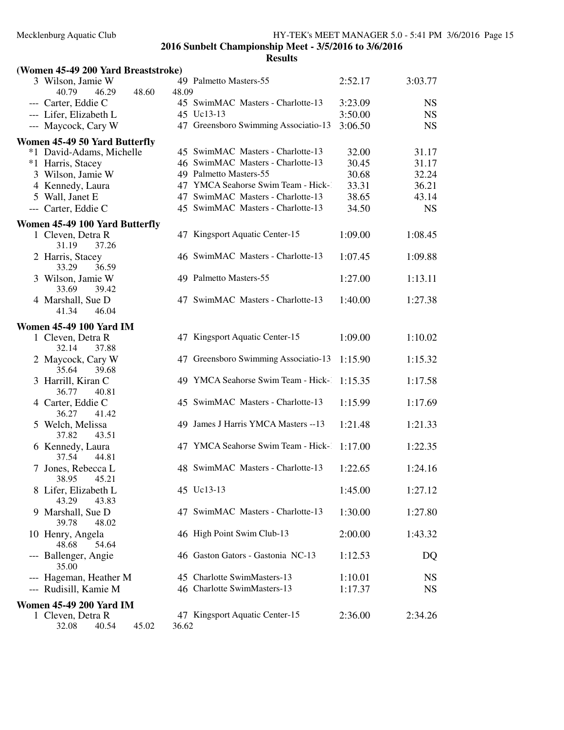**2016 Sunbelt Championship Meet - 3/5/2016 to 3/6/2016**

**Results**

### (Women 45-49 200 Yard Breaststroke)

| Place | Name | Age | Team | Seed Time | Finals Time |
|---|---|---|---|---|---|
| 3 | Wilson, Jamie W | 49 | Palmetto Masters-55 | 2:52.17 | 3:03.77 |
| | 40.79 46.29 48.60 48.09 | | | | |
| --- | Carter, Eddie C | 45 | SwimMAC Masters - Charlotte-13 | 3:23.09 | NS |
| --- | Lifer, Elizabeth L | 45 | Uc13-13 | 3:50.00 | NS |
| --- | Maycock, Cary W | 47 | Greensboro Swimming Associatio-13 | 3:06.50 | NS |

### Women 45-49 50 Yard Butterfly

| Place | Name | Age | Team | Seed Time | Finals Time |
|---|---|---|---|---|---|
| *1 | David-Adams, Michelle | 45 | SwimMAC Masters - Charlotte-13 | 32.00 | 31.17 |
| *1 | Harris, Stacey | 46 | SwimMAC Masters - Charlotte-13 | 30.45 | 31.17 |
| 3 | Wilson, Jamie W | 49 | Palmetto Masters-55 | 30.68 | 32.24 |
| 4 | Kennedy, Laura | 47 | YMCA Seahorse Swim Team - Hick-1 | 33.31 | 36.21 |
| 5 | Wall, Janet E | 47 | SwimMAC Masters - Charlotte-13 | 38.65 | 43.14 |
| --- | Carter, Eddie C | 45 | SwimMAC Masters - Charlotte-13 | 34.50 | NS |

### Women 45-49 100 Yard Butterfly

| Place | Name | Age | Team | Seed Time | Finals Time |
|---|---|---|---|---|---|
| 1 | Cleven, Detra R | 47 | Kingsport Aquatic Center-15 | 1:09.00 | 1:08.45 |
| | 31.19 37.26 | | | | |
| 2 | Harris, Stacey | 46 | SwimMAC Masters - Charlotte-13 | 1:07.45 | 1:09.88 |
| | 33.29 36.59 | | | | |
| 3 | Wilson, Jamie W | 49 | Palmetto Masters-55 | 1:27.00 | 1:13.11 |
| | 33.69 39.42 | | | | |
| 4 | Marshall, Sue D | 47 | SwimMAC Masters - Charlotte-13 | 1:40.00 | 1:27.38 |
| | 41.34 46.04 | | | | |

### Women 45-49 100 Yard IM

| Place | Name | Age | Team | Seed Time | Finals Time |
|---|---|---|---|---|---|
| 1 | Cleven, Detra R | 47 | Kingsport Aquatic Center-15 | 1:09.00 | 1:10.02 |
| | 32.14 37.88 | | | | |
| 2 | Maycock, Cary W | 47 | Greensboro Swimming Associatio-13 | 1:15.90 | 1:15.32 |
| | 35.64 39.68 | | | | |
| 3 | Harrill, Kiran C | 49 | YMCA Seahorse Swim Team - Hick-1 | 1:15.35 | 1:17.58 |
| | 36.77 40.81 | | | | |
| 4 | Carter, Eddie C | 45 | SwimMAC Masters - Charlotte-13 | 1:15.99 | 1:17.69 |
| | 36.27 41.42 | | | | |
| 5 | Welch, Melissa | 49 | James J Harris YMCA Masters --13 | 1:21.48 | 1:21.33 |
| | 37.82 43.51 | | | | |
| 6 | Kennedy, Laura | 47 | YMCA Seahorse Swim Team - Hick-1 | 1:17.00 | 1:22.35 |
| | 37.54 44.81 | | | | |
| 7 | Jones, Rebecca L | 48 | SwimMAC Masters - Charlotte-13 | 1:22.65 | 1:24.16 |
| | 38.95 45.21 | | | | |
| 8 | Lifer, Elizabeth L | 45 | Uc13-13 | 1:45.00 | 1:27.12 |
| | 43.29 43.83 | | | | |
| 9 | Marshall, Sue D | 47 | SwimMAC Masters - Charlotte-13 | 1:30.00 | 1:27.80 |
| | 39.78 48.02 | | | | |
| 10 | Henry, Angela | 46 | High Point Swim Club-13 | 2:00.00 | 1:43.32 |
| | 48.68 54.64 | | | | |
| --- | Ballenger, Angie | 46 | Gaston Gators - Gastonia NC-13 | 1:12.53 | DQ |
| | 35.00 | | | | |
| --- | Hageman, Heather M | 45 | Charlotte SwimMasters-13 | 1:10.01 | NS |
| --- | Rudisill, Kamie M | 46 | Charlotte SwimMasters-13 | 1:17.37 | NS |

### Women 45-49 200 Yard IM

| Place | Name | Age | Team | Seed Time | Finals Time |
|---|---|---|---|---|---|
| 1 | Cleven, Detra R | 47 | Kingsport Aquatic Center-15 | 2:36.00 | 2:34.26 |
| | 32.08 40.54 45.02 36.62 | | | | |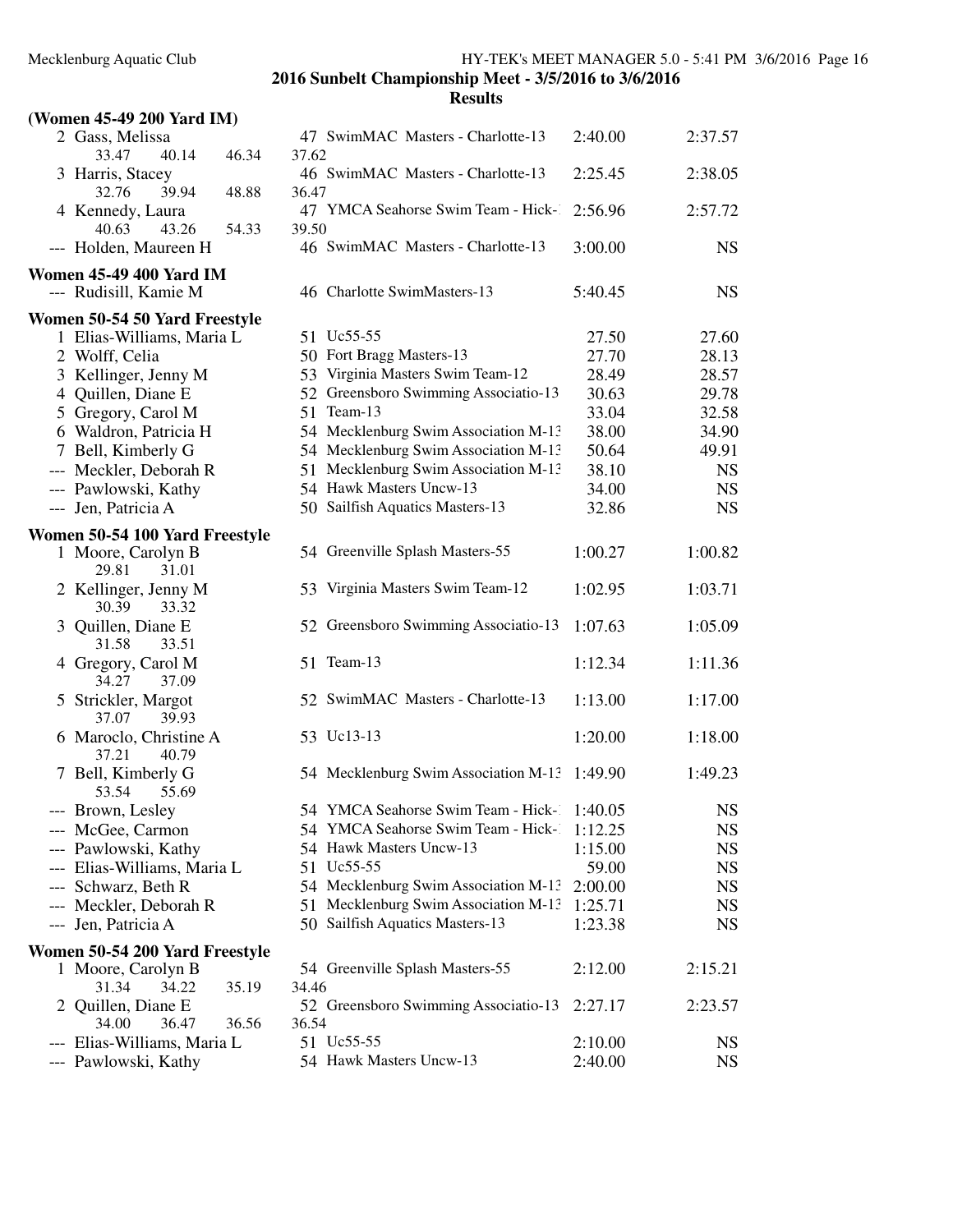**2016 Sunbelt Championship Meet - 3/5/2016 to 3/6/2016**

**Results**

### (Women 45-49 200 Yard IM)

| Place | Name | Age | Team | Seed Time | Finals Time |
|---|---|---|---|---|---|
| 2 | Gass, Melissa | 47 | SwimMAC Masters - Charlotte-13 | 2:40.00 | 2:37.57 |
| | 33.47 40.14 46.34 37.62 | | | | |
| 3 | Harris, Stacey | 46 | SwimMAC Masters - Charlotte-13 | 2:25.45 | 2:38.05 |
| | 32.76 39.94 48.88 36.47 | | | | |
| 4 | Kennedy, Laura | 47 | YMCA Seahorse Swim Team - Hick-1 | 2:56.96 | 2:57.72 |
| | 40.63 43.26 54.33 39.50 | | | | |
| --- | Holden, Maureen H | 46 | SwimMAC Masters - Charlotte-13 | 3:00.00 | NS |

### Women 45-49 400 Yard IM

| Place | Name | Age | Team | Seed Time | Finals Time |
|---|---|---|---|---|---|
| --- | Rudisill, Kamie M | 46 | Charlotte SwimMasters-13 | 5:40.45 | NS |

### Women 50-54 50 Yard Freestyle

| Place | Name | Age | Team | Seed Time | Finals Time |
|---|---|---|---|---|---|
| 1 | Elias-Williams, Maria L | 51 | Uc55-55 | 27.50 | 27.60 |
| 2 | Wolff, Celia | 50 | Fort Bragg Masters-13 | 27.70 | 28.13 |
| 3 | Kellinger, Jenny M | 53 | Virginia Masters Swim Team-12 | 28.49 | 28.57 |
| 4 | Quillen, Diane E | 52 | Greensboro Swimming Associatio-13 | 30.63 | 29.78 |
| 5 | Gregory, Carol M | 51 | Team-13 | 33.04 | 32.58 |
| 6 | Waldron, Patricia H | 54 | Mecklenburg Swim Association M-13 | 38.00 | 34.90 |
| 7 | Bell, Kimberly G | 54 | Mecklenburg Swim Association M-13 | 50.64 | 49.91 |
| --- | Meckler, Deborah R | 51 | Mecklenburg Swim Association M-13 | 38.10 | NS |
| --- | Pawlowski, Kathy | 54 | Hawk Masters Uncw-13 | 34.00 | NS |
| --- | Jen, Patricia A | 50 | Sailfish Aquatics Masters-13 | 32.86 | NS |

### Women 50-54 100 Yard Freestyle

| Place | Name | Age | Team | Seed Time | Finals Time |
|---|---|---|---|---|---|
| 1 | Moore, Carolyn B | 54 | Greenville Splash Masters-55 | 1:00.27 | 1:00.82 |
| | 29.81 31.01 | | | | |
| 2 | Kellinger, Jenny M | 53 | Virginia Masters Swim Team-12 | 1:02.95 | 1:03.71 |
| | 30.39 33.32 | | | | |
| 3 | Quillen, Diane E | 52 | Greensboro Swimming Associatio-13 | 1:07.63 | 1:05.09 |
| | 31.58 33.51 | | | | |
| 4 | Gregory, Carol M | 51 | Team-13 | 1:12.34 | 1:11.36 |
| | 34.27 37.09 | | | | |
| 5 | Strickler, Margot | 52 | SwimMAC Masters - Charlotte-13 | 1:13.00 | 1:17.00 |
| | 37.07 39.93 | | | | |
| 6 | Maroclo, Christine A | 53 | Uc13-13 | 1:20.00 | 1:18.00 |
| | 37.21 40.79 | | | | |
| 7 | Bell, Kimberly G | 54 | Mecklenburg Swim Association M-13 | 1:49.90 | 1:49.23 |
| | 53.54 55.69 | | | | |
| --- | Brown, Lesley | 54 | YMCA Seahorse Swim Team - Hick-1 | 1:40.05 | NS |
| --- | McGee, Carmon | 54 | YMCA Seahorse Swim Team - Hick-1 | 1:12.25 | NS |
| --- | Pawlowski, Kathy | 54 | Hawk Masters Uncw-13 | 1:15.00 | NS |
| --- | Elias-Williams, Maria L | 51 | Uc55-55 | 59.00 | NS |
| --- | Schwarz, Beth R | 54 | Mecklenburg Swim Association M-13 | 2:00.00 | NS |
| --- | Meckler, Deborah R | 51 | Mecklenburg Swim Association M-13 | 1:25.71 | NS |
| --- | Jen, Patricia A | 50 | Sailfish Aquatics Masters-13 | 1:23.38 | NS |

### Women 50-54 200 Yard Freestyle

| Place | Name | Age | Team | Seed Time | Finals Time |
|---|---|---|---|---|---|
| 1 | Moore, Carolyn B | 54 | Greenville Splash Masters-55 | 2:12.00 | 2:15.21 |
| | 31.34 34.22 35.19 34.46 | | | | |
| 2 | Quillen, Diane E | 52 | Greensboro Swimming Associatio-13 | 2:27.17 | 2:23.57 |
| | 34.00 36.47 36.56 36.54 | | | | |
| --- | Elias-Williams, Maria L | 51 | Uc55-55 | 2:10.00 | NS |
| --- | Pawlowski, Kathy | 54 | Hawk Masters Uncw-13 | 2:40.00 | NS |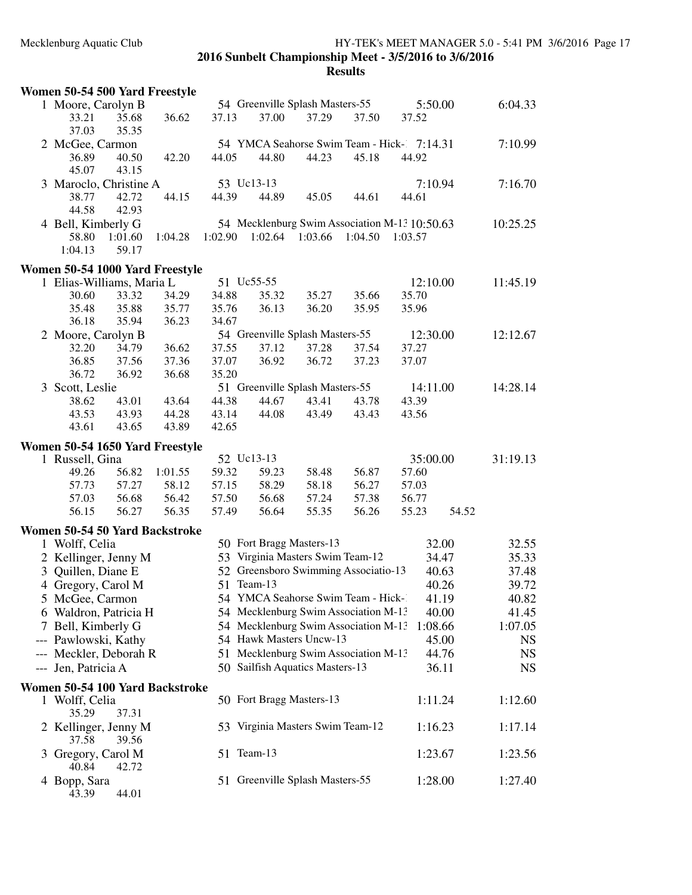## 2016 Sunbelt Championship Meet - 3/5/2016 to 3/6/2016

### Results

#### Women 50-54 500 Yard Freestyle

1 Moore, Carolyn B — 54 Greenville Splash Masters-55 — 5:50.00 — 6:04.33
33.21 35.68 36.62 37.13 37.00 37.29 37.50 37.52
37.03 35.35

2 McGee, Carmon — 54 YMCA Seahorse Swim Team - Hick-1 — 7:14.31 — 7:10.99
36.89 40.50 42.20 44.05 44.80 44.23 45.18 44.92
45.07 43.15

3 Maroclo, Christine A — 53 Uc13-13 — 7:10.94 — 7:16.70
38.77 42.72 44.15 44.39 44.89 45.05 44.61 44.61
44.58 42.93

4 Bell, Kimberly G — 54 Mecklenburg Swim Association M-13 — 10:50.63 — 10:25.25
58.80 1:01.60 1:04.28 1:02.90 1:02.64 1:03.66 1:04.50 1:03.57
1:04.13 59.17

#### Women 50-54 1000 Yard Freestyle

1 Elias-Williams, Maria L — 51 Uc55-55 — 12:10.00 — 11:45.19
30.60 33.32 34.29 34.88 35.32 35.27 35.66 35.70
35.48 35.88 35.77 35.76 36.13 36.20 35.95 35.96
36.18 35.94 36.23 34.67

2 Moore, Carolyn B — 54 Greenville Splash Masters-55 — 12:30.00 — 12:12.67
32.20 34.79 36.62 37.55 37.12 37.28 37.54 37.27
36.85 37.56 37.36 37.07 36.92 36.72 37.23 37.07
36.72 36.92 36.68 35.20

3 Scott, Leslie — 51 Greenville Splash Masters-55 — 14:11.00 — 14:28.14
38.62 43.01 43.64 44.38 44.67 43.41 43.78 43.39
43.53 43.93 44.28 43.14 44.08 43.49 43.43 43.56
43.61 43.65 43.89 42.65

#### Women 50-54 1650 Yard Freestyle

1 Russell, Gina — 52 Uc13-13 — 35:00.00 — 31:19.13
49.26 56.82 1:01.55 59.32 59.23 58.48 56.87 57.60
57.73 57.27 58.12 57.15 58.29 58.18 56.27 57.03
57.03 56.68 56.42 57.50 56.68 57.24 57.38 56.77
56.15 56.27 56.35 57.49 56.64 55.35 56.26 55.23 54.52

#### Women 50-54 50 Yard Backstroke

| Place | Name | Age | Team | Seed | Finals |
|---|---|---|---|---|---|
| 1 | Wolff, Celia | 50 | Fort Bragg Masters-13 | 32.00 | 32.55 |
| 2 | Kellinger, Jenny M | 53 | Virginia Masters Swim Team-12 | 34.47 | 35.33 |
| 3 | Quillen, Diane E | 52 | Greensboro Swimming Associatio-13 | 40.63 | 37.48 |
| 4 | Gregory, Carol M | 51 | Team-13 | 40.26 | 39.72 |
| 5 | McGee, Carmon | 54 | YMCA Seahorse Swim Team - Hick-1 | 41.19 | 40.82 |
| 6 | Waldron, Patricia H | 54 | Mecklenburg Swim Association M-13 | 40.00 | 41.45 |
| 7 | Bell, Kimberly G | 54 | Mecklenburg Swim Association M-13 | 1:08.66 | 1:07.05 |
| --- | Pawlowski, Kathy | 54 | Hawk Masters Uncw-13 | 45.00 | NS |
| --- | Meckler, Deborah R | 51 | Mecklenburg Swim Association M-13 | 44.76 | NS |
| --- | Jen, Patricia A | 50 | Sailfish Aquatics Masters-13 | 36.11 | NS |

#### Women 50-54 100 Yard Backstroke

1 Wolff, Celia — 50 Fort Bragg Masters-13 — 1:11.24 — 1:12.60
35.29 37.31

2 Kellinger, Jenny M — 53 Virginia Masters Swim Team-12 — 1:16.23 — 1:17.14
37.58 39.56

3 Gregory, Carol M — 51 Team-13 — 1:23.67 — 1:23.56
40.84 42.72

4 Bopp, Sara — 51 Greenville Splash Masters-55 — 1:28.00 — 1:27.40
43.39 44.01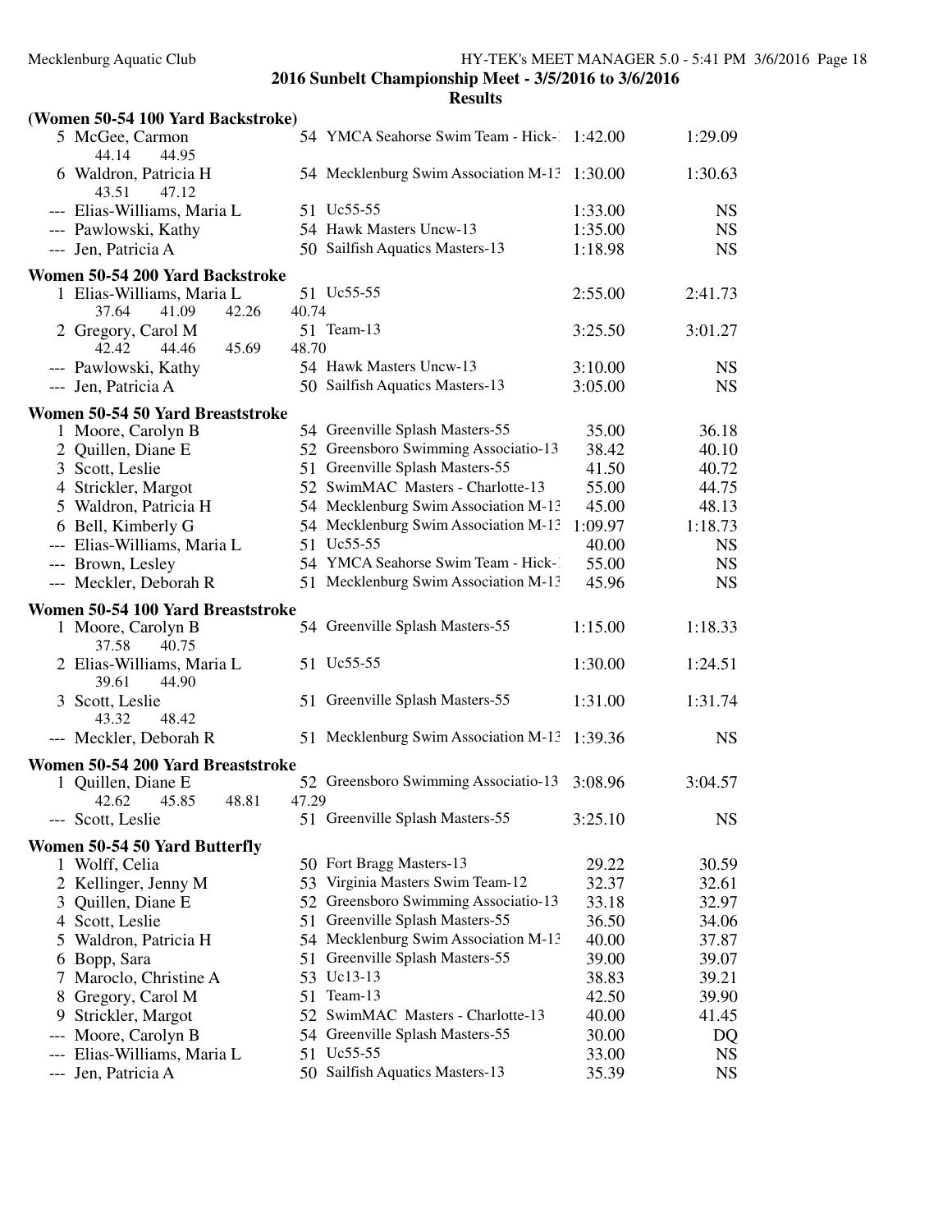## 2016 Sunbelt Championship Meet - 3/5/2016 to 3/6/2016

### Results

**(Women 50-54 100 Yard Backstroke)**

| Place | Name | Age | Team | Seed Time | Finals Time |
|---|---|---|---|---|---|
| 5 | McGee, Carmon | 54 | YMCA Seahorse Swim Team - Hick-1 | 1:42.00 | 1:29.09 |
| | 44.14 44.95 | | | | |
| 6 | Waldron, Patricia H | 54 | Mecklenburg Swim Association M-13 | 1:30.00 | 1:30.63 |
| | 43.51 47.12 | | | | |
| --- | Elias-Williams, Maria L | 51 | Uc55-55 | 1:33.00 | NS |
| --- | Pawlowski, Kathy | 54 | Hawk Masters Uncw-13 | 1:35.00 | NS |
| --- | Jen, Patricia A | 50 | Sailfish Aquatics Masters-13 | 1:18.98 | NS |

**Women 50-54 200 Yard Backstroke**

| Place | Name | Age | Team | Seed Time | Finals Time |
|---|---|---|---|---|---|
| 1 | Elias-Williams, Maria L | 51 | Uc55-55 | 2:55.00 | 2:41.73 |
| | 37.64 41.09 42.26 40.74 | | | | |
| 2 | Gregory, Carol M | 51 | Team-13 | 3:25.50 | 3:01.27 |
| | 42.42 44.46 45.69 48.70 | | | | |
| --- | Pawlowski, Kathy | 54 | Hawk Masters Uncw-13 | 3:10.00 | NS |
| --- | Jen, Patricia A | 50 | Sailfish Aquatics Masters-13 | 3:05.00 | NS |

**Women 50-54 50 Yard Breaststroke**

| Place | Name | Age | Team | Seed Time | Finals Time |
|---|---|---|---|---|---|
| 1 | Moore, Carolyn B | 54 | Greenville Splash Masters-55 | 35.00 | 36.18 |
| 2 | Quillen, Diane E | 52 | Greensboro Swimming Associatio-13 | 38.42 | 40.10 |
| 3 | Scott, Leslie | 51 | Greenville Splash Masters-55 | 41.50 | 40.72 |
| 4 | Strickler, Margot | 52 | SwimMAC Masters - Charlotte-13 | 55.00 | 44.75 |
| 5 | Waldron, Patricia H | 54 | Mecklenburg Swim Association M-13 | 45.00 | 48.13 |
| 6 | Bell, Kimberly G | 54 | Mecklenburg Swim Association M-13 | 1:09.97 | 1:18.73 |
| --- | Elias-Williams, Maria L | 51 | Uc55-55 | 40.00 | NS |
| --- | Brown, Lesley | 54 | YMCA Seahorse Swim Team - Hick-1 | 55.00 | NS |
| --- | Meckler, Deborah R | 51 | Mecklenburg Swim Association M-13 | 45.96 | NS |

**Women 50-54 100 Yard Breaststroke**

| Place | Name | Age | Team | Seed Time | Finals Time |
|---|---|---|---|---|---|
| 1 | Moore, Carolyn B | 54 | Greenville Splash Masters-55 | 1:15.00 | 1:18.33 |
| | 37.58 40.75 | | | | |
| 2 | Elias-Williams, Maria L | 51 | Uc55-55 | 1:30.00 | 1:24.51 |
| | 39.61 44.90 | | | | |
| 3 | Scott, Leslie | 51 | Greenville Splash Masters-55 | 1:31.00 | 1:31.74 |
| | 43.32 48.42 | | | | |
| --- | Meckler, Deborah R | 51 | Mecklenburg Swim Association M-13 | 1:39.36 | NS |

**Women 50-54 200 Yard Breaststroke**

| Place | Name | Age | Team | Seed Time | Finals Time |
|---|---|---|---|---|---|
| 1 | Quillen, Diane E | 52 | Greensboro Swimming Associatio-13 | 3:08.96 | 3:04.57 |
| | 42.62 45.85 48.81 47.29 | | | | |
| --- | Scott, Leslie | 51 | Greenville Splash Masters-55 | 3:25.10 | NS |

**Women 50-54 50 Yard Butterfly**

| Place | Name | Age | Team | Seed Time | Finals Time |
|---|---|---|---|---|---|
| 1 | Wolff, Celia | 50 | Fort Bragg Masters-13 | 29.22 | 30.59 |
| 2 | Kellinger, Jenny M | 53 | Virginia Masters Swim Team-12 | 32.37 | 32.61 |
| 3 | Quillen, Diane E | 52 | Greensboro Swimming Associatio-13 | 33.18 | 32.97 |
| 4 | Scott, Leslie | 51 | Greenville Splash Masters-55 | 36.50 | 34.06 |
| 5 | Waldron, Patricia H | 54 | Mecklenburg Swim Association M-13 | 40.00 | 37.87 |
| 6 | Bopp, Sara | 51 | Greenville Splash Masters-55 | 39.00 | 39.07 |
| 7 | Maroclo, Christine A | 53 | Uc13-13 | 38.83 | 39.21 |
| 8 | Gregory, Carol M | 51 | Team-13 | 42.50 | 39.90 |
| 9 | Strickler, Margot | 52 | SwimMAC Masters - Charlotte-13 | 40.00 | 41.45 |
| --- | Moore, Carolyn B | 54 | Greenville Splash Masters-55 | 30.00 | DQ |
| --- | Elias-Williams, Maria L | 51 | Uc55-55 | 33.00 | NS |
| --- | Jen, Patricia A | 50 | Sailfish Aquatics Masters-13 | 35.39 | NS |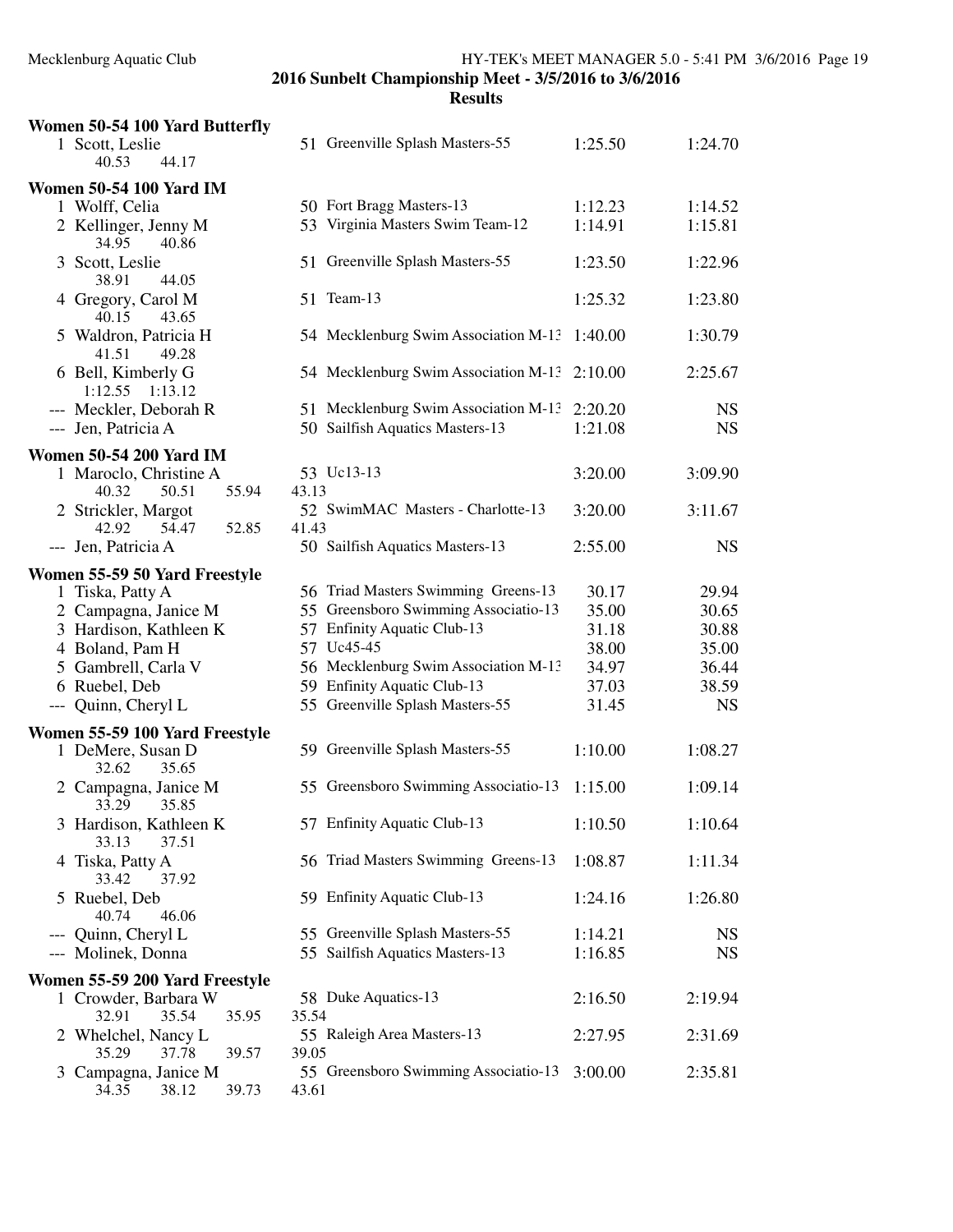## 2016 Sunbelt Championship Meet - 3/5/2016 to 3/6/2016

### Results

**Women 50-54 100 Yard Butterfly**

| Place | Name | Age | Team | Seed Time | Finals Time |
|---|---|---|---|---|---|
| 1 | Scott, Leslie | 51 | Greenville Splash Masters-55 | 1:25.50 | 1:24.70 |
| | 40.53 44.17 | | | | |

**Women 50-54 100 Yard IM**

| Place | Name | Age | Team | Seed Time | Finals Time |
|---|---|---|---|---|---|
| 1 | Wolff, Celia | 50 | Fort Bragg Masters-13 | 1:12.23 | 1:14.52 |
| 2 | Kellinger, Jenny M | 53 | Virginia Masters Swim Team-12 | 1:14.91 | 1:15.81 |
| | 34.95 40.86 | | | | |
| 3 | Scott, Leslie | 51 | Greenville Splash Masters-55 | 1:23.50 | 1:22.96 |
| | 38.91 44.05 | | | | |
| 4 | Gregory, Carol M | 51 | Team-13 | 1:25.32 | 1:23.80 |
| | 40.15 43.65 | | | | |
| 5 | Waldron, Patricia H | 54 | Mecklenburg Swim Association M-13 | 1:40.00 | 1:30.79 |
| | 41.51 49.28 | | | | |
| 6 | Bell, Kimberly G | 54 | Mecklenburg Swim Association M-13 | 2:10.00 | 2:25.67 |
| | 1:12.55 1:13.12 | | | | |
| --- | Meckler, Deborah R | 51 | Mecklenburg Swim Association M-13 | 2:20.20 | NS |
| --- | Jen, Patricia A | 50 | Sailfish Aquatics Masters-13 | 1:21.08 | NS |

**Women 50-54 200 Yard IM**

| Place | Name | Age | Team | Seed Time | Finals Time |
|---|---|---|---|---|---|
| 1 | Maroclo, Christine A | 53 | Uc13-13 | 3:20.00 | 3:09.90 |
| | 40.32 50.51 55.94 43.13 | | | | |
| 2 | Strickler, Margot | 52 | SwimMAC Masters - Charlotte-13 | 3:20.00 | 3:11.67 |
| | 42.92 54.47 52.85 41.43 | | | | |
| --- | Jen, Patricia A | 50 | Sailfish Aquatics Masters-13 | 2:55.00 | NS |

**Women 55-59 50 Yard Freestyle**

| Place | Name | Age | Team | Seed Time | Finals Time |
|---|---|---|---|---|---|
| 1 | Tiska, Patty A | 56 | Triad Masters Swimming Greens-13 | 30.17 | 29.94 |
| 2 | Campagna, Janice M | 55 | Greensboro Swimming Associatio-13 | 35.00 | 30.65 |
| 3 | Hardison, Kathleen K | 57 | Enfinity Aquatic Club-13 | 31.18 | 30.88 |
| 4 | Boland, Pam H | 57 | Uc45-45 | 38.00 | 35.00 |
| 5 | Gambrell, Carla V | 56 | Mecklenburg Swim Association M-13 | 34.97 | 36.44 |
| 6 | Ruebel, Deb | 59 | Enfinity Aquatic Club-13 | 37.03 | 38.59 |
| --- | Quinn, Cheryl L | 55 | Greenville Splash Masters-55 | 31.45 | NS |

**Women 55-59 100 Yard Freestyle**

| Place | Name | Age | Team | Seed Time | Finals Time |
|---|---|---|---|---|---|
| 1 | DeMere, Susan D | 59 | Greenville Splash Masters-55 | 1:10.00 | 1:08.27 |
| | 32.62 35.65 | | | | |
| 2 | Campagna, Janice M | 55 | Greensboro Swimming Associatio-13 | 1:15.00 | 1:09.14 |
| | 33.29 35.85 | | | | |
| 3 | Hardison, Kathleen K | 57 | Enfinity Aquatic Club-13 | 1:10.50 | 1:10.64 |
| | 33.13 37.51 | | | | |
| 4 | Tiska, Patty A | 56 | Triad Masters Swimming Greens-13 | 1:08.87 | 1:11.34 |
| | 33.42 37.92 | | | | |
| 5 | Ruebel, Deb | 59 | Enfinity Aquatic Club-13 | 1:24.16 | 1:26.80 |
| | 40.74 46.06 | | | | |
| --- | Quinn, Cheryl L | 55 | Greenville Splash Masters-55 | 1:14.21 | NS |
| --- | Molinek, Donna | 55 | Sailfish Aquatics Masters-13 | 1:16.85 | NS |

**Women 55-59 200 Yard Freestyle**

| Place | Name | Age | Team | Seed Time | Finals Time |
|---|---|---|---|---|---|
| 1 | Crowder, Barbara W | 58 | Duke Aquatics-13 | 2:16.50 | 2:19.94 |
| | 32.91 35.54 35.95 35.54 | | | | |
| 2 | Whelchel, Nancy L | 55 | Raleigh Area Masters-13 | 2:27.95 | 2:31.69 |
| | 35.29 37.78 39.57 39.05 | | | | |
| 3 | Campagna, Janice M | 55 | Greensboro Swimming Associatio-13 | 3:00.00 | 2:35.81 |
| | 34.35 38.12 39.73 43.61 | | | | |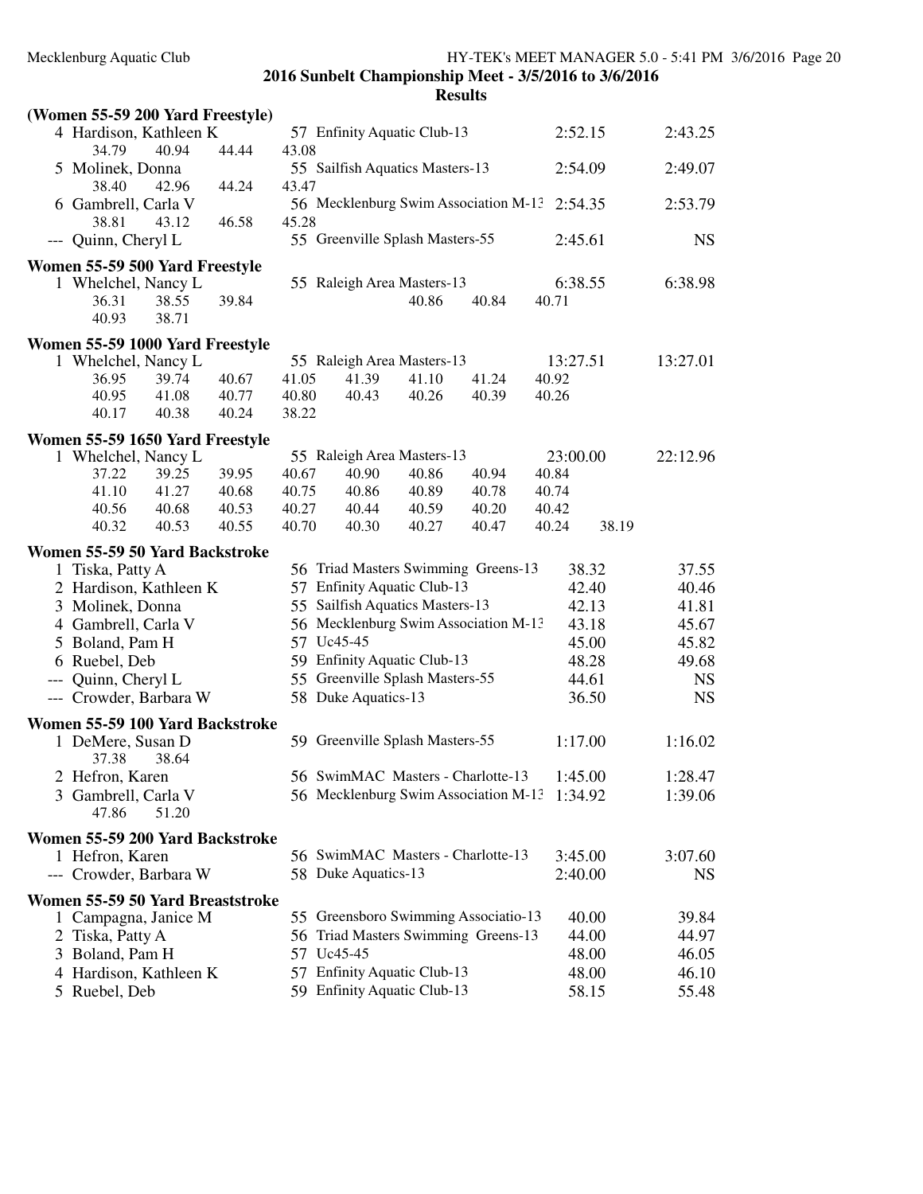## 2016 Sunbelt Championship Meet - 3/5/2016 to 3/6/2016

### Results

**(Women 55-59 200 Yard Freestyle)**

| Place | Name | Age | Team | Seed Time | Finals Time |
|---|---|---|---|---|---|
| 4 | Hardison, Kathleen K | 57 | Enfinity Aquatic Club-13 | 2:52.15 | 2:43.25 |
| | 34.79 40.94 44.44 43.08 | | | | |
| 5 | Molinek, Donna | 55 | Sailfish Aquatics Masters-13 | 2:54.09 | 2:49.07 |
| | 38.40 42.96 44.24 43.47 | | | | |
| 6 | Gambrell, Carla V | 56 | Mecklenburg Swim Association M-13 | 2:54.35 | 2:53.79 |
| | 38.81 43.12 46.58 45.28 | | | | |
| --- | Quinn, Cheryl L | 55 | Greenville Splash Masters-55 | 2:45.61 | NS |

**Women 55-59 500 Yard Freestyle**

| Place | Name | Age | Team | Seed Time | Finals Time |
|---|---|---|---|---|---|
| 1 | Whelchel, Nancy L | 55 | Raleigh Area Masters-13 | 6:38.55 | 6:38.98 |
| | 36.31 38.55 39.84 40.86 40.84 40.71 40.93 38.71 | | | | |

**Women 55-59 1000 Yard Freestyle**

| Place | Name | Age | Team | Seed Time | Finals Time |
|---|---|---|---|---|---|
| 1 | Whelchel, Nancy L | 55 | Raleigh Area Masters-13 | 13:27.51 | 13:27.01 |
| | 36.95 39.74 40.67 41.05 41.39 41.10 41.24 40.92 | | | | |
| | 40.95 41.08 40.77 40.80 40.43 40.26 40.39 40.26 | | | | |
| | 40.17 40.38 40.24 38.22 | | | | |

**Women 55-59 1650 Yard Freestyle**

| Place | Name | Age | Team | Seed Time | Finals Time |
|---|---|---|---|---|---|
| 1 | Whelchel, Nancy L | 55 | Raleigh Area Masters-13 | 23:00.00 | 22:12.96 |
| | 37.22 39.25 39.95 40.67 40.90 40.86 40.94 40.84 | | | | |
| | 41.10 41.27 40.68 40.75 40.86 40.89 40.78 40.74 | | | | |
| | 40.56 40.68 40.53 40.27 40.44 40.59 40.20 40.42 | | | | |
| | 40.32 40.53 40.55 40.70 40.30 40.27 40.47 40.24 38.19 | | | | |

**Women 55-59 50 Yard Backstroke**

| Place | Name | Age | Team | Seed Time | Finals Time |
|---|---|---|---|---|---|
| 1 | Tiska, Patty A | 56 | Triad Masters Swimming Greens-13 | 38.32 | 37.55 |
| 2 | Hardison, Kathleen K | 57 | Enfinity Aquatic Club-13 | 42.40 | 40.46 |
| 3 | Molinek, Donna | 55 | Sailfish Aquatics Masters-13 | 42.13 | 41.81 |
| 4 | Gambrell, Carla V | 56 | Mecklenburg Swim Association M-13 | 43.18 | 45.67 |
| 5 | Boland, Pam H | 57 | Uc45-45 | 45.00 | 45.82 |
| 6 | Ruebel, Deb | 59 | Enfinity Aquatic Club-13 | 48.28 | 49.68 |
| --- | Quinn, Cheryl L | 55 | Greenville Splash Masters-55 | 44.61 | NS |
| --- | Crowder, Barbara W | 58 | Duke Aquatics-13 | 36.50 | NS |

**Women 55-59 100 Yard Backstroke**

| Place | Name | Age | Team | Seed Time | Finals Time |
|---|---|---|---|---|---|
| 1 | DeMere, Susan D | 59 | Greenville Splash Masters-55 | 1:17.00 | 1:16.02 |
| | 37.38 38.64 | | | | |
| 2 | Hefron, Karen | 56 | SwimMAC Masters - Charlotte-13 | 1:45.00 | 1:28.47 |
| 3 | Gambrell, Carla V | 56 | Mecklenburg Swim Association M-13 | 1:34.92 | 1:39.06 |
| | 47.86 51.20 | | | | |

**Women 55-59 200 Yard Backstroke**

| Place | Name | Age | Team | Seed Time | Finals Time |
|---|---|---|---|---|---|
| 1 | Hefron, Karen | 56 | SwimMAC Masters - Charlotte-13 | 3:45.00 | 3:07.60 |
| --- | Crowder, Barbara W | 58 | Duke Aquatics-13 | 2:40.00 | NS |

**Women 55-59 50 Yard Breaststroke**

| Place | Name | Age | Team | Seed Time | Finals Time |
|---|---|---|---|---|---|
| 1 | Campagna, Janice M | 55 | Greensboro Swimming Associatio-13 | 40.00 | 39.84 |
| 2 | Tiska, Patty A | 56 | Triad Masters Swimming Greens-13 | 44.00 | 44.97 |
| 3 | Boland, Pam H | 57 | Uc45-45 | 48.00 | 46.05 |
| 4 | Hardison, Kathleen K | 57 | Enfinity Aquatic Club-13 | 48.00 | 46.10 |
| 5 | Ruebel, Deb | 59 | Enfinity Aquatic Club-13 | 58.15 | 55.48 |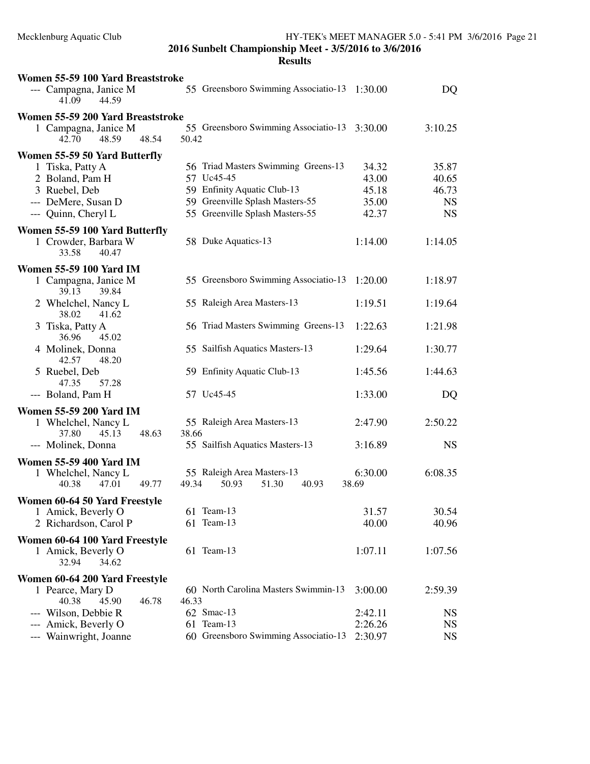**2016 Sunbelt Championship Meet - 3/5/2016 to 3/6/2016**

**Results**

### Women 55-59 100 Yard Breaststroke

| Place | Name | Age | Team | Seed Time | Finals Time |
|---|---|---|---|---|---|
| --- | Campagna, Janice M | 55 | Greensboro Swimming Associatio-13 | 1:30.00 | DQ |

41.09 44.59

### Women 55-59 200 Yard Breaststroke

| Place | Name | Age | Team | Seed Time | Finals Time |
|---|---|---|---|---|---|
| 1 | Campagna, Janice M | 55 | Greensboro Swimming Associatio-13 | 3:30.00 | 3:10.25 |

42.70 48.59 48.54 50.42

### Women 55-59 50 Yard Butterfly

| Place | Name | Age | Team | Seed Time | Finals Time |
|---|---|---|---|---|---|
| 1 | Tiska, Patty A | 56 | Triad Masters Swimming Greens-13 | 34.32 | 35.87 |
| 2 | Boland, Pam H | 57 | Uc45-45 | 43.00 | 40.65 |
| 3 | Ruebel, Deb | 59 | Enfinity Aquatic Club-13 | 45.18 | 46.73 |
| --- | DeMere, Susan D | 59 | Greenville Splash Masters-55 | 35.00 | NS |
| --- | Quinn, Cheryl L | 55 | Greenville Splash Masters-55 | 42.37 | NS |

### Women 55-59 100 Yard Butterfly

| Place | Name | Age | Team | Seed Time | Finals Time |
|---|---|---|---|---|---|
| 1 | Crowder, Barbara W | 58 | Duke Aquatics-13 | 1:14.00 | 1:14.05 |

33.58 40.47

### Women 55-59 100 Yard IM

| Place | Name | Age | Team | Seed Time | Finals Time | Splits |
|---|---|---|---|---|---|---|
| 1 | Campagna, Janice M | 55 | Greensboro Swimming Associatio-13 | 1:20.00 | 1:18.97 | 39.13 39.84 |
| 2 | Whelchel, Nancy L | 55 | Raleigh Area Masters-13 | 1:19.51 | 1:19.64 | 38.02 41.62 |
| 3 | Tiska, Patty A | 56 | Triad Masters Swimming Greens-13 | 1:22.63 | 1:21.98 | 36.96 45.02 |
| 4 | Molinek, Donna | 55 | Sailfish Aquatics Masters-13 | 1:29.64 | 1:30.77 | 42.57 48.20 |
| 5 | Ruebel, Deb | 59 | Enfinity Aquatic Club-13 | 1:45.56 | 1:44.63 | 47.35 57.28 |
| --- | Boland, Pam H | 57 | Uc45-45 | 1:33.00 | DQ | |

### Women 55-59 200 Yard IM

| Place | Name | Age | Team | Seed Time | Finals Time |
|---|---|---|---|---|---|
| 1 | Whelchel, Nancy L | 55 | Raleigh Area Masters-13 | 2:47.90 | 2:50.22 |
| --- | Molinek, Donna | 55 | Sailfish Aquatics Masters-13 | 3:16.89 | NS |

Whelchel splits: 37.80 45.13 48.63 38.66

### Women 55-59 400 Yard IM

| Place | Name | Age | Team | Seed Time | Finals Time |
|---|---|---|---|---|---|
| 1 | Whelchel, Nancy L | 55 | Raleigh Area Masters-13 | 6:30.00 | 6:08.35 |

40.38 47.01 49.77 49.34 50.93 51.30 40.93 38.69

### Women 60-64 50 Yard Freestyle

| Place | Name | Age | Team | Seed Time | Finals Time |
|---|---|---|---|---|---|
| 1 | Amick, Beverly O | 61 | Team-13 | 31.57 | 30.54 |
| 2 | Richardson, Carol P | 61 | Team-13 | 40.00 | 40.96 |

### Women 60-64 100 Yard Freestyle

| Place | Name | Age | Team | Seed Time | Finals Time |
|---|---|---|---|---|---|
| 1 | Amick, Beverly O | 61 | Team-13 | 1:07.11 | 1:07.56 |

32.94 34.62

### Women 60-64 200 Yard Freestyle

| Place | Name | Age | Team | Seed Time | Finals Time |
|---|---|---|---|---|---|
| 1 | Pearce, Mary D | 60 | North Carolina Masters Swimmin-13 | 3:00.00 | 2:59.39 |
| --- | Wilson, Debbie R | 62 | Smac-13 | 2:42.11 | NS |
| --- | Amick, Beverly O | 61 | Team-13 | 2:26.26 | NS |
| --- | Wainwright, Joanne | 60 | Greensboro Swimming Associatio-13 | 2:30.97 | NS |

Pearce splits: 40.38 45.90 46.78 46.33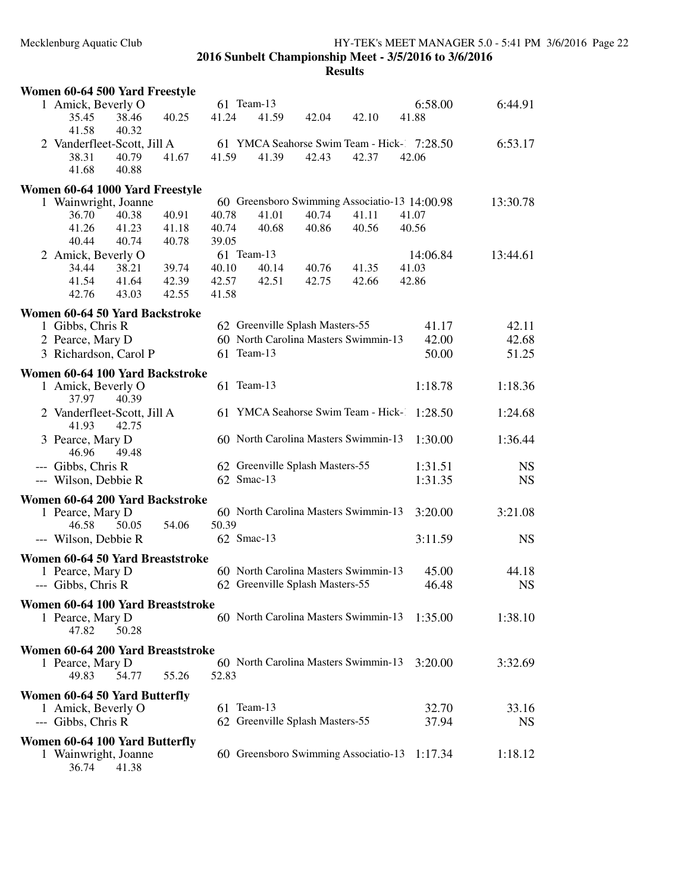**2016 Sunbelt Championship Meet - 3/5/2016 to 3/6/2016**

**Results**

### Women 60-64 500 Yard Freestyle

| Place | Name | Age | Team | Seed Time | Finals Time |
|---|---|---|---|---|---|
| 1 | Amick, Beverly O | 61 | Team-13 | 6:58.00 | 6:44.91 |
| | 35.45 38.46 40.25 41.24 41.59 42.04 42.10 41.88 41.58 40.32 | | | | |
| 2 | Vanderfleet-Scott, Jill A | 61 | YMCA Seahorse Swim Team - Hick-1 | 7:28.50 | 6:53.17 |
| | 38.31 40.79 41.67 41.59 41.39 42.43 42.37 42.06 41.68 40.88 | | | | |

### Women 60-64 1000 Yard Freestyle

| Place | Name | Age | Team | Seed Time | Finals Time |
|---|---|---|---|---|---|
| 1 | Wainwright, Joanne | 60 | Greensboro Swimming Associatio-13 | 14:00.98 | 13:30.78 |
| | 36.70 40.38 40.91 40.78 41.01 40.74 41.11 41.07 41.26 41.23 41.18 40.74 40.68 40.86 40.56 40.56 40.44 40.74 40.78 39.05 | | | | |
| 2 | Amick, Beverly O | 61 | Team-13 | 14:06.84 | 13:44.61 |
| | 34.44 38.21 39.74 40.10 40.14 40.76 41.35 41.03 41.54 41.64 42.39 42.57 42.51 42.75 42.66 42.86 42.76 43.03 42.55 41.58 | | | | |

### Women 60-64 50 Yard Backstroke

| Place | Name | Age | Team | Seed Time | Finals Time |
|---|---|---|---|---|---|
| 1 | Gibbs, Chris R | 62 | Greenville Splash Masters-55 | 41.17 | 42.11 |
| 2 | Pearce, Mary D | 60 | North Carolina Masters Swimmin-13 | 42.00 | 42.68 |
| 3 | Richardson, Carol P | 61 | Team-13 | 50.00 | 51.25 |

### Women 60-64 100 Yard Backstroke

| Place | Name | Age | Team | Seed Time | Finals Time |
|---|---|---|---|---|---|
| 1 | Amick, Beverly O | 61 | Team-13 | 1:18.78 | 1:18.36 |
| | 37.97 40.39 | | | | |
| 2 | Vanderfleet-Scott, Jill A | 61 | YMCA Seahorse Swim Team - Hick-1 | 1:28.50 | 1:24.68 |
| | 41.93 42.75 | | | | |
| 3 | Pearce, Mary D | 60 | North Carolina Masters Swimmin-13 | 1:30.00 | 1:36.44 |
| | 46.96 49.48 | | | | |
| --- | Gibbs, Chris R | 62 | Greenville Splash Masters-55 | 1:31.51 | NS |
| --- | Wilson, Debbie R | 62 | Smac-13 | 1:31.35 | NS |

### Women 60-64 200 Yard Backstroke

| Place | Name | Age | Team | Seed Time | Finals Time |
|---|---|---|---|---|---|
| 1 | Pearce, Mary D | 60 | North Carolina Masters Swimmin-13 | 3:20.00 | 3:21.08 |
| | 46.58 50.05 54.06 50.39 | | | | |
| --- | Wilson, Debbie R | 62 | Smac-13 | 3:11.59 | NS |

### Women 60-64 50 Yard Breaststroke

| Place | Name | Age | Team | Seed Time | Finals Time |
|---|---|---|---|---|---|
| 1 | Pearce, Mary D | 60 | North Carolina Masters Swimmin-13 | 45.00 | 44.18 |
| --- | Gibbs, Chris R | 62 | Greenville Splash Masters-55 | 46.48 | NS |

### Women 60-64 100 Yard Breaststroke

| Place | Name | Age | Team | Seed Time | Finals Time |
|---|---|---|---|---|---|
| 1 | Pearce, Mary D | 60 | North Carolina Masters Swimmin-13 | 1:35.00 | 1:38.10 |
| | 47.82 50.28 | | | | |

### Women 60-64 200 Yard Breaststroke

| Place | Name | Age | Team | Seed Time | Finals Time |
|---|---|---|---|---|---|
| 1 | Pearce, Mary D | 60 | North Carolina Masters Swimmin-13 | 3:20.00 | 3:32.69 |
| | 49.83 54.77 55.26 52.83 | | | | |

### Women 60-64 50 Yard Butterfly

| Place | Name | Age | Team | Seed Time | Finals Time |
|---|---|---|---|---|---|
| 1 | Amick, Beverly O | 61 | Team-13 | 32.70 | 33.16 |
| --- | Gibbs, Chris R | 62 | Greenville Splash Masters-55 | 37.94 | NS |

### Women 60-64 100 Yard Butterfly

| Place | Name | Age | Team | Seed Time | Finals Time |
|---|---|---|---|---|---|
| 1 | Wainwright, Joanne | 60 | Greensboro Swimming Associatio-13 | 1:17.34 | 1:18.12 |
| | 36.74 41.38 | | | | |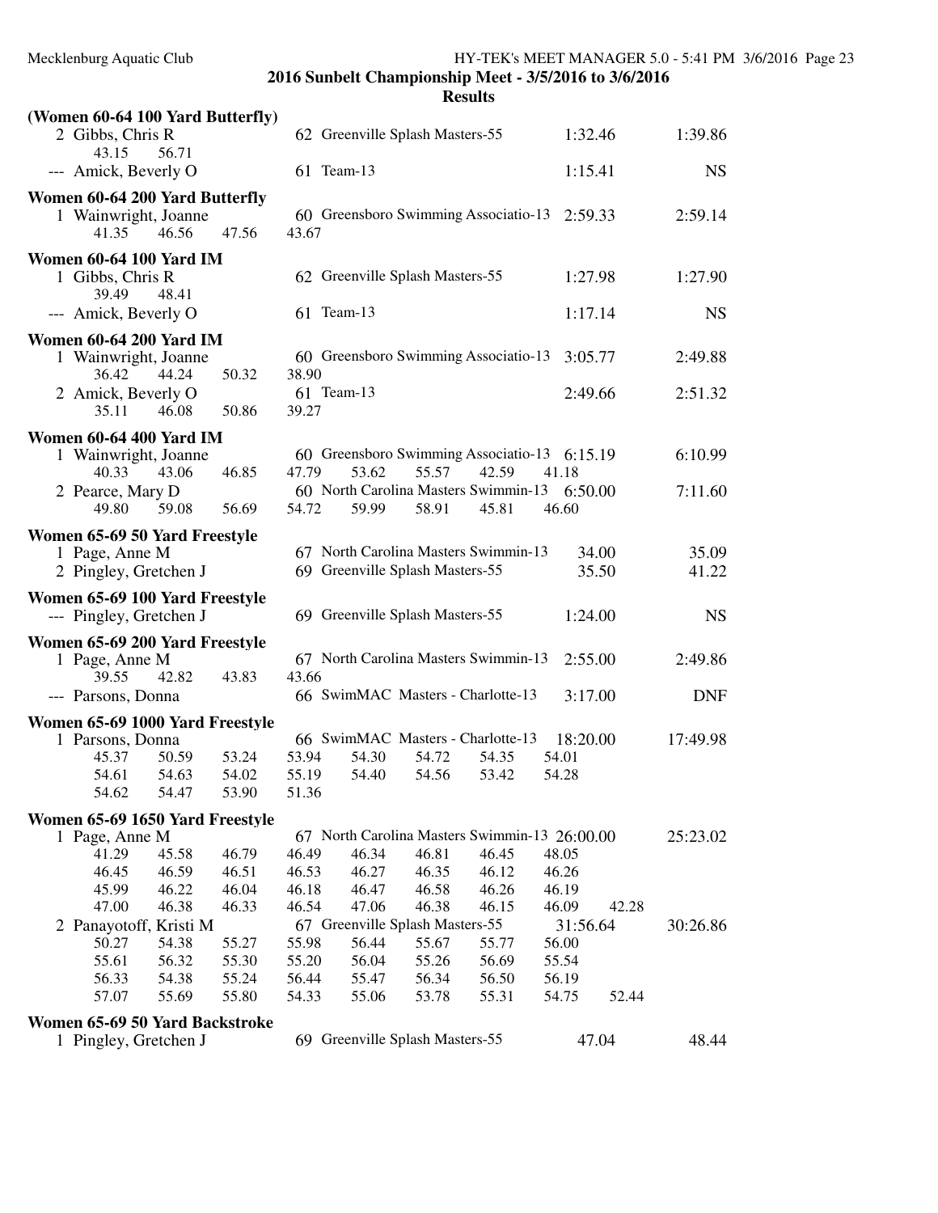**2016 Sunbelt Championship Meet - 3/5/2016 to 3/6/2016**

**Results**

### (Women 60-64 100 Yard Butterfly)

| Place | Name | Age | Team | Seed Time | Finals Time |
|---|---|---|---|---|---|
| 2 | Gibbs, Chris R | 62 | Greenville Splash Masters-55 | 1:32.46 | 1:39.86 |
| | 43.15 56.71 | | | | |
| --- | Amick, Beverly O | 61 | Team-13 | 1:15.41 | NS |

### Women 60-64 200 Yard Butterfly

| Place | Name | Age | Team | Seed Time | Finals Time |
|---|---|---|---|---|---|
| 1 | Wainwright, Joanne | 60 | Greensboro Swimming Associatio-13 | 2:59.33 | 2:59.14 |
| | 41.35 46.56 47.56 43.67 | | | | |

### Women 60-64 100 Yard IM

| Place | Name | Age | Team | Seed Time | Finals Time |
|---|---|---|---|---|---|
| 1 | Gibbs, Chris R | 62 | Greenville Splash Masters-55 | 1:27.98 | 1:27.90 |
| | 39.49 48.41 | | | | |
| --- | Amick, Beverly O | 61 | Team-13 | 1:17.14 | NS |

### Women 60-64 200 Yard IM

| Place | Name | Age | Team | Seed Time | Finals Time |
|---|---|---|---|---|---|
| 1 | Wainwright, Joanne | 60 | Greensboro Swimming Associatio-13 | 3:05.77 | 2:49.88 |
| | 36.42 44.24 50.32 38.90 | | | | |
| 2 | Amick, Beverly O | 61 | Team-13 | 2:49.66 | 2:51.32 |
| | 35.11 46.08 50.86 39.27 | | | | |

### Women 60-64 400 Yard IM

| Place | Name | Age | Team | Seed Time | Finals Time |
|---|---|---|---|---|---|
| 1 | Wainwright, Joanne | 60 | Greensboro Swimming Associatio-13 | 6:15.19 | 6:10.99 |
| | 40.33 43.06 46.85 47.79 53.62 55.57 42.59 41.18 | | | | |
| 2 | Pearce, Mary D | 60 | North Carolina Masters Swimmin-13 | 6:50.00 | 7:11.60 |
| | 49.80 59.08 56.69 54.72 59.99 58.91 45.81 46.60 | | | | |

### Women 65-69 50 Yard Freestyle

| Place | Name | Age | Team | Seed Time | Finals Time |
|---|---|---|---|---|---|
| 1 | Page, Anne M | 67 | North Carolina Masters Swimmin-13 | 34.00 | 35.09 |
| 2 | Pingley, Gretchen J | 69 | Greenville Splash Masters-55 | 35.50 | 41.22 |

### Women 65-69 100 Yard Freestyle

| Place | Name | Age | Team | Seed Time | Finals Time |
|---|---|---|---|---|---|
| --- | Pingley, Gretchen J | 69 | Greenville Splash Masters-55 | 1:24.00 | NS |

### Women 65-69 200 Yard Freestyle

| Place | Name | Age | Team | Seed Time | Finals Time |
|---|---|---|---|---|---|
| 1 | Page, Anne M | 67 | North Carolina Masters Swimmin-13 | 2:55.00 | 2:49.86 |
| | 39.55 42.82 43.83 43.66 | | | | |
| --- | Parsons, Donna | 66 | SwimMAC Masters - Charlotte-13 | 3:17.00 | DNF |

### Women 65-69 1000 Yard Freestyle

| Place | Name | Age | Team | Seed Time | Finals Time |
|---|---|---|---|---|---|
| 1 | Parsons, Donna | 66 | SwimMAC Masters - Charlotte-13 | 18:20.00 | 17:49.98 |
| | 45.37 50.59 53.24 53.94 54.30 54.72 54.35 54.01 | | | | |
| | 54.61 54.63 54.02 55.19 54.40 54.56 53.42 54.28 | | | | |
| | 54.62 54.47 53.90 51.36 | | | | |

### Women 65-69 1650 Yard Freestyle

| Place | Name | Age | Team | Seed Time | Finals Time |
|---|---|---|---|---|---|
| 1 | Page, Anne M | 67 | North Carolina Masters Swimmin-13 | 26:00.00 | 25:23.02 |
| | 41.29 45.58 46.79 46.49 46.34 46.81 46.45 48.05 | | | | |
| | 46.45 46.59 46.51 46.53 46.27 46.35 46.12 46.26 | | | | |
| | 45.99 46.22 46.04 46.18 46.47 46.58 46.26 46.19 | | | | |
| | 47.00 46.38 46.33 46.54 47.06 46.38 46.15 46.09 42.28 | | | | |
| 2 | Panayotoff, Kristi M | 67 | Greenville Splash Masters-55 | 31:56.64 | 30:26.86 |
| | 50.27 54.38 55.27 55.98 56.44 55.67 55.77 56.00 | | | | |
| | 55.61 56.32 55.30 55.20 56.04 55.26 56.69 55.54 | | | | |
| | 56.33 54.38 55.24 56.44 55.47 56.34 56.50 56.19 | | | | |
| | 57.07 55.69 55.80 54.33 55.06 53.78 55.31 54.75 52.44 | | | | |

### Women 65-69 50 Yard Backstroke

| Place | Name | Age | Team | Seed Time | Finals Time |
|---|---|---|---|---|---|
| 1 | Pingley, Gretchen J | 69 | Greenville Splash Masters-55 | 47.04 | 48.44 |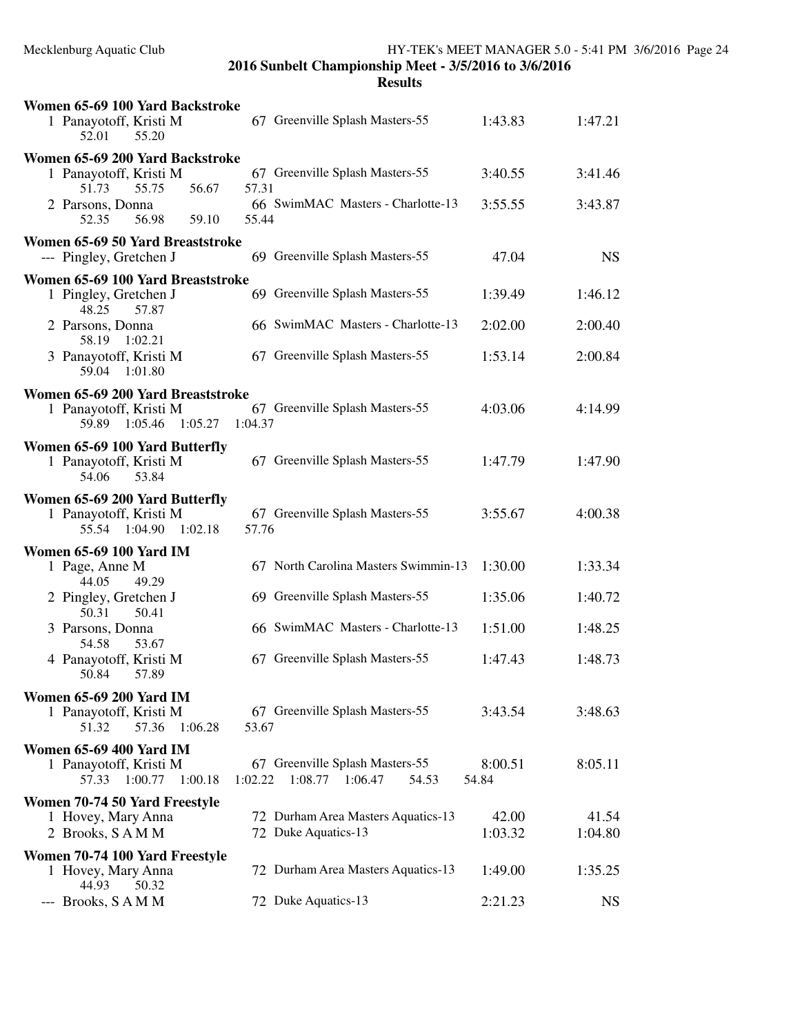**2016 Sunbelt Championship Meet - 3/5/2016 to 3/6/2016**

**Results**

### Women 65-69 100 Yard Backstroke

| Place | Name | Age | Team | Seed Time | Finals Time |
|---|---|---|---|---|---|
| 1 | Panayotoff, Kristi M | 67 | Greenville Splash Masters-55 | 1:43.83 | 1:47.21 |
| | 52.01 55.20 | | | | |

### Women 65-69 200 Yard Backstroke

| Place | Name | Age | Team | Seed Time | Finals Time |
|---|---|---|---|---|---|
| 1 | Panayotoff, Kristi M | 67 | Greenville Splash Masters-55 | 3:40.55 | 3:41.46 |
| | 51.73 55.75 56.67 57.31 | | | | |
| 2 | Parsons, Donna | 66 | SwimMAC Masters - Charlotte-13 | 3:55.55 | 3:43.87 |
| | 52.35 56.98 59.10 55.44 | | | | |

### Women 65-69 50 Yard Breaststroke

| Place | Name | Age | Team | Seed Time | Finals Time |
|---|---|---|---|---|---|
| --- | Pingley, Gretchen J | 69 | Greenville Splash Masters-55 | 47.04 | NS |

### Women 65-69 100 Yard Breaststroke

| Place | Name | Age | Team | Seed Time | Finals Time |
|---|---|---|---|---|---|
| 1 | Pingley, Gretchen J | 69 | Greenville Splash Masters-55 | 1:39.49 | 1:46.12 |
| | 48.25 57.87 | | | | |
| 2 | Parsons, Donna | 66 | SwimMAC Masters - Charlotte-13 | 2:02.00 | 2:00.40 |
| | 58.19 1:02.21 | | | | |
| 3 | Panayotoff, Kristi M | 67 | Greenville Splash Masters-55 | 1:53.14 | 2:00.84 |
| | 59.04 1:01.80 | | | | |

### Women 65-69 200 Yard Breaststroke

| Place | Name | Age | Team | Seed Time | Finals Time |
|---|---|---|---|---|---|
| 1 | Panayotoff, Kristi M | 67 | Greenville Splash Masters-55 | 4:03.06 | 4:14.99 |
| | 59.89 1:05.46 1:05.27 1:04.37 | | | | |

### Women 65-69 100 Yard Butterfly

| Place | Name | Age | Team | Seed Time | Finals Time |
|---|---|---|---|---|---|
| 1 | Panayotoff, Kristi M | 67 | Greenville Splash Masters-55 | 1:47.79 | 1:47.90 |
| | 54.06 53.84 | | | | |

### Women 65-69 200 Yard Butterfly

| Place | Name | Age | Team | Seed Time | Finals Time |
|---|---|---|---|---|---|
| 1 | Panayotoff, Kristi M | 67 | Greenville Splash Masters-55 | 3:55.67 | 4:00.38 |
| | 55.54 1:04.90 1:02.18 57.76 | | | | |

### Women 65-69 100 Yard IM

| Place | Name | Age | Team | Seed Time | Finals Time |
|---|---|---|---|---|---|
| 1 | Page, Anne M | 67 | North Carolina Masters Swimmin-13 | 1:30.00 | 1:33.34 |
| | 44.05 49.29 | | | | |
| 2 | Pingley, Gretchen J | 69 | Greenville Splash Masters-55 | 1:35.06 | 1:40.72 |
| | 50.31 50.41 | | | | |
| 3 | Parsons, Donna | 66 | SwimMAC Masters - Charlotte-13 | 1:51.00 | 1:48.25 |
| | 54.58 53.67 | | | | |
| 4 | Panayotoff, Kristi M | 67 | Greenville Splash Masters-55 | 1:47.43 | 1:48.73 |
| | 50.84 57.89 | | | | |

### Women 65-69 200 Yard IM

| Place | Name | Age | Team | Seed Time | Finals Time |
|---|---|---|---|---|---|
| 1 | Panayotoff, Kristi M | 67 | Greenville Splash Masters-55 | 3:43.54 | 3:48.63 |
| | 51.32 57.36 1:06.28 53.67 | | | | |

### Women 65-69 400 Yard IM

| Place | Name | Age | Team | Seed Time | Finals Time |
|---|---|---|---|---|---|
| 1 | Panayotoff, Kristi M | 67 | Greenville Splash Masters-55 | 8:00.51 | 8:05.11 |
| | 57.33 1:00.77 1:00.18 1:02.22 1:08.77 1:06.47 54.53 54.84 | | | | |

### Women 70-74 50 Yard Freestyle

| Place | Name | Age | Team | Seed Time | Finals Time |
|---|---|---|---|---|---|
| 1 | Hovey, Mary Anna | 72 | Durham Area Masters Aquatics-13 | 42.00 | 41.54 |
| 2 | Brooks, S A M M | 72 | Duke Aquatics-13 | 1:03.32 | 1:04.80 |

### Women 70-74 100 Yard Freestyle

| Place | Name | Age | Team | Seed Time | Finals Time |
|---|---|---|---|---|---|
| 1 | Hovey, Mary Anna | 72 | Durham Area Masters Aquatics-13 | 1:49.00 | 1:35.25 |
| | 44.93 50.32 | | | | |
| --- | Brooks, S A M M | 72 | Duke Aquatics-13 | 2:21.23 | NS |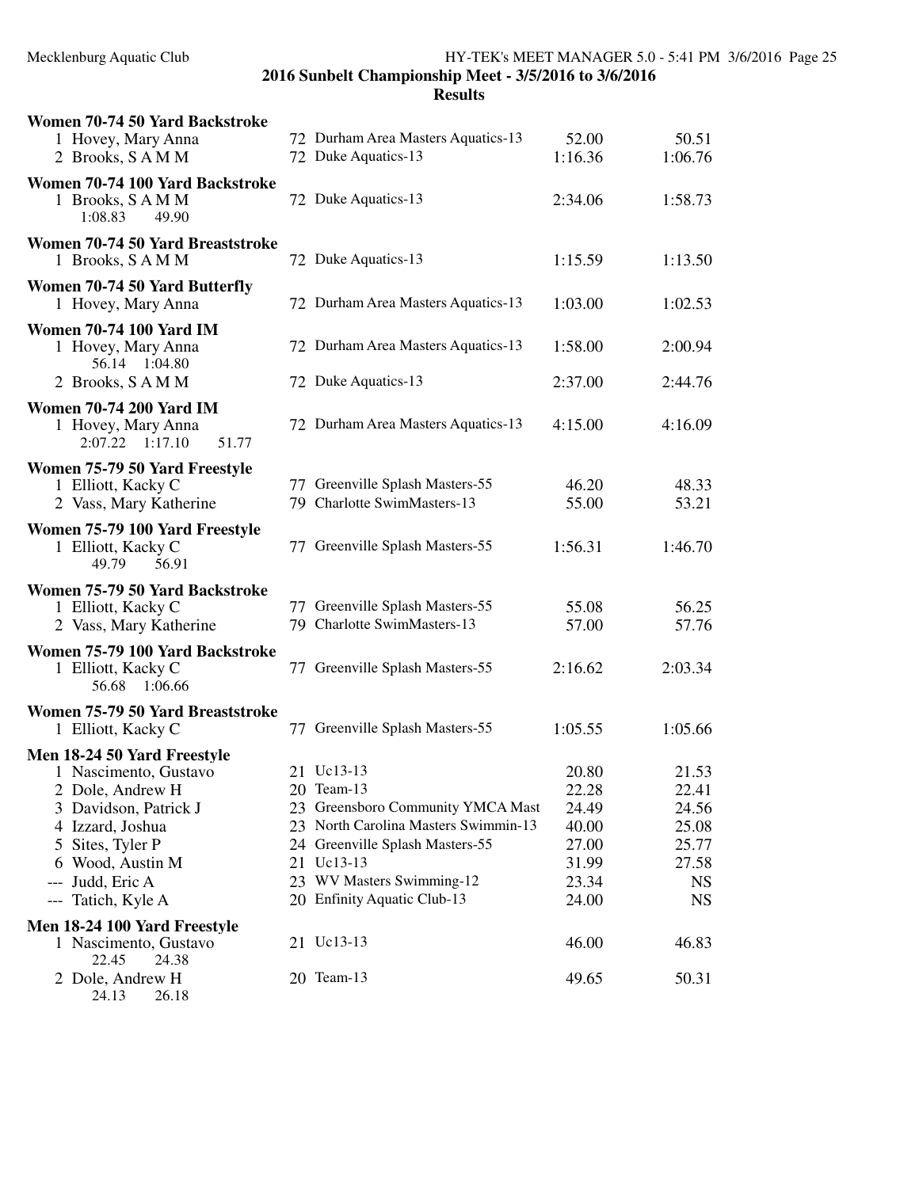**2016 Sunbelt Championship Meet - 3/5/2016 to 3/6/2016**

**Results**

### Women 70-74 50 Yard Backstroke

| Place | Name | Age | Team | Seed Time | Finals Time |
|---|---|---|---|---|---|
| 1 | Hovey, Mary Anna | 72 | Durham Area Masters Aquatics-13 | 52.00 | 50.51 |
| 2 | Brooks, S A M M | 72 | Duke Aquatics-13 | 1:16.36 | 1:06.76 |

### Women 70-74 100 Yard Backstroke

| Place | Name | Age | Team | Seed Time | Finals Time |
|---|---|---|---|---|---|
| 1 | Brooks, S A M M | 72 | Duke Aquatics-13 | 2:34.06 | 1:58.73 |
| | 1:08.83 49.90 | | | | |

### Women 70-74 50 Yard Breaststroke

| Place | Name | Age | Team | Seed Time | Finals Time |
|---|---|---|---|---|---|
| 1 | Brooks, S A M M | 72 | Duke Aquatics-13 | 1:15.59 | 1:13.50 |

### Women 70-74 50 Yard Butterfly

| Place | Name | Age | Team | Seed Time | Finals Time |
|---|---|---|---|---|---|
| 1 | Hovey, Mary Anna | 72 | Durham Area Masters Aquatics-13 | 1:03.00 | 1:02.53 |

### Women 70-74 100 Yard IM

| Place | Name | Age | Team | Seed Time | Finals Time |
|---|---|---|---|---|---|
| 1 | Hovey, Mary Anna | 72 | Durham Area Masters Aquatics-13 | 1:58.00 | 2:00.94 |
| | 56.14 1:04.80 | | | | |
| 2 | Brooks, S A M M | 72 | Duke Aquatics-13 | 2:37.00 | 2:44.76 |

### Women 70-74 200 Yard IM

| Place | Name | Age | Team | Seed Time | Finals Time |
|---|---|---|---|---|---|
| 1 | Hovey, Mary Anna | 72 | Durham Area Masters Aquatics-13 | 4:15.00 | 4:16.09 |
| | 2:07.22 1:17.10 51.77 | | | | |

### Women 75-79 50 Yard Freestyle

| Place | Name | Age | Team | Seed Time | Finals Time |
|---|---|---|---|---|---|
| 1 | Elliott, Kacky C | 77 | Greenville Splash Masters-55 | 46.20 | 48.33 |
| 2 | Vass, Mary Katherine | 79 | Charlotte SwimMasters-13 | 55.00 | 53.21 |

### Women 75-79 100 Yard Freestyle

| Place | Name | Age | Team | Seed Time | Finals Time |
|---|---|---|---|---|---|
| 1 | Elliott, Kacky C | 77 | Greenville Splash Masters-55 | 1:56.31 | 1:46.70 |
| | 49.79 56.91 | | | | |

### Women 75-79 50 Yard Backstroke

| Place | Name | Age | Team | Seed Time | Finals Time |
|---|---|---|---|---|---|
| 1 | Elliott, Kacky C | 77 | Greenville Splash Masters-55 | 55.08 | 56.25 |
| 2 | Vass, Mary Katherine | 79 | Charlotte SwimMasters-13 | 57.00 | 57.76 |

### Women 75-79 100 Yard Backstroke

| Place | Name | Age | Team | Seed Time | Finals Time |
|---|---|---|---|---|---|
| 1 | Elliott, Kacky C | 77 | Greenville Splash Masters-55 | 2:16.62 | 2:03.34 |
| | 56.68 1:06.66 | | | | |

### Women 75-79 50 Yard Breaststroke

| Place | Name | Age | Team | Seed Time | Finals Time |
|---|---|---|---|---|---|
| 1 | Elliott, Kacky C | 77 | Greenville Splash Masters-55 | 1:05.55 | 1:05.66 |

### Men 18-24 50 Yard Freestyle

| Place | Name | Age | Team | Seed Time | Finals Time |
|---|---|---|---|---|---|
| 1 | Nascimento, Gustavo | 21 | Uc13-13 | 20.80 | 21.53 |
| 2 | Dole, Andrew H | 20 | Team-13 | 22.28 | 22.41 |
| 3 | Davidson, Patrick J | 23 | Greensboro Community YMCA Mast | 24.49 | 24.56 |
| 4 | Izzard, Joshua | 23 | North Carolina Masters Swimmin-13 | 40.00 | 25.08 |
| 5 | Sites, Tyler P | 24 | Greenville Splash Masters-55 | 27.00 | 25.77 |
| 6 | Wood, Austin M | 21 | Uc13-13 | 31.99 | 27.58 |
| --- | Judd, Eric A | 23 | WV Masters Swimming-12 | 23.34 | NS |
| --- | Tatich, Kyle A | 20 | Enfinity Aquatic Club-13 | 24.00 | NS |

### Men 18-24 100 Yard Freestyle

| Place | Name | Age | Team | Seed Time | Finals Time |
|---|---|---|---|---|---|
| 1 | Nascimento, Gustavo | 21 | Uc13-13 | 46.00 | 46.83 |
| | 22.45 24.38 | | | | |
| 2 | Dole, Andrew H | 20 | Team-13 | 49.65 | 50.31 |
| | 24.13 26.18 | | | | |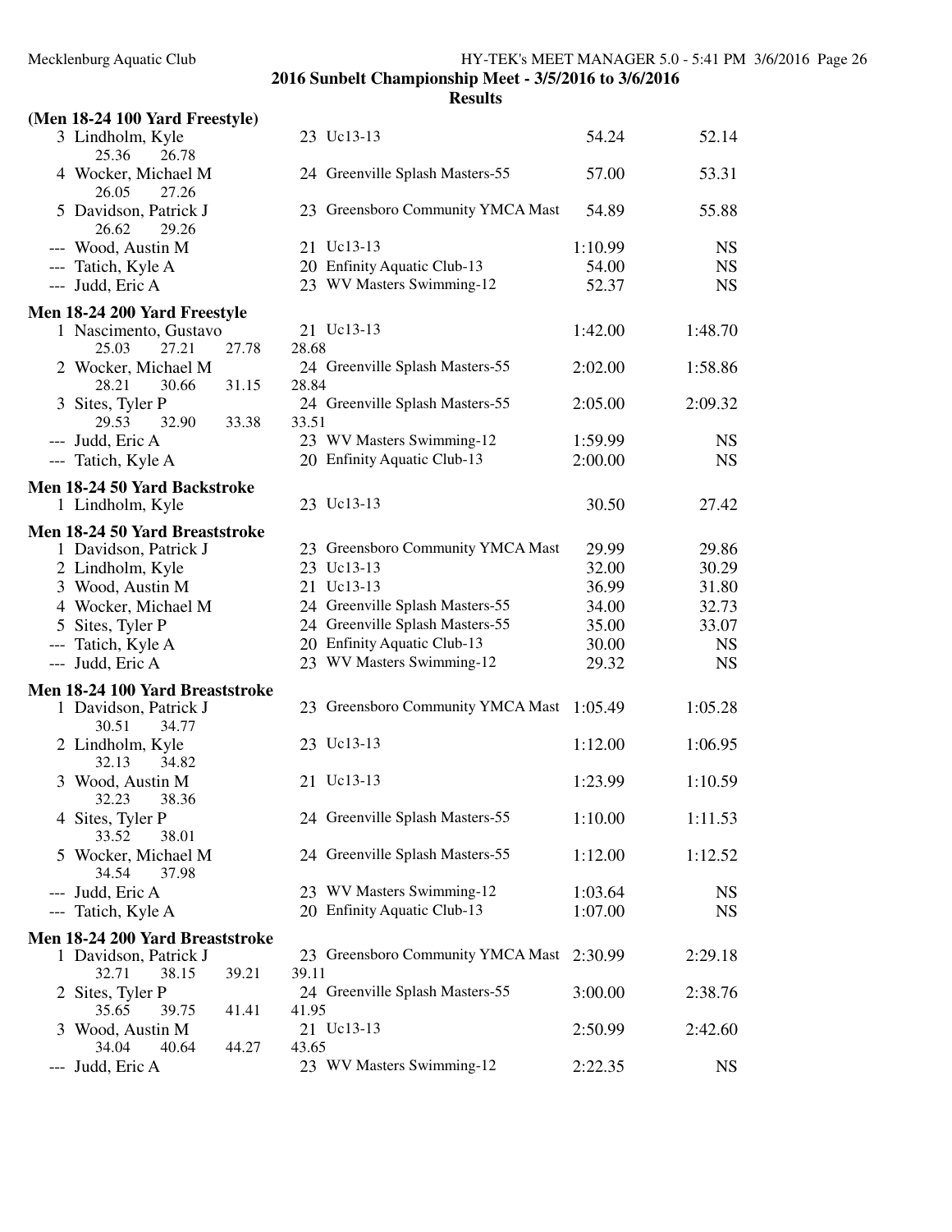**2016 Sunbelt Championship Meet - 3/5/2016 to 3/6/2016**

**Results**

### (Men 18-24 100 Yard Freestyle)

| Place | Name | Age | Team | Seed Time | Finals Time |
|---|---|---|---|---|---|
| 3 | Lindholm, Kyle | 23 | Uc13-13 | 54.24 | 52.14 |
| | 25.36 26.78 | | | | |
| 4 | Wocker, Michael M | 24 | Greenville Splash Masters-55 | 57.00 | 53.31 |
| | 26.05 27.26 | | | | |
| 5 | Davidson, Patrick J | 23 | Greensboro Community YMCA Mast | 54.89 | 55.88 |
| | 26.62 29.26 | | | | |
| --- | Wood, Austin M | 21 | Uc13-13 | 1:10.99 | NS |
| --- | Tatich, Kyle A | 20 | Enfinity Aquatic Club-13 | 54.00 | NS |
| --- | Judd, Eric A | 23 | WV Masters Swimming-12 | 52.37 | NS |

### Men 18-24 200 Yard Freestyle

| Place | Name | Age | Team | Seed Time | Finals Time |
|---|---|---|---|---|---|
| 1 | Nascimento, Gustavo | 21 | Uc13-13 | 1:42.00 | 1:48.70 |
| | 25.03 27.21 27.78 28.68 | | | | |
| 2 | Wocker, Michael M | 24 | Greenville Splash Masters-55 | 2:02.00 | 1:58.86 |
| | 28.21 30.66 31.15 28.84 | | | | |
| 3 | Sites, Tyler P | 24 | Greenville Splash Masters-55 | 2:05.00 | 2:09.32 |
| | 29.53 32.90 33.38 33.51 | | | | |
| --- | Judd, Eric A | 23 | WV Masters Swimming-12 | 1:59.99 | NS |
| --- | Tatich, Kyle A | 20 | Enfinity Aquatic Club-13 | 2:00.00 | NS |

### Men 18-24 50 Yard Backstroke

| Place | Name | Age | Team | Seed Time | Finals Time |
|---|---|---|---|---|---|
| 1 | Lindholm, Kyle | 23 | Uc13-13 | 30.50 | 27.42 |

### Men 18-24 50 Yard Breaststroke

| Place | Name | Age | Team | Seed Time | Finals Time |
|---|---|---|---|---|---|
| 1 | Davidson, Patrick J | 23 | Greensboro Community YMCA Mast | 29.99 | 29.86 |
| 2 | Lindholm, Kyle | 23 | Uc13-13 | 32.00 | 30.29 |
| 3 | Wood, Austin M | 21 | Uc13-13 | 36.99 | 31.80 |
| 4 | Wocker, Michael M | 24 | Greenville Splash Masters-55 | 34.00 | 32.73 |
| 5 | Sites, Tyler P | 24 | Greenville Splash Masters-55 | 35.00 | 33.07 |
| --- | Tatich, Kyle A | 20 | Enfinity Aquatic Club-13 | 30.00 | NS |
| --- | Judd, Eric A | 23 | WV Masters Swimming-12 | 29.32 | NS |

### Men 18-24 100 Yard Breaststroke

| Place | Name | Age | Team | Seed Time | Finals Time |
|---|---|---|---|---|---|
| 1 | Davidson, Patrick J | 23 | Greensboro Community YMCA Mast | 1:05.49 | 1:05.28 |
| | 30.51 34.77 | | | | |
| 2 | Lindholm, Kyle | 23 | Uc13-13 | 1:12.00 | 1:06.95 |
| | 32.13 34.82 | | | | |
| 3 | Wood, Austin M | 21 | Uc13-13 | 1:23.99 | 1:10.59 |
| | 32.23 38.36 | | | | |
| 4 | Sites, Tyler P | 24 | Greenville Splash Masters-55 | 1:10.00 | 1:11.53 |
| | 33.52 38.01 | | | | |
| 5 | Wocker, Michael M | 24 | Greenville Splash Masters-55 | 1:12.00 | 1:12.52 |
| | 34.54 37.98 | | | | |
| --- | Judd, Eric A | 23 | WV Masters Swimming-12 | 1:03.64 | NS |
| --- | Tatich, Kyle A | 20 | Enfinity Aquatic Club-13 | 1:07.00 | NS |

### Men 18-24 200 Yard Breaststroke

| Place | Name | Age | Team | Seed Time | Finals Time |
|---|---|---|---|---|---|
| 1 | Davidson, Patrick J | 23 | Greensboro Community YMCA Mast | 2:30.99 | 2:29.18 |
| | 32.71 38.15 39.21 39.11 | | | | |
| 2 | Sites, Tyler P | 24 | Greenville Splash Masters-55 | 3:00.00 | 2:38.76 |
| | 35.65 39.75 41.41 41.95 | | | | |
| 3 | Wood, Austin M | 21 | Uc13-13 | 2:50.99 | 2:42.60 |
| | 34.04 40.64 44.27 43.65 | | | | |
| --- | Judd, Eric A | 23 | WV Masters Swimming-12 | 2:22.35 | NS |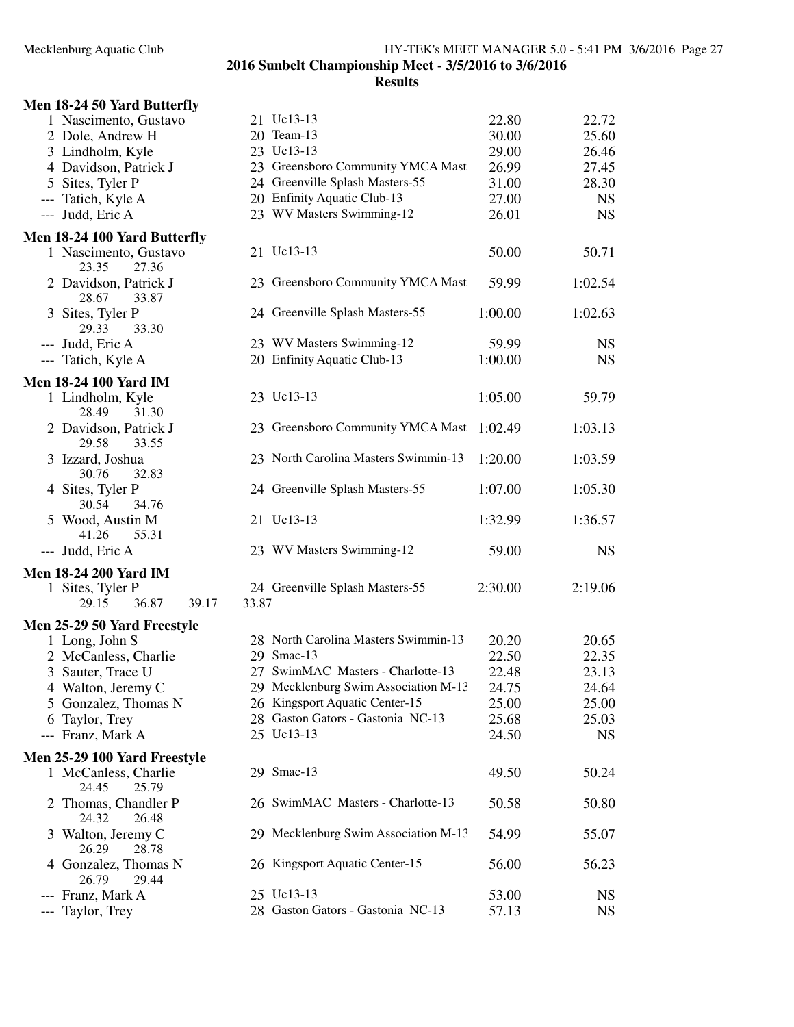## 2016 Sunbelt Championship Meet - 3/5/2016 to 3/6/2016

### Results

**Men 18-24 50 Yard Butterfly**

| Place | Name | Age | Team | Seed Time | Finals Time |
|---|---|---|---|---|---|
| 1 | Nascimento, Gustavo | 21 | Uc13-13 | 22.80 | 22.72 |
| 2 | Dole, Andrew H | 20 | Team-13 | 30.00 | 25.60 |
| 3 | Lindholm, Kyle | 23 | Uc13-13 | 29.00 | 26.46 |
| 4 | Davidson, Patrick J | 23 | Greensboro Community YMCA Mast | 26.99 | 27.45 |
| 5 | Sites, Tyler P | 24 | Greenville Splash Masters-55 | 31.00 | 28.30 |
| --- | Tatich, Kyle A | 20 | Enfinity Aquatic Club-13 | 27.00 | NS |
| --- | Judd, Eric A | 23 | WV Masters Swimming-12 | 26.01 | NS |

**Men 18-24 100 Yard Butterfly**

| Place | Name | Age | Team | Seed Time | Finals Time |
|---|---|---|---|---|---|
| 1 | Nascimento, Gustavo<br>23.35 27.36 | 21 | Uc13-13 | 50.00 | 50.71 |
| 2 | Davidson, Patrick J<br>28.67 33.87 | 23 | Greensboro Community YMCA Mast | 59.99 | 1:02.54 |
| 3 | Sites, Tyler P<br>29.33 33.30 | 24 | Greenville Splash Masters-55 | 1:00.00 | 1:02.63 |
| --- | Judd, Eric A | 23 | WV Masters Swimming-12 | 59.99 | NS |
| --- | Tatich, Kyle A | 20 | Enfinity Aquatic Club-13 | 1:00.00 | NS |

**Men 18-24 100 Yard IM**

| Place | Name | Age | Team | Seed Time | Finals Time |
|---|---|---|---|---|---|
| 1 | Lindholm, Kyle<br>28.49 31.30 | 23 | Uc13-13 | 1:05.00 | 59.79 |
| 2 | Davidson, Patrick J<br>29.58 33.55 | 23 | Greensboro Community YMCA Mast | 1:02.49 | 1:03.13 |
| 3 | Izzard, Joshua<br>30.76 32.83 | 23 | North Carolina Masters Swimmin-13 | 1:20.00 | 1:03.59 |
| 4 | Sites, Tyler P<br>30.54 34.76 | 24 | Greenville Splash Masters-55 | 1:07.00 | 1:05.30 |
| 5 | Wood, Austin M<br>41.26 55.31 | 21 | Uc13-13 | 1:32.99 | 1:36.57 |
| --- | Judd, Eric A | 23 | WV Masters Swimming-12 | 59.00 | NS |

**Men 18-24 200 Yard IM**

| Place | Name | Age | Team | Seed Time | Finals Time |
|---|---|---|---|---|---|
| 1 | Sites, Tyler P<br>29.15 36.87 39.17 33.87 | 24 | Greenville Splash Masters-55 | 2:30.00 | 2:19.06 |

**Men 25-29 50 Yard Freestyle**

| Place | Name | Age | Team | Seed Time | Finals Time |
|---|---|---|---|---|---|
| 1 | Long, John S | 28 | North Carolina Masters Swimmin-13 | 20.20 | 20.65 |
| 2 | McCanless, Charlie | 29 | Smac-13 | 22.50 | 22.35 |
| 3 | Sauter, Trace U | 27 | SwimMAC Masters - Charlotte-13 | 22.48 | 23.13 |
| 4 | Walton, Jeremy C | 29 | Mecklenburg Swim Association M-13 | 24.75 | 24.64 |
| 5 | Gonzalez, Thomas N | 26 | Kingsport Aquatic Center-15 | 25.00 | 25.00 |
| 6 | Taylor, Trey | 28 | Gaston Gators - Gastonia NC-13 | 25.68 | 25.03 |
| --- | Franz, Mark A | 25 | Uc13-13 | 24.50 | NS |

**Men 25-29 100 Yard Freestyle**

| Place | Name | Age | Team | Seed Time | Finals Time |
|---|---|---|---|---|---|
| 1 | McCanless, Charlie<br>24.45 25.79 | 29 | Smac-13 | 49.50 | 50.24 |
| 2 | Thomas, Chandler P<br>24.32 26.48 | 26 | SwimMAC Masters - Charlotte-13 | 50.58 | 50.80 |
| 3 | Walton, Jeremy C<br>26.29 28.78 | 29 | Mecklenburg Swim Association M-13 | 54.99 | 55.07 |
| 4 | Gonzalez, Thomas N<br>26.79 29.44 | 26 | Kingsport Aquatic Center-15 | 56.00 | 56.23 |
| --- | Franz, Mark A | 25 | Uc13-13 | 53.00 | NS |
| --- | Taylor, Trey | 28 | Gaston Gators - Gastonia NC-13 | 57.13 | NS |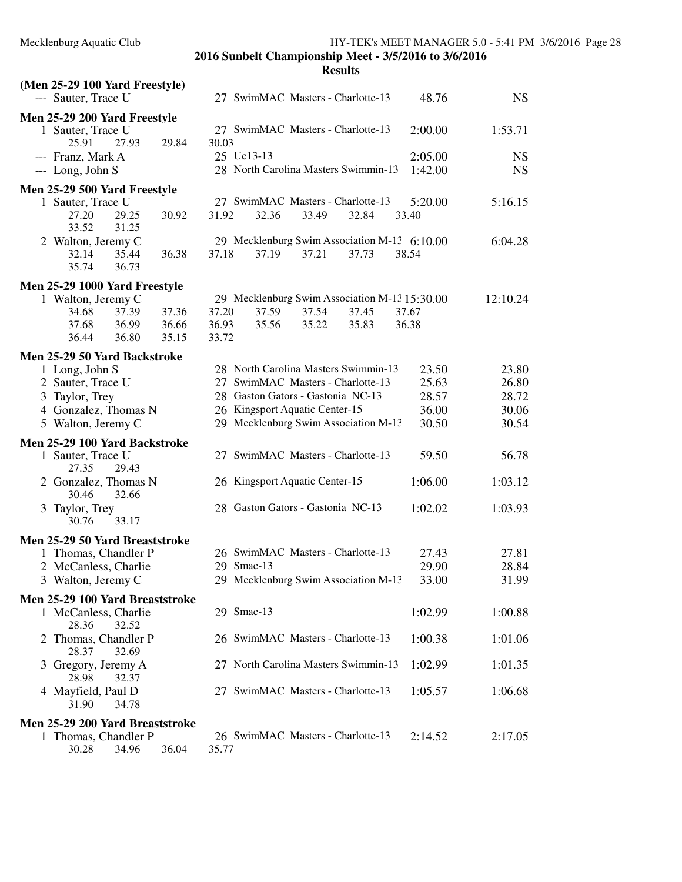**2016 Sunbelt Championship Meet - 3/5/2016 to 3/6/2016**

**Results**

**(Men 25-29 100 Yard Freestyle)**

| | Name | Age | Team | Seed Time | Finals Time |
|---|---|---|---|---|---|
| --- | Sauter, Trace U | 27 | SwimMAC Masters - Charlotte-13 | 48.76 | NS |

**Men 25-29 200 Yard Freestyle**

| | Name | Age | Team | Seed Time | Finals Time |
|---|---|---|---|---|---|
| 1 | Sauter, Trace U | 27 | SwimMAC Masters - Charlotte-13 | 2:00.00 | 1:53.71 |
| | 25.91 27.93 29.84 30.03 | | | | |
| --- | Franz, Mark A | 25 | Uc13-13 | 2:05.00 | NS |
| --- | Long, John S | 28 | North Carolina Masters Swimmin-13 | 1:42.00 | NS |

**Men 25-29 500 Yard Freestyle**

| | Name | Age | Team | Seed Time | Finals Time |
|---|---|---|---|---|---|
| 1 | Sauter, Trace U | 27 | SwimMAC Masters - Charlotte-13 | 5:20.00 | 5:16.15 |
| | 27.20 29.25 30.92 31.92 32.36 33.49 32.84 33.40 33.52 31.25 | | | | |
| 2 | Walton, Jeremy C | 29 | Mecklenburg Swim Association M-13 | 6:10.00 | 6:04.28 |
| | 32.14 35.44 36.38 37.18 37.19 37.21 37.73 38.54 35.74 36.73 | | | | |

**Men 25-29 1000 Yard Freestyle**

| | Name | Age | Team | Seed Time | Finals Time |
|---|---|---|---|---|---|
| 1 | Walton, Jeremy C | 29 | Mecklenburg Swim Association M-13 | 15:30.00 | 12:10.24 |
| | 34.68 37.39 37.36 37.20 37.59 37.54 37.45 37.67 37.68 36.99 36.66 36.93 35.56 35.22 35.83 36.38 36.44 36.80 35.15 33.72 | | | | |

**Men 25-29 50 Yard Backstroke**

| | Name | Age | Team | Seed Time | Finals Time |
|---|---|---|---|---|---|
| 1 | Long, John S | 28 | North Carolina Masters Swimmin-13 | 23.50 | 23.80 |
| 2 | Sauter, Trace U | 27 | SwimMAC Masters - Charlotte-13 | 25.63 | 26.80 |
| 3 | Taylor, Trey | 28 | Gaston Gators - Gastonia NC-13 | 28.57 | 28.72 |
| 4 | Gonzalez, Thomas N | 26 | Kingsport Aquatic Center-15 | 36.00 | 30.06 |
| 5 | Walton, Jeremy C | 29 | Mecklenburg Swim Association M-13 | 30.50 | 30.54 |

**Men 25-29 100 Yard Backstroke**

| | Name | Age | Team | Seed Time | Finals Time |
|---|---|---|---|---|---|
| 1 | Sauter, Trace U | 27 | SwimMAC Masters - Charlotte-13 | 59.50 | 56.78 |
| | 27.35 29.43 | | | | |
| 2 | Gonzalez, Thomas N | 26 | Kingsport Aquatic Center-15 | 1:06.00 | 1:03.12 |
| | 30.46 32.66 | | | | |
| 3 | Taylor, Trey | 28 | Gaston Gators - Gastonia NC-13 | 1:02.02 | 1:03.93 |
| | 30.76 33.17 | | | | |

**Men 25-29 50 Yard Breaststroke**

| | Name | Age | Team | Seed Time | Finals Time |
|---|---|---|---|---|---|
| 1 | Thomas, Chandler P | 26 | SwimMAC Masters - Charlotte-13 | 27.43 | 27.81 |
| 2 | McCanless, Charlie | 29 | Smac-13 | 29.90 | 28.84 |
| 3 | Walton, Jeremy C | 29 | Mecklenburg Swim Association M-13 | 33.00 | 31.99 |

**Men 25-29 100 Yard Breaststroke**

| | Name | Age | Team | Seed Time | Finals Time |
|---|---|---|---|---|---|
| 1 | McCanless, Charlie | 29 | Smac-13 | 1:02.99 | 1:00.88 |
| | 28.36 32.52 | | | | |
| 2 | Thomas, Chandler P | 26 | SwimMAC Masters - Charlotte-13 | 1:00.38 | 1:01.06 |
| | 28.37 32.69 | | | | |
| 3 | Gregory, Jeremy A | 27 | North Carolina Masters Swimmin-13 | 1:02.99 | 1:01.35 |
| | 28.98 32.37 | | | | |
| 4 | Mayfield, Paul D | 27 | SwimMAC Masters - Charlotte-13 | 1:05.57 | 1:06.68 |
| | 31.90 34.78 | | | | |

**Men 25-29 200 Yard Breaststroke**

| | Name | Age | Team | Seed Time | Finals Time |
|---|---|---|---|---|---|
| 1 | Thomas, Chandler P | 26 | SwimMAC Masters - Charlotte-13 | 2:14.52 | 2:17.05 |
| | 30.28 34.96 36.04 35.77 | | | | |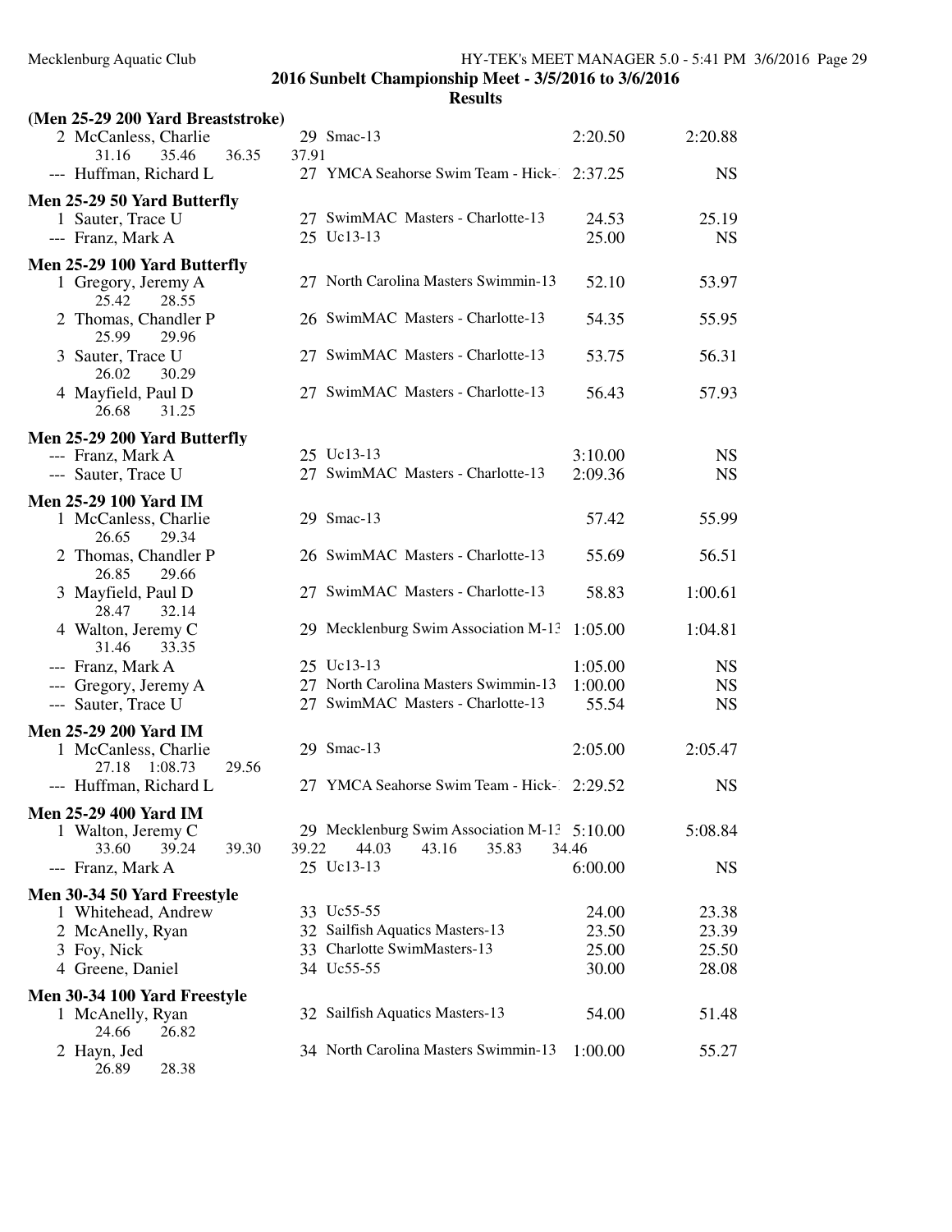**2016 Sunbelt Championship Meet - 3/5/2016 to 3/6/2016**

**Results**

### (Men 25-29 200 Yard Breaststroke)

| Place | Name | Age | Team | Seed Time | Finals Time |
|---|---|---|---|---|---|
| 2 | McCanless, Charlie | 29 | Smac-13 | 2:20.50 | 2:20.88 |
| | 31.16 35.46 36.35 37.91 | | | | |
| --- | Huffman, Richard L | 27 | YMCA Seahorse Swim Team - Hick-1 | 2:37.25 | NS |

### Men 25-29 50 Yard Butterfly

| Place | Name | Age | Team | Seed Time | Finals Time |
|---|---|---|---|---|---|
| 1 | Sauter, Trace U | 27 | SwimMAC Masters - Charlotte-13 | 24.53 | 25.19 |
| --- | Franz, Mark A | 25 | Uc13-13 | 25.00 | NS |

### Men 25-29 100 Yard Butterfly

| Place | Name | Age | Team | Seed Time | Finals Time |
|---|---|---|---|---|---|
| 1 | Gregory, Jeremy A | 27 | North Carolina Masters Swimmin-13 | 52.10 | 53.97 |
| | 25.42 28.55 | | | | |
| 2 | Thomas, Chandler P | 26 | SwimMAC Masters - Charlotte-13 | 54.35 | 55.95 |
| | 25.99 29.96 | | | | |
| 3 | Sauter, Trace U | 27 | SwimMAC Masters - Charlotte-13 | 53.75 | 56.31 |
| | 26.02 30.29 | | | | |
| 4 | Mayfield, Paul D | 27 | SwimMAC Masters - Charlotte-13 | 56.43 | 57.93 |
| | 26.68 31.25 | | | | |

### Men 25-29 200 Yard Butterfly

| Place | Name | Age | Team | Seed Time | Finals Time |
|---|---|---|---|---|---|
| --- | Franz, Mark A | 25 | Uc13-13 | 3:10.00 | NS |
| --- | Sauter, Trace U | 27 | SwimMAC Masters - Charlotte-13 | 2:09.36 | NS |

### Men 25-29 100 Yard IM

| Place | Name | Age | Team | Seed Time | Finals Time |
|---|---|---|---|---|---|
| 1 | McCanless, Charlie | 29 | Smac-13 | 57.42 | 55.99 |
| | 26.65 29.34 | | | | |
| 2 | Thomas, Chandler P | 26 | SwimMAC Masters - Charlotte-13 | 55.69 | 56.51 |
| | 26.85 29.66 | | | | |
| 3 | Mayfield, Paul D | 27 | SwimMAC Masters - Charlotte-13 | 58.83 | 1:00.61 |
| | 28.47 32.14 | | | | |
| 4 | Walton, Jeremy C | 29 | Mecklenburg Swim Association M-13 | 1:05.00 | 1:04.81 |
| | 31.46 33.35 | | | | |
| --- | Franz, Mark A | 25 | Uc13-13 | 1:05.00 | NS |
| --- | Gregory, Jeremy A | 27 | North Carolina Masters Swimmin-13 | 1:00.00 | NS |
| --- | Sauter, Trace U | 27 | SwimMAC Masters - Charlotte-13 | 55.54 | NS |

### Men 25-29 200 Yard IM

| Place | Name | Age | Team | Seed Time | Finals Time |
|---|---|---|---|---|---|
| 1 | McCanless, Charlie | 29 | Smac-13 | 2:05.00 | 2:05.47 |
| | 27.18 1:08.73 29.56 | | | | |
| --- | Huffman, Richard L | 27 | YMCA Seahorse Swim Team - Hick-1 | 2:29.52 | NS |

### Men 25-29 400 Yard IM

| Place | Name | Age | Team | Seed Time | Finals Time |
|---|---|---|---|---|---|
| 1 | Walton, Jeremy C | 29 | Mecklenburg Swim Association M-13 | 5:10.00 | 5:08.84 |
| | 33.60 39.24 39.30 39.22 44.03 43.16 35.83 34.46 | | | | |
| --- | Franz, Mark A | 25 | Uc13-13 | 6:00.00 | NS |

### Men 30-34 50 Yard Freestyle

| Place | Name | Age | Team | Seed Time | Finals Time |
|---|---|---|---|---|---|
| 1 | Whitehead, Andrew | 33 | Uc55-55 | 24.00 | 23.38 |
| 2 | McAnelly, Ryan | 32 | Sailfish Aquatics Masters-13 | 23.50 | 23.39 |
| 3 | Foy, Nick | 33 | Charlotte SwimMasters-13 | 25.00 | 25.50 |
| 4 | Greene, Daniel | 34 | Uc55-55 | 30.00 | 28.08 |

### Men 30-34 100 Yard Freestyle

| Place | Name | Age | Team | Seed Time | Finals Time |
|---|---|---|---|---|---|
| 1 | McAnelly, Ryan | 32 | Sailfish Aquatics Masters-13 | 54.00 | 51.48 |
| | 24.66 26.82 | | | | |
| 2 | Hayn, Jed | 34 | North Carolina Masters Swimmin-13 | 1:00.00 | 55.27 |
| | 26.89 28.38 | | | | |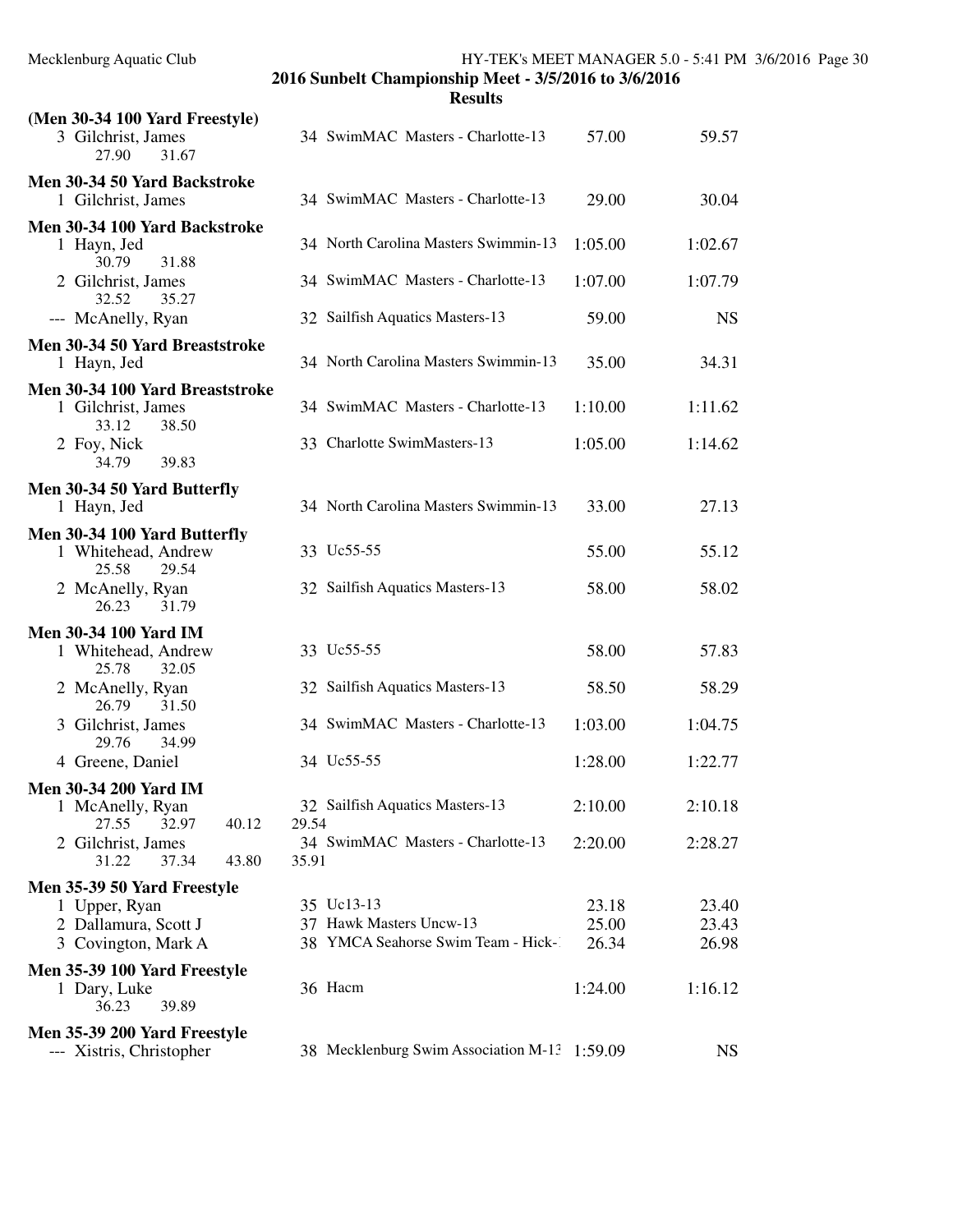## 2016 Sunbelt Championship Meet - 3/5/2016 to 3/6/2016

### Results

**(Men 30-34 100 Yard Freestyle)**

| | Name | Age | Team | Seed Time | Finals Time |
|---|---|---|---|---|---|
| 3 | Gilchrist, James | 34 | SwimMAC Masters - Charlotte-13 | 57.00 | 59.57 |
| | 27.90 31.67 | | | | |

**Men 30-34 50 Yard Backstroke**

| | Name | Age | Team | Seed Time | Finals Time |
|---|---|---|---|---|---|
| 1 | Gilchrist, James | 34 | SwimMAC Masters - Charlotte-13 | 29.00 | 30.04 |

**Men 30-34 100 Yard Backstroke**

| | Name | Age | Team | Seed Time | Finals Time |
|---|---|---|---|---|---|
| 1 | Hayn, Jed | 34 | North Carolina Masters Swimmin-13 | 1:05.00 | 1:02.67 |
| | 30.79 31.88 | | | | |
| 2 | Gilchrist, James | 34 | SwimMAC Masters - Charlotte-13 | 1:07.00 | 1:07.79 |
| | 32.52 35.27 | | | | |
| --- | McAnelly, Ryan | 32 | Sailfish Aquatics Masters-13 | 59.00 | NS |

**Men 30-34 50 Yard Breaststroke**

| | Name | Age | Team | Seed Time | Finals Time |
|---|---|---|---|---|---|
| 1 | Hayn, Jed | 34 | North Carolina Masters Swimmin-13 | 35.00 | 34.31 |

**Men 30-34 100 Yard Breaststroke**

| | Name | Age | Team | Seed Time | Finals Time |
|---|---|---|---|---|---|
| 1 | Gilchrist, James | 34 | SwimMAC Masters - Charlotte-13 | 1:10.00 | 1:11.62 |
| | 33.12 38.50 | | | | |
| 2 | Foy, Nick | 33 | Charlotte SwimMasters-13 | 1:05.00 | 1:14.62 |
| | 34.79 39.83 | | | | |

**Men 30-34 50 Yard Butterfly**

| | Name | Age | Team | Seed Time | Finals Time |
|---|---|---|---|---|---|
| 1 | Hayn, Jed | 34 | North Carolina Masters Swimmin-13 | 33.00 | 27.13 |

**Men 30-34 100 Yard Butterfly**

| | Name | Age | Team | Seed Time | Finals Time |
|---|---|---|---|---|---|
| 1 | Whitehead, Andrew | 33 | Uc55-55 | 55.00 | 55.12 |
| | 25.58 29.54 | | | | |
| 2 | McAnelly, Ryan | 32 | Sailfish Aquatics Masters-13 | 58.00 | 58.02 |
| | 26.23 31.79 | | | | |

**Men 30-34 100 Yard IM**

| | Name | Age | Team | Seed Time | Finals Time |
|---|---|---|---|---|---|
| 1 | Whitehead, Andrew | 33 | Uc55-55 | 58.00 | 57.83 |
| | 25.78 32.05 | | | | |
| 2 | McAnelly, Ryan | 32 | Sailfish Aquatics Masters-13 | 58.50 | 58.29 |
| | 26.79 31.50 | | | | |
| 3 | Gilchrist, James | 34 | SwimMAC Masters - Charlotte-13 | 1:03.00 | 1:04.75 |
| | 29.76 34.99 | | | | |
| 4 | Greene, Daniel | 34 | Uc55-55 | 1:28.00 | 1:22.77 |

**Men 30-34 200 Yard IM**

| | Name | Age | Team | Seed Time | Finals Time |
|---|---|---|---|---|---|
| 1 | McAnelly, Ryan | 32 | Sailfish Aquatics Masters-13 | 2:10.00 | 2:10.18 |
| | 27.55 32.97 40.12 29.54 | | | | |
| 2 | Gilchrist, James | 34 | SwimMAC Masters - Charlotte-13 | 2:20.00 | 2:28.27 |
| | 31.22 37.34 43.80 35.91 | | | | |

**Men 35-39 50 Yard Freestyle**

| | Name | Age | Team | Seed Time | Finals Time |
|---|---|---|---|---|---|
| 1 | Upper, Ryan | 35 | Uc13-13 | 23.18 | 23.40 |
| 2 | Dallamura, Scott J | 37 | Hawk Masters Uncw-13 | 25.00 | 23.43 |
| 3 | Covington, Mark A | 38 | YMCA Seahorse Swim Team - Hick-1 | 26.34 | 26.98 |

**Men 35-39 100 Yard Freestyle**

| | Name | Age | Team | Seed Time | Finals Time |
|---|---|---|---|---|---|
| 1 | Dary, Luke | 36 | Hacm | 1:24.00 | 1:16.12 |
| | 36.23 39.89 | | | | |

**Men 35-39 200 Yard Freestyle**

| | Name | Age | Team | Seed Time | Finals Time |
|---|---|---|---|---|---|
| --- | Xistris, Christopher | 38 | Mecklenburg Swim Association M-13 | 1:59.09 | NS |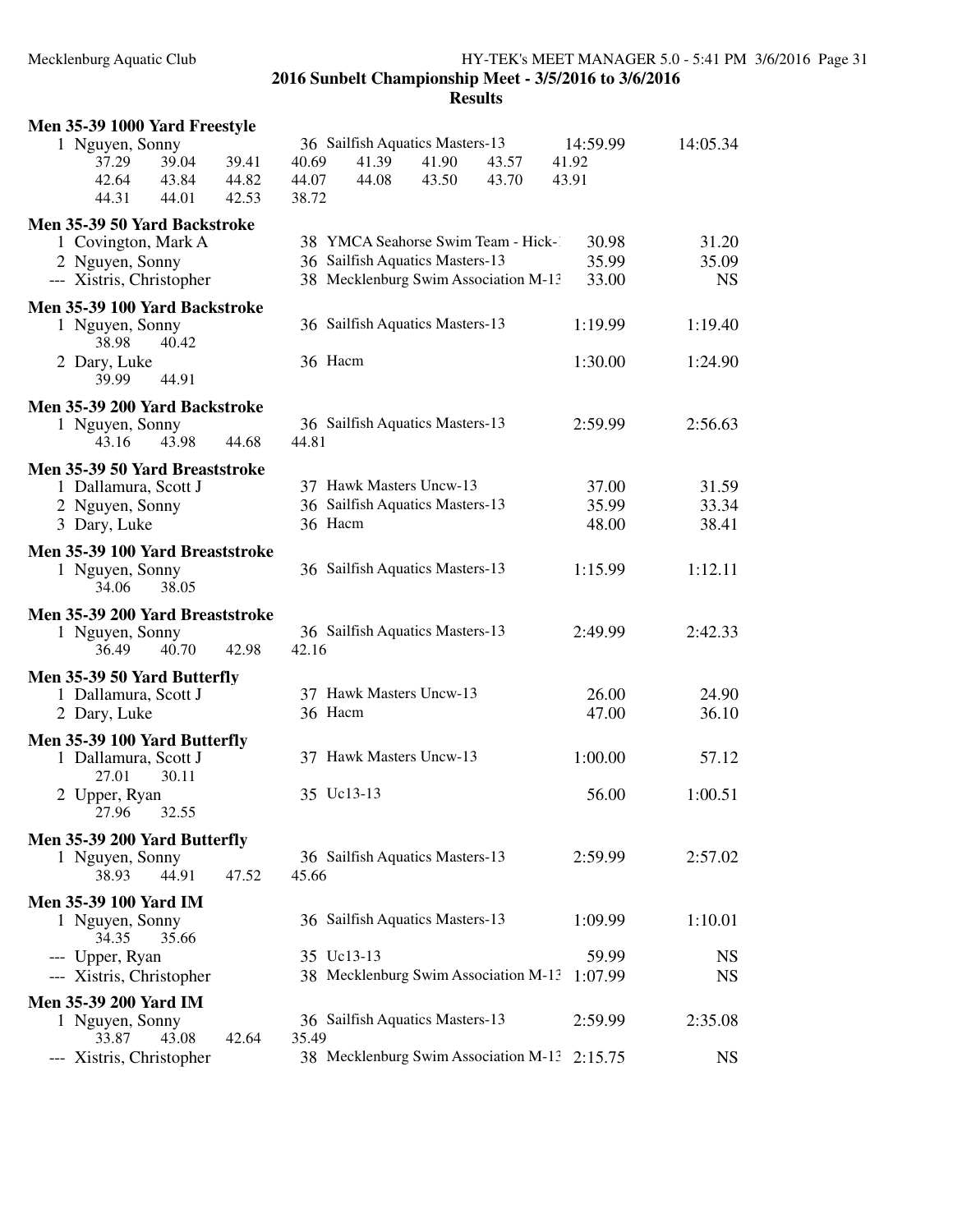## 2016 Sunbelt Championship Meet - 3/5/2016 to 3/6/2016

### Results

**Men 35-39 1000 Yard Freestyle**

| Place | Name | Age | Team | Seed Time | Finals Time |
|---|---|---|---|---|---|
| 1 | Nguyen, Sonny | 36 | Sailfish Aquatics Masters-13 | 14:59.99 | 14:05.34 |

37.29 39.04 39.41 40.69 41.39 41.90 43.57 41.92
42.64 43.84 44.82 44.07 44.08 43.50 43.70 43.91
44.31 44.01 42.53 38.72

**Men 35-39 50 Yard Backstroke**

| Place | Name | Age | Team | Seed Time | Finals Time |
|---|---|---|---|---|---|
| 1 | Covington, Mark A | 38 | YMCA Seahorse Swim Team - Hick-1 | 30.98 | 31.20 |
| 2 | Nguyen, Sonny | 36 | Sailfish Aquatics Masters-13 | 35.99 | 35.09 |
| --- | Xistris, Christopher | 38 | Mecklenburg Swim Association M-13 | 33.00 | NS |

**Men 35-39 100 Yard Backstroke**

| Place | Name | Age | Team | Seed Time | Finals Time |
|---|---|---|---|---|---|
| 1 | Nguyen, Sonny | 36 | Sailfish Aquatics Masters-13 | 1:19.99 | 1:19.40 |
| | 38.98 40.42 | | | | |
| 2 | Dary, Luke | 36 | Hacm | 1:30.00 | 1:24.90 |
| | 39.99 44.91 | | | | |

**Men 35-39 200 Yard Backstroke**

| Place | Name | Age | Team | Seed Time | Finals Time |
|---|---|---|---|---|---|
| 1 | Nguyen, Sonny | 36 | Sailfish Aquatics Masters-13 | 2:59.99 | 2:56.63 |
| | 43.16 43.98 44.68 44.81 | | | | |

**Men 35-39 50 Yard Breaststroke**

| Place | Name | Age | Team | Seed Time | Finals Time |
|---|---|---|---|---|---|
| 1 | Dallamura, Scott J | 37 | Hawk Masters Uncw-13 | 37.00 | 31.59 |
| 2 | Nguyen, Sonny | 36 | Sailfish Aquatics Masters-13 | 35.99 | 33.34 |
| 3 | Dary, Luke | 36 | Hacm | 48.00 | 38.41 |

**Men 35-39 100 Yard Breaststroke**

| Place | Name | Age | Team | Seed Time | Finals Time |
|---|---|---|---|---|---|
| 1 | Nguyen, Sonny | 36 | Sailfish Aquatics Masters-13 | 1:15.99 | 1:12.11 |
| | 34.06 38.05 | | | | |

**Men 35-39 200 Yard Breaststroke**

| Place | Name | Age | Team | Seed Time | Finals Time |
|---|---|---|---|---|---|
| 1 | Nguyen, Sonny | 36 | Sailfish Aquatics Masters-13 | 2:49.99 | 2:42.33 |
| | 36.49 40.70 42.98 42.16 | | | | |

**Men 35-39 50 Yard Butterfly**

| Place | Name | Age | Team | Seed Time | Finals Time |
|---|---|---|---|---|---|
| 1 | Dallamura, Scott J | 37 | Hawk Masters Uncw-13 | 26.00 | 24.90 |
| 2 | Dary, Luke | 36 | Hacm | 47.00 | 36.10 |

**Men 35-39 100 Yard Butterfly**

| Place | Name | Age | Team | Seed Time | Finals Time |
|---|---|---|---|---|---|
| 1 | Dallamura, Scott J | 37 | Hawk Masters Uncw-13 | 1:00.00 | 57.12 |
| | 27.01 30.11 | | | | |
| 2 | Upper, Ryan | 35 | Uc13-13 | 56.00 | 1:00.51 |
| | 27.96 32.55 | | | | |

**Men 35-39 200 Yard Butterfly**

| Place | Name | Age | Team | Seed Time | Finals Time |
|---|---|---|---|---|---|
| 1 | Nguyen, Sonny | 36 | Sailfish Aquatics Masters-13 | 2:59.99 | 2:57.02 |
| | 38.93 44.91 47.52 45.66 | | | | |

**Men 35-39 100 Yard IM**

| Place | Name | Age | Team | Seed Time | Finals Time |
|---|---|---|---|---|---|
| 1 | Nguyen, Sonny | 36 | Sailfish Aquatics Masters-13 | 1:09.99 | 1:10.01 |
| | 34.35 35.66 | | | | |
| --- | Upper, Ryan | 35 | Uc13-13 | 59.99 | NS |
| --- | Xistris, Christopher | 38 | Mecklenburg Swim Association M-13 | 1:07.99 | NS |

**Men 35-39 200 Yard IM**

| Place | Name | Age | Team | Seed Time | Finals Time |
|---|---|---|---|---|---|
| 1 | Nguyen, Sonny | 36 | Sailfish Aquatics Masters-13 | 2:59.99 | 2:35.08 |
| | 33.87 43.08 42.64 35.49 | | | | |
| --- | Xistris, Christopher | 38 | Mecklenburg Swim Association M-13 | 2:15.75 | NS |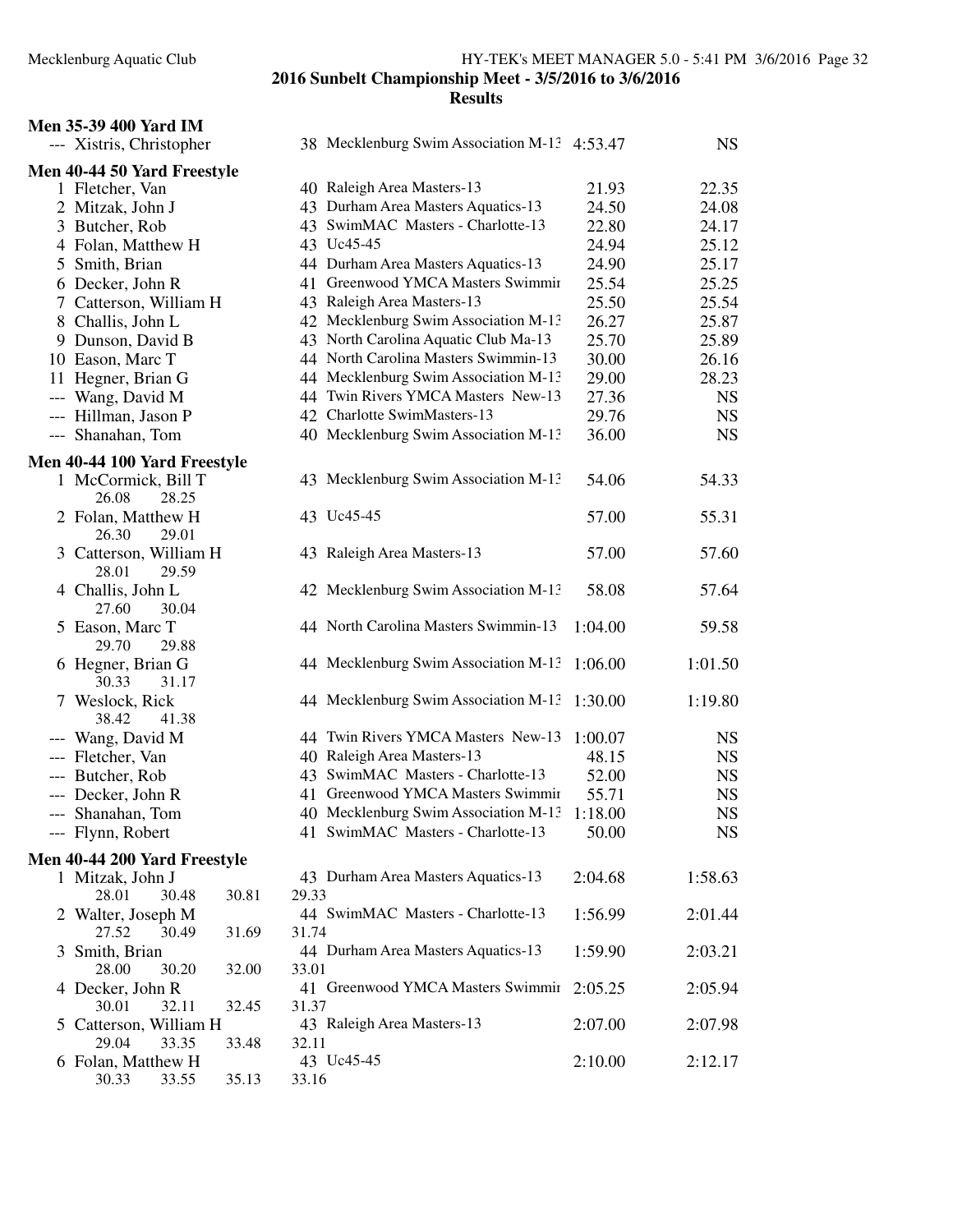## 2016 Sunbelt Championship Meet - 3/5/2016 to 3/6/2016

## Results

### Men 35-39 400 Yard IM

| Place | Name | Age | Team | Seed Time | Finals Time |
|---|---|---|---|---|---|
| --- | Xistris, Christopher | 38 | Mecklenburg Swim Association M-13 | 4:53.47 | NS |

### Men 40-44 50 Yard Freestyle

| Place | Name | Age | Team | Seed Time | Finals Time |
|---|---|---|---|---|---|
| 1 | Fletcher, Van | 40 | Raleigh Area Masters-13 | 21.93 | 22.35 |
| 2 | Mitzak, John J | 43 | Durham Area Masters Aquatics-13 | 24.50 | 24.08 |
| 3 | Butcher, Rob | 43 | SwimMAC Masters - Charlotte-13 | 22.80 | 24.17 |
| 4 | Folan, Matthew H | 43 | Uc45-45 | 24.94 | 25.12 |
| 5 | Smith, Brian | 44 | Durham Area Masters Aquatics-13 | 24.90 | 25.17 |
| 6 | Decker, John R | 41 | Greenwood YMCA Masters Swimmir | 25.54 | 25.25 |
| 7 | Catterson, William H | 43 | Raleigh Area Masters-13 | 25.50 | 25.54 |
| 8 | Challis, John L | 42 | Mecklenburg Swim Association M-13 | 26.27 | 25.87 |
| 9 | Dunson, David B | 43 | North Carolina Aquatic Club Ma-13 | 25.70 | 25.89 |
| 10 | Eason, Marc T | 44 | North Carolina Masters Swimmin-13 | 30.00 | 26.16 |
| 11 | Hegner, Brian G | 44 | Mecklenburg Swim Association M-13 | 29.00 | 28.23 |
| --- | Wang, David M | 44 | Twin Rivers YMCA Masters New-13 | 27.36 | NS |
| --- | Hillman, Jason P | 42 | Charlotte SwimMasters-13 | 29.76 | NS |
| --- | Shanahan, Tom | 40 | Mecklenburg Swim Association M-13 | 36.00 | NS |

### Men 40-44 100 Yard Freestyle

| Place | Name | Age | Team | Seed Time | Finals Time |
|---|---|---|---|---|---|
| 1 | McCormick, Bill T | 43 | Mecklenburg Swim Association M-13 | 54.06 | 54.33 |
| | 26.08 28.25 | | | | |
| 2 | Folan, Matthew H | 43 | Uc45-45 | 57.00 | 55.31 |
| | 26.30 29.01 | | | | |
| 3 | Catterson, William H | 43 | Raleigh Area Masters-13 | 57.00 | 57.60 |
| | 28.01 29.59 | | | | |
| 4 | Challis, John L | 42 | Mecklenburg Swim Association M-13 | 58.08 | 57.64 |
| | 27.60 30.04 | | | | |
| 5 | Eason, Marc T | 44 | North Carolina Masters Swimmin-13 | 1:04.00 | 59.58 |
| | 29.70 29.88 | | | | |
| 6 | Hegner, Brian G | 44 | Mecklenburg Swim Association M-13 | 1:06.00 | 1:01.50 |
| | 30.33 31.17 | | | | |
| 7 | Weslock, Rick | 44 | Mecklenburg Swim Association M-13 | 1:30.00 | 1:19.80 |
| | 38.42 41.38 | | | | |
| --- | Wang, David M | 44 | Twin Rivers YMCA Masters New-13 | 1:00.07 | NS |
| --- | Fletcher, Van | 40 | Raleigh Area Masters-13 | 48.15 | NS |
| --- | Butcher, Rob | 43 | SwimMAC Masters - Charlotte-13 | 52.00 | NS |
| --- | Decker, John R | 41 | Greenwood YMCA Masters Swimmir | 55.71 | NS |
| --- | Shanahan, Tom | 40 | Mecklenburg Swim Association M-13 | 1:18.00 | NS |
| --- | Flynn, Robert | 41 | SwimMAC Masters - Charlotte-13 | 50.00 | NS |

### Men 40-44 200 Yard Freestyle

| Place | Name | Age | Team | Seed Time | Finals Time |
|---|---|---|---|---|---|
| 1 | Mitzak, John J | 43 | Durham Area Masters Aquatics-13 | 2:04.68 | 1:58.63 |
| | 28.01 30.48 30.81 29.33 | | | | |
| 2 | Walter, Joseph M | 44 | SwimMAC Masters - Charlotte-13 | 1:56.99 | 2:01.44 |
| | 27.52 30.49 31.69 31.74 | | | | |
| 3 | Smith, Brian | 44 | Durham Area Masters Aquatics-13 | 1:59.90 | 2:03.21 |
| | 28.00 30.20 32.00 33.01 | | | | |
| 4 | Decker, John R | 41 | Greenwood YMCA Masters Swimmir | 2:05.25 | 2:05.94 |
| | 30.01 32.11 32.45 31.37 | | | | |
| 5 | Catterson, William H | 43 | Raleigh Area Masters-13 | 2:07.00 | 2:07.98 |
| | 29.04 33.35 33.48 32.11 | | | | |
| 6 | Folan, Matthew H | 43 | Uc45-45 | 2:10.00 | 2:12.17 |
| | 30.33 33.55 35.13 33.16 | | | | |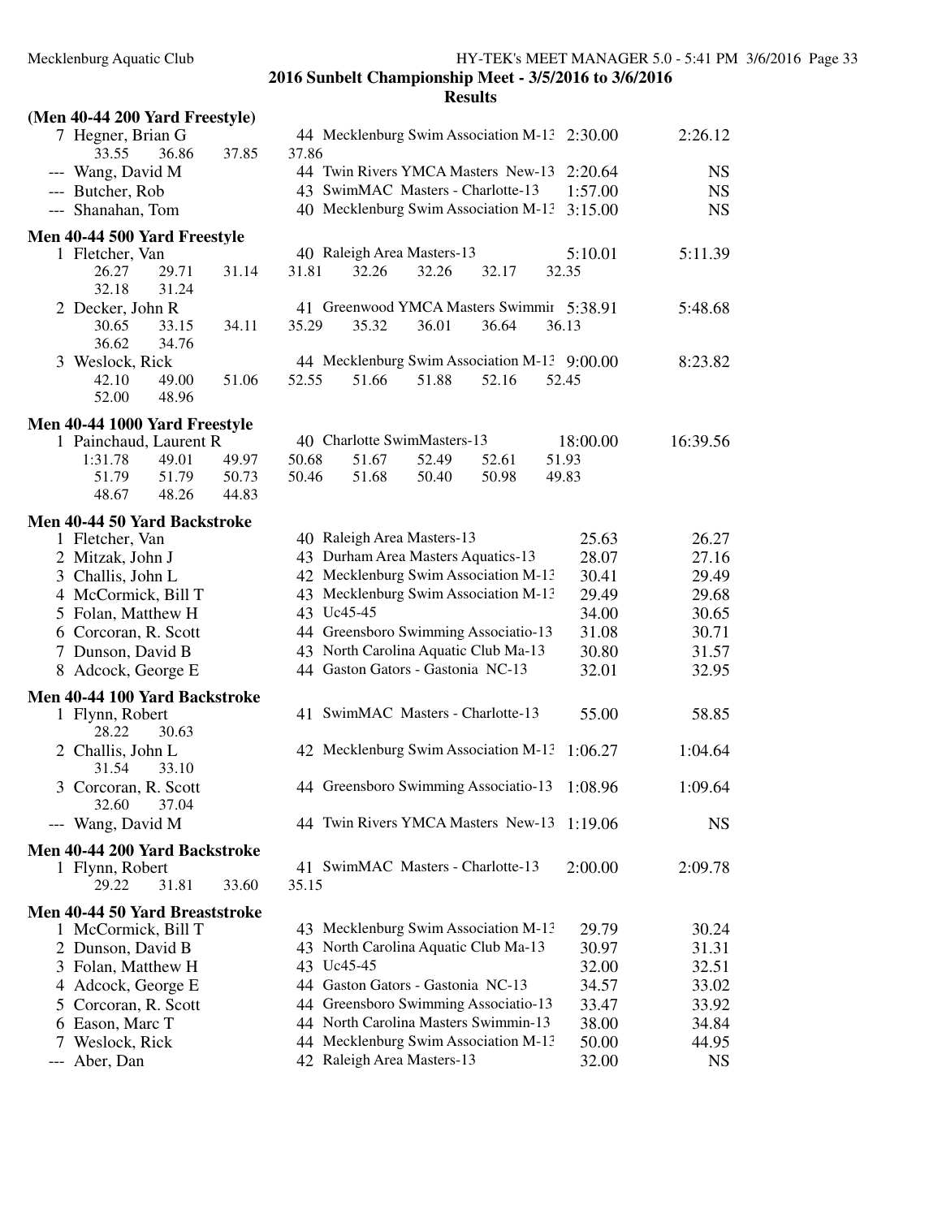**2016 Sunbelt Championship Meet - 3/5/2016 to 3/6/2016**

**Results**

### (Men 40-44 200 Yard Freestyle)

| Place | Name | Age | Team | Seed Time | Finals Time |
|---|---|---|---|---|---|
| 7 | Hegner, Brian G | 44 | Mecklenburg Swim Association M-13 | 2:30.00 | 2:26.12 |
| | 33.55  36.86  37.85  37.86 | | | | |
| --- | Wang, David M | 44 | Twin Rivers YMCA Masters New-13 | 2:20.64 | NS |
| --- | Butcher, Rob | 43 | SwimMAC Masters - Charlotte-13 | 1:57.00 | NS |
| --- | Shanahan, Tom | 40 | Mecklenburg Swim Association M-13 | 3:15.00 | NS |

### Men 40-44 500 Yard Freestyle

| Place | Name | Age | Team | Seed Time | Finals Time |
|---|---|---|---|---|---|
| 1 | Fletcher, Van | 40 | Raleigh Area Masters-13 | 5:10.01 | 5:11.39 |
| | 26.27  29.71  31.14  31.81  32.26  32.26  32.17  32.35  32.18  31.24 | | | | |
| 2 | Decker, John R | 41 | Greenwood YMCA Masters Swimmir | 5:38.91 | 5:48.68 |
| | 30.65  33.15  34.11  35.29  35.32  36.01  36.64  36.13  36.62  34.76 | | | | |
| 3 | Weslock, Rick | 44 | Mecklenburg Swim Association M-13 | 9:00.00 | 8:23.82 |
| | 42.10  49.00  51.06  52.55  51.66  51.88  52.16  52.45  52.00  48.96 | | | | |

### Men 40-44 1000 Yard Freestyle

| Place | Name | Age | Team | Seed Time | Finals Time |
|---|---|---|---|---|---|
| 1 | Painchaud, Laurent R | 40 | Charlotte SwimMasters-13 | 18:00.00 | 16:39.56 |
| | 1:31.78  49.01  49.97  50.68  51.67  52.49  52.61  51.93  51.79  51.79  50.73  50.46  51.68  50.40  50.98  49.83  48.67  48.26  44.83 | | | | |

### Men 40-44 50 Yard Backstroke

| Place | Name | Age | Team | Seed Time | Finals Time |
|---|---|---|---|---|---|
| 1 | Fletcher, Van | 40 | Raleigh Area Masters-13 | 25.63 | 26.27 |
| 2 | Mitzak, John J | 43 | Durham Area Masters Aquatics-13 | 28.07 | 27.16 |
| 3 | Challis, John L | 42 | Mecklenburg Swim Association M-13 | 30.41 | 29.49 |
| 4 | McCormick, Bill T | 43 | Mecklenburg Swim Association M-13 | 29.49 | 29.68 |
| 5 | Folan, Matthew H | 43 | Uc45-45 | 34.00 | 30.65 |
| 6 | Corcoran, R. Scott | 44 | Greensboro Swimming Associatio-13 | 31.08 | 30.71 |
| 7 | Dunson, David B | 43 | North Carolina Aquatic Club Ma-13 | 30.80 | 31.57 |
| 8 | Adcock, George E | 44 | Gaston Gators - Gastonia NC-13 | 32.01 | 32.95 |

### Men 40-44 100 Yard Backstroke

| Place | Name | Age | Team | Seed Time | Finals Time |
|---|---|---|---|---|---|
| 1 | Flynn, Robert | 41 | SwimMAC Masters - Charlotte-13 | 55.00 | 58.85 |
| | 28.22  30.63 | | | | |
| 2 | Challis, John L | 42 | Mecklenburg Swim Association M-13 | 1:06.27 | 1:04.64 |
| | 31.54  33.10 | | | | |
| 3 | Corcoran, R. Scott | 44 | Greensboro Swimming Associatio-13 | 1:08.96 | 1:09.64 |
| | 32.60  37.04 | | | | |
| --- | Wang, David M | 44 | Twin Rivers YMCA Masters New-13 | 1:19.06 | NS |

### Men 40-44 200 Yard Backstroke

| Place | Name | Age | Team | Seed Time | Finals Time |
|---|---|---|---|---|---|
| 1 | Flynn, Robert | 41 | SwimMAC Masters - Charlotte-13 | 2:00.00 | 2:09.78 |
| | 29.22  31.81  33.60  35.15 | | | | |

### Men 40-44 50 Yard Breaststroke

| Place | Name | Age | Team | Seed Time | Finals Time |
|---|---|---|---|---|---|
| 1 | McCormick, Bill T | 43 | Mecklenburg Swim Association M-13 | 29.79 | 30.24 |
| 2 | Dunson, David B | 43 | North Carolina Aquatic Club Ma-13 | 30.97 | 31.31 |
| 3 | Folan, Matthew H | 43 | Uc45-45 | 32.00 | 32.51 |
| 4 | Adcock, George E | 44 | Gaston Gators - Gastonia NC-13 | 34.57 | 33.02 |
| 5 | Corcoran, R. Scott | 44 | Greensboro Swimming Associatio-13 | 33.47 | 33.92 |
| 6 | Eason, Marc T | 44 | North Carolina Masters Swimmin-13 | 38.00 | 34.84 |
| 7 | Weslock, Rick | 44 | Mecklenburg Swim Association M-13 | 50.00 | 44.95 |
| --- | Aber, Dan | 42 | Raleigh Area Masters-13 | 32.00 | NS |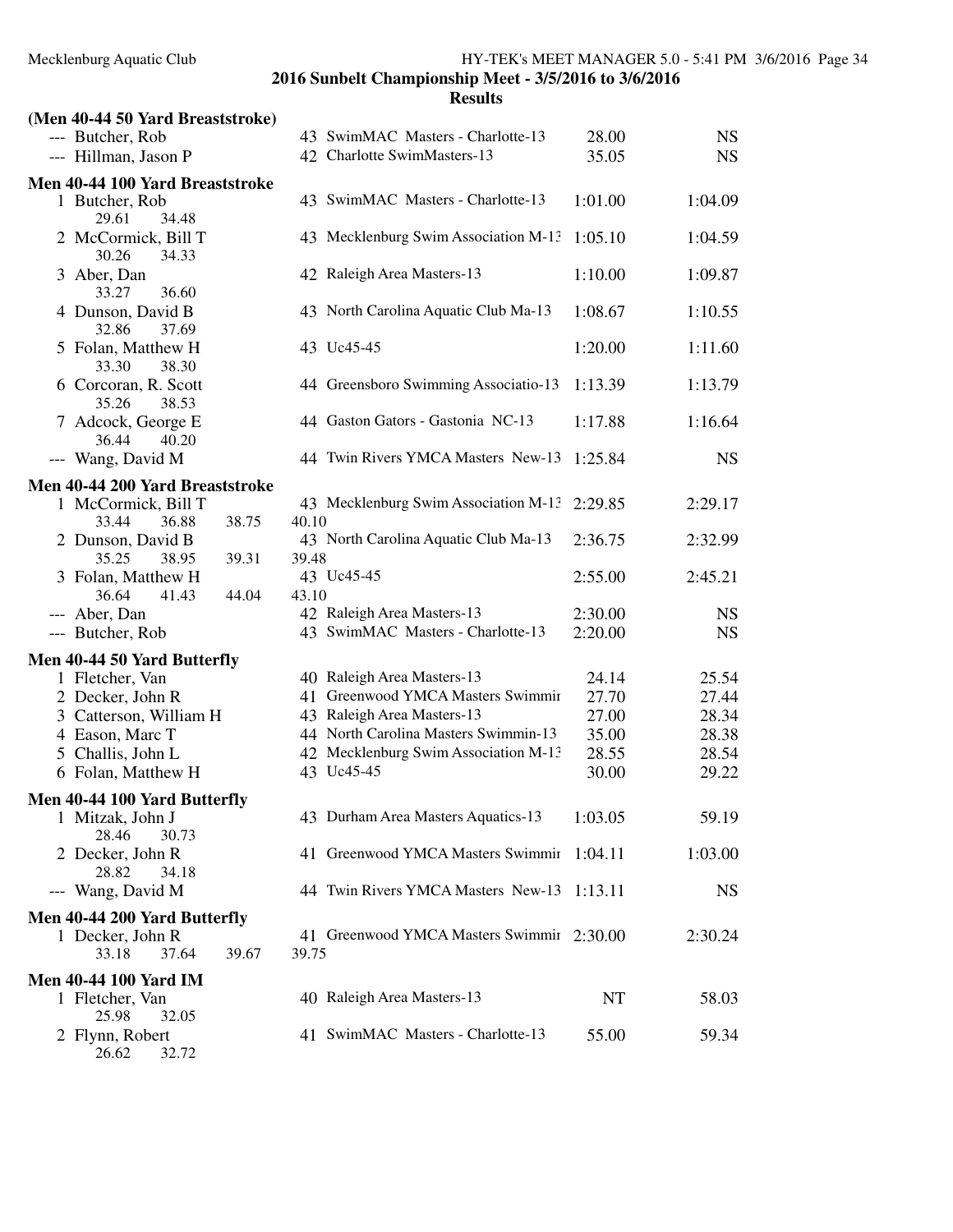## 2016 Sunbelt Championship Meet - 3/5/2016 to 3/6/2016

### Results

**(Men 40-44 50 Yard Breaststroke)**

| | Name | Age | Team | Seed Time | Finals Time |
|---|---|---|---|---|---|
| --- | Butcher, Rob | 43 | SwimMAC Masters - Charlotte-13 | 28.00 | NS |
| --- | Hillman, Jason P | 42 | Charlotte SwimMasters-13 | 35.05 | NS |

**Men 40-44 100 Yard Breaststroke**

| | Name | Age | Team | Seed Time | Finals Time |
|---|---|---|---|---|---|
| 1 | Butcher, Rob<br>29.61 34.48 | 43 | SwimMAC Masters - Charlotte-13 | 1:01.00 | 1:04.09 |
| 2 | McCormick, Bill T<br>30.26 34.33 | 43 | Mecklenburg Swim Association M-13 | 1:05.10 | 1:04.59 |
| 3 | Aber, Dan<br>33.27 36.60 | 42 | Raleigh Area Masters-13 | 1:10.00 | 1:09.87 |
| 4 | Dunson, David B<br>32.86 37.69 | 43 | North Carolina Aquatic Club Ma-13 | 1:08.67 | 1:10.55 |
| 5 | Folan, Matthew H<br>33.30 38.30 | 43 | Uc45-45 | 1:20.00 | 1:11.60 |
| 6 | Corcoran, R. Scott<br>35.26 38.53 | 44 | Greensboro Swimming Associatio-13 | 1:13.39 | 1:13.79 |
| 7 | Adcock, George E<br>36.44 40.20 | 44 | Gaston Gators - Gastonia NC-13 | 1:17.88 | 1:16.64 |
| --- | Wang, David M | 44 | Twin Rivers YMCA Masters New-13 | 1:25.84 | NS |

**Men 40-44 200 Yard Breaststroke**

| | Name | Age | Team | Seed Time | Finals Time |
|---|---|---|---|---|---|
| 1 | McCormick, Bill T<br>33.44 36.88 38.75 40.10 | 43 | Mecklenburg Swim Association M-13 | 2:29.85 | 2:29.17 |
| 2 | Dunson, David B<br>35.25 38.95 39.31 39.48 | 43 | North Carolina Aquatic Club Ma-13 | 2:36.75 | 2:32.99 |
| 3 | Folan, Matthew H<br>36.64 41.43 44.04 43.10 | 43 | Uc45-45 | 2:55.00 | 2:45.21 |
| --- | Aber, Dan | 42 | Raleigh Area Masters-13 | 2:30.00 | NS |
| --- | Butcher, Rob | 43 | SwimMAC Masters - Charlotte-13 | 2:20.00 | NS |

**Men 40-44 50 Yard Butterfly**

| | Name | Age | Team | Seed Time | Finals Time |
|---|---|---|---|---|---|
| 1 | Fletcher, Van | 40 | Raleigh Area Masters-13 | 24.14 | 25.54 |
| 2 | Decker, John R | 41 | Greenwood YMCA Masters Swimmir | 27.70 | 27.44 |
| 3 | Catterson, William H | 43 | Raleigh Area Masters-13 | 27.00 | 28.34 |
| 4 | Eason, Marc T | 44 | North Carolina Masters Swimmin-13 | 35.00 | 28.38 |
| 5 | Challis, John L | 42 | Mecklenburg Swim Association M-13 | 28.55 | 28.54 |
| 6 | Folan, Matthew H | 43 | Uc45-45 | 30.00 | 29.22 |

**Men 40-44 100 Yard Butterfly**

| | Name | Age | Team | Seed Time | Finals Time |
|---|---|---|---|---|---|
| 1 | Mitzak, John J<br>28.46 30.73 | 43 | Durham Area Masters Aquatics-13 | 1:03.05 | 59.19 |
| 2 | Decker, John R<br>28.82 34.18 | 41 | Greenwood YMCA Masters Swimmir | 1:04.11 | 1:03.00 |
| --- | Wang, David M | 44 | Twin Rivers YMCA Masters New-13 | 1:13.11 | NS |

**Men 40-44 200 Yard Butterfly**

| | Name | Age | Team | Seed Time | Finals Time |
|---|---|---|---|---|---|
| 1 | Decker, John R<br>33.18 37.64 39.67 39.75 | 41 | Greenwood YMCA Masters Swimmir | 2:30.00 | 2:30.24 |

**Men 40-44 100 Yard IM**

| | Name | Age | Team | Seed Time | Finals Time |
|---|---|---|---|---|---|
| 1 | Fletcher, Van<br>25.98 32.05 | 40 | Raleigh Area Masters-13 | NT | 58.03 |
| 2 | Flynn, Robert<br>26.62 32.72 | 41 | SwimMAC Masters - Charlotte-13 | 55.00 | 59.34 |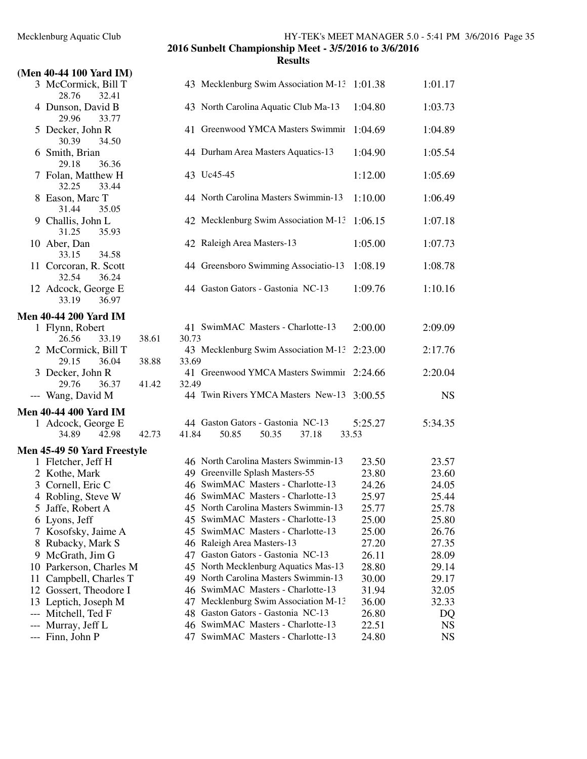## 2016 Sunbelt Championship Meet - 3/5/2016 to 3/6/2016

### Results

### (Men 40-44 100 Yard IM)

| Place | Name | Age | Team | Seed Time | Finals Time |
|---|---|---|---|---|---|
| 3 | McCormick, Bill T | 43 | Mecklenburg Swim Association M-13 | 1:01.38 | 1:01.17 |
| | 28.76 32.41 | | | | |
| 4 | Dunson, David B | 43 | North Carolina Aquatic Club Ma-13 | 1:04.80 | 1:03.73 |
| | 29.96 33.77 | | | | |
| 5 | Decker, John R | 41 | Greenwood YMCA Masters Swimmir | 1:04.69 | 1:04.89 |
| | 30.39 34.50 | | | | |
| 6 | Smith, Brian | 44 | Durham Area Masters Aquatics-13 | 1:04.90 | 1:05.54 |
| | 29.18 36.36 | | | | |
| 7 | Folan, Matthew H | 43 | Uc45-45 | 1:12.00 | 1:05.69 |
| | 32.25 33.44 | | | | |
| 8 | Eason, Marc T | 44 | North Carolina Masters Swimmin-13 | 1:10.00 | 1:06.49 |
| | 31.44 35.05 | | | | |
| 9 | Challis, John L | 42 | Mecklenburg Swim Association M-13 | 1:06.15 | 1:07.18 |
| | 31.25 35.93 | | | | |
| 10 | Aber, Dan | 42 | Raleigh Area Masters-13 | 1:05.00 | 1:07.73 |
| | 33.15 34.58 | | | | |
| 11 | Corcoran, R. Scott | 44 | Greensboro Swimming Associatio-13 | 1:08.19 | 1:08.78 |
| | 32.54 36.24 | | | | |
| 12 | Adcock, George E | 44 | Gaston Gators - Gastonia NC-13 | 1:09.76 | 1:10.16 |
| | 33.19 36.97 | | | | |

### Men 40-44 200 Yard IM

| Place | Name | Age | Team | Seed Time | Finals Time |
|---|---|---|---|---|---|
| 1 | Flynn, Robert | 41 | SwimMAC Masters - Charlotte-13 | 2:00.00 | 2:09.09 |
| | 26.56 33.19 38.61 30.73 | | | | |
| 2 | McCormick, Bill T | 43 | Mecklenburg Swim Association M-13 | 2:23.00 | 2:17.76 |
| | 29.15 36.04 38.88 33.69 | | | | |
| 3 | Decker, John R | 41 | Greenwood YMCA Masters Swimmir | 2:24.66 | 2:20.04 |
| | 29.76 36.37 41.42 32.49 | | | | |
| --- | Wang, David M | 44 | Twin Rivers YMCA Masters New-13 | 3:00.55 | NS |

### Men 40-44 400 Yard IM

| Place | Name | Age | Team | Seed Time | Finals Time |
|---|---|---|---|---|---|
| 1 | Adcock, George E | 44 | Gaston Gators - Gastonia NC-13 | 5:25.27 | 5:34.35 |
| | 34.89 42.98 42.73 41.84 50.85 50.35 37.18 33.53 | | | | |

### Men 45-49 50 Yard Freestyle

| Place | Name | Age | Team | Seed Time | Finals Time |
|---|---|---|---|---|---|
| 1 | Fletcher, Jeff H | 46 | North Carolina Masters Swimmin-13 | 23.50 | 23.57 |
| 2 | Kothe, Mark | 49 | Greenville Splash Masters-55 | 23.80 | 23.60 |
| 3 | Cornell, Eric C | 46 | SwimMAC Masters - Charlotte-13 | 24.26 | 24.05 |
| 4 | Robling, Steve W | 46 | SwimMAC Masters - Charlotte-13 | 25.97 | 25.44 |
| 5 | Jaffe, Robert A | 45 | North Carolina Masters Swimmin-13 | 25.77 | 25.78 |
| 6 | Lyons, Jeff | 45 | SwimMAC Masters - Charlotte-13 | 25.00 | 25.80 |
| 7 | Kosofsky, Jaime A | 45 | SwimMAC Masters - Charlotte-13 | 25.00 | 26.76 |
| 8 | Rubacky, Mark S | 46 | Raleigh Area Masters-13 | 27.20 | 27.35 |
| 9 | McGrath, Jim G | 47 | Gaston Gators - Gastonia NC-13 | 26.11 | 28.09 |
| 10 | Parkerson, Charles M | 45 | North Mecklenburg Aquatics Mas-13 | 28.80 | 29.14 |
| 11 | Campbell, Charles T | 49 | North Carolina Masters Swimmin-13 | 30.00 | 29.17 |
| 12 | Gossert, Theodore I | 46 | SwimMAC Masters - Charlotte-13 | 31.94 | 32.05 |
| 13 | Leptich, Joseph M | 47 | Mecklenburg Swim Association M-13 | 36.00 | 32.33 |
| --- | Mitchell, Ted F | 48 | Gaston Gators - Gastonia NC-13 | 26.80 | DQ |
| --- | Murray, Jeff L | 46 | SwimMAC Masters - Charlotte-13 | 22.51 | NS |
| --- | Finn, John P | 47 | SwimMAC Masters - Charlotte-13 | 24.80 | NS |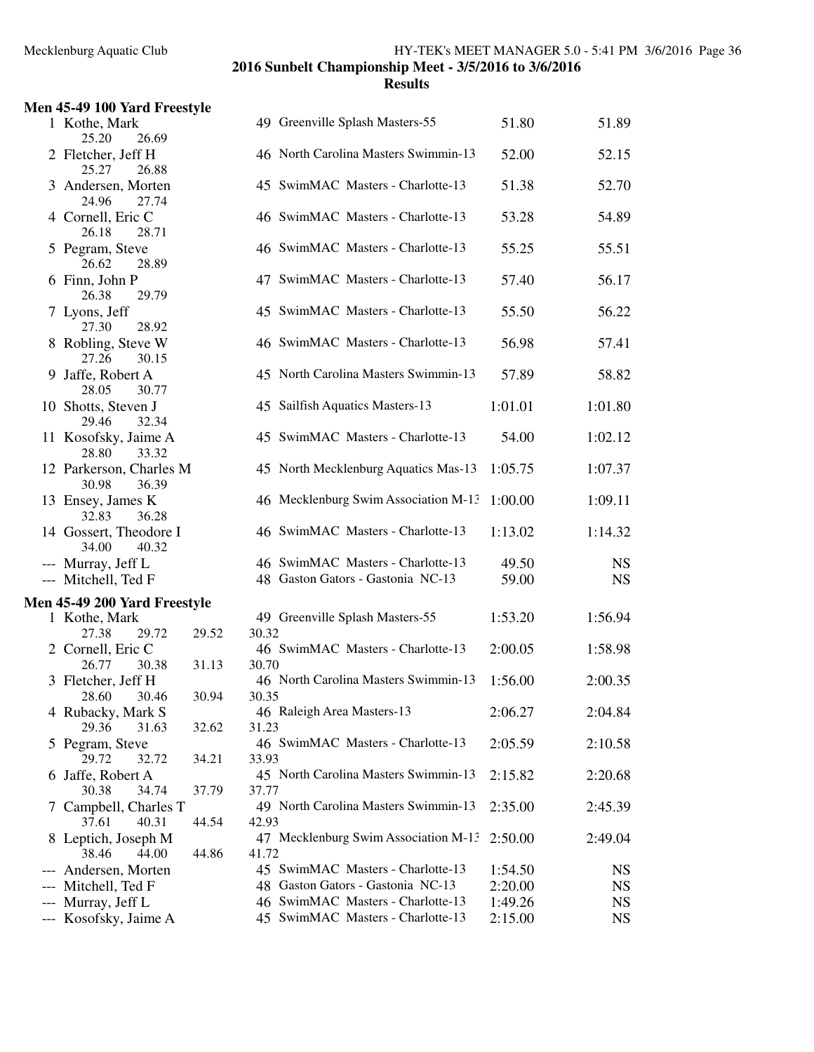## 2016 Sunbelt Championship Meet - 3/5/2016 to 3/6/2016

### Results

#### Men 45-49 100 Yard Freestyle

| Place | Name | Age | Team | Seed Time | Finals Time |
|---|---|---|---|---|---|
| 1 | Kothe, Mark | 49 | Greenville Splash Masters-55 | 51.80 | 51.89 |
| | 25.20 26.69 | | | | |
| 2 | Fletcher, Jeff H | 46 | North Carolina Masters Swimmin-13 | 52.00 | 52.15 |
| | 25.27 26.88 | | | | |
| 3 | Andersen, Morten | 45 | SwimMAC Masters - Charlotte-13 | 51.38 | 52.70 |
| | 24.96 27.74 | | | | |
| 4 | Cornell, Eric C | 46 | SwimMAC Masters - Charlotte-13 | 53.28 | 54.89 |
| | 26.18 28.71 | | | | |
| 5 | Pegram, Steve | 46 | SwimMAC Masters - Charlotte-13 | 55.25 | 55.51 |
| | 26.62 28.89 | | | | |
| 6 | Finn, John P | 47 | SwimMAC Masters - Charlotte-13 | 57.40 | 56.17 |
| | 26.38 29.79 | | | | |
| 7 | Lyons, Jeff | 45 | SwimMAC Masters - Charlotte-13 | 55.50 | 56.22 |
| | 27.30 28.92 | | | | |
| 8 | Robling, Steve W | 46 | SwimMAC Masters - Charlotte-13 | 56.98 | 57.41 |
| | 27.26 30.15 | | | | |
| 9 | Jaffe, Robert A | 45 | North Carolina Masters Swimmin-13 | 57.89 | 58.82 |
| | 28.05 30.77 | | | | |
| 10 | Shotts, Steven J | 45 | Sailfish Aquatics Masters-13 | 1:01.01 | 1:01.80 |
| | 29.46 32.34 | | | | |
| 11 | Kosofsky, Jaime A | 45 | SwimMAC Masters - Charlotte-13 | 54.00 | 1:02.12 |
| | 28.80 33.32 | | | | |
| 12 | Parkerson, Charles M | 45 | North Mecklenburg Aquatics Mas-13 | 1:05.75 | 1:07.37 |
| | 30.98 36.39 | | | | |
| 13 | Ensey, James K | 46 | Mecklenburg Swim Association M-13 | 1:00.00 | 1:09.11 |
| | 32.83 36.28 | | | | |
| 14 | Gossert, Theodore I | 46 | SwimMAC Masters - Charlotte-13 | 1:13.02 | 1:14.32 |
| | 34.00 40.32 | | | | |
| --- | Murray, Jeff L | 46 | SwimMAC Masters - Charlotte-13 | 49.50 | NS |
| --- | Mitchell, Ted F | 48 | Gaston Gators - Gastonia NC-13 | 59.00 | NS |

#### Men 45-49 200 Yard Freestyle

| Place | Name | Age | Team | Seed Time | Finals Time |
|---|---|---|---|---|---|
| 1 | Kothe, Mark | 49 | Greenville Splash Masters-55 | 1:53.20 | 1:56.94 |
| | 27.38 29.72 29.52 30.32 | | | | |
| 2 | Cornell, Eric C | 46 | SwimMAC Masters - Charlotte-13 | 2:00.05 | 1:58.98 |
| | 26.77 30.38 31.13 30.70 | | | | |
| 3 | Fletcher, Jeff H | 46 | North Carolina Masters Swimmin-13 | 1:56.00 | 2:00.35 |
| | 28.60 30.46 30.94 30.35 | | | | |
| 4 | Rubacky, Mark S | 46 | Raleigh Area Masters-13 | 2:06.27 | 2:04.84 |
| | 29.36 31.63 32.62 31.23 | | | | |
| 5 | Pegram, Steve | 46 | SwimMAC Masters - Charlotte-13 | 2:05.59 | 2:10.58 |
| | 29.72 32.72 34.21 33.93 | | | | |
| 6 | Jaffe, Robert A | 45 | North Carolina Masters Swimmin-13 | 2:15.82 | 2:20.68 |
| | 30.38 34.74 37.79 37.77 | | | | |
| 7 | Campbell, Charles T | 49 | North Carolina Masters Swimmin-13 | 2:35.00 | 2:45.39 |
| | 37.61 40.31 44.54 42.93 | | | | |
| 8 | Leptich, Joseph M | 47 | Mecklenburg Swim Association M-13 | 2:50.00 | 2:49.04 |
| | 38.46 44.00 44.86 41.72 | | | | |
| --- | Andersen, Morten | 45 | SwimMAC Masters - Charlotte-13 | 1:54.50 | NS |
| --- | Mitchell, Ted F | 48 | Gaston Gators - Gastonia NC-13 | 2:20.00 | NS |
| --- | Murray, Jeff L | 46 | SwimMAC Masters - Charlotte-13 | 1:49.26 | NS |
| --- | Kosofsky, Jaime A | 45 | SwimMAC Masters - Charlotte-13 | 2:15.00 | NS |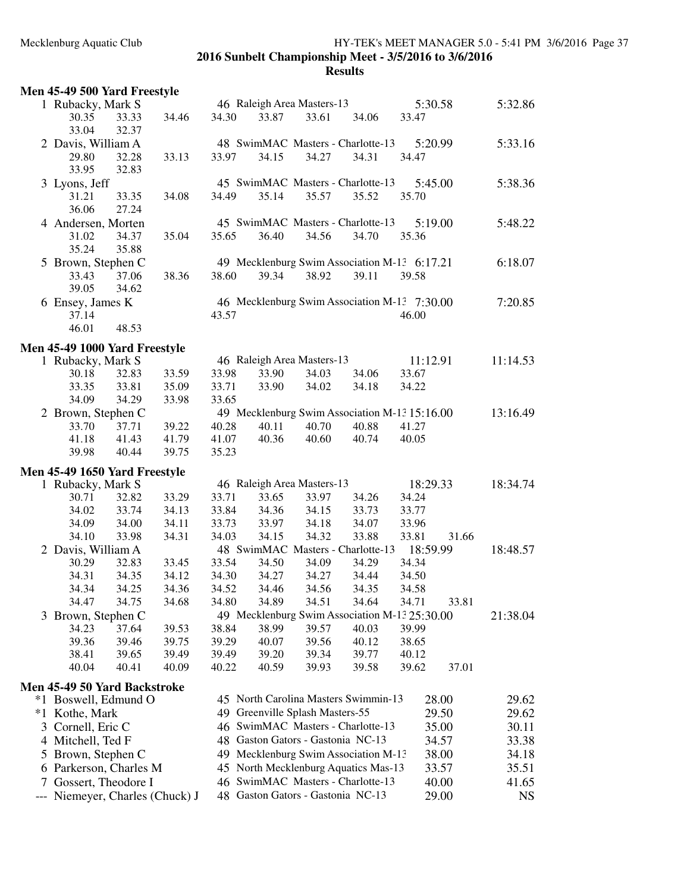**2016 Sunbelt Championship Meet - 3/5/2016 to 3/6/2016**

**Results**

### Men 45-49 500 Yard Freestyle

| Place | Name | Age | Team | Seed Time | Finals Time |
|---|---|---|---|---|---|
| 1 | Rubacky, Mark S | 46 | Raleigh Area Masters-13 | 5:30.58 | 5:32.86 |
| | 30.35  33.33  34.46  34.30  33.87  33.61  34.06  33.47  33.04  32.37 | | | | |
| 2 | Davis, William A | 48 | SwimMAC Masters - Charlotte-13 | 5:20.99 | 5:33.16 |
| | 29.80  32.28  33.13  33.97  34.15  34.27  34.31  34.47  33.95  32.83 | | | | |
| 3 | Lyons, Jeff | 45 | SwimMAC Masters - Charlotte-13 | 5:45.00 | 5:38.36 |
| | 31.21  33.35  34.08  34.49  35.14  35.57  35.52  35.70  36.06  27.24 | | | | |
| 4 | Andersen, Morten | 45 | SwimMAC Masters - Charlotte-13 | 5:19.00 | 5:48.22 |
| | 31.02  34.37  35.04  35.65  36.40  34.56  34.70  35.36  35.24  35.88 | | | | |
| 5 | Brown, Stephen C | 49 | Mecklenburg Swim Association M-13 | 6:17.21 | 6:18.07 |
| | 33.43  37.06  38.36  38.60  39.34  38.92  39.11  39.58  39.05  34.62 | | | | |
| 6 | Ensey, James K | 46 | Mecklenburg Swim Association M-13 | 7:30.00 | 7:20.85 |
| | 37.14  43.57  46.00  46.01  48.53 | | | | |

### Men 45-49 1000 Yard Freestyle

| Place | Name | Age | Team | Seed Time | Finals Time |
|---|---|---|---|---|---|
| 1 | Rubacky, Mark S | 46 | Raleigh Area Masters-13 | 11:12.91 | 11:14.53 |
| | 30.18  32.83  33.59  33.98  33.90  34.03  34.06  33.67  33.35  33.81  35.09  33.71  33.90  34.02  34.18  34.22  34.09  34.29  33.98  33.65 | | | | |
| 2 | Brown, Stephen C | 49 | Mecklenburg Swim Association M-13 | 15:16.00 | 13:16.49 |
| | 33.70  37.71  39.22  40.28  40.11  40.70  40.88  41.27  41.18  41.43  41.79  41.07  40.36  40.60  40.74  40.05  39.98  40.44  39.75  35.23 | | | | |

### Men 45-49 1650 Yard Freestyle

| Place | Name | Age | Team | Seed Time | Finals Time |
|---|---|---|---|---|---|
| 1 | Rubacky, Mark S | 46 | Raleigh Area Masters-13 | 18:29.33 | 18:34.74 |
| | 30.71  32.82  33.29  33.71  33.65  33.97  34.26  34.24  34.02  33.74  34.13  33.84  34.36  34.15  33.73  33.77  34.09  34.00  34.11  33.73  33.97  34.18  34.07  33.96  34.10  33.98  34.31  34.03  34.15  34.32  33.88  33.81  31.66 | | | | |
| 2 | Davis, William A | 48 | SwimMAC Masters - Charlotte-13 | 18:59.99 | 18:48.57 |
| | 30.29  32.83  33.45  33.54  34.50  34.09  34.29  34.34  34.31  34.35  34.12  34.30  34.27  34.27  34.44  34.50  34.34  34.25  34.36  34.52  34.46  34.56  34.35  34.58  34.47  34.75  34.68  34.80  34.89  34.51  34.64  34.71  33.81 | | | | |
| 3 | Brown, Stephen C | 49 | Mecklenburg Swim Association M-13 | 25:30.00 | 21:38.04 |
| | 34.23  37.64  39.53  38.84  38.99  39.57  40.03  39.99  39.36  39.46  39.75  39.29  40.07  39.56  40.12  38.65  38.41  39.65  39.49  39.49  39.20  39.34  39.77  40.12  40.04  40.41  40.09  40.22  40.59  39.93  39.58  39.62  37.01 | | | | |

### Men 45-49 50 Yard Backstroke

| Place | Name | Age | Team | Seed Time | Finals Time |
|---|---|---|---|---|---|
| *1 | Boswell, Edmund O | 45 | North Carolina Masters Swimmin-13 | 28.00 | 29.62 |
| *1 | Kothe, Mark | 49 | Greenville Splash Masters-55 | 29.50 | 29.62 |
| 3 | Cornell, Eric C | 46 | SwimMAC Masters - Charlotte-13 | 35.00 | 30.11 |
| 4 | Mitchell, Ted F | 48 | Gaston Gators - Gastonia NC-13 | 34.57 | 33.38 |
| 5 | Brown, Stephen C | 49 | Mecklenburg Swim Association M-13 | 38.00 | 34.18 |
| 6 | Parkerson, Charles M | 45 | North Mecklenburg Aquatics Mas-13 | 33.57 | 35.51 |
| 7 | Gossert, Theodore I | 46 | SwimMAC Masters - Charlotte-13 | 40.00 | 41.65 |
| --- | Niemeyer, Charles (Chuck) J | 48 | Gaston Gators - Gastonia NC-13 | 29.00 | NS |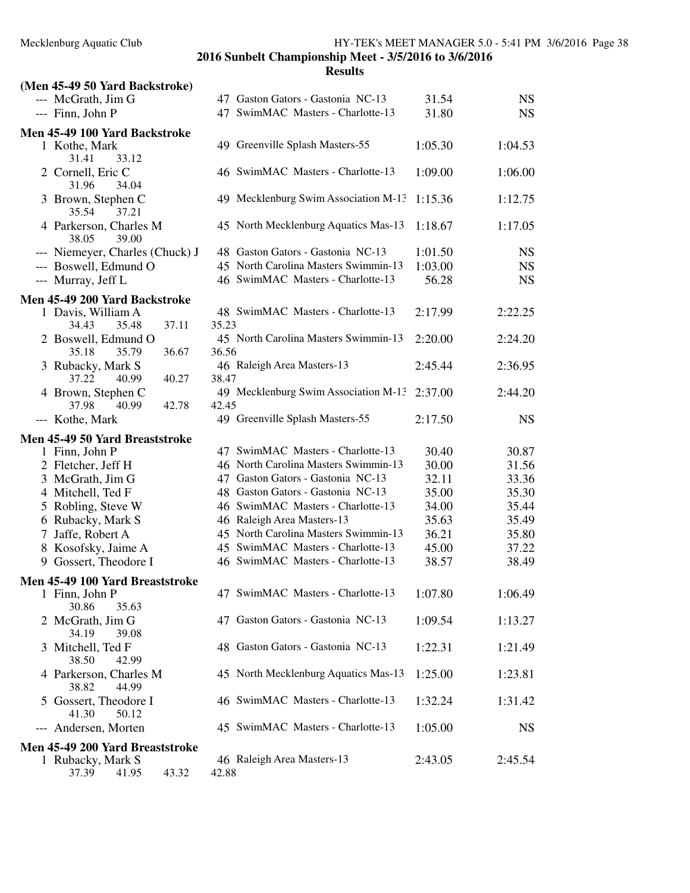## 2016 Sunbelt Championship Meet - 3/5/2016 to 3/6/2016

### Results

**(Men 45-49 50 Yard Backstroke)**

| Place | Name | Age | Team | Seed Time | Finals Time |
|---|---|---|---|---|---|
| --- | McGrath, Jim G | 47 | Gaston Gators - Gastonia NC-13 | 31.54 | NS |
| --- | Finn, John P | 47 | SwimMAC Masters - Charlotte-13 | 31.80 | NS |

**Men 45-49 100 Yard Backstroke**

| Place | Name | Age | Team | Seed Time | Finals Time |
|---|---|---|---|---|---|
| 1 | Kothe, Mark | 49 | Greenville Splash Masters-55 | 1:05.30 | 1:04.53 |
| | 31.41 33.12 | | | | |
| 2 | Cornell, Eric C | 46 | SwimMAC Masters - Charlotte-13 | 1:09.00 | 1:06.00 |
| | 31.96 34.04 | | | | |
| 3 | Brown, Stephen C | 49 | Mecklenburg Swim Association M-13 | 1:15.36 | 1:12.75 |
| | 35.54 37.21 | | | | |
| 4 | Parkerson, Charles M | 45 | North Mecklenburg Aquatics Mas-13 | 1:18.67 | 1:17.05 |
| | 38.05 39.00 | | | | |
| --- | Niemeyer, Charles (Chuck) J | 48 | Gaston Gators - Gastonia NC-13 | 1:01.50 | NS |
| --- | Boswell, Edmund O | 45 | North Carolina Masters Swimmin-13 | 1:03.00 | NS |
| --- | Murray, Jeff L | 46 | SwimMAC Masters - Charlotte-13 | 56.28 | NS |

**Men 45-49 200 Yard Backstroke**

| Place | Name | Age | Team | Seed Time | Finals Time |
|---|---|---|---|---|---|
| 1 | Davis, William A | 48 | SwimMAC Masters - Charlotte-13 | 2:17.99 | 2:22.25 |
| | 34.43 35.48 37.11 35.23 | | | | |
| 2 | Boswell, Edmund O | 45 | North Carolina Masters Swimmin-13 | 2:20.00 | 2:24.20 |
| | 35.18 35.79 36.67 36.56 | | | | |
| 3 | Rubacky, Mark S | 46 | Raleigh Area Masters-13 | 2:45.44 | 2:36.95 |
| | 37.22 40.99 40.27 38.47 | | | | |
| 4 | Brown, Stephen C | 49 | Mecklenburg Swim Association M-13 | 2:37.00 | 2:44.20 |
| | 37.98 40.99 42.78 42.45 | | | | |
| --- | Kothe, Mark | 49 | Greenville Splash Masters-55 | 2:17.50 | NS |

**Men 45-49 50 Yard Breaststroke**

| Place | Name | Age | Team | Seed Time | Finals Time |
|---|---|---|---|---|---|
| 1 | Finn, John P | 47 | SwimMAC Masters - Charlotte-13 | 30.40 | 30.87 |
| 2 | Fletcher, Jeff H | 46 | North Carolina Masters Swimmin-13 | 30.00 | 31.56 |
| 3 | McGrath, Jim G | 47 | Gaston Gators - Gastonia NC-13 | 32.11 | 33.36 |
| 4 | Mitchell, Ted F | 48 | Gaston Gators - Gastonia NC-13 | 35.00 | 35.30 |
| 5 | Robling, Steve W | 46 | SwimMAC Masters - Charlotte-13 | 34.00 | 35.44 |
| 6 | Rubacky, Mark S | 46 | Raleigh Area Masters-13 | 35.63 | 35.49 |
| 7 | Jaffe, Robert A | 45 | North Carolina Masters Swimmin-13 | 36.21 | 35.80 |
| 8 | Kosofsky, Jaime A | 45 | SwimMAC Masters - Charlotte-13 | 45.00 | 37.22 |
| 9 | Gossert, Theodore I | 46 | SwimMAC Masters - Charlotte-13 | 38.57 | 38.49 |

**Men 45-49 100 Yard Breaststroke**

| Place | Name | Age | Team | Seed Time | Finals Time |
|---|---|---|---|---|---|
| 1 | Finn, John P | 47 | SwimMAC Masters - Charlotte-13 | 1:07.80 | 1:06.49 |
| | 30.86 35.63 | | | | |
| 2 | McGrath, Jim G | 47 | Gaston Gators - Gastonia NC-13 | 1:09.54 | 1:13.27 |
| | 34.19 39.08 | | | | |
| 3 | Mitchell, Ted F | 48 | Gaston Gators - Gastonia NC-13 | 1:22.31 | 1:21.49 |
| | 38.50 42.99 | | | | |
| 4 | Parkerson, Charles M | 45 | North Mecklenburg Aquatics Mas-13 | 1:25.00 | 1:23.81 |
| | 38.82 44.99 | | | | |
| 5 | Gossert, Theodore I | 46 | SwimMAC Masters - Charlotte-13 | 1:32.24 | 1:31.42 |
| | 41.30 50.12 | | | | |
| --- | Andersen, Morten | 45 | SwimMAC Masters - Charlotte-13 | 1:05.00 | NS |

**Men 45-49 200 Yard Breaststroke**

| Place | Name | Age | Team | Seed Time | Finals Time |
|---|---|---|---|---|---|
| 1 | Rubacky, Mark S | 46 | Raleigh Area Masters-13 | 2:43.05 | 2:45.54 |
| | 37.39 41.95 43.32 42.88 | | | | |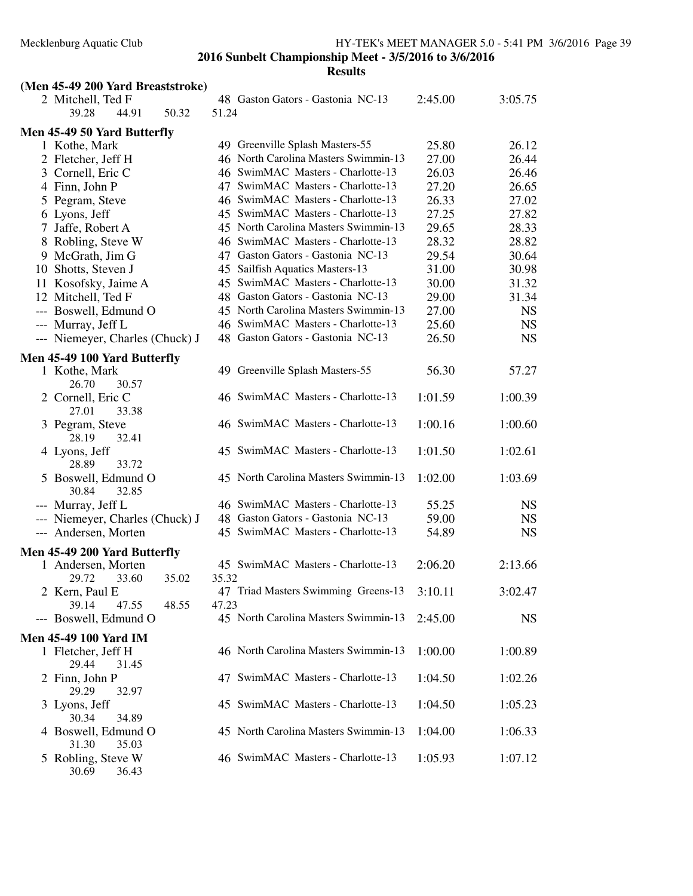**2016 Sunbelt Championship Meet - 3/5/2016 to 3/6/2016**

**Results**

### (Men 45-49 200 Yard Breaststroke)

| Place | Name | Age | Team | Seed Time | Finals Time |
|---|---|---|---|---|---|
| 2 | Mitchell, Ted F | 48 | Gaston Gators - Gastonia NC-13 | 2:45.00 | 3:05.75 |
| | 39.28 44.91 50.32 51.24 | | | | |

### Men 45-49 50 Yard Butterfly

| Place | Name | Age | Team | Seed Time | Finals Time |
|---|---|---|---|---|---|
| 1 | Kothe, Mark | 49 | Greenville Splash Masters-55 | 25.80 | 26.12 |
| 2 | Fletcher, Jeff H | 46 | North Carolina Masters Swimmin-13 | 27.00 | 26.44 |
| 3 | Cornell, Eric C | 46 | SwimMAC Masters - Charlotte-13 | 26.03 | 26.46 |
| 4 | Finn, John P | 47 | SwimMAC Masters - Charlotte-13 | 27.20 | 26.65 |
| 5 | Pegram, Steve | 46 | SwimMAC Masters - Charlotte-13 | 26.33 | 27.02 |
| 6 | Lyons, Jeff | 45 | SwimMAC Masters - Charlotte-13 | 27.25 | 27.82 |
| 7 | Jaffe, Robert A | 45 | North Carolina Masters Swimmin-13 | 29.65 | 28.33 |
| 8 | Robling, Steve W | 46 | SwimMAC Masters - Charlotte-13 | 28.32 | 28.82 |
| 9 | McGrath, Jim G | 47 | Gaston Gators - Gastonia NC-13 | 29.54 | 30.64 |
| 10 | Shotts, Steven J | 45 | Sailfish Aquatics Masters-13 | 31.00 | 30.98 |
| 11 | Kosofsky, Jaime A | 45 | SwimMAC Masters - Charlotte-13 | 30.00 | 31.32 |
| 12 | Mitchell, Ted F | 48 | Gaston Gators - Gastonia NC-13 | 29.00 | 31.34 |
| --- | Boswell, Edmund O | 45 | North Carolina Masters Swimmin-13 | 27.00 | NS |
| --- | Murray, Jeff L | 46 | SwimMAC Masters - Charlotte-13 | 25.60 | NS |
| --- | Niemeyer, Charles (Chuck) J | 48 | Gaston Gators - Gastonia NC-13 | 26.50 | NS |

### Men 45-49 100 Yard Butterfly

| Place | Name | Age | Team | Seed Time | Finals Time |
|---|---|---|---|---|---|
| 1 | Kothe, Mark | 49 | Greenville Splash Masters-55 | 56.30 | 57.27 |
| | 26.70 30.57 | | | | |
| 2 | Cornell, Eric C | 46 | SwimMAC Masters - Charlotte-13 | 1:01.59 | 1:00.39 |
| | 27.01 33.38 | | | | |
| 3 | Pegram, Steve | 46 | SwimMAC Masters - Charlotte-13 | 1:00.16 | 1:00.60 |
| | 28.19 32.41 | | | | |
| 4 | Lyons, Jeff | 45 | SwimMAC Masters - Charlotte-13 | 1:01.50 | 1:02.61 |
| | 28.89 33.72 | | | | |
| 5 | Boswell, Edmund O | 45 | North Carolina Masters Swimmin-13 | 1:02.00 | 1:03.69 |
| | 30.84 32.85 | | | | |
| --- | Murray, Jeff L | 46 | SwimMAC Masters - Charlotte-13 | 55.25 | NS |
| --- | Niemeyer, Charles (Chuck) J | 48 | Gaston Gators - Gastonia NC-13 | 59.00 | NS |
| --- | Andersen, Morten | 45 | SwimMAC Masters - Charlotte-13 | 54.89 | NS |

### Men 45-49 200 Yard Butterfly

| Place | Name | Age | Team | Seed Time | Finals Time |
|---|---|---|---|---|---|
| 1 | Andersen, Morten | 45 | SwimMAC Masters - Charlotte-13 | 2:06.20 | 2:13.66 |
| | 29.72 33.60 35.02 35.32 | | | | |
| 2 | Kern, Paul E | 47 | Triad Masters Swimming Greens-13 | 3:10.11 | 3:02.47 |
| | 39.14 47.55 48.55 47.23 | | | | |
| --- | Boswell, Edmund O | 45 | North Carolina Masters Swimmin-13 | 2:45.00 | NS |

### Men 45-49 100 Yard IM

| Place | Name | Age | Team | Seed Time | Finals Time |
|---|---|---|---|---|---|
| 1 | Fletcher, Jeff H | 46 | North Carolina Masters Swimmin-13 | 1:00.00 | 1:00.89 |
| | 29.44 31.45 | | | | |
| 2 | Finn, John P | 47 | SwimMAC Masters - Charlotte-13 | 1:04.50 | 1:02.26 |
| | 29.29 32.97 | | | | |
| 3 | Lyons, Jeff | 45 | SwimMAC Masters - Charlotte-13 | 1:04.50 | 1:05.23 |
| | 30.34 34.89 | | | | |
| 4 | Boswell, Edmund O | 45 | North Carolina Masters Swimmin-13 | 1:04.00 | 1:06.33 |
| | 31.30 35.03 | | | | |
| 5 | Robling, Steve W | 46 | SwimMAC Masters - Charlotte-13 | 1:05.93 | 1:07.12 |
| | 30.69 36.43 | | | | |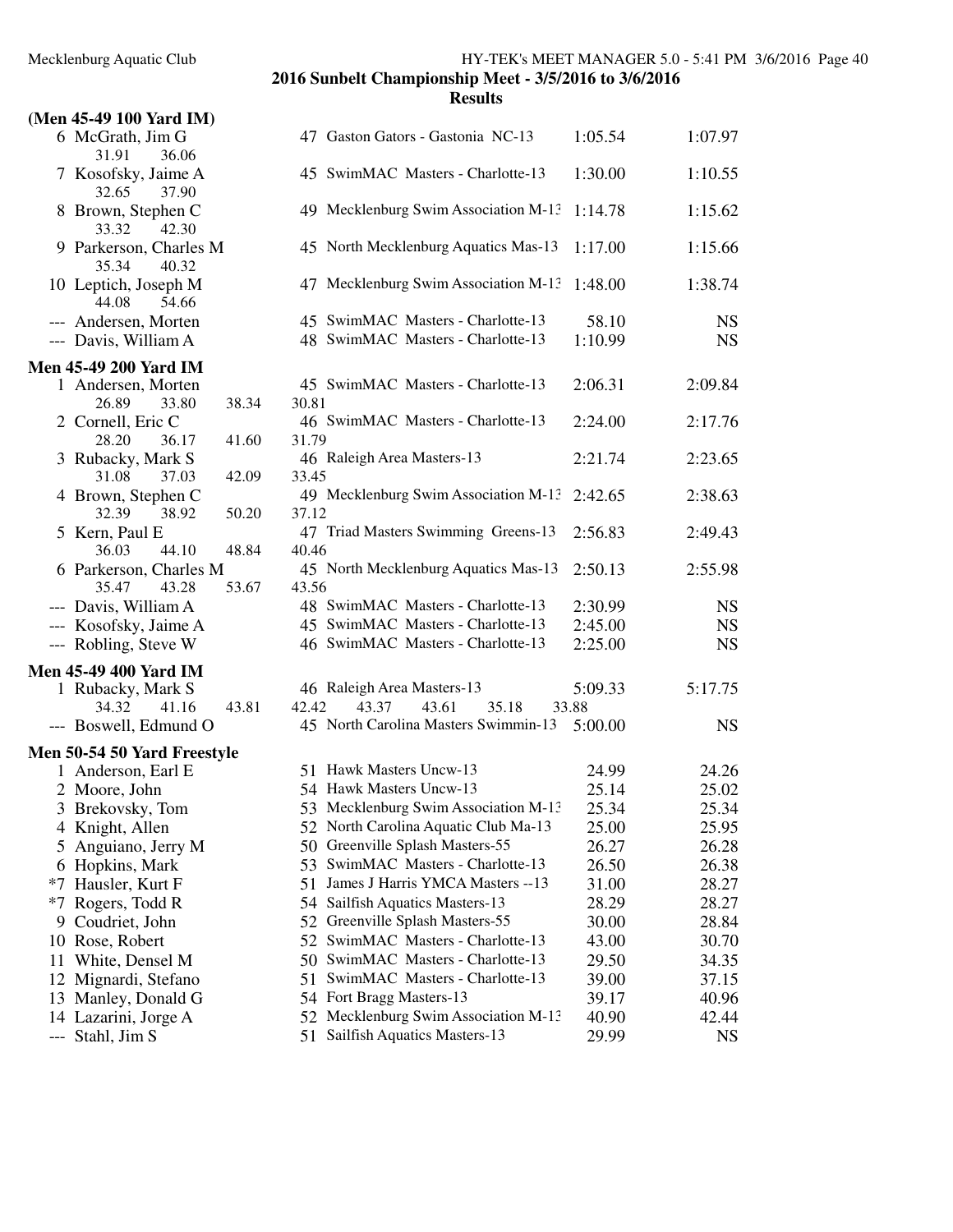**2016 Sunbelt Championship Meet - 3/5/2016 to 3/6/2016**

**Results**

### (Men 45-49 100 Yard IM)

| Place | Name | Age | Team | Seed Time | Finals Time |
|---|---|---|---|---|---|
| 6 | McGrath, Jim G | 47 | Gaston Gators - Gastonia NC-13 | 1:05.54 | 1:07.97 |
| | 31.91 36.06 | | | | |
| 7 | Kosofsky, Jaime A | 45 | SwimMAC Masters - Charlotte-13 | 1:30.00 | 1:10.55 |
| | 32.65 37.90 | | | | |
| 8 | Brown, Stephen C | 49 | Mecklenburg Swim Association M-13 | 1:14.78 | 1:15.62 |
| | 33.32 42.30 | | | | |
| 9 | Parkerson, Charles M | 45 | North Mecklenburg Aquatics Mas-13 | 1:17.00 | 1:15.66 |
| | 35.34 40.32 | | | | |
| 10 | Leptich, Joseph M | 47 | Mecklenburg Swim Association M-13 | 1:48.00 | 1:38.74 |
| | 44.08 54.66 | | | | |
| --- | Andersen, Morten | 45 | SwimMAC Masters - Charlotte-13 | 58.10 | NS |
| --- | Davis, William A | 48 | SwimMAC Masters - Charlotte-13 | 1:10.99 | NS |

### Men 45-49 200 Yard IM

| Place | Name | Age | Team | Seed Time | Finals Time |
|---|---|---|---|---|---|
| 1 | Andersen, Morten | 45 | SwimMAC Masters - Charlotte-13 | 2:06.31 | 2:09.84 |
| | 26.89 33.80 38.34 30.81 | | | | |
| 2 | Cornell, Eric C | 46 | SwimMAC Masters - Charlotte-13 | 2:24.00 | 2:17.76 |
| | 28.20 36.17 41.60 31.79 | | | | |
| 3 | Rubacky, Mark S | 46 | Raleigh Area Masters-13 | 2:21.74 | 2:23.65 |
| | 31.08 37.03 42.09 33.45 | | | | |
| 4 | Brown, Stephen C | 49 | Mecklenburg Swim Association M-13 | 2:42.65 | 2:38.63 |
| | 32.39 38.92 50.20 37.12 | | | | |
| 5 | Kern, Paul E | 47 | Triad Masters Swimming Greens-13 | 2:56.83 | 2:49.43 |
| | 36.03 44.10 48.84 40.46 | | | | |
| 6 | Parkerson, Charles M | 45 | North Mecklenburg Aquatics Mas-13 | 2:50.13 | 2:55.98 |
| | 35.47 43.28 53.67 43.56 | | | | |
| --- | Davis, William A | 48 | SwimMAC Masters - Charlotte-13 | 2:30.99 | NS |
| --- | Kosofsky, Jaime A | 45 | SwimMAC Masters - Charlotte-13 | 2:45.00 | NS |
| --- | Robling, Steve W | 46 | SwimMAC Masters - Charlotte-13 | 2:25.00 | NS |

### Men 45-49 400 Yard IM

| Place | Name | Age | Team | Seed Time | Finals Time |
|---|---|---|---|---|---|
| 1 | Rubacky, Mark S | 46 | Raleigh Area Masters-13 | 5:09.33 | 5:17.75 |
| | 34.32 41.16 43.81 42.42 43.37 43.61 35.18 33.88 | | | | |
| --- | Boswell, Edmund O | 45 | North Carolina Masters Swimmin-13 | 5:00.00 | NS |

### Men 50-54 50 Yard Freestyle

| Place | Name | Age | Team | Seed Time | Finals Time |
|---|---|---|---|---|---|
| 1 | Anderson, Earl E | 51 | Hawk Masters Uncw-13 | 24.99 | 24.26 |
| 2 | Moore, John | 54 | Hawk Masters Uncw-13 | 25.14 | 25.02 |
| 3 | Brekovsky, Tom | 53 | Mecklenburg Swim Association M-13 | 25.34 | 25.34 |
| 4 | Knight, Allen | 52 | North Carolina Aquatic Club Ma-13 | 25.00 | 25.95 |
| 5 | Anguiano, Jerry M | 50 | Greenville Splash Masters-55 | 26.27 | 26.28 |
| 6 | Hopkins, Mark | 53 | SwimMAC Masters - Charlotte-13 | 26.50 | 26.38 |
| *7 | Hausler, Kurt F | 51 | James J Harris YMCA Masters --13 | 31.00 | 28.27 |
| *7 | Rogers, Todd R | 54 | Sailfish Aquatics Masters-13 | 28.29 | 28.27 |
| 9 | Coudriet, John | 52 | Greenville Splash Masters-55 | 30.00 | 28.84 |
| 10 | Rose, Robert | 52 | SwimMAC Masters - Charlotte-13 | 43.00 | 30.70 |
| 11 | White, Densel M | 50 | SwimMAC Masters - Charlotte-13 | 29.50 | 34.35 |
| 12 | Mignardi, Stefano | 51 | SwimMAC Masters - Charlotte-13 | 39.00 | 37.15 |
| 13 | Manley, Donald G | 54 | Fort Bragg Masters-13 | 39.17 | 40.96 |
| 14 | Lazarini, Jorge A | 52 | Mecklenburg Swim Association M-13 | 40.90 | 42.44 |
| --- | Stahl, Jim S | 51 | Sailfish Aquatics Masters-13 | 29.99 | NS |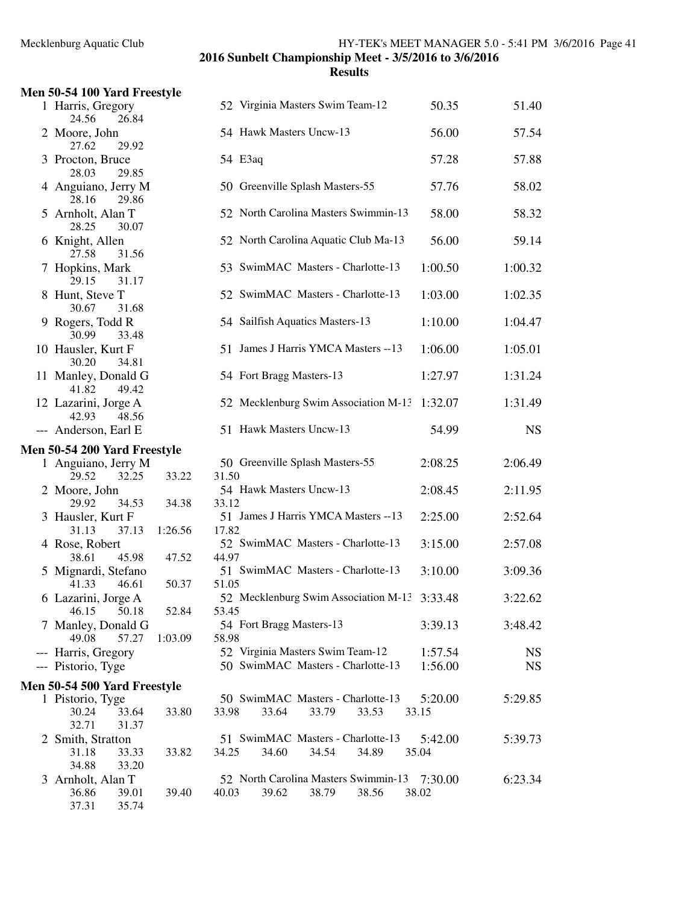2016 Sunbelt Championship Meet - 3/5/2016 to 3/6/2016

Results

## Men 50-54 100 Yard Freestyle

| Place | Name | Age | Team | Seed Time | Finals Time |
|---|---|---|---|---|---|
| 1 | Harris, Gregory | 52 | Virginia Masters Swim Team-12 | 50.35 | 51.40 |
| | 24.56 26.84 | | | | |
| 2 | Moore, John | 54 | Hawk Masters Uncw-13 | 56.00 | 57.54 |
| | 27.62 29.92 | | | | |
| 3 | Procton, Bruce | 54 | E3aq | 57.28 | 57.88 |
| | 28.03 29.85 | | | | |
| 4 | Anguiano, Jerry M | 50 | Greenville Splash Masters-55 | 57.76 | 58.02 |
| | 28.16 29.86 | | | | |
| 5 | Arnholt, Alan T | 52 | North Carolina Masters Swimmin-13 | 58.00 | 58.32 |
| | 28.25 30.07 | | | | |
| 6 | Knight, Allen | 52 | North Carolina Aquatic Club Ma-13 | 56.00 | 59.14 |
| | 27.58 31.56 | | | | |
| 7 | Hopkins, Mark | 53 | SwimMAC Masters - Charlotte-13 | 1:00.50 | 1:00.32 |
| | 29.15 31.17 | | | | |
| 8 | Hunt, Steve T | 52 | SwimMAC Masters - Charlotte-13 | 1:03.00 | 1:02.35 |
| | 30.67 31.68 | | | | |
| 9 | Rogers, Todd R | 54 | Sailfish Aquatics Masters-13 | 1:10.00 | 1:04.47 |
| | 30.99 33.48 | | | | |
| 10 | Hausler, Kurt F | 51 | James J Harris YMCA Masters --13 | 1:06.00 | 1:05.01 |
| | 30.20 34.81 | | | | |
| 11 | Manley, Donald G | 54 | Fort Bragg Masters-13 | 1:27.97 | 1:31.24 |
| | 41.82 49.42 | | | | |
| 12 | Lazarini, Jorge A | 52 | Mecklenburg Swim Association M-13 | 1:32.07 | 1:31.49 |
| | 42.93 48.56 | | | | |
| --- | Anderson, Earl E | 51 | Hawk Masters Uncw-13 | 54.99 | NS |

## Men 50-54 200 Yard Freestyle

| Place | Name | Age | Team | Seed Time | Finals Time |
|---|---|---|---|---|---|
| 1 | Anguiano, Jerry M | 50 | Greenville Splash Masters-55 | 2:08.25 | 2:06.49 |
| | 29.52 32.25 33.22 31.50 | | | | |
| 2 | Moore, John | 54 | Hawk Masters Uncw-13 | 2:08.45 | 2:11.95 |
| | 29.92 34.53 34.38 33.12 | | | | |
| 3 | Hausler, Kurt F | 51 | James J Harris YMCA Masters --13 | 2:25.00 | 2:52.64 |
| | 31.13 37.13 1:26.56 17.82 | | | | |
| 4 | Rose, Robert | 52 | SwimMAC Masters - Charlotte-13 | 3:15.00 | 2:57.08 |
| | 38.61 45.98 47.52 44.97 | | | | |
| 5 | Mignardi, Stefano | 51 | SwimMAC Masters - Charlotte-13 | 3:10.00 | 3:09.36 |
| | 41.33 46.61 50.37 51.05 | | | | |
| 6 | Lazarini, Jorge A | 52 | Mecklenburg Swim Association M-13 | 3:33.48 | 3:22.62 |
| | 46.15 50.18 52.84 53.45 | | | | |
| 7 | Manley, Donald G | 54 | Fort Bragg Masters-13 | 3:39.13 | 3:48.42 |
| | 49.08 57.27 1:03.09 58.98 | | | | |
| --- | Harris, Gregory | 52 | Virginia Masters Swim Team-12 | 1:57.54 | NS |
| --- | Pistorio, Tyge | 50 | SwimMAC Masters - Charlotte-13 | 1:56.00 | NS |

## Men 50-54 500 Yard Freestyle

| Place | Name | Age | Team | Seed Time | Finals Time |
|---|---|---|---|---|---|
| 1 | Pistorio, Tyge | 50 | SwimMAC Masters - Charlotte-13 | 5:20.00 | 5:29.85 |
| | 30.24 33.64 33.80 33.98 33.64 33.79 33.53 33.15 32.71 31.37 | | | | |
| 2 | Smith, Stratton | 51 | SwimMAC Masters - Charlotte-13 | 5:42.00 | 5:39.73 |
| | 31.18 33.33 33.82 34.25 34.60 34.54 34.89 35.04 34.88 33.20 | | | | |
| 3 | Arnholt, Alan T | 52 | North Carolina Masters Swimmin-13 | 7:30.00 | 6:23.34 |
| | 36.86 39.01 39.40 40.03 39.62 38.79 38.56 38.02 37.31 35.74 | | | | |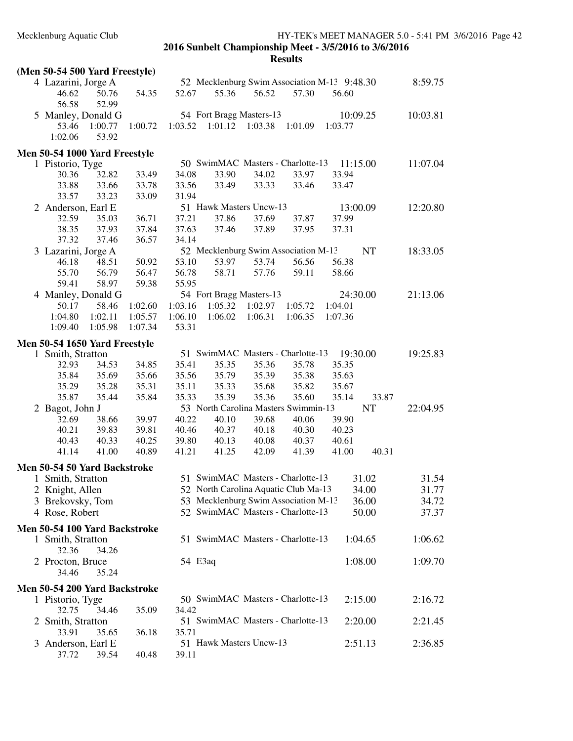## 2016 Sunbelt Championship Meet - 3/5/2016 to 3/6/2016

### Results

**(Men 50-54 500 Yard Freestyle)**

4 Lazarini, Jorge A — 52 Mecklenburg Swim Association M-13 — 9:48.30 — 8:59.75
46.62 50.76 54.35 52.67 55.36 56.52 57.30 56.60
56.58 52.99

5 Manley, Donald G — 54 Fort Bragg Masters-13 — 10:09.25 — 10:03.81
53.46 1:00.77 1:00.72 1:03.52 1:01.12 1:03.38 1:01.09 1:03.77
1:02.06 53.92

### Men 50-54 1000 Yard Freestyle

1 Pistorio, Tyge — 50 SwimMAC Masters - Charlotte-13 — 11:15.00 — 11:07.04
30.36 32.82 33.49 34.08 33.90 34.02 33.97 33.94
33.88 33.66 33.78 33.56 33.49 33.33 33.46 33.47
33.57 33.23 33.09 31.94

2 Anderson, Earl E — 51 Hawk Masters Uncw-13 — 13:00.09 — 12:20.80
32.59 35.03 36.71 37.21 37.86 37.69 37.87 37.99
38.35 37.93 37.84 37.63 37.46 37.89 37.95 37.31
37.32 37.46 36.57 34.14

3 Lazarini, Jorge A — 52 Mecklenburg Swim Association M-13 — NT — 18:33.05
46.18 48.51 50.92 53.10 53.97 53.74 56.56 56.38
55.70 56.79 56.47 56.78 58.71 57.76 59.11 58.66
59.41 58.97 59.38 55.95

4 Manley, Donald G — 54 Fort Bragg Masters-13 — 24:30.00 — 21:13.06
50.17 58.46 1:02.60 1:03.16 1:05.32 1:02.97 1:05.72 1:04.01
1:04.80 1:02.11 1:05.57 1:06.10 1:06.02 1:06.31 1:06.35 1:07.36
1:09.40 1:05.98 1:07.34 53.31

### Men 50-54 1650 Yard Freestyle

1 Smith, Stratton — 51 SwimMAC Masters - Charlotte-13 — 19:30.00 — 19:25.83
32.93 34.53 34.85 35.41 35.35 35.36 35.78 35.35
35.84 35.69 35.66 35.56 35.79 35.39 35.38 35.63
35.29 35.28 35.31 35.11 35.33 35.68 35.82 35.67
35.87 35.44 35.84 35.33 35.39 35.36 35.60 35.14 33.87

2 Bagot, John J — 53 North Carolina Masters Swimmin-13 — NT — 22:04.95
32.69 38.66 39.97 40.22 40.10 39.68 40.06 39.90
40.21 39.83 39.81 40.46 40.37 40.18 40.30 40.23
40.43 40.33 40.25 39.80 40.13 40.08 40.37 40.61
41.14 41.00 40.89 41.21 41.25 42.09 41.39 41.00 40.31

### Men 50-54 50 Yard Backstroke

| Place | Name | Age | Team | Seed Time | Finals Time |
|---|---|---|---|---|---|
| 1 | Smith, Stratton | 51 | SwimMAC Masters - Charlotte-13 | 31.02 | 31.54 |
| 2 | Knight, Allen | 52 | North Carolina Aquatic Club Ma-13 | 34.00 | 31.77 |
| 3 | Brekovsky, Tom | 53 | Mecklenburg Swim Association M-13 | 36.00 | 34.72 |
| 4 | Rose, Robert | 52 | SwimMAC Masters - Charlotte-13 | 50.00 | 37.37 |

### Men 50-54 100 Yard Backstroke

1 Smith, Stratton — 51 SwimMAC Masters - Charlotte-13 — 1:04.65 — 1:06.62
32.36 34.26

2 Procton, Bruce — 54 E3aq — 1:08.00 — 1:09.70
34.46 35.24

### Men 50-54 200 Yard Backstroke

1 Pistorio, Tyge — 50 SwimMAC Masters - Charlotte-13 — 2:15.00 — 2:16.72
32.75 34.46 35.09 34.42

2 Smith, Stratton — 51 SwimMAC Masters - Charlotte-13 — 2:20.00 — 2:21.45
33.91 35.65 36.18 35.71

3 Anderson, Earl E — 51 Hawk Masters Uncw-13 — 2:51.13 — 2:36.85
37.72 39.54 40.48 39.11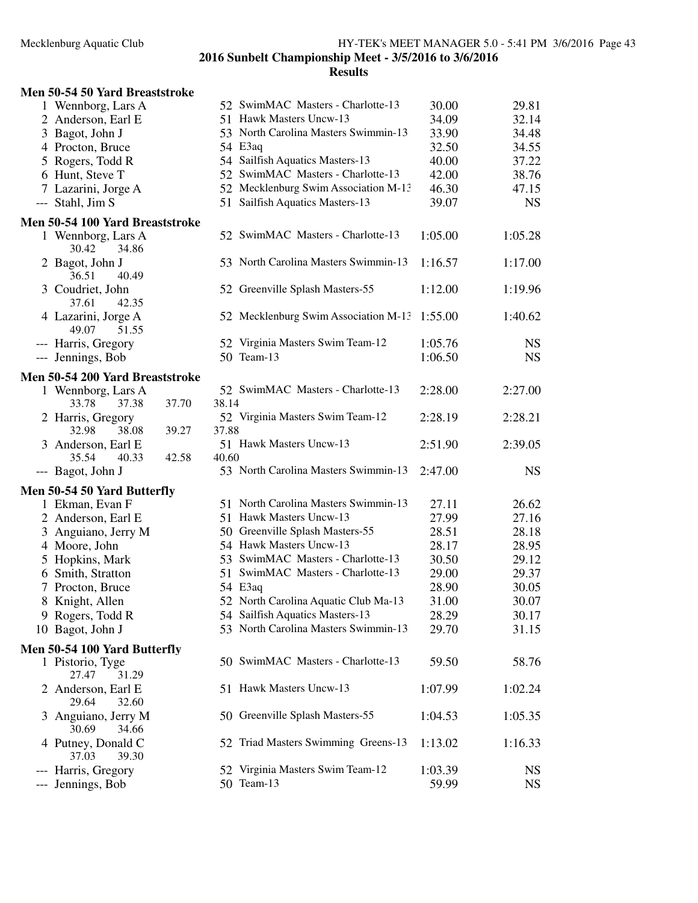## 2016 Sunbelt Championship Meet - 3/5/2016 to 3/6/2016

### Results

**Men 50-54 50 Yard Breaststroke**

| Place | Name | Age | Team | Seed Time | Finals Time |
|---|---|---|---|---|---|
| 1 | Wennborg, Lars A | 52 | SwimMAC Masters - Charlotte-13 | 30.00 | 29.81 |
| 2 | Anderson, Earl E | 51 | Hawk Masters Uncw-13 | 34.09 | 32.14 |
| 3 | Bagot, John J | 53 | North Carolina Masters Swimmin-13 | 33.90 | 34.48 |
| 4 | Procton, Bruce | 54 | E3aq | 32.50 | 34.55 |
| 5 | Rogers, Todd R | 54 | Sailfish Aquatics Masters-13 | 40.00 | 37.22 |
| 6 | Hunt, Steve T | 52 | SwimMAC Masters - Charlotte-13 | 42.00 | 38.76 |
| 7 | Lazarini, Jorge A | 52 | Mecklenburg Swim Association M-13 | 46.30 | 47.15 |
| --- | Stahl, Jim S | 51 | Sailfish Aquatics Masters-13 | 39.07 | NS |

**Men 50-54 100 Yard Breaststroke**

| Place | Name | Age | Team | Seed Time | Finals Time |
|---|---|---|---|---|---|
| 1 | Wennborg, Lars A | 52 | SwimMAC Masters - Charlotte-13 | 1:05.00 | 1:05.28 |
| | 30.42 34.86 | | | | |
| 2 | Bagot, John J | 53 | North Carolina Masters Swimmin-13 | 1:16.57 | 1:17.00 |
| | 36.51 40.49 | | | | |
| 3 | Coudriet, John | 52 | Greenville Splash Masters-55 | 1:12.00 | 1:19.96 |
| | 37.61 42.35 | | | | |
| 4 | Lazarini, Jorge A | 52 | Mecklenburg Swim Association M-13 | 1:55.00 | 1:40.62 |
| | 49.07 51.55 | | | | |
| --- | Harris, Gregory | 52 | Virginia Masters Swim Team-12 | 1:05.76 | NS |
| --- | Jennings, Bob | 50 | Team-13 | 1:06.50 | NS |

**Men 50-54 200 Yard Breaststroke**

| Place | Name | Age | Team | Seed Time | Finals Time |
|---|---|---|---|---|---|
| 1 | Wennborg, Lars A | 52 | SwimMAC Masters - Charlotte-13 | 2:28.00 | 2:27.00 |
| | 33.78 37.38 37.70 38.14 | | | | |
| 2 | Harris, Gregory | 52 | Virginia Masters Swim Team-12 | 2:28.19 | 2:28.21 |
| | 32.98 38.08 39.27 37.88 | | | | |
| 3 | Anderson, Earl E | 51 | Hawk Masters Uncw-13 | 2:51.90 | 2:39.05 |
| | 35.54 40.33 42.58 40.60 | | | | |
| --- | Bagot, John J | 53 | North Carolina Masters Swimmin-13 | 2:47.00 | NS |

**Men 50-54 50 Yard Butterfly**

| Place | Name | Age | Team | Seed Time | Finals Time |
|---|---|---|---|---|---|
| 1 | Ekman, Evan F | 51 | North Carolina Masters Swimmin-13 | 27.11 | 26.62 |
| 2 | Anderson, Earl E | 51 | Hawk Masters Uncw-13 | 27.99 | 27.16 |
| 3 | Anguiano, Jerry M | 50 | Greenville Splash Masters-55 | 28.51 | 28.18 |
| 4 | Moore, John | 54 | Hawk Masters Uncw-13 | 28.17 | 28.95 |
| 5 | Hopkins, Mark | 53 | SwimMAC Masters - Charlotte-13 | 30.50 | 29.12 |
| 6 | Smith, Stratton | 51 | SwimMAC Masters - Charlotte-13 | 29.00 | 29.37 |
| 7 | Procton, Bruce | 54 | E3aq | 28.90 | 30.05 |
| 8 | Knight, Allen | 52 | North Carolina Aquatic Club Ma-13 | 31.00 | 30.07 |
| 9 | Rogers, Todd R | 54 | Sailfish Aquatics Masters-13 | 28.29 | 30.17 |
| 10 | Bagot, John J | 53 | North Carolina Masters Swimmin-13 | 29.70 | 31.15 |

**Men 50-54 100 Yard Butterfly**

| Place | Name | Age | Team | Seed Time | Finals Time |
|---|---|---|---|---|---|
| 1 | Pistorio, Tyge | 50 | SwimMAC Masters - Charlotte-13 | 59.50 | 58.76 |
| | 27.47 31.29 | | | | |
| 2 | Anderson, Earl E | 51 | Hawk Masters Uncw-13 | 1:07.99 | 1:02.24 |
| | 29.64 32.60 | | | | |
| 3 | Anguiano, Jerry M | 50 | Greenville Splash Masters-55 | 1:04.53 | 1:05.35 |
| | 30.69 34.66 | | | | |
| 4 | Putney, Donald C | 52 | Triad Masters Swimming Greens-13 | 1:13.02 | 1:16.33 |
| | 37.03 39.30 | | | | |
| --- | Harris, Gregory | 52 | Virginia Masters Swim Team-12 | 1:03.39 | NS |
| --- | Jennings, Bob | 50 | Team-13 | 59.99 | NS |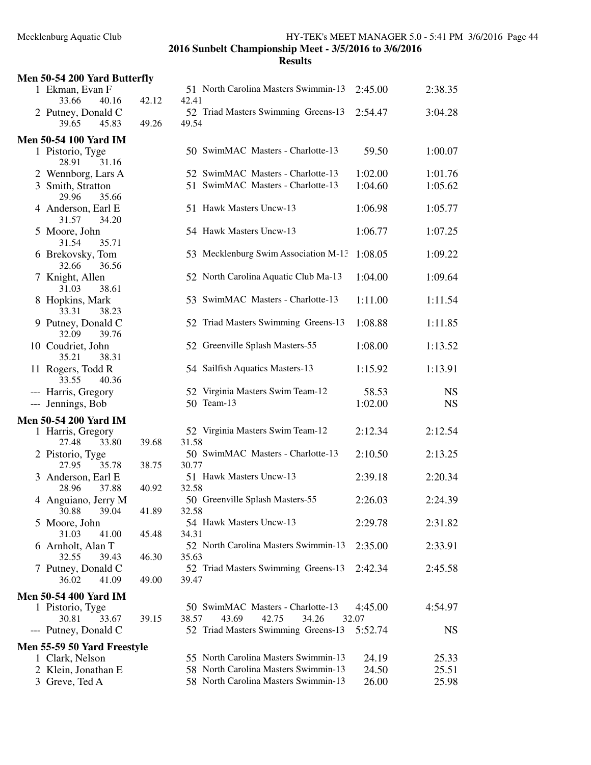## 2016 Sunbelt Championship Meet - 3/5/2016 to 3/6/2016

## Results

### Men 50-54 200 Yard Butterfly

| Place | Name | Age | Team | Seed Time | Finals Time |
|---|---|---|---|---|---|
| 1 | Ekman, Evan F | 51 | North Carolina Masters Swimmin-13 | 2:45.00 | 2:38.35 |
| | 33.66  40.16  42.12  42.41 | | | | |
| 2 | Putney, Donald C | 52 | Triad Masters Swimming Greens-13 | 2:54.47 | 3:04.28 |
| | 39.65  45.83  49.26  49.54 | | | | |

### Men 50-54 100 Yard IM

| Place | Name | Age | Team | Seed Time | Finals Time |
|---|---|---|---|---|---|
| 1 | Pistorio, Tyge | 50 | SwimMAC Masters - Charlotte-13 | 59.50 | 1:00.07 |
| | 28.91  31.16 | | | | |
| 2 | Wennborg, Lars A | 52 | SwimMAC Masters - Charlotte-13 | 1:02.00 | 1:01.76 |
| 3 | Smith, Stratton | 51 | SwimMAC Masters - Charlotte-13 | 1:04.60 | 1:05.62 |
| | 29.96  35.66 | | | | |
| 4 | Anderson, Earl E | 51 | Hawk Masters Uncw-13 | 1:06.98 | 1:05.77 |
| | 31.57  34.20 | | | | |
| 5 | Moore, John | 54 | Hawk Masters Uncw-13 | 1:06.77 | 1:07.25 |
| | 31.54  35.71 | | | | |
| 6 | Brekovsky, Tom | 53 | Mecklenburg Swim Association M-13 | 1:08.05 | 1:09.22 |
| | 32.66  36.56 | | | | |
| 7 | Knight, Allen | 52 | North Carolina Aquatic Club Ma-13 | 1:04.00 | 1:09.64 |
| | 31.03  38.61 | | | | |
| 8 | Hopkins, Mark | 53 | SwimMAC Masters - Charlotte-13 | 1:11.00 | 1:11.54 |
| | 33.31  38.23 | | | | |
| 9 | Putney, Donald C | 52 | Triad Masters Swimming Greens-13 | 1:08.88 | 1:11.85 |
| | 32.09  39.76 | | | | |
| 10 | Coudriet, John | 52 | Greenville Splash Masters-55 | 1:08.00 | 1:13.52 |
| | 35.21  38.31 | | | | |
| 11 | Rogers, Todd R | 54 | Sailfish Aquatics Masters-13 | 1:15.92 | 1:13.91 |
| | 33.55  40.36 | | | | |
| --- | Harris, Gregory | 52 | Virginia Masters Swim Team-12 | 58.53 | NS |
| --- | Jennings, Bob | 50 | Team-13 | 1:02.00 | NS |

### Men 50-54 200 Yard IM

| Place | Name | Age | Team | Seed Time | Finals Time |
|---|---|---|---|---|---|
| 1 | Harris, Gregory | 52 | Virginia Masters Swim Team-12 | 2:12.34 | 2:12.54 |
| | 27.48  33.80  39.68  31.58 | | | | |
| 2 | Pistorio, Tyge | 50 | SwimMAC Masters - Charlotte-13 | 2:10.50 | 2:13.25 |
| | 27.95  35.78  38.75  30.77 | | | | |
| 3 | Anderson, Earl E | 51 | Hawk Masters Uncw-13 | 2:39.18 | 2:20.34 |
| | 28.96  37.88  40.92  32.58 | | | | |
| 4 | Anguiano, Jerry M | 50 | Greenville Splash Masters-55 | 2:26.03 | 2:24.39 |
| | 30.88  39.04  41.89  32.58 | | | | |
| 5 | Moore, John | 54 | Hawk Masters Uncw-13 | 2:29.78 | 2:31.82 |
| | 31.03  41.00  45.48  34.31 | | | | |
| 6 | Arnholt, Alan T | 52 | North Carolina Masters Swimmin-13 | 2:35.00 | 2:33.91 |
| | 32.55  39.43  46.30  35.63 | | | | |
| 7 | Putney, Donald C | 52 | Triad Masters Swimming Greens-13 | 2:42.34 | 2:45.58 |
| | 36.02  41.09  49.00  39.47 | | | | |

### Men 50-54 400 Yard IM

| Place | Name | Age | Team | Seed Time | Finals Time |
|---|---|---|---|---|---|
| 1 | Pistorio, Tyge | 50 | SwimMAC Masters - Charlotte-13 | 4:45.00 | 4:54.97 |
| | 30.81  33.67  39.15  38.57  43.69  42.75  34.26  32.07 | | | | |
| --- | Putney, Donald C | 52 | Triad Masters Swimming Greens-13 | 5:52.74 | NS |

### Men 55-59 50 Yard Freestyle

| Place | Name | Age | Team | Seed Time | Finals Time |
|---|---|---|---|---|---|
| 1 | Clark, Nelson | 55 | North Carolina Masters Swimmin-13 | 24.19 | 25.33 |
| 2 | Klein, Jonathan E | 58 | North Carolina Masters Swimmin-13 | 24.50 | 25.51 |
| 3 | Greve, Ted A | 58 | North Carolina Masters Swimmin-13 | 26.00 | 25.98 |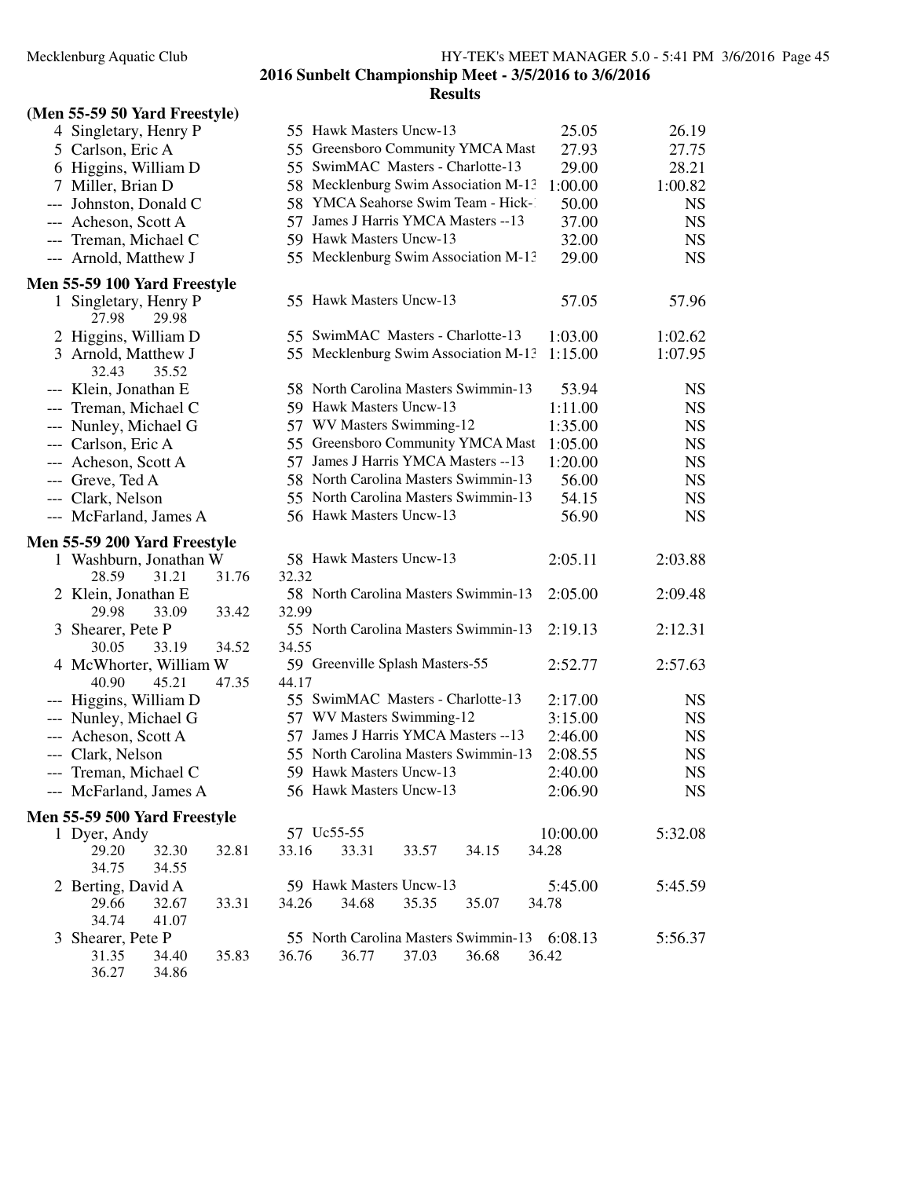## 2016 Sunbelt Championship Meet - 3/5/2016 to 3/6/2016

### Results

**(Men 55-59 50 Yard Freestyle)**

| Place | Name | Age | Team | Seed Time | Finals Time |
|---|---|---|---|---|---|
| 4 | Singletary, Henry P | 55 | Hawk Masters Uncw-13 | 25.05 | 26.19 |
| 5 | Carlson, Eric A | 55 | Greensboro Community YMCA Mast | 27.93 | 27.75 |
| 6 | Higgins, William D | 55 | SwimMAC Masters - Charlotte-13 | 29.00 | 28.21 |
| 7 | Miller, Brian D | 58 | Mecklenburg Swim Association M-13 | 1:00.00 | 1:00.82 |
| --- | Johnston, Donald C | 58 | YMCA Seahorse Swim Team - Hick-1 | 50.00 | NS |
| --- | Acheson, Scott A | 57 | James J Harris YMCA Masters --13 | 37.00 | NS |
| --- | Treman, Michael C | 59 | Hawk Masters Uncw-13 | 32.00 | NS |
| --- | Arnold, Matthew J | 55 | Mecklenburg Swim Association M-13 | 29.00 | NS |

**Men 55-59 100 Yard Freestyle**

| Place | Name | Age | Team | Seed Time | Finals Time |
|---|---|---|---|---|---|
| 1 | Singletary, Henry P | 55 | Hawk Masters Uncw-13 | 57.05 | 57.96 |
| | 27.98 29.98 | | | | |
| 2 | Higgins, William D | 55 | SwimMAC Masters - Charlotte-13 | 1:03.00 | 1:02.62 |
| 3 | Arnold, Matthew J | 55 | Mecklenburg Swim Association M-13 | 1:15.00 | 1:07.95 |
| | 32.43 35.52 | | | | |
| --- | Klein, Jonathan E | 58 | North Carolina Masters Swimmin-13 | 53.94 | NS |
| --- | Treman, Michael C | 59 | Hawk Masters Uncw-13 | 1:11.00 | NS |
| --- | Nunley, Michael G | 57 | WV Masters Swimming-12 | 1:35.00 | NS |
| --- | Carlson, Eric A | 55 | Greensboro Community YMCA Mast | 1:05.00 | NS |
| --- | Acheson, Scott A | 57 | James J Harris YMCA Masters --13 | 1:20.00 | NS |
| --- | Greve, Ted A | 58 | North Carolina Masters Swimmin-13 | 56.00 | NS |
| --- | Clark, Nelson | 55 | North Carolina Masters Swimmin-13 | 54.15 | NS |
| --- | McFarland, James A | 56 | Hawk Masters Uncw-13 | 56.90 | NS |

**Men 55-59 200 Yard Freestyle**

| Place | Name | Age | Team | Seed Time | Finals Time |
|---|---|---|---|---|---|
| 1 | Washburn, Jonathan W | 58 | Hawk Masters Uncw-13 | 2:05.11 | 2:03.88 |
| | 28.59 31.21 31.76 32.32 | | | | |
| 2 | Klein, Jonathan E | 58 | North Carolina Masters Swimmin-13 | 2:05.00 | 2:09.48 |
| | 29.98 33.09 33.42 32.99 | | | | |
| 3 | Shearer, Pete P | 55 | North Carolina Masters Swimmin-13 | 2:19.13 | 2:12.31 |
| | 30.05 33.19 34.52 34.55 | | | | |
| 4 | McWhorter, William W | 59 | Greenville Splash Masters-55 | 2:52.77 | 2:57.63 |
| | 40.90 45.21 47.35 44.17 | | | | |
| --- | Higgins, William D | 55 | SwimMAC Masters - Charlotte-13 | 2:17.00 | NS |
| --- | Nunley, Michael G | 57 | WV Masters Swimming-12 | 3:15.00 | NS |
| --- | Acheson, Scott A | 57 | James J Harris YMCA Masters --13 | 2:46.00 | NS |
| --- | Clark, Nelson | 55 | North Carolina Masters Swimmin-13 | 2:08.55 | NS |
| --- | Treman, Michael C | 59 | Hawk Masters Uncw-13 | 2:40.00 | NS |
| --- | McFarland, James A | 56 | Hawk Masters Uncw-13 | 2:06.90 | NS |

**Men 55-59 500 Yard Freestyle**

| Place | Name | Age | Team | Seed Time | Finals Time |
|---|---|---|---|---|---|
| 1 | Dyer, Andy | 57 | Uc55-55 | 10:00.00 | 5:32.08 |
| | 29.20 32.30 32.81 33.16 33.31 33.57 34.15 34.28 34.75 34.55 | | | | |
| 2 | Berting, David A | 59 | Hawk Masters Uncw-13 | 5:45.00 | 5:45.59 |
| | 29.66 32.67 33.31 34.26 34.68 35.35 35.07 34.78 34.74 41.07 | | | | |
| 3 | Shearer, Pete P | 55 | North Carolina Masters Swimmin-13 | 6:08.13 | 5:56.37 |
| | 31.35 34.40 35.83 36.76 36.77 37.03 36.68 36.42 36.27 34.86 | | | | |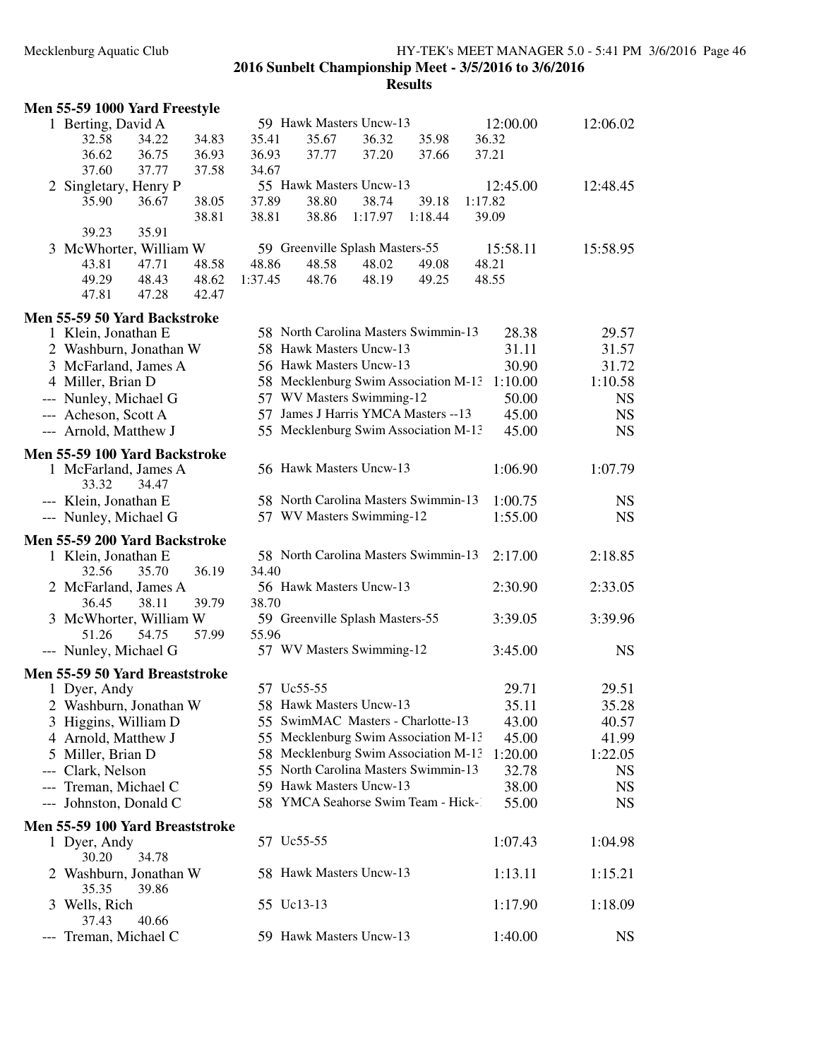**2016 Sunbelt Championship Meet - 3/5/2016 to 3/6/2016**

**Results**

### Men 55-59 1000 Yard Freestyle

| | Name | Age | Team | Seed Time | Finals Time |
|---|---|---|---|---|---|
| 1 | Berting, David A | 59 | Hawk Masters Uncw-13 | 12:00.00 | 12:06.02 |
| | 32.58 34.22 34.83 35.41 35.67 36.32 35.98 36.32 | | | | |
| | 36.62 36.75 36.93 36.93 37.77 37.20 37.66 37.21 | | | | |
| | 37.60 37.77 37.58 34.67 | | | | |
| 2 | Singletary, Henry P | 55 | Hawk Masters Uncw-13 | 12:45.00 | 12:48.45 |
| | 35.90 36.67 38.05 37.89 38.80 38.74 39.18 1:17.82 | | | | |
| | 38.81 38.81 38.86 1:17.97 1:18.44 39.09 | | | | |
| | 39.23 35.91 | | | | |
| 3 | McWhorter, William W | 59 | Greenville Splash Masters-55 | 15:58.11 | 15:58.95 |
| | 43.81 47.71 48.58 48.86 48.58 48.02 49.08 48.21 | | | | |
| | 49.29 48.43 48.62 1:37.45 48.76 48.19 49.25 48.55 | | | | |
| | 47.81 47.28 42.47 | | | | |

### Men 55-59 50 Yard Backstroke

| | Name | Age | Team | Seed Time | Finals Time |
|---|---|---|---|---|---|
| 1 | Klein, Jonathan E | 58 | North Carolina Masters Swimmin-13 | 28.38 | 29.57 |
| 2 | Washburn, Jonathan W | 58 | Hawk Masters Uncw-13 | 31.11 | 31.57 |
| 3 | McFarland, James A | 56 | Hawk Masters Uncw-13 | 30.90 | 31.72 |
| 4 | Miller, Brian D | 58 | Mecklenburg Swim Association M-13 | 1:10.00 | 1:10.58 |
| --- | Nunley, Michael G | 57 | WV Masters Swimming-12 | 50.00 | NS |
| --- | Acheson, Scott A | 57 | James J Harris YMCA Masters --13 | 45.00 | NS |
| --- | Arnold, Matthew J | 55 | Mecklenburg Swim Association M-13 | 45.00 | NS |

### Men 55-59 100 Yard Backstroke

| | Name | Age | Team | Seed Time | Finals Time |
|---|---|---|---|---|---|
| 1 | McFarland, James A | 56 | Hawk Masters Uncw-13 | 1:06.90 | 1:07.79 |
| | 33.32 34.47 | | | | |
| --- | Klein, Jonathan E | 58 | North Carolina Masters Swimmin-13 | 1:00.75 | NS |
| --- | Nunley, Michael G | 57 | WV Masters Swimming-12 | 1:55.00 | NS |

### Men 55-59 200 Yard Backstroke

| | Name | Age | Team | Seed Time | Finals Time |
|---|---|---|---|---|---|
| 1 | Klein, Jonathan E | 58 | North Carolina Masters Swimmin-13 | 2:17.00 | 2:18.85 |
| | 32.56 35.70 36.19 34.40 | | | | |
| 2 | McFarland, James A | 56 | Hawk Masters Uncw-13 | 2:30.90 | 2:33.05 |
| | 36.45 38.11 39.79 38.70 | | | | |
| 3 | McWhorter, William W | 59 | Greenville Splash Masters-55 | 3:39.05 | 3:39.96 |
| | 51.26 54.75 57.99 55.96 | | | | |
| --- | Nunley, Michael G | 57 | WV Masters Swimming-12 | 3:45.00 | NS |

### Men 55-59 50 Yard Breaststroke

| | Name | Age | Team | Seed Time | Finals Time |
|---|---|---|---|---|---|
| 1 | Dyer, Andy | 57 | Uc55-55 | 29.71 | 29.51 |
| 2 | Washburn, Jonathan W | 58 | Hawk Masters Uncw-13 | 35.11 | 35.28 |
| 3 | Higgins, William D | 55 | SwimMAC Masters - Charlotte-13 | 43.00 | 40.57 |
| 4 | Arnold, Matthew J | 55 | Mecklenburg Swim Association M-13 | 45.00 | 41.99 |
| 5 | Miller, Brian D | 58 | Mecklenburg Swim Association M-13 | 1:20.00 | 1:22.05 |
| --- | Clark, Nelson | 55 | North Carolina Masters Swimmin-13 | 32.78 | NS |
| --- | Treman, Michael C | 59 | Hawk Masters Uncw-13 | 38.00 | NS |
| --- | Johnston, Donald C | 58 | YMCA Seahorse Swim Team - Hick-1 | 55.00 | NS |

### Men 55-59 100 Yard Breaststroke

| | Name | Age | Team | Seed Time | Finals Time |
|---|---|---|---|---|---|
| 1 | Dyer, Andy | 57 | Uc55-55 | 1:07.43 | 1:04.98 |
| | 30.20 34.78 | | | | |
| 2 | Washburn, Jonathan W | 58 | Hawk Masters Uncw-13 | 1:13.11 | 1:15.21 |
| | 35.35 39.86 | | | | |
| 3 | Wells, Rich | 55 | Uc13-13 | 1:17.90 | 1:18.09 |
| | 37.43 40.66 | | | | |
| --- | Treman, Michael C | 59 | Hawk Masters Uncw-13 | 1:40.00 | NS |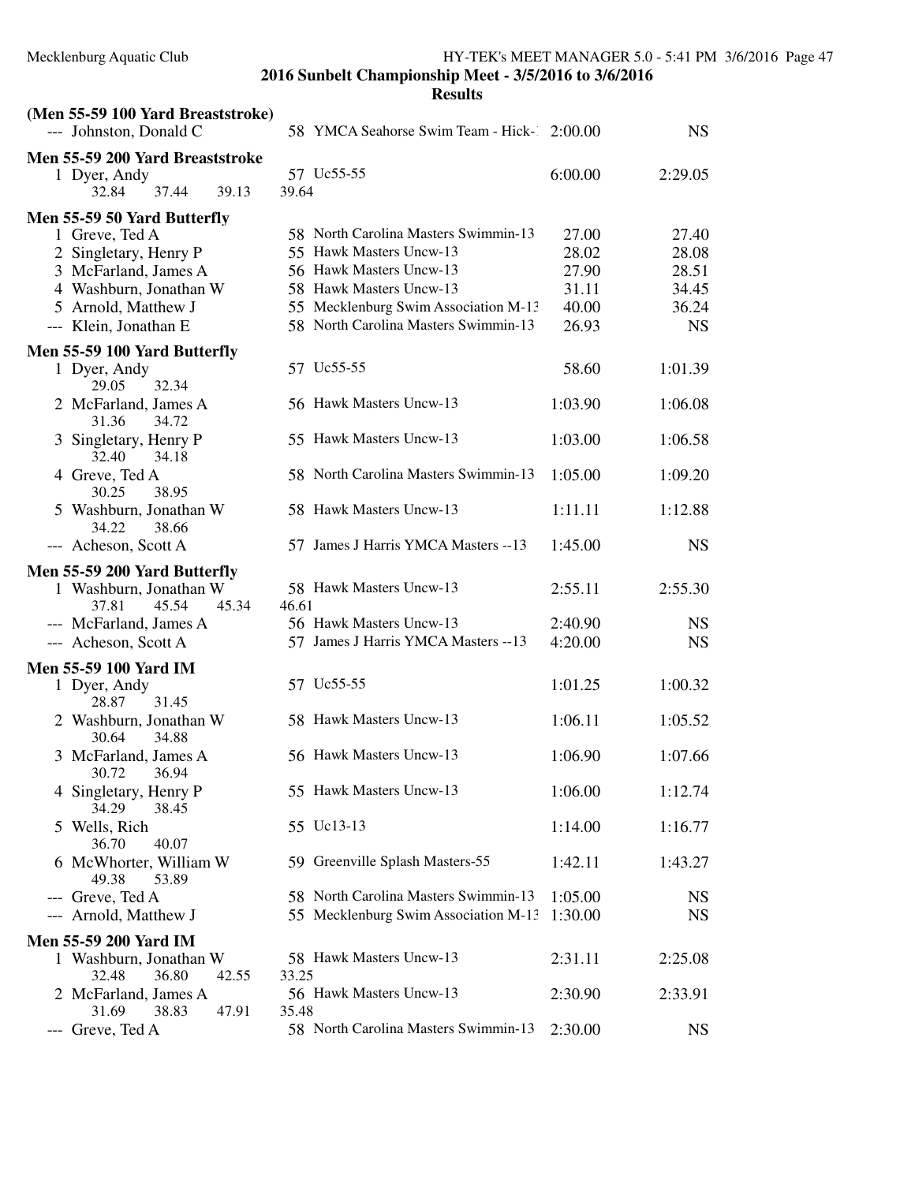**2016 Sunbelt Championship Meet - 3/5/2016 to 3/6/2016**

**Results**

### (Men 55-59 100 Yard Breaststroke)

| | Name | Age | Team | Seed Time | Finals Time |
|---|---|---|---|---|---|
| --- | Johnston, Donald C | 58 | YMCA Seahorse Swim Team - Hick-1 | 2:00.00 | NS |

### Men 55-59 200 Yard Breaststroke

| | Name | Age | Team | Seed Time | Finals Time |
|---|---|---|---|---|---|
| 1 | Dyer, Andy | 57 | Uc55-55 | 6:00.00 | 2:29.05 |
| | 32.84 37.44 39.13 39.64 | | | | |

### Men 55-59 50 Yard Butterfly

| | Name | Age | Team | Seed Time | Finals Time |
|---|---|---|---|---|---|
| 1 | Greve, Ted A | 58 | North Carolina Masters Swimmin-13 | 27.00 | 27.40 |
| 2 | Singletary, Henry P | 55 | Hawk Masters Uncw-13 | 28.02 | 28.08 |
| 3 | McFarland, James A | 56 | Hawk Masters Uncw-13 | 27.90 | 28.51 |
| 4 | Washburn, Jonathan W | 58 | Hawk Masters Uncw-13 | 31.11 | 34.45 |
| 5 | Arnold, Matthew J | 55 | Mecklenburg Swim Association M-13 | 40.00 | 36.24 |
| --- | Klein, Jonathan E | 58 | North Carolina Masters Swimmin-13 | 26.93 | NS |

### Men 55-59 100 Yard Butterfly

| | Name | Age | Team | Seed Time | Finals Time |
|---|---|---|---|---|---|
| 1 | Dyer, Andy | 57 | Uc55-55 | 58.60 | 1:01.39 |
| | 29.05 32.34 | | | | |
| 2 | McFarland, James A | 56 | Hawk Masters Uncw-13 | 1:03.90 | 1:06.08 |
| | 31.36 34.72 | | | | |
| 3 | Singletary, Henry P | 55 | Hawk Masters Uncw-13 | 1:03.00 | 1:06.58 |
| | 32.40 34.18 | | | | |
| 4 | Greve, Ted A | 58 | North Carolina Masters Swimmin-13 | 1:05.00 | 1:09.20 |
| | 30.25 38.95 | | | | |
| 5 | Washburn, Jonathan W | 58 | Hawk Masters Uncw-13 | 1:11.11 | 1:12.88 |
| | 34.22 38.66 | | | | |
| --- | Acheson, Scott A | 57 | James J Harris YMCA Masters --13 | 1:45.00 | NS |

### Men 55-59 200 Yard Butterfly

| | Name | Age | Team | Seed Time | Finals Time |
|---|---|---|---|---|---|
| 1 | Washburn, Jonathan W | 58 | Hawk Masters Uncw-13 | 2:55.11 | 2:55.30 |
| | 37.81 45.54 45.34 46.61 | | | | |
| --- | McFarland, James A | 56 | Hawk Masters Uncw-13 | 2:40.90 | NS |
| --- | Acheson, Scott A | 57 | James J Harris YMCA Masters --13 | 4:20.00 | NS |

### Men 55-59 100 Yard IM

| | Name | Age | Team | Seed Time | Finals Time |
|---|---|---|---|---|---|
| 1 | Dyer, Andy | 57 | Uc55-55 | 1:01.25 | 1:00.32 |
| | 28.87 31.45 | | | | |
| 2 | Washburn, Jonathan W | 58 | Hawk Masters Uncw-13 | 1:06.11 | 1:05.52 |
| | 30.64 34.88 | | | | |
| 3 | McFarland, James A | 56 | Hawk Masters Uncw-13 | 1:06.90 | 1:07.66 |
| | 30.72 36.94 | | | | |
| 4 | Singletary, Henry P | 55 | Hawk Masters Uncw-13 | 1:06.00 | 1:12.74 |
| | 34.29 38.45 | | | | |
| 5 | Wells, Rich | 55 | Uc13-13 | 1:14.00 | 1:16.77 |
| | 36.70 40.07 | | | | |
| 6 | McWhorter, William W | 59 | Greenville Splash Masters-55 | 1:42.11 | 1:43.27 |
| | 49.38 53.89 | | | | |
| --- | Greve, Ted A | 58 | North Carolina Masters Swimmin-13 | 1:05.00 | NS |
| --- | Arnold, Matthew J | 55 | Mecklenburg Swim Association M-13 | 1:30.00 | NS |

### Men 55-59 200 Yard IM

| | Name | Age | Team | Seed Time | Finals Time |
|---|---|---|---|---|---|
| 1 | Washburn, Jonathan W | 58 | Hawk Masters Uncw-13 | 2:31.11 | 2:25.08 |
| | 32.48 36.80 42.55 33.25 | | | | |
| 2 | McFarland, James A | 56 | Hawk Masters Uncw-13 | 2:30.90 | 2:33.91 |
| | 31.69 38.83 47.91 35.48 | | | | |
| --- | Greve, Ted A | 58 | North Carolina Masters Swimmin-13 | 2:30.00 | NS |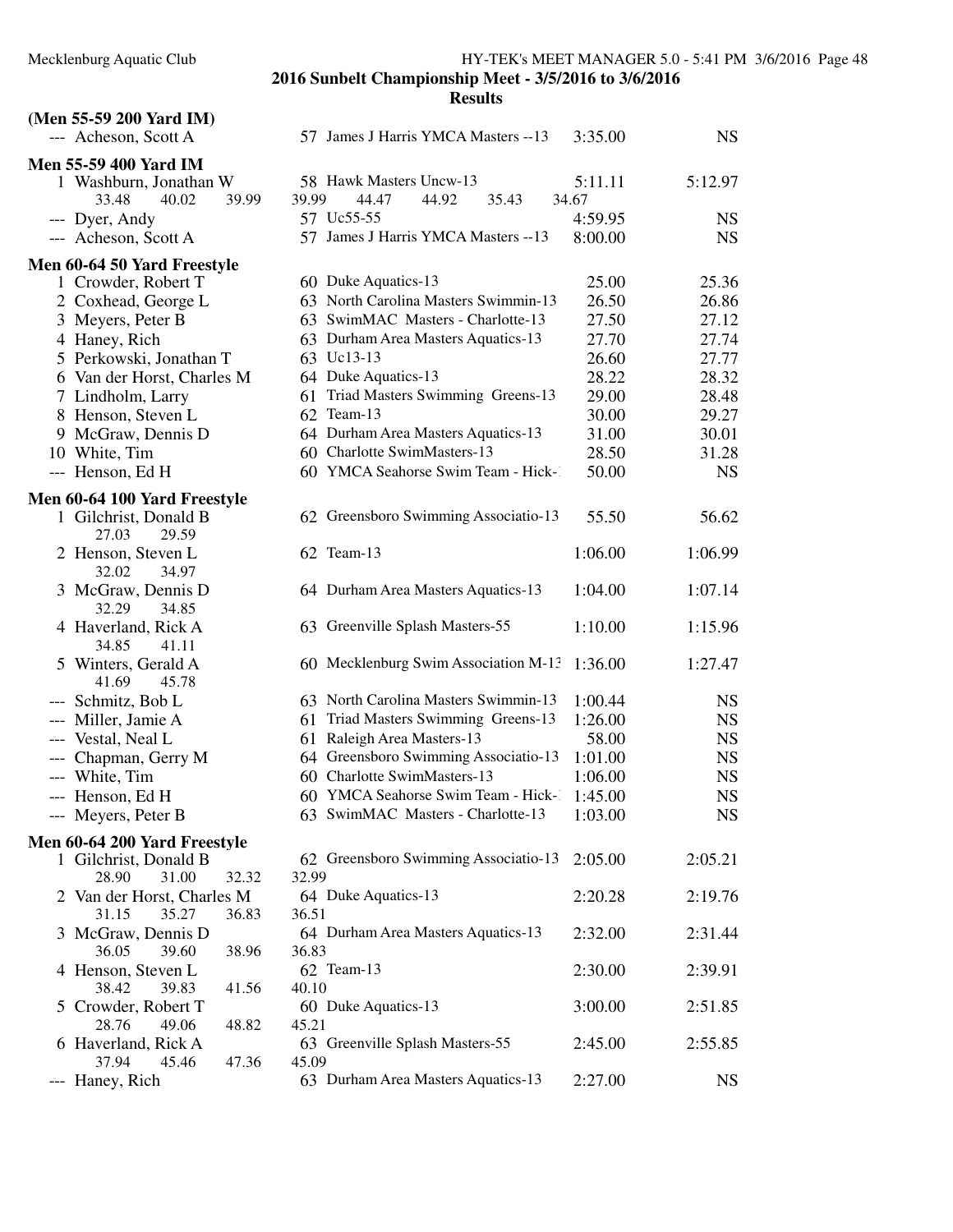**2016 Sunbelt Championship Meet - 3/5/2016 to 3/6/2016**

**Results**

### (Men 55-59 200 Yard IM)

| Place | Name | Age | Team | Seed Time | Finals Time |
|---|---|---|---|---|---|
| --- | Acheson, Scott A | 57 | James J Harris YMCA Masters --13 | 3:35.00 | NS |

### Men 55-59 400 Yard IM

| Place | Name | Age | Team | Seed Time | Finals Time |
|---|---|---|---|---|---|
| 1 | Washburn, Jonathan W | 58 | Hawk Masters Uncw-13 | 5:11.11 | 5:12.97 |
| | 33.48 40.02 39.99 39.99 44.47 44.92 35.43 34.67 | | | | |
| --- | Dyer, Andy | 57 | Uc55-55 | 4:59.95 | NS |
| --- | Acheson, Scott A | 57 | James J Harris YMCA Masters --13 | 8:00.00 | NS |

### Men 60-64 50 Yard Freestyle

| Place | Name | Age | Team | Seed Time | Finals Time |
|---|---|---|---|---|---|
| 1 | Crowder, Robert T | 60 | Duke Aquatics-13 | 25.00 | 25.36 |
| 2 | Coxhead, George L | 63 | North Carolina Masters Swimmin-13 | 26.50 | 26.86 |
| 3 | Meyers, Peter B | 63 | SwimMAC Masters - Charlotte-13 | 27.50 | 27.12 |
| 4 | Haney, Rich | 63 | Durham Area Masters Aquatics-13 | 27.70 | 27.74 |
| 5 | Perkowski, Jonathan T | 63 | Uc13-13 | 26.60 | 27.77 |
| 6 | Van der Horst, Charles M | 64 | Duke Aquatics-13 | 28.22 | 28.32 |
| 7 | Lindholm, Larry | 61 | Triad Masters Swimming Greens-13 | 29.00 | 28.48 |
| 8 | Henson, Steven L | 62 | Team-13 | 30.00 | 29.27 |
| 9 | McGraw, Dennis D | 64 | Durham Area Masters Aquatics-13 | 31.00 | 30.01 |
| 10 | White, Tim | 60 | Charlotte SwimMasters-13 | 28.50 | 31.28 |
| --- | Henson, Ed H | 60 | YMCA Seahorse Swim Team - Hick- | 50.00 | NS |

### Men 60-64 100 Yard Freestyle

| Place | Name | Age | Team | Seed Time | Finals Time |
|---|---|---|---|---|---|
| 1 | Gilchrist, Donald B | 62 | Greensboro Swimming Associatio-13 | 55.50 | 56.62 |
| | 27.03 29.59 | | | | |
| 2 | Henson, Steven L | 62 | Team-13 | 1:06.00 | 1:06.99 |
| | 32.02 34.97 | | | | |
| 3 | McGraw, Dennis D | 64 | Durham Area Masters Aquatics-13 | 1:04.00 | 1:07.14 |
| | 32.29 34.85 | | | | |
| 4 | Haverland, Rick A | 63 | Greenville Splash Masters-55 | 1:10.00 | 1:15.96 |
| | 34.85 41.11 | | | | |
| 5 | Winters, Gerald A | 60 | Mecklenburg Swim Association M-13 | 1:36.00 | 1:27.47 |
| | 41.69 45.78 | | | | |
| --- | Schmitz, Bob L | 63 | North Carolina Masters Swimmin-13 | 1:00.44 | NS |
| --- | Miller, Jamie A | 61 | Triad Masters Swimming Greens-13 | 1:26.00 | NS |
| --- | Vestal, Neal L | 61 | Raleigh Area Masters-13 | 58.00 | NS |
| --- | Chapman, Gerry M | 64 | Greensboro Swimming Associatio-13 | 1:01.00 | NS |
| --- | White, Tim | 60 | Charlotte SwimMasters-13 | 1:06.00 | NS |
| --- | Henson, Ed H | 60 | YMCA Seahorse Swim Team - Hick- | 1:45.00 | NS |
| --- | Meyers, Peter B | 63 | SwimMAC Masters - Charlotte-13 | 1:03.00 | NS |

### Men 60-64 200 Yard Freestyle

| Place | Name | Age | Team | Seed Time | Finals Time |
|---|---|---|---|---|---|
| 1 | Gilchrist, Donald B | 62 | Greensboro Swimming Associatio-13 | 2:05.00 | 2:05.21 |
| | 28.90 31.00 32.32 32.99 | | | | |
| 2 | Van der Horst, Charles M | 64 | Duke Aquatics-13 | 2:20.28 | 2:19.76 |
| | 31.15 35.27 36.83 36.51 | | | | |
| 3 | McGraw, Dennis D | 64 | Durham Area Masters Aquatics-13 | 2:32.00 | 2:31.44 |
| | 36.05 39.60 38.96 36.83 | | | | |
| 4 | Henson, Steven L | 62 | Team-13 | 2:30.00 | 2:39.91 |
| | 38.42 39.83 41.56 40.10 | | | | |
| 5 | Crowder, Robert T | 60 | Duke Aquatics-13 | 3:00.00 | 2:51.85 |
| | 28.76 49.06 48.82 45.21 | | | | |
| 6 | Haverland, Rick A | 63 | Greenville Splash Masters-55 | 2:45.00 | 2:55.85 |
| | 37.94 45.46 47.36 45.09 | | | | |
| --- | Haney, Rich | 63 | Durham Area Masters Aquatics-13 | 2:27.00 | NS |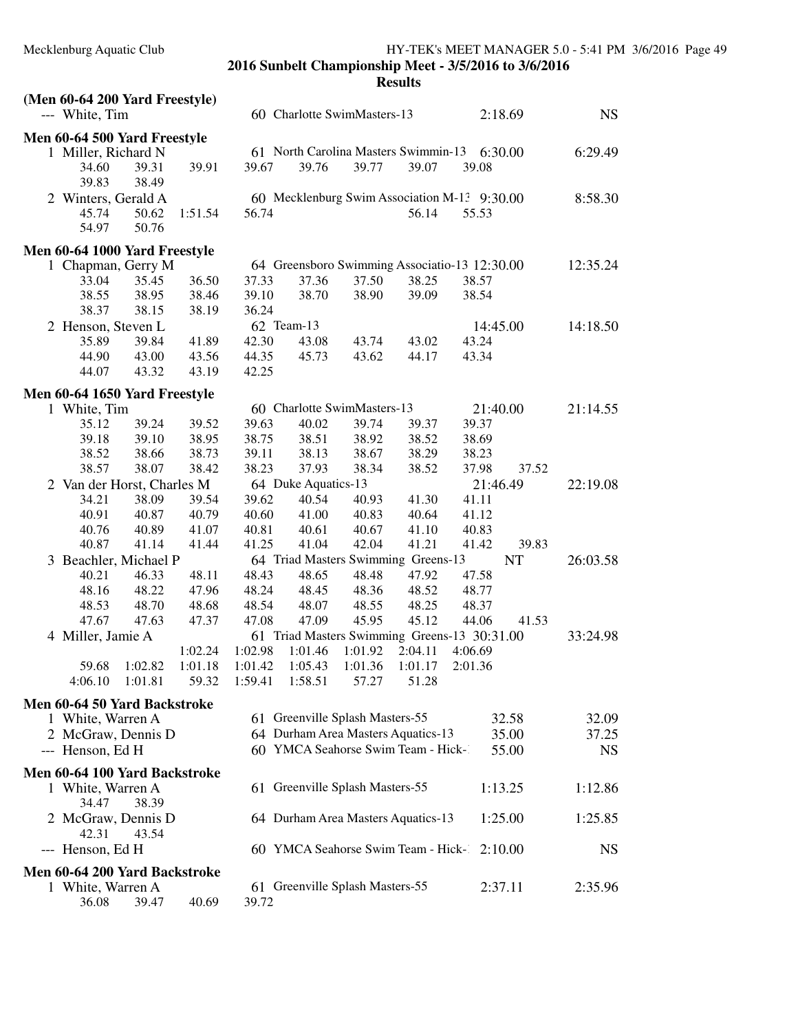**2016 Sunbelt Championship Meet - 3/5/2016 to 3/6/2016**

**Results**

### (Men 60-64 200 Yard Freestyle)

--- White, Tim 60 Charlotte SwimMasters-13 2:18.69 NS

### Men 60-64 500 Yard Freestyle

1 Miller, Richard N 61 North Carolina Masters Swimmin-13 6:30.00 6:29.49
34.60 39.31 39.91 39.67 39.76 39.77 39.07 39.08
39.83 38.49

2 Winters, Gerald A 60 Mecklenburg Swim Association M-13 9:30.00 8:58.30
45.74 50.62 1:51.54 56.74 56.14 55.53
54.97 50.76

### Men 60-64 1000 Yard Freestyle

1 Chapman, Gerry M 64 Greensboro Swimming Associatio-13 12:30.00 12:35.24
33.04 35.45 36.50 37.33 37.36 37.50 38.25 38.57
38.55 38.95 38.46 39.10 38.70 38.90 39.09 38.54
38.37 38.15 38.19 36.24

2 Henson, Steven L 62 Team-13 14:45.00 14:18.50
35.89 39.84 41.89 42.30 43.08 43.74 43.02 43.24
44.90 43.00 43.56 44.35 45.73 43.62 44.17 43.34
44.07 43.32 43.19 42.25

### Men 60-64 1650 Yard Freestyle

1 White, Tim 60 Charlotte SwimMasters-13 21:40.00 21:14.55
35.12 39.24 39.52 39.63 40.02 39.74 39.37 39.37
39.18 39.10 38.95 38.75 38.51 38.92 38.52 38.69
38.52 38.66 38.73 39.11 38.13 38.67 38.29 38.23
38.57 38.07 38.42 38.23 37.93 38.34 38.52 37.98 37.52

2 Van der Horst, Charles M 64 Duke Aquatics-13 21:46.49 22:19.08
34.21 38.09 39.54 39.62 40.54 40.93 41.30 41.11
40.91 40.87 40.79 40.60 41.00 40.83 40.64 41.12
40.76 40.89 41.07 40.81 40.61 40.67 41.10 40.83
40.87 41.14 41.44 41.25 41.04 42.04 41.21 41.42 39.83

3 Beachler, Michael P 64 Triad Masters Swimming Greens-13 NT 26:03.58
40.21 46.33 48.11 48.43 48.65 48.48 47.92 47.58
48.16 48.22 47.96 48.24 48.45 48.36 48.52 48.77
48.53 48.70 48.68 48.54 48.07 48.55 48.25 48.37
47.67 47.63 47.37 47.08 47.09 45.95 45.12 44.06 41.53

4 Miller, Jamie A 61 Triad Masters Swimming Greens-13 30:31.00 33:24.98
1:02.24 1:02.98 1:01.46 1:01.92 2:04.11 4:06.69
59.68 1:02.82 1:01.18 1:01.42 1:05.43 1:01.36 1:01.17 2:01.36
4:06.10 1:01.81 59.32 1:59.41 1:58.51 57.27 51.28

### Men 60-64 50 Yard Backstroke

1 White, Warren A 61 Greenville Splash Masters-55 32.58 32.09
2 McGraw, Dennis D 64 Durham Area Masters Aquatics-13 35.00 37.25
--- Henson, Ed H 60 YMCA Seahorse Swim Team - Hick-1 55.00 NS

### Men 60-64 100 Yard Backstroke

1 White, Warren A 61 Greenville Splash Masters-55 1:13.25 1:12.86
34.47 38.39

2 McGraw, Dennis D 64 Durham Area Masters Aquatics-13 1:25.00 1:25.85
42.31 43.54

--- Henson, Ed H 60 YMCA Seahorse Swim Team - Hick-1 2:10.00 NS

### Men 60-64 200 Yard Backstroke

1 White, Warren A 61 Greenville Splash Masters-55 2:37.11 2:35.96
36.08 39.47 40.69 39.72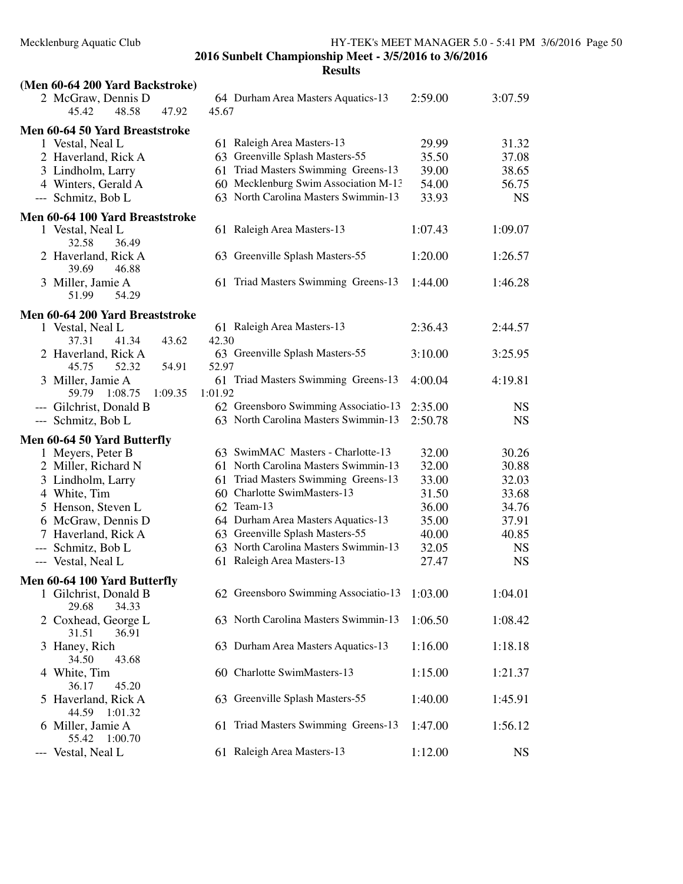## 2016 Sunbelt Championship Meet - 3/5/2016 to 3/6/2016

## Results

### (Men 60-64 200 Yard Backstroke)

| Place | Name | Age | Team | Seed Time | Finals Time |
|---|---|---|---|---|---|
| 2 | McGraw, Dennis D | 64 | Durham Area Masters Aquatics-13 | 2:59.00 | 3:07.59 |
| | 45.42 48.58 47.92 45.67 | | | | |

### Men 60-64 50 Yard Breaststroke

| Place | Name | Age | Team | Seed Time | Finals Time |
|---|---|---|---|---|---|
| 1 | Vestal, Neal L | 61 | Raleigh Area Masters-13 | 29.99 | 31.32 |
| 2 | Haverland, Rick A | 63 | Greenville Splash Masters-55 | 35.50 | 37.08 |
| 3 | Lindholm, Larry | 61 | Triad Masters Swimming Greens-13 | 39.00 | 38.65 |
| 4 | Winters, Gerald A | 60 | Mecklenburg Swim Association M-13 | 54.00 | 56.75 |
| --- | Schmitz, Bob L | 63 | North Carolina Masters Swimmin-13 | 33.93 | NS |

### Men 60-64 100 Yard Breaststroke

| Place | Name | Age | Team | Seed Time | Finals Time |
|---|---|---|---|---|---|
| 1 | Vestal, Neal L | 61 | Raleigh Area Masters-13 | 1:07.43 | 1:09.07 |
| | 32.58 36.49 | | | | |
| 2 | Haverland, Rick A | 63 | Greenville Splash Masters-55 | 1:20.00 | 1:26.57 |
| | 39.69 46.88 | | | | |
| 3 | Miller, Jamie A | 61 | Triad Masters Swimming Greens-13 | 1:44.00 | 1:46.28 |
| | 51.99 54.29 | | | | |

### Men 60-64 200 Yard Breaststroke

| Place | Name | Age | Team | Seed Time | Finals Time |
|---|---|---|---|---|---|
| 1 | Vestal, Neal L | 61 | Raleigh Area Masters-13 | 2:36.43 | 2:44.57 |
| | 37.31 41.34 43.62 42.30 | | | | |
| 2 | Haverland, Rick A | 63 | Greenville Splash Masters-55 | 3:10.00 | 3:25.95 |
| | 45.75 52.32 54.91 52.97 | | | | |
| 3 | Miller, Jamie A | 61 | Triad Masters Swimming Greens-13 | 4:00.04 | 4:19.81 |
| | 59.79 1:08.75 1:09.35 1:01.92 | | | | |
| --- | Gilchrist, Donald B | 62 | Greensboro Swimming Associatio-13 | 2:35.00 | NS |
| --- | Schmitz, Bob L | 63 | North Carolina Masters Swimmin-13 | 2:50.78 | NS |

### Men 60-64 50 Yard Butterfly

| Place | Name | Age | Team | Seed Time | Finals Time |
|---|---|---|---|---|---|
| 1 | Meyers, Peter B | 63 | SwimMAC Masters - Charlotte-13 | 32.00 | 30.26 |
| 2 | Miller, Richard N | 61 | North Carolina Masters Swimmin-13 | 32.00 | 30.88 |
| 3 | Lindholm, Larry | 61 | Triad Masters Swimming Greens-13 | 33.00 | 32.03 |
| 4 | White, Tim | 60 | Charlotte SwimMasters-13 | 31.50 | 33.68 |
| 5 | Henson, Steven L | 62 | Team-13 | 36.00 | 34.76 |
| 6 | McGraw, Dennis D | 64 | Durham Area Masters Aquatics-13 | 35.00 | 37.91 |
| 7 | Haverland, Rick A | 63 | Greenville Splash Masters-55 | 40.00 | 40.85 |
| --- | Schmitz, Bob L | 63 | North Carolina Masters Swimmin-13 | 32.05 | NS |
| --- | Vestal, Neal L | 61 | Raleigh Area Masters-13 | 27.47 | NS |

### Men 60-64 100 Yard Butterfly

| Place | Name | Age | Team | Seed Time | Finals Time |
|---|---|---|---|---|---|
| 1 | Gilchrist, Donald B | 62 | Greensboro Swimming Associatio-13 | 1:03.00 | 1:04.01 |
| | 29.68 34.33 | | | | |
| 2 | Coxhead, George L | 63 | North Carolina Masters Swimmin-13 | 1:06.50 | 1:08.42 |
| | 31.51 36.91 | | | | |
| 3 | Haney, Rich | 63 | Durham Area Masters Aquatics-13 | 1:16.00 | 1:18.18 |
| | 34.50 43.68 | | | | |
| 4 | White, Tim | 60 | Charlotte SwimMasters-13 | 1:15.00 | 1:21.37 |
| | 36.17 45.20 | | | | |
| 5 | Haverland, Rick A | 63 | Greenville Splash Masters-55 | 1:40.00 | 1:45.91 |
| | 44.59 1:01.32 | | | | |
| 6 | Miller, Jamie A | 61 | Triad Masters Swimming Greens-13 | 1:47.00 | 1:56.12 |
| | 55.42 1:00.70 | | | | |
| --- | Vestal, Neal L | 61 | Raleigh Area Masters-13 | 1:12.00 | NS |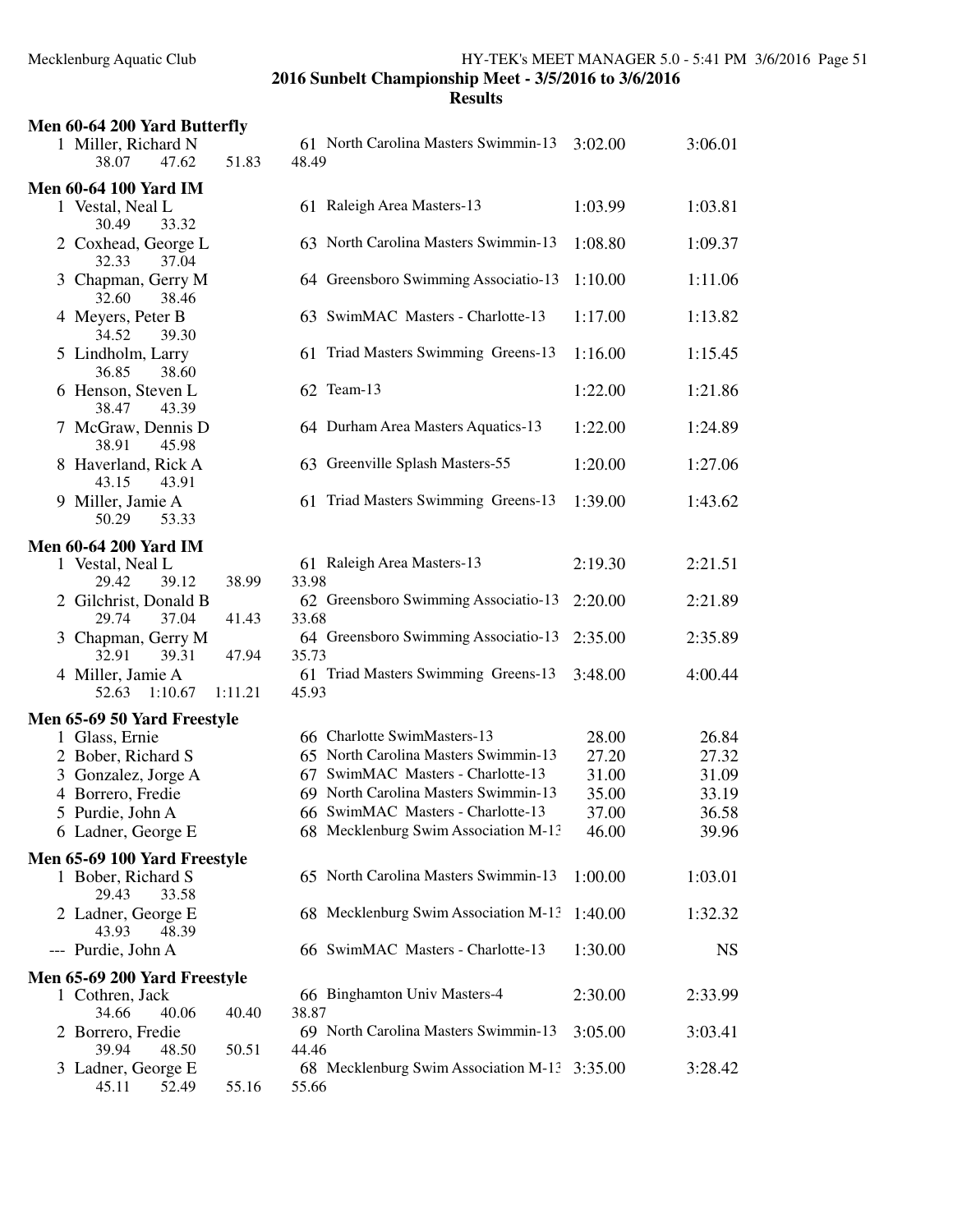**2016 Sunbelt Championship Meet - 3/5/2016 to 3/6/2016**

**Results**

### Men 60-64 200 Yard Butterfly

| Place | Name | Age | Team | Seed Time | Finals Time |
|---|---|---|---|---|---|
| 1 | Miller, Richard N | 61 | North Carolina Masters Swimmin-13 | 3:02.00 | 3:06.01 |
| | 38.07  47.62  51.83  48.49 | | | | |

### Men 60-64 100 Yard IM

| Place | Name | Age | Team | Seed Time | Finals Time |
|---|---|---|---|---|---|
| 1 | Vestal, Neal L | 61 | Raleigh Area Masters-13 | 1:03.99 | 1:03.81 |
| | 30.49  33.32 | | | | |
| 2 | Coxhead, George L | 63 | North Carolina Masters Swimmin-13 | 1:08.80 | 1:09.37 |
| | 32.33  37.04 | | | | |
| 3 | Chapman, Gerry M | 64 | Greensboro Swimming Associatio-13 | 1:10.00 | 1:11.06 |
| | 32.60  38.46 | | | | |
| 4 | Meyers, Peter B | 63 | SwimMAC Masters - Charlotte-13 | 1:17.00 | 1:13.82 |
| | 34.52  39.30 | | | | |
| 5 | Lindholm, Larry | 61 | Triad Masters Swimming Greens-13 | 1:16.00 | 1:15.45 |
| | 36.85  38.60 | | | | |
| 6 | Henson, Steven L | 62 | Team-13 | 1:22.00 | 1:21.86 |
| | 38.47  43.39 | | | | |
| 7 | McGraw, Dennis D | 64 | Durham Area Masters Aquatics-13 | 1:22.00 | 1:24.89 |
| | 38.91  45.98 | | | | |
| 8 | Haverland, Rick A | 63 | Greenville Splash Masters-55 | 1:20.00 | 1:27.06 |
| | 43.15  43.91 | | | | |
| 9 | Miller, Jamie A | 61 | Triad Masters Swimming Greens-13 | 1:39.00 | 1:43.62 |
| | 50.29  53.33 | | | | |

### Men 60-64 200 Yard IM

| Place | Name | Age | Team | Seed Time | Finals Time |
|---|---|---|---|---|---|
| 1 | Vestal, Neal L | 61 | Raleigh Area Masters-13 | 2:19.30 | 2:21.51 |
| | 29.42  39.12  38.99  33.98 | | | | |
| 2 | Gilchrist, Donald B | 62 | Greensboro Swimming Associatio-13 | 2:20.00 | 2:21.89 |
| | 29.74  37.04  41.43  33.68 | | | | |
| 3 | Chapman, Gerry M | 64 | Greensboro Swimming Associatio-13 | 2:35.00 | 2:35.89 |
| | 32.91  39.31  47.94  35.73 | | | | |
| 4 | Miller, Jamie A | 61 | Triad Masters Swimming Greens-13 | 3:48.00 | 4:00.44 |
| | 52.63  1:10.67  1:11.21  45.93 | | | | |

### Men 65-69 50 Yard Freestyle

| Place | Name | Age | Team | Seed Time | Finals Time |
|---|---|---|---|---|---|
| 1 | Glass, Ernie | 66 | Charlotte SwimMasters-13 | 28.00 | 26.84 |
| 2 | Bober, Richard S | 65 | North Carolina Masters Swimmin-13 | 27.20 | 27.32 |
| 3 | Gonzalez, Jorge A | 67 | SwimMAC Masters - Charlotte-13 | 31.00 | 31.09 |
| 4 | Borrero, Fredie | 69 | North Carolina Masters Swimmin-13 | 35.00 | 33.19 |
| 5 | Purdie, John A | 66 | SwimMAC Masters - Charlotte-13 | 37.00 | 36.58 |
| 6 | Ladner, George E | 68 | Mecklenburg Swim Association M-13 | 46.00 | 39.96 |

### Men 65-69 100 Yard Freestyle

| Place | Name | Age | Team | Seed Time | Finals Time |
|---|---|---|---|---|---|
| 1 | Bober, Richard S | 65 | North Carolina Masters Swimmin-13 | 1:00.00 | 1:03.01 |
| | 29.43  33.58 | | | | |
| 2 | Ladner, George E | 68 | Mecklenburg Swim Association M-13 | 1:40.00 | 1:32.32 |
| | 43.93  48.39 | | | | |
| --- | Purdie, John A | 66 | SwimMAC Masters - Charlotte-13 | 1:30.00 | NS |

### Men 65-69 200 Yard Freestyle

| Place | Name | Age | Team | Seed Time | Finals Time |
|---|---|---|---|---|---|
| 1 | Cothren, Jack | 66 | Binghamton Univ Masters-4 | 2:30.00 | 2:33.99 |
| | 34.66  40.06  40.40  38.87 | | | | |
| 2 | Borrero, Fredie | 69 | North Carolina Masters Swimmin-13 | 3:05.00 | 3:03.41 |
| | 39.94  48.50  50.51  44.46 | | | | |
| 3 | Ladner, George E | 68 | Mecklenburg Swim Association M-13 | 3:35.00 | 3:28.42 |
| | 45.11  52.49  55.16  55.66 | | | | |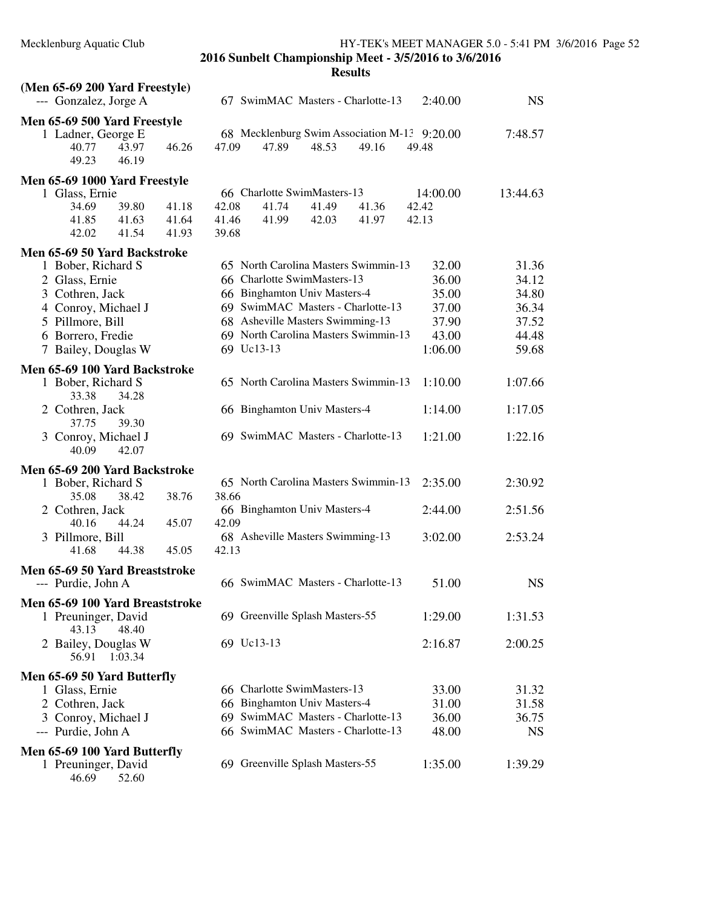**2016 Sunbelt Championship Meet - 3/5/2016 to 3/6/2016**

**Results**

**(Men 65-69 200 Yard Freestyle)**

| | Name | Age | Team | Seed Time | Finals Time |
|---|---|---|---|---|---|
| --- | Gonzalez, Jorge A | 67 | SwimMAC Masters - Charlotte-13 | 2:40.00 | NS |

**Men 65-69 500 Yard Freestyle**

| | Name | Age | Team | Seed Time | Finals Time |
|---|---|---|---|---|---|
| 1 | Ladner, George E | 68 | Mecklenburg Swim Association M-13 | 9:20.00 | 7:48.57 |

40.77 43.97 46.26 47.09 47.89 48.53 49.16 49.48
49.23 46.19

**Men 65-69 1000 Yard Freestyle**

| | Name | Age | Team | Seed Time | Finals Time |
|---|---|---|---|---|---|
| 1 | Glass, Ernie | 66 | Charlotte SwimMasters-13 | 14:00.00 | 13:44.63 |

34.69 39.80 41.18 42.08 41.74 41.49 41.36 42.42
41.85 41.63 41.64 41.46 41.99 42.03 41.97 42.13
42.02 41.54 41.93 39.68

**Men 65-69 50 Yard Backstroke**

| | Name | Age | Team | Seed Time | Finals Time |
|---|---|---|---|---|---|
| 1 | Bober, Richard S | 65 | North Carolina Masters Swimmin-13 | 32.00 | 31.36 |
| 2 | Glass, Ernie | 66 | Charlotte SwimMasters-13 | 36.00 | 34.12 |
| 3 | Cothren, Jack | 66 | Binghamton Univ Masters-4 | 35.00 | 34.80 |
| 4 | Conroy, Michael J | 69 | SwimMAC Masters - Charlotte-13 | 37.00 | 36.34 |
| 5 | Pillmore, Bill | 68 | Asheville Masters Swimming-13 | 37.90 | 37.52 |
| 6 | Borrero, Fredie | 69 | North Carolina Masters Swimmin-13 | 43.00 | 44.48 |
| 7 | Bailey, Douglas W | 69 | Uc13-13 | 1:06.00 | 59.68 |

**Men 65-69 100 Yard Backstroke**

| | Name | Age | Team | Seed Time | Finals Time |
|---|---|---|---|---|---|
| 1 | Bober, Richard S | 65 | North Carolina Masters Swimmin-13 | 1:10.00 | 1:07.66 |
| | 33.38 34.28 | | | | |
| 2 | Cothren, Jack | 66 | Binghamton Univ Masters-4 | 1:14.00 | 1:17.05 |
| | 37.75 39.30 | | | | |
| 3 | Conroy, Michael J | 69 | SwimMAC Masters - Charlotte-13 | 1:21.00 | 1:22.16 |
| | 40.09 42.07 | | | | |

**Men 65-69 200 Yard Backstroke**

| | Name | Age | Team | Seed Time | Finals Time |
|---|---|---|---|---|---|
| 1 | Bober, Richard S | 65 | North Carolina Masters Swimmin-13 | 2:35.00 | 2:30.92 |
| | 35.08 38.42 38.76 38.66 | | | | |
| 2 | Cothren, Jack | 66 | Binghamton Univ Masters-4 | 2:44.00 | 2:51.56 |
| | 40.16 44.24 45.07 42.09 | | | | |
| 3 | Pillmore, Bill | 68 | Asheville Masters Swimming-13 | 3:02.00 | 2:53.24 |
| | 41.68 44.38 45.05 42.13 | | | | |

**Men 65-69 50 Yard Breaststroke**

| | Name | Age | Team | Seed Time | Finals Time |
|---|---|---|---|---|---|
| --- | Purdie, John A | 66 | SwimMAC Masters - Charlotte-13 | 51.00 | NS |

**Men 65-69 100 Yard Breaststroke**

| | Name | Age | Team | Seed Time | Finals Time |
|---|---|---|---|---|---|
| 1 | Preuninger, David | 69 | Greenville Splash Masters-55 | 1:29.00 | 1:31.53 |
| | 43.13 48.40 | | | | |
| 2 | Bailey, Douglas W | 69 | Uc13-13 | 2:16.87 | 2:00.25 |
| | 56.91 1:03.34 | | | | |

**Men 65-69 50 Yard Butterfly**

| | Name | Age | Team | Seed Time | Finals Time |
|---|---|---|---|---|---|
| 1 | Glass, Ernie | 66 | Charlotte SwimMasters-13 | 33.00 | 31.32 |
| 2 | Cothren, Jack | 66 | Binghamton Univ Masters-4 | 31.00 | 31.58 |
| 3 | Conroy, Michael J | 69 | SwimMAC Masters - Charlotte-13 | 36.00 | 36.75 |
| --- | Purdie, John A | 66 | SwimMAC Masters - Charlotte-13 | 48.00 | NS |

**Men 65-69 100 Yard Butterfly**

| | Name | Age | Team | Seed Time | Finals Time |
|---|---|---|---|---|---|
| 1 | Preuninger, David | 69 | Greenville Splash Masters-55 | 1:35.00 | 1:39.29 |
| | 46.69 52.60 | | | | |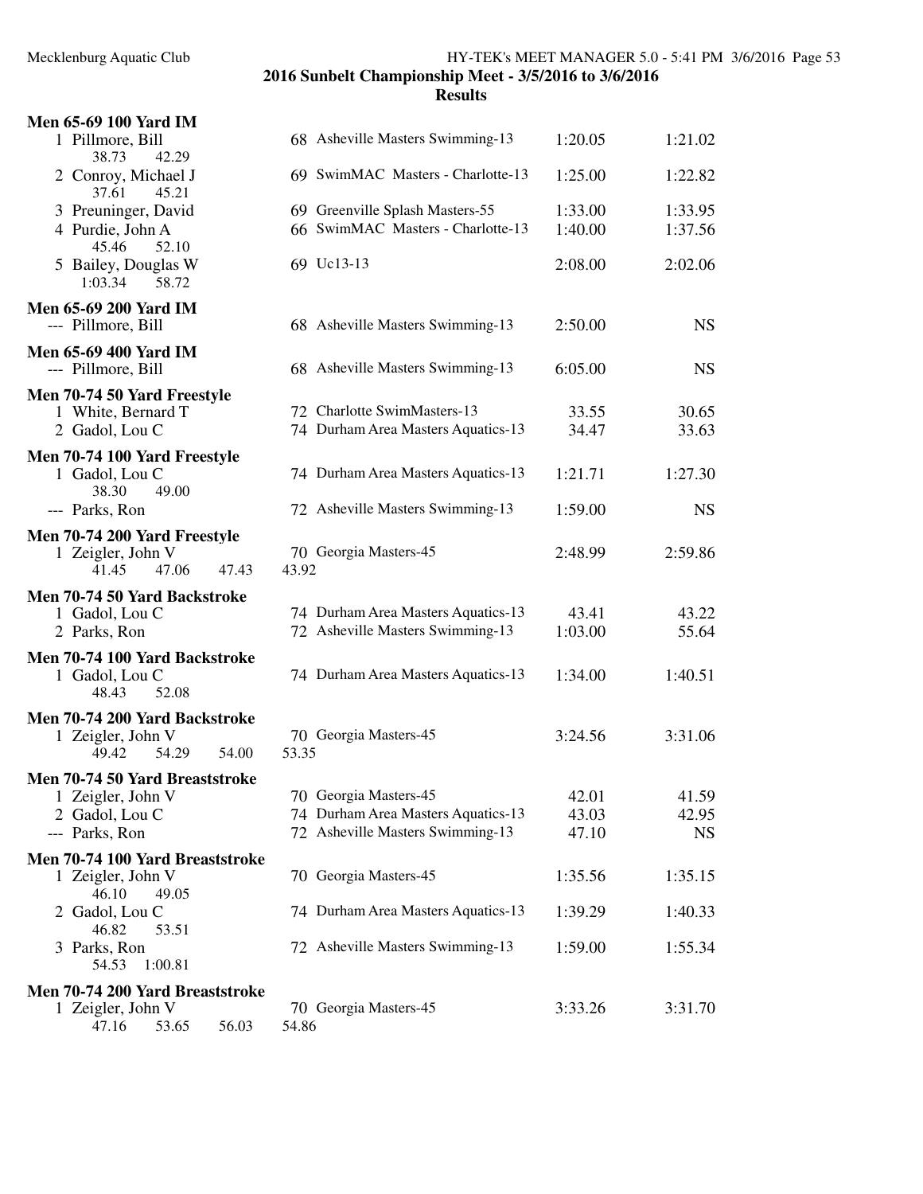## 2016 Sunbelt Championship Meet - 3/5/2016 to 3/6/2016

### Results

**Men 65-69 100 Yard IM**

| Place | Name | Age | Team | Seed Time | Finals Time |
|---|---|---|---|---|---|
| 1 | Pillmore, Bill | 68 | Asheville Masters Swimming-13 | 1:20.05 | 1:21.02 |
| | 38.73 42.29 | | | | |
| 2 | Conroy, Michael J | 69 | SwimMAC Masters - Charlotte-13 | 1:25.00 | 1:22.82 |
| | 37.61 45.21 | | | | |
| 3 | Preuninger, David | 69 | Greenville Splash Masters-55 | 1:33.00 | 1:33.95 |
| 4 | Purdie, John A | 66 | SwimMAC Masters - Charlotte-13 | 1:40.00 | 1:37.56 |
| | 45.46 52.10 | | | | |
| 5 | Bailey, Douglas W | 69 | Uc13-13 | 2:08.00 | 2:02.06 |
| | 1:03.34 58.72 | | | | |

**Men 65-69 200 Yard IM**

| Place | Name | Age | Team | Seed Time | Finals Time |
|---|---|---|---|---|---|
| --- | Pillmore, Bill | 68 | Asheville Masters Swimming-13 | 2:50.00 | NS |

**Men 65-69 400 Yard IM**

| Place | Name | Age | Team | Seed Time | Finals Time |
|---|---|---|---|---|---|
| --- | Pillmore, Bill | 68 | Asheville Masters Swimming-13 | 6:05.00 | NS |

**Men 70-74 50 Yard Freestyle**

| Place | Name | Age | Team | Seed Time | Finals Time |
|---|---|---|---|---|---|
| 1 | White, Bernard T | 72 | Charlotte SwimMasters-13 | 33.55 | 30.65 |
| 2 | Gadol, Lou C | 74 | Durham Area Masters Aquatics-13 | 34.47 | 33.63 |

**Men 70-74 100 Yard Freestyle**

| Place | Name | Age | Team | Seed Time | Finals Time |
|---|---|---|---|---|---|
| 1 | Gadol, Lou C | 74 | Durham Area Masters Aquatics-13 | 1:21.71 | 1:27.30 |
| | 38.30 49.00 | | | | |
| --- | Parks, Ron | 72 | Asheville Masters Swimming-13 | 1:59.00 | NS |

**Men 70-74 200 Yard Freestyle**

| Place | Name | Age | Team | Seed Time | Finals Time |
|---|---|---|---|---|---|
| 1 | Zeigler, John V | 70 | Georgia Masters-45 | 2:48.99 | 2:59.86 |
| | 41.45 47.06 47.43 43.92 | | | | |

**Men 70-74 50 Yard Backstroke**

| Place | Name | Age | Team | Seed Time | Finals Time |
|---|---|---|---|---|---|
| 1 | Gadol, Lou C | 74 | Durham Area Masters Aquatics-13 | 43.41 | 43.22 |
| 2 | Parks, Ron | 72 | Asheville Masters Swimming-13 | 1:03.00 | 55.64 |

**Men 70-74 100 Yard Backstroke**

| Place | Name | Age | Team | Seed Time | Finals Time |
|---|---|---|---|---|---|
| 1 | Gadol, Lou C | 74 | Durham Area Masters Aquatics-13 | 1:34.00 | 1:40.51 |
| | 48.43 52.08 | | | | |

**Men 70-74 200 Yard Backstroke**

| Place | Name | Age | Team | Seed Time | Finals Time |
|---|---|---|---|---|---|
| 1 | Zeigler, John V | 70 | Georgia Masters-45 | 3:24.56 | 3:31.06 |
| | 49.42 54.29 54.00 53.35 | | | | |

**Men 70-74 50 Yard Breaststroke**

| Place | Name | Age | Team | Seed Time | Finals Time |
|---|---|---|---|---|---|
| 1 | Zeigler, John V | 70 | Georgia Masters-45 | 42.01 | 41.59 |
| 2 | Gadol, Lou C | 74 | Durham Area Masters Aquatics-13 | 43.03 | 42.95 |
| --- | Parks, Ron | 72 | Asheville Masters Swimming-13 | 47.10 | NS |

**Men 70-74 100 Yard Breaststroke**

| Place | Name | Age | Team | Seed Time | Finals Time |
|---|---|---|---|---|---|
| 1 | Zeigler, John V | 70 | Georgia Masters-45 | 1:35.56 | 1:35.15 |
| | 46.10 49.05 | | | | |
| 2 | Gadol, Lou C | 74 | Durham Area Masters Aquatics-13 | 1:39.29 | 1:40.33 |
| | 46.82 53.51 | | | | |
| 3 | Parks, Ron | 72 | Asheville Masters Swimming-13 | 1:59.00 | 1:55.34 |
| | 54.53 1:00.81 | | | | |

**Men 70-74 200 Yard Breaststroke**

| Place | Name | Age | Team | Seed Time | Finals Time |
|---|---|---|---|---|---|
| 1 | Zeigler, John V | 70 | Georgia Masters-45 | 3:33.26 | 3:31.70 |
| | 47.16 53.65 56.03 54.86 | | | | |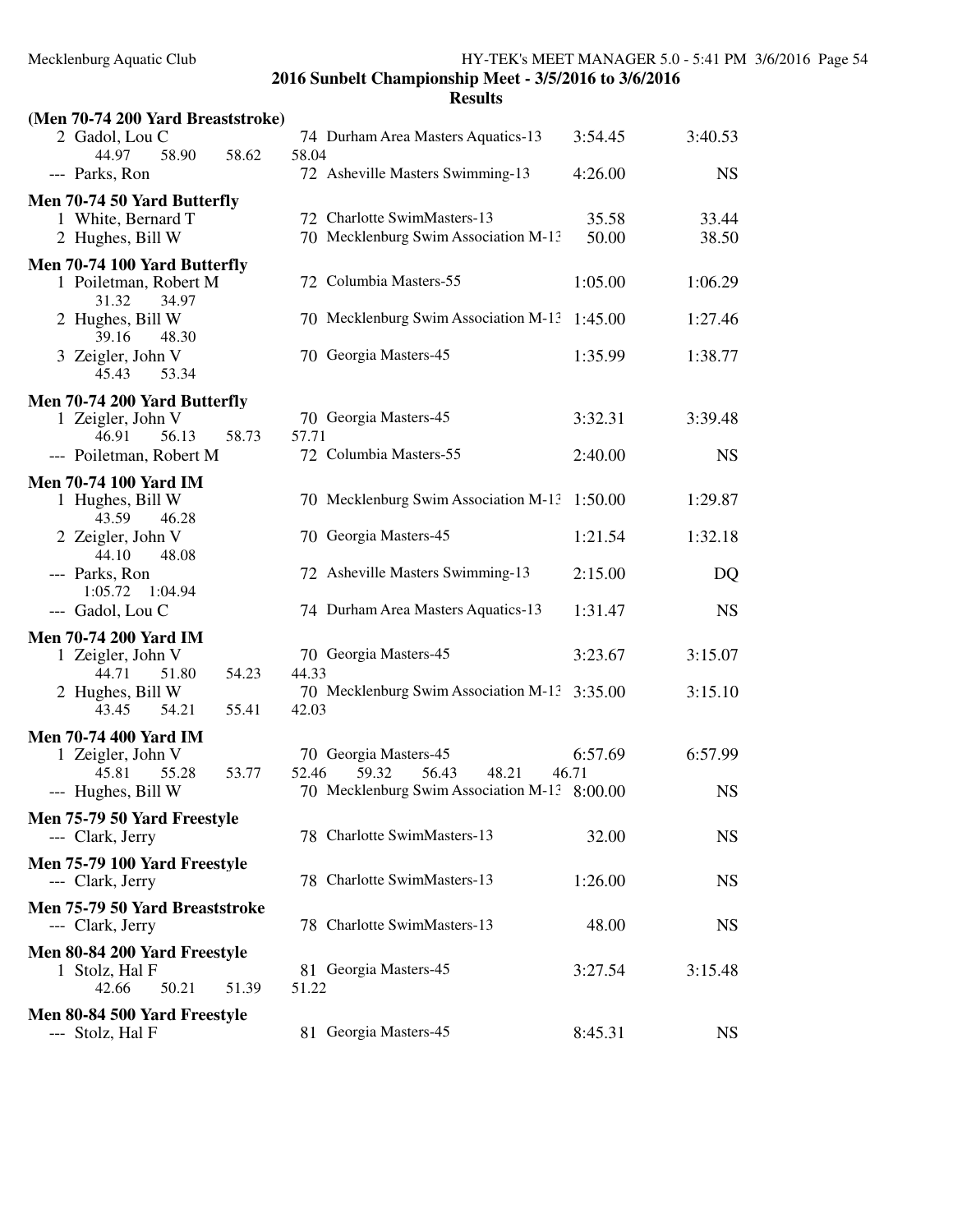## 2016 Sunbelt Championship Meet - 3/5/2016 to 3/6/2016

### Results

**(Men 70-74 200 Yard Breaststroke)**

| Place | Name | Age | Team | Seed Time | Finals Time |
|---|---|---|---|---|---|
| 2 | Gadol, Lou C | 74 | Durham Area Masters Aquatics-13 | 3:54.45 | 3:40.53 |
| | 44.97 58.90 58.62 58.04 | | | | |
| --- | Parks, Ron | 72 | Asheville Masters Swimming-13 | 4:26.00 | NS |

**Men 70-74 50 Yard Butterfly**

| Place | Name | Age | Team | Seed Time | Finals Time |
|---|---|---|---|---|---|
| 1 | White, Bernard T | 72 | Charlotte SwimMasters-13 | 35.58 | 33.44 |
| 2 | Hughes, Bill W | 70 | Mecklenburg Swim Association M-13 | 50.00 | 38.50 |

**Men 70-74 100 Yard Butterfly**

| Place | Name | Age | Team | Seed Time | Finals Time |
|---|---|---|---|---|---|
| 1 | Poiletman, Robert M | 72 | Columbia Masters-55 | 1:05.00 | 1:06.29 |
| | 31.32 34.97 | | | | |
| 2 | Hughes, Bill W | 70 | Mecklenburg Swim Association M-13 | 1:45.00 | 1:27.46 |
| | 39.16 48.30 | | | | |
| 3 | Zeigler, John V | 70 | Georgia Masters-45 | 1:35.99 | 1:38.77 |
| | 45.43 53.34 | | | | |

**Men 70-74 200 Yard Butterfly**

| Place | Name | Age | Team | Seed Time | Finals Time |
|---|---|---|---|---|---|
| 1 | Zeigler, John V | 70 | Georgia Masters-45 | 3:32.31 | 3:39.48 |
| | 46.91 56.13 58.73 57.71 | | | | |
| --- | Poiletman, Robert M | 72 | Columbia Masters-55 | 2:40.00 | NS |

**Men 70-74 100 Yard IM**

| Place | Name | Age | Team | Seed Time | Finals Time |
|---|---|---|---|---|---|
| 1 | Hughes, Bill W | 70 | Mecklenburg Swim Association M-13 | 1:50.00 | 1:29.87 |
| | 43.59 46.28 | | | | |
| 2 | Zeigler, John V | 70 | Georgia Masters-45 | 1:21.54 | 1:32.18 |
| | 44.10 48.08 | | | | |
| --- | Parks, Ron | 72 | Asheville Masters Swimming-13 | 2:15.00 | DQ |
| | 1:05.72 1:04.94 | | | | |
| --- | Gadol, Lou C | 74 | Durham Area Masters Aquatics-13 | 1:31.47 | NS |

**Men 70-74 200 Yard IM**

| Place | Name | Age | Team | Seed Time | Finals Time |
|---|---|---|---|---|---|
| 1 | Zeigler, John V | 70 | Georgia Masters-45 | 3:23.67 | 3:15.07 |
| | 44.71 51.80 54.23 44.33 | | | | |
| 2 | Hughes, Bill W | 70 | Mecklenburg Swim Association M-13 | 3:35.00 | 3:15.10 |
| | 43.45 54.21 55.41 42.03 | | | | |

**Men 70-74 400 Yard IM**

| Place | Name | Age | Team | Seed Time | Finals Time |
|---|---|---|---|---|---|
| 1 | Zeigler, John V | 70 | Georgia Masters-45 | 6:57.69 | 6:57.99 |
| | 45.81 55.28 53.77 52.46 59.32 56.43 48.21 46.71 | | | | |
| --- | Hughes, Bill W | 70 | Mecklenburg Swim Association M-13 | 8:00.00 | NS |

**Men 75-79 50 Yard Freestyle**

| Place | Name | Age | Team | Seed Time | Finals Time |
|---|---|---|---|---|---|
| --- | Clark, Jerry | 78 | Charlotte SwimMasters-13 | 32.00 | NS |

**Men 75-79 100 Yard Freestyle**

| Place | Name | Age | Team | Seed Time | Finals Time |
|---|---|---|---|---|---|
| --- | Clark, Jerry | 78 | Charlotte SwimMasters-13 | 1:26.00 | NS |

**Men 75-79 50 Yard Breaststroke**

| Place | Name | Age | Team | Seed Time | Finals Time |
|---|---|---|---|---|---|
| --- | Clark, Jerry | 78 | Charlotte SwimMasters-13 | 48.00 | NS |

**Men 80-84 200 Yard Freestyle**

| Place | Name | Age | Team | Seed Time | Finals Time |
|---|---|---|---|---|---|
| 1 | Stolz, Hal F | 81 | Georgia Masters-45 | 3:27.54 | 3:15.48 |
| | 42.66 50.21 51.39 51.22 | | | | |

**Men 80-84 500 Yard Freestyle**

| Place | Name | Age | Team | Seed Time | Finals Time |
|---|---|---|---|---|---|
| --- | Stolz, Hal F | 81 | Georgia Masters-45 | 8:45.31 | NS |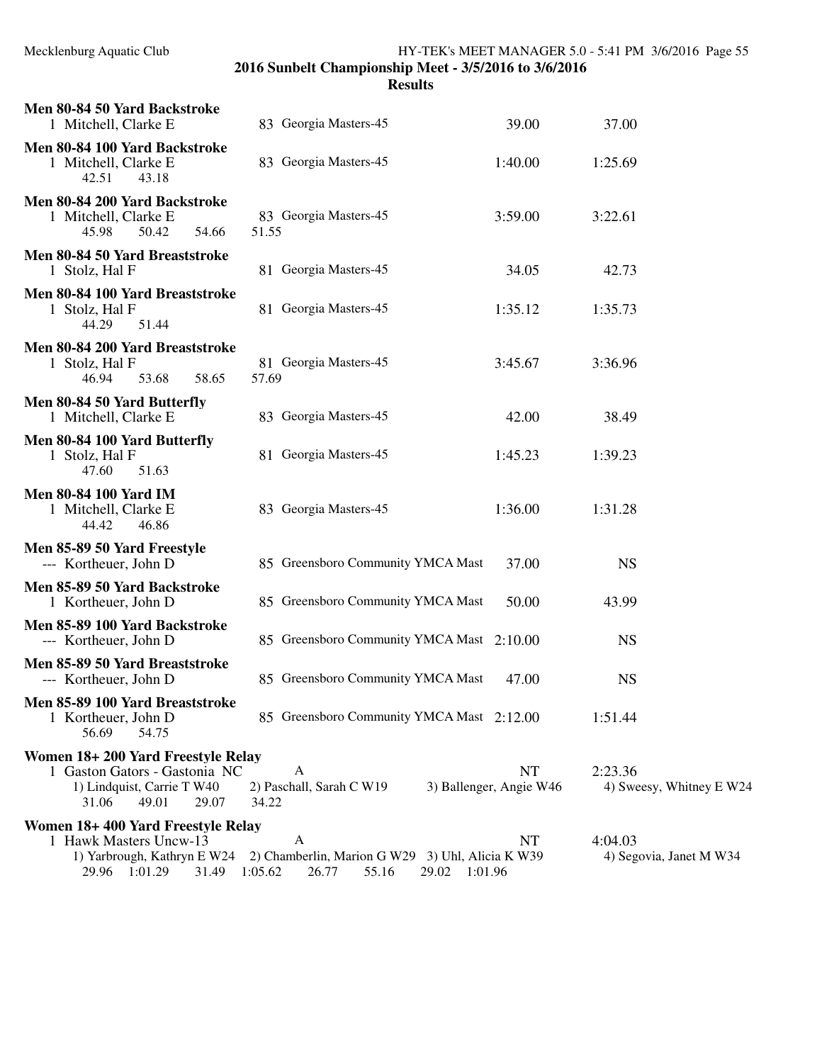## 2016 Sunbelt Championship Meet - 3/5/2016 to 3/6/2016

### Results

**Men 80-84 50 Yard Backstroke**

1 Mitchell, Clarke E | 83 | Georgia Masters-45 | 39.00 | 37.00

**Men 80-84 100 Yard Backstroke**

1 Mitchell, Clarke E | 83 | Georgia Masters-45 | 1:40.00 | 1:25.69
42.51 43.18

**Men 80-84 200 Yard Backstroke**

1 Mitchell, Clarke E | 83 | Georgia Masters-45 | 3:59.00 | 3:22.61
45.98 50.42 54.66 51.55

**Men 80-84 50 Yard Breaststroke**

1 Stolz, Hal F | 81 | Georgia Masters-45 | 34.05 | 42.73

**Men 80-84 100 Yard Breaststroke**

1 Stolz, Hal F | 81 | Georgia Masters-45 | 1:35.12 | 1:35.73
44.29 51.44

**Men 80-84 200 Yard Breaststroke**

1 Stolz, Hal F | 81 | Georgia Masters-45 | 3:45.67 | 3:36.96
46.94 53.68 58.65 57.69

**Men 80-84 50 Yard Butterfly**

1 Mitchell, Clarke E | 83 | Georgia Masters-45 | 42.00 | 38.49

**Men 80-84 100 Yard Butterfly**

1 Stolz, Hal F | 81 | Georgia Masters-45 | 1:45.23 | 1:39.23
47.60 51.63

**Men 80-84 100 Yard IM**

1 Mitchell, Clarke E | 83 | Georgia Masters-45 | 1:36.00 | 1:31.28
44.42 46.86

**Men 85-89 50 Yard Freestyle**

--- Kortheuer, John D | 85 | Greensboro Community YMCA Mast | 37.00 | NS

**Men 85-89 50 Yard Backstroke**

1 Kortheuer, John D | 85 | Greensboro Community YMCA Mast | 50.00 | 43.99

**Men 85-89 100 Yard Backstroke**

--- Kortheuer, John D | 85 | Greensboro Community YMCA Mast | 2:10.00 | NS

**Men 85-89 50 Yard Breaststroke**

--- Kortheuer, John D | 85 | Greensboro Community YMCA Mast | 47.00 | NS

**Men 85-89 100 Yard Breaststroke**

1 Kortheuer, John D | 85 | Greensboro Community YMCA Mast | 2:12.00 | 1:51.44
56.69 54.75

**Women 18+ 200 Yard Freestyle Relay**

1 Gaston Gators - Gastonia NC | A | NT | 2:23.36
1) Lindquist, Carrie T W40 | 2) Paschall, Sarah C W19 | 3) Ballenger, Angie W46 | 4) Sweesy, Whitney E W24
31.06 49.01 29.07 34.22

**Women 18+ 400 Yard Freestyle Relay**

1 Hawk Masters Uncw-13 | A | NT | 4:04.03
1) Yarbrough, Kathryn E W24 | 2) Chamberlin, Marion G W29 | 3) Uhl, Alicia K W39 | 4) Segovia, Janet M W34
29.96 1:01.29 31.49 1:05.62 26.77 55.16 29.02 1:01.96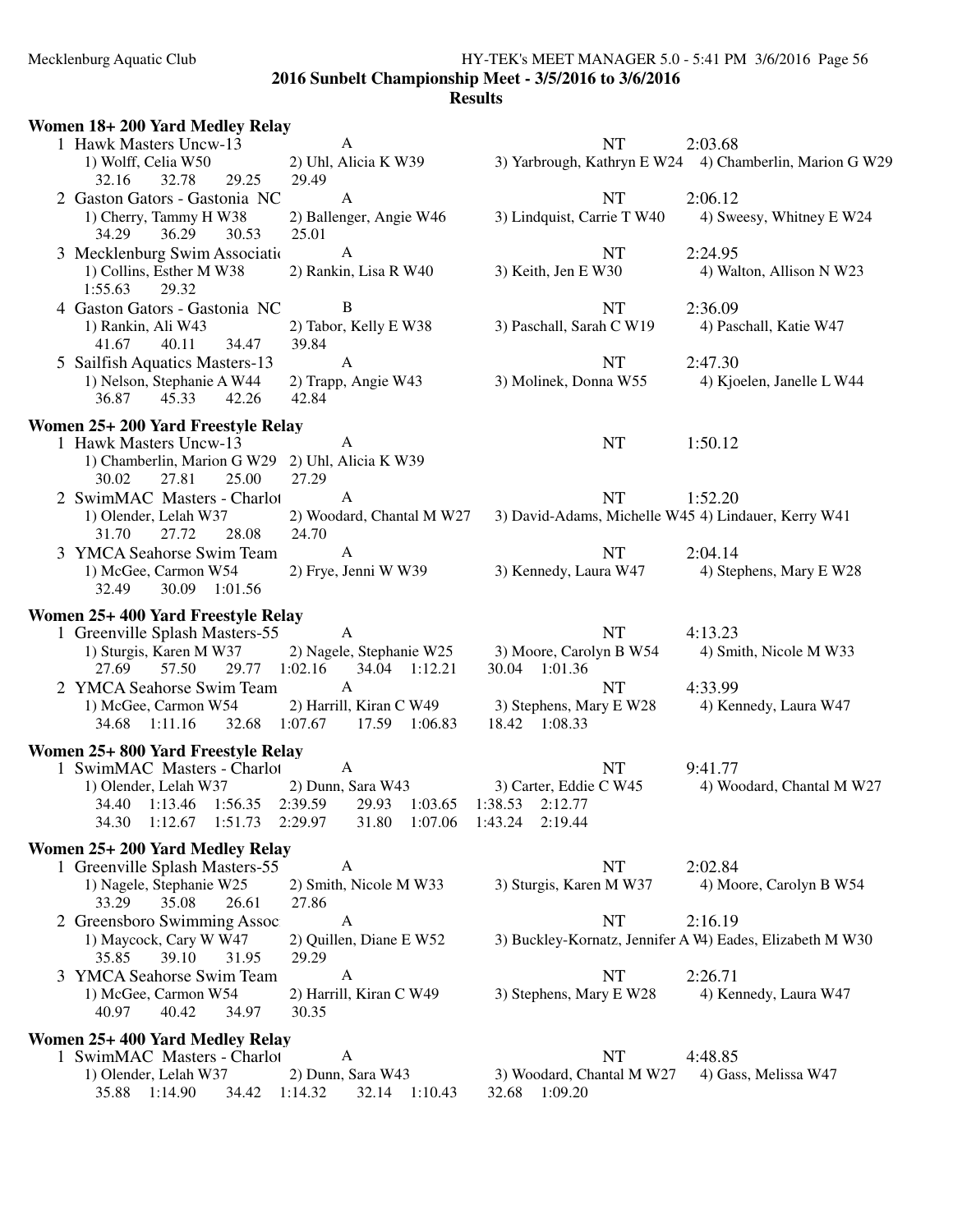**2016 Sunbelt Championship Meet - 3/5/2016 to 3/6/2016**

**Results**

### Women 18+ 200 Yard Medley Relay

1 Hawk Masters Uncw-13 A NT 2:03.68
1) Wolff, Celia W50 2) Uhl, Alicia K W39 3) Yarbrough, Kathryn E W24 4) Chamberlin, Marion G W29
32.16 32.78 29.25 29.49

2 Gaston Gators - Gastonia NC A NT 2:06.12
1) Cherry, Tammy H W38 2) Ballenger, Angie W46 3) Lindquist, Carrie T W40 4) Sweesy, Whitney E W24
34.29 36.29 30.53 25.01

3 Mecklenburg Swim Associatio A NT 2:24.95
1) Collins, Esther M W38 2) Rankin, Lisa R W40 3) Keith, Jen E W30 4) Walton, Allison N W23
1:55.63 29.32

4 Gaston Gators - Gastonia NC B NT 2:36.09
1) Rankin, Ali W43 2) Tabor, Kelly E W38 3) Paschall, Sarah C W19 4) Paschall, Katie W47
41.67 40.11 34.47 39.84

5 Sailfish Aquatics Masters-13 A NT 2:47.30
1) Nelson, Stephanie A W44 2) Trapp, Angie W43 3) Molinek, Donna W55 4) Kjoelen, Janelle L W44
36.87 45.33 42.26 42.84

### Women 25+ 200 Yard Freestyle Relay

1 Hawk Masters Uncw-13 A NT 1:50.12
1) Chamberlin, Marion G W29 2) Uhl, Alicia K W39
30.02 27.81 25.00 27.29

2 SwimMAC Masters - Charlot A NT 1:52.20
1) Olender, Lelah W37 2) Woodard, Chantal M W27 3) David-Adams, Michelle W45 4) Lindauer, Kerry W41
31.70 27.72 28.08 24.70

3 YMCA Seahorse Swim Team A NT 2:04.14
1) McGee, Carmon W54 2) Frye, Jenni W W39 3) Kennedy, Laura W47 4) Stephens, Mary E W28
32.49 30.09 1:01.56

### Women 25+ 400 Yard Freestyle Relay

1 Greenville Splash Masters-55 A NT 4:13.23
1) Sturgis, Karen M W37 2) Nagele, Stephanie W25 3) Moore, Carolyn B W54 4) Smith, Nicole M W33
27.69 57.50 29.77 1:02.16 34.04 1:12.21 30.04 1:01.36

2 YMCA Seahorse Swim Team A NT 4:33.99
1) McGee, Carmon W54 2) Harrill, Kiran C W49 3) Stephens, Mary E W28 4) Kennedy, Laura W47
34.68 1:11.16 32.68 1:07.67 17.59 1:06.83 18.42 1:08.33

### Women 25+ 800 Yard Freestyle Relay

1 SwimMAC Masters - Charlot A NT 9:41.77
1) Olender, Lelah W37 2) Dunn, Sara W43 3) Carter, Eddie C W45 4) Woodard, Chantal M W27
34.40 1:13.46 1:56.35 2:39.59 29.93 1:03.65 1:38.53 2:12.77
34.30 1:12.67 1:51.73 2:29.97 31.80 1:07.06 1:43.24 2:19.44

### Women 25+ 200 Yard Medley Relay

1 Greenville Splash Masters-55 A NT 2:02.84
1) Nagele, Stephanie W25 2) Smith, Nicole M W33 3) Sturgis, Karen M W37 4) Moore, Carolyn B W54
33.29 35.08 26.61 27.86

2 Greensboro Swimming Assoc A NT 2:16.19
1) Maycock, Cary W W47 2) Quillen, Diane E W52 3) Buckley-Kornatz, Jennifer A W 4) Eades, Elizabeth M W30
35.85 39.10 31.95 29.29

3 YMCA Seahorse Swim Team A NT 2:26.71
1) McGee, Carmon W54 2) Harrill, Kiran C W49 3) Stephens, Mary E W28 4) Kennedy, Laura W47
40.97 40.42 34.97 30.35

### Women 25+ 400 Yard Medley Relay

1 SwimMAC Masters - Charlot A NT 4:48.85
1) Olender, Lelah W37 2) Dunn, Sara W43 3) Woodard, Chantal M W27 4) Gass, Melissa W47
35.88 1:14.90 34.42 1:14.32 32.14 1:10.43 32.68 1:09.20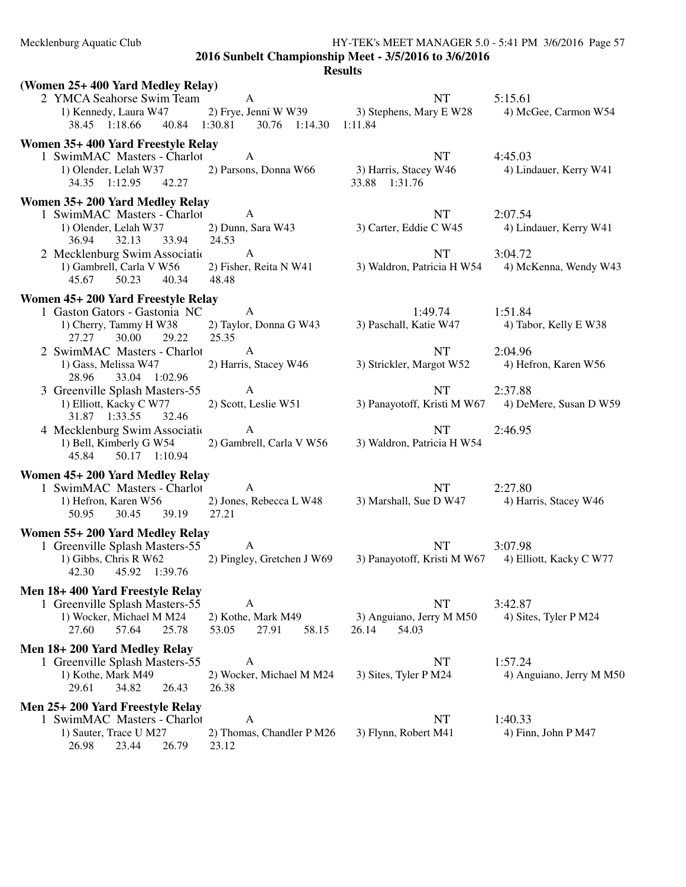**2016 Sunbelt Championship Meet - 3/5/2016 to 3/6/2016**

**Results**

### (Women 25+ 400 Yard Medley Relay)

2 YMCA Seahorse Swim Team — A — NT — 5:15.61
1) Kennedy, Laura W47 2) Frye, Jenni W W39 3) Stephens, Mary E W28 4) McGee, Carmon W54
38.45 1:18.66 40.84 1:30.81 30.76 1:14.30 1:11.84

### Women 35+ 400 Yard Freestyle Relay

1 SwimMAC Masters - Charlot — A — NT — 4:45.03
1) Olender, Lelah W37 2) Parsons, Donna W66 3) Harris, Stacey W46 4) Lindauer, Kerry W41
34.35 1:12.95 42.27 33.88 1:31.76

### Women 35+ 200 Yard Medley Relay

1 SwimMAC Masters - Charlot — A — NT — 2:07.54
1) Olender, Lelah W37 2) Dunn, Sara W43 3) Carter, Eddie C W45 4) Lindauer, Kerry W41
36.94 32.13 33.94 24.53

2 Mecklenburg Swim Associatio — A — NT — 3:04.72
1) Gambrell, Carla V W56 2) Fisher, Reita N W41 3) Waldron, Patricia H W54 4) McKenna, Wendy W43
45.67 50.23 40.34 48.48

### Women 45+ 200 Yard Freestyle Relay

1 Gaston Gators - Gastonia NC — A — 1:49.74 — 1:51.84
1) Cherry, Tammy H W38 2) Taylor, Donna G W43 3) Paschall, Katie W47 4) Tabor, Kelly E W38
27.27 30.00 29.22 25.35

2 SwimMAC Masters - Charlot — A — NT — 2:04.96
1) Gass, Melissa W47 2) Harris, Stacey W46 3) Strickler, Margot W52 4) Hefron, Karen W56
28.96 33.04 1:02.96

3 Greenville Splash Masters-55 — A — NT — 2:37.88
1) Elliott, Kacky C W77 2) Scott, Leslie W51 3) Panayotoff, Kristi M W67 4) DeMere, Susan D W59
31.87 1:33.55 32.46

4 Mecklenburg Swim Associatio — A — NT — 2:46.95
1) Bell, Kimberly G W54 2) Gambrell, Carla V W56 3) Waldron, Patricia H W54
45.84 50.17 1:10.94

### Women 45+ 200 Yard Medley Relay

1 SwimMAC Masters - Charlot — A — NT — 2:27.80
1) Hefron, Karen W56 2) Jones, Rebecca L W48 3) Marshall, Sue D W47 4) Harris, Stacey W46
50.95 30.45 39.19 27.21

### Women 55+ 200 Yard Medley Relay

1 Greenville Splash Masters-55 — A — NT — 3:07.98
1) Gibbs, Chris R W62 2) Pingley, Gretchen J W69 3) Panayotoff, Kristi M W67 4) Elliott, Kacky C W77
42.30 45.92 1:39.76

### Men 18+ 400 Yard Freestyle Relay

1 Greenville Splash Masters-55 — A — NT — 3:42.87
1) Wocker, Michael M M24 2) Kothe, Mark M49 3) Anguiano, Jerry M M50 4) Sites, Tyler P M24
27.60 57.64 25.78 53.05 27.91 58.15 26.14 54.03

### Men 18+ 200 Yard Medley Relay

1 Greenville Splash Masters-55 — A — NT — 1:57.24
1) Kothe, Mark M49 2) Wocker, Michael M M24 3) Sites, Tyler P M24 4) Anguiano, Jerry M M50
29.61 34.82 26.43 26.38

### Men 25+ 200 Yard Freestyle Relay

1 SwimMAC Masters - Charlot — A — NT — 1:40.33
1) Sauter, Trace U M27 2) Thomas, Chandler P M26 3) Flynn, Robert M41 4) Finn, John P M47
26.98 23.44 26.79 23.12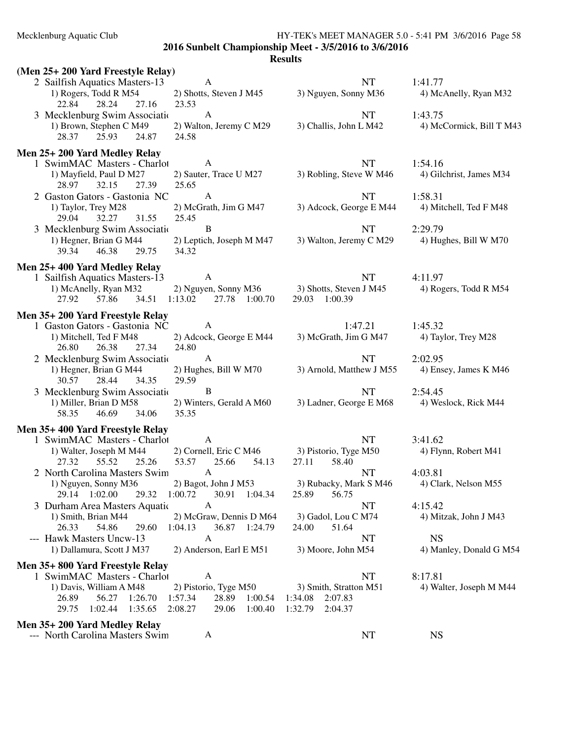**2016 Sunbelt Championship Meet - 3/5/2016 to 3/6/2016**

**Results**

### (Men 25+ 200 Yard Freestyle Relay)

2 Sailfish Aquatics Masters-13 — A — NT — 1:41.77
1) Rogers, Todd R M54 — 2) Shotts, Steven J M45 — 3) Nguyen, Sonny M36 — 4) McAnelly, Ryan M32
22.84 28.24 27.16 23.53

3 Mecklenburg Swim Associatio — A — NT — 1:43.75
1) Brown, Stephen C M49 — 2) Walton, Jeremy C M29 — 3) Challis, John L M42 — 4) McCormick, Bill T M43
28.37 25.93 24.87 24.58

### Men 25+ 200 Yard Medley Relay

1 SwimMAC Masters - Charlot — A — NT — 1:54.16
1) Mayfield, Paul D M27 — 2) Sauter, Trace U M27 — 3) Robling, Steve W M46 — 4) Gilchrist, James M34
28.97 32.15 27.39 25.65

2 Gaston Gators - Gastonia NC — A — NT — 1:58.31
1) Taylor, Trey M28 — 2) McGrath, Jim G M47 — 3) Adcock, George E M44 — 4) Mitchell, Ted F M48
29.04 32.27 31.55 25.45

3 Mecklenburg Swim Associatio — B — NT — 2:29.79
1) Hegner, Brian G M44 — 2) Leptich, Joseph M M47 — 3) Walton, Jeremy C M29 — 4) Hughes, Bill W M70
39.34 46.38 29.75 34.32

### Men 25+ 400 Yard Medley Relay

1 Sailfish Aquatics Masters-13 — A — NT — 4:11.97
1) McAnelly, Ryan M32 — 2) Nguyen, Sonny M36 — 3) Shotts, Steven J M45 — 4) Rogers, Todd R M54
27.92 57.86 34.51 1:13.02 27.78 1:00.70 29.03 1:00.39

### Men 35+ 200 Yard Freestyle Relay

1 Gaston Gators - Gastonia NC — A — 1:47.21 — 1:45.32
1) Mitchell, Ted F M48 — 2) Adcock, George E M44 — 3) McGrath, Jim G M47 — 4) Taylor, Trey M28
26.80 26.38 27.34 24.80

2 Mecklenburg Swim Associatio — A — NT — 2:02.95
1) Hegner, Brian G M44 — 2) Hughes, Bill W M70 — 3) Arnold, Matthew J M55 — 4) Ensey, James K M46
30.57 28.44 34.35 29.59

3 Mecklenburg Swim Associatio — B — NT — 2:54.45
1) Miller, Brian D M58 — 2) Winters, Gerald A M60 — 3) Ladner, George E M68 — 4) Weslock, Rick M44
58.35 46.69 34.06 35.35

### Men 35+ 400 Yard Freestyle Relay

1 SwimMAC Masters - Charlot — A — NT — 3:41.62
1) Walter, Joseph M M44 — 2) Cornell, Eric C M46 — 3) Pistorio, Tyge M50 — 4) Flynn, Robert M41
27.32 55.52 25.26 53.57 25.66 54.13 27.11 58.40

2 North Carolina Masters Swim — A — NT — 4:03.81
1) Nguyen, Sonny M36 — 2) Bagot, John J M53 — 3) Rubacky, Mark S M46 — 4) Clark, Nelson M55
29.14 1:02.00 29.32 1:00.72 30.91 1:04.34 25.89 56.75

3 Durham Area Masters Aquatic — A — NT — 4:15.42
1) Smith, Brian M44 — 2) McGraw, Dennis D M64 — 3) Gadol, Lou C M74 — 4) Mitzak, John J M43
26.33 54.86 29.60 1:04.13 36.87 1:24.79 24.00 51.64

--- Hawk Masters Uncw-13 — A — NT — NS
1) Dallamura, Scott J M37 — 2) Anderson, Earl E M51 — 3) Moore, John M54 — 4) Manley, Donald G M54

### Men 35+ 800 Yard Freestyle Relay

1 SwimMAC Masters - Charlot — A — NT — 8:17.81
1) Davis, William A M48 — 2) Pistorio, Tyge M50 — 3) Smith, Stratton M51 — 4) Walter, Joseph M M44
26.89 56.27 1:26.70 1:57.34 28.89 1:00.54 1:34.08 2:07.83
29.75 1:02.44 1:35.65 2:08.27 29.06 1:00.40 1:32.79 2:04.37

### Men 35+ 200 Yard Medley Relay

--- North Carolina Masters Swim — A — NT — NS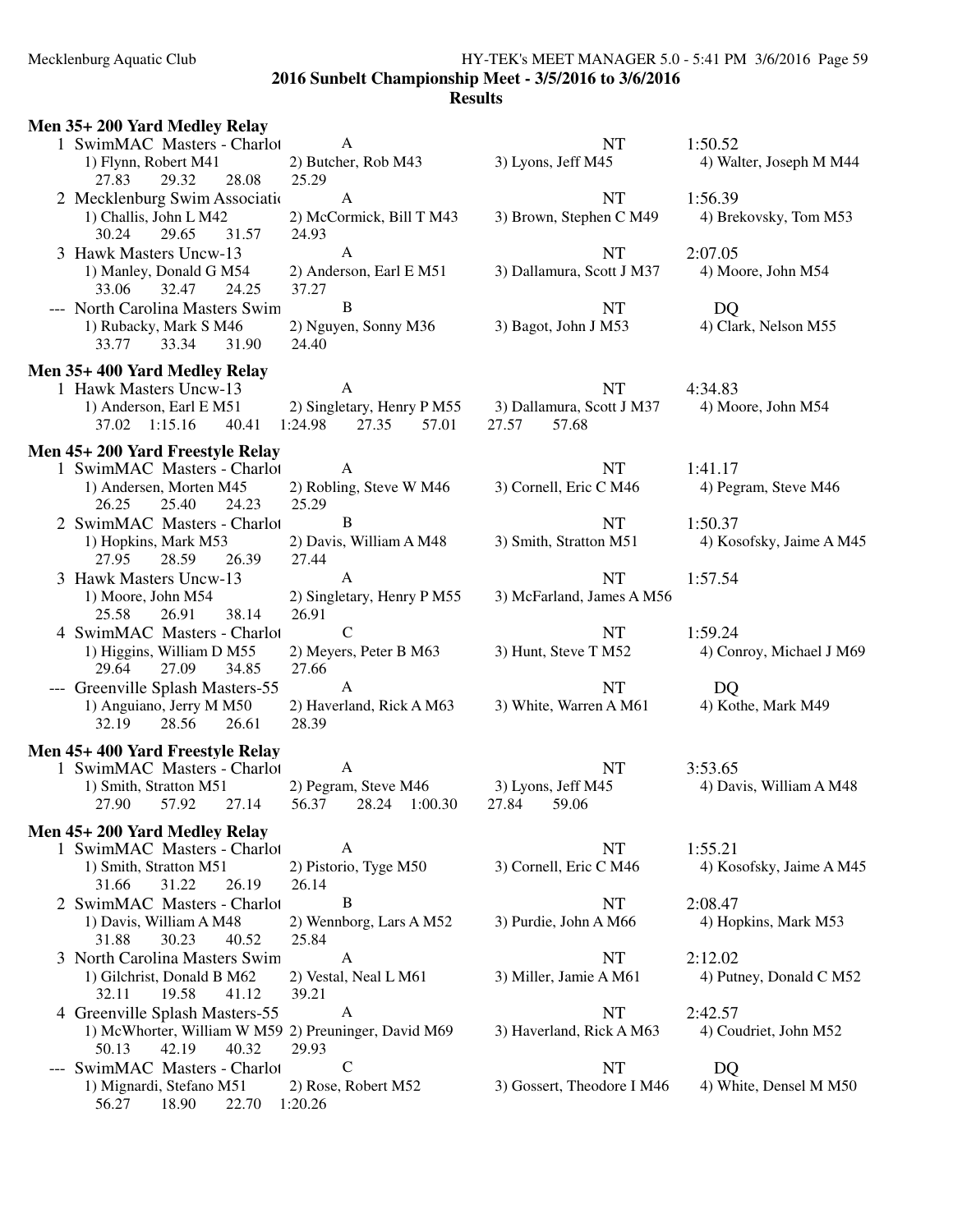# 2016 Sunbelt Championship Meet - 3/5/2016 to 3/6/2016

## Results

### Men 35+ 200 Yard Medley Relay

1 SwimMAC Masters - Charlot — A — NT — 1:50.52
1) Flynn, Robert M41 2) Butcher, Rob M43 3) Lyons, Jeff M45 4) Walter, Joseph M M44
27.83 29.32 28.08 25.29

2 Mecklenburg Swim Associati — A — NT — 1:56.39
1) Challis, John L M42 2) McCormick, Bill T M43 3) Brown, Stephen C M49 4) Brekovsky, Tom M53
30.24 29.65 31.57 24.93

3 Hawk Masters Uncw-13 — A — NT — 2:07.05
1) Manley, Donald G M54 2) Anderson, Earl E M51 3) Dallamura, Scott J M37 4) Moore, John M54
33.06 32.47 24.25 37.27

--- North Carolina Masters Swim — B — NT — DQ
1) Rubacky, Mark S M46 2) Nguyen, Sonny M36 3) Bagot, John J M53 4) Clark, Nelson M55
33.77 33.34 31.90 24.40

### Men 35+ 400 Yard Medley Relay

1 Hawk Masters Uncw-13 — A — NT — 4:34.83
1) Anderson, Earl E M51 2) Singletary, Henry P M55 3) Dallamura, Scott J M37 4) Moore, John M54
37.02 1:15.16 40.41 1:24.98 27.35 57.01 27.57 57.68

### Men 45+ 200 Yard Freestyle Relay

1 SwimMAC Masters - Charlot — A — NT — 1:41.17
1) Andersen, Morten M45 2) Robling, Steve W M46 3) Cornell, Eric C M46 4) Pegram, Steve M46
26.25 25.40 24.23 25.29

2 SwimMAC Masters - Charlot — B — NT — 1:50.37
1) Hopkins, Mark M53 2) Davis, William A M48 3) Smith, Stratton M51 4) Kosofsky, Jaime A M45
27.95 28.59 26.39 27.44

3 Hawk Masters Uncw-13 — A — NT — 1:57.54
1) Moore, John M54 2) Singletary, Henry P M55 3) McFarland, James A M56
25.58 26.91 38.14 26.91

4 SwimMAC Masters - Charlot — C — NT — 1:59.24
1) Higgins, William D M55 2) Meyers, Peter B M63 3) Hunt, Steve T M52 4) Conroy, Michael J M69
29.64 27.09 34.85 27.66

--- Greenville Splash Masters-55 — A — NT — DQ
1) Anguiano, Jerry M M50 2) Haverland, Rick A M63 3) White, Warren A M61 4) Kothe, Mark M49
32.19 28.56 26.61 28.39

### Men 45+ 400 Yard Freestyle Relay

1 SwimMAC Masters - Charlot — A — NT — 3:53.65
1) Smith, Stratton M51 2) Pegram, Steve M46 3) Lyons, Jeff M45 4) Davis, William A M48
27.90 57.92 27.14 56.37 28.24 1:00.30 27.84 59.06

### Men 45+ 200 Yard Medley Relay

1 SwimMAC Masters - Charlot — A — NT — 1:55.21
1) Smith, Stratton M51 2) Pistorio, Tyge M50 3) Cornell, Eric C M46 4) Kosofsky, Jaime A M45
31.66 31.22 26.19 26.14

2 SwimMAC Masters - Charlot — B — NT — 2:08.47
1) Davis, William A M48 2) Wennborg, Lars A M52 3) Purdie, John A M66 4) Hopkins, Mark M53
31.88 30.23 40.52 25.84

3 North Carolina Masters Swim — A — NT — 2:12.02
1) Gilchrist, Donald B M62 2) Vestal, Neal L M61 3) Miller, Jamie A M61 4) Putney, Donald C M52
32.11 19.58 41.12 39.21

4 Greenville Splash Masters-55 — A — NT — 2:42.57
1) McWhorter, William W M59 2) Preuninger, David M69 3) Haverland, Rick A M63 4) Coudriet, John M52
50.13 42.19 40.32 29.93

--- SwimMAC Masters - Charlot — C — NT — DQ
1) Mignardi, Stefano M51 2) Rose, Robert M52 3) Gossert, Theodore I M46 4) White, Densel M M50
56.27 18.90 22.70 1:20.26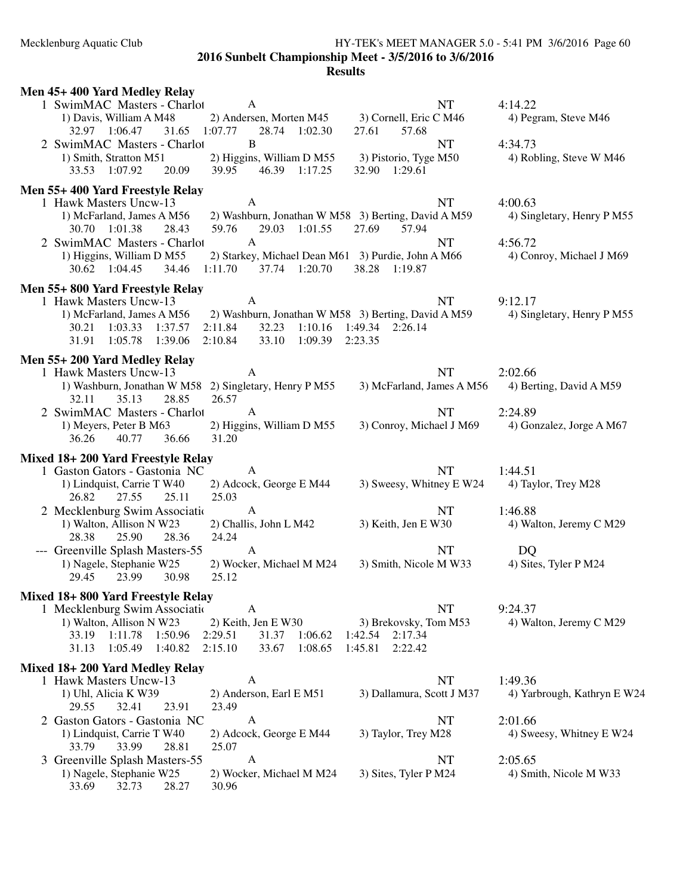**2016 Sunbelt Championship Meet - 3/5/2016 to 3/6/2016**

**Results**

### Men 45+ 400 Yard Medley Relay

```
1 SwimMAC Masters - Charlot        A                                      NT          4:14.22
   1) Davis, William A M48     2) Andersen, Morten M45     3) Cornell, Eric C M46     4) Pegram, Steve M46
     32.97   1:06.47    31.65  1:07.77    28.74   1:02.30    27.61    57.68
2 SwimMAC Masters - Charlot        B                                      NT          4:34.73
   1) Smith, Stratton M51      2) Higgins, William D M55   3) Pistorio, Tyge M50      4) Robling, Steve W M46
     33.53   1:07.92    20.09    39.95    46.39   1:17.25    32.90  1:29.61
```

### Men 55+ 400 Yard Freestyle Relay

```
1 Hawk Masters Uncw-13             A                                      NT          4:00.63
   1) McFarland, James A M56   2) Washburn, Jonathan W M58  3) Berting, David A M59   4) Singletary, Henry P M55
     30.70   1:01.38    28.43    59.76    29.03   1:01.55    27.69    57.94
2 SwimMAC Masters - Charlot        A                                      NT          4:56.72
   1) Higgins, William D M55   2) Starkey, Michael Dean M61  3) Purdie, John A M66    4) Conroy, Michael J M69
     30.62   1:04.45    34.46  1:11.70    37.74   1:20.70    38.28  1:19.87
```

### Men 55+ 800 Yard Freestyle Relay

```
1 Hawk Masters Uncw-13             A                                      NT          9:12.17
   1) McFarland, James A M56   2) Washburn, Jonathan W M58  3) Berting, David A M59   4) Singletary, Henry P M55
     30.21   1:03.33  1:37.57  2:11.84    32.23   1:10.16  1:49.34  2:26.14
     31.91   1:05.78  1:39.06  2:10.84    33.10   1:09.39  2:23.35
```

### Men 55+ 200 Yard Medley Relay

```
1 Hawk Masters Uncw-13             A                                      NT          2:02.66
   1) Washburn, Jonathan W M58  2) Singletary, Henry P M55  3) McFarland, James A M56  4) Berting, David A M59
     32.11    35.13    28.85    26.57
2 SwimMAC Masters - Charlot        A                                      NT          2:24.89
   1) Meyers, Peter B M63      2) Higgins, William D M55   3) Conroy, Michael J M69   4) Gonzalez, Jorge A M67
     36.26    40.77    36.66    31.20
```

### Mixed 18+ 200 Yard Freestyle Relay

```
1 Gaston Gators - Gastonia NC      A                                      NT          1:44.51
   1) Lindquist, Carrie T W40  2) Adcock, George E M44     3) Sweesy, Whitney E W24   4) Taylor, Trey M28
     26.82    27.55    25.11    25.03
2 Mecklenburg Swim Associatio      A                                      NT          1:46.88
   1) Walton, Allison N W23    2) Challis, John L M42      3) Keith, Jen E W30        4) Walton, Jeremy C M29
     28.38    25.90    28.36    24.24
--- Greenville Splash Masters-55   A                                      NT            DQ
   1) Nagele, Stephanie W25    2) Wocker, Michael M M24    3) Smith, Nicole M W33     4) Sites, Tyler P M24
     29.45    23.99    30.98    25.12
```

### Mixed 18+ 800 Yard Freestyle Relay

```
1 Mecklenburg Swim Associatio      A                                      NT          9:24.37
   1) Walton, Allison N W23    2) Keith, Jen E W30         3) Brekovsky, Tom M53      4) Walton, Jeremy C M29
     33.19   1:11.78  1:50.96  2:29.51    31.37   1:06.62  1:42.54  2:17.34
     31.13   1:05.49  1:40.82  2:15.10    33.67   1:08.65  1:45.81  2:22.42
```

### Mixed 18+ 200 Yard Medley Relay

```
1 Hawk Masters Uncw-13             A                                      NT          1:49.36
   1) Uhl, Alicia K W39        2) Anderson, Earl E M51     3) Dallamura, Scott J M37  4) Yarbrough, Kathryn E W24
     29.55    32.41    23.91    23.49
2 Gaston Gators - Gastonia NC      A                                      NT          2:01.66
   1) Lindquist, Carrie T W40  2) Adcock, George E M44     3) Taylor, Trey M28        4) Sweesy, Whitney E W24
     33.79    33.99    28.81    25.07
3 Greenville Splash Masters-55     A                                      NT          2:05.65
   1) Nagele, Stephanie W25    2) Wocker, Michael M M24    3) Sites, Tyler P M24      4) Smith, Nicole M W33
     33.69    32.73    28.27    30.96
```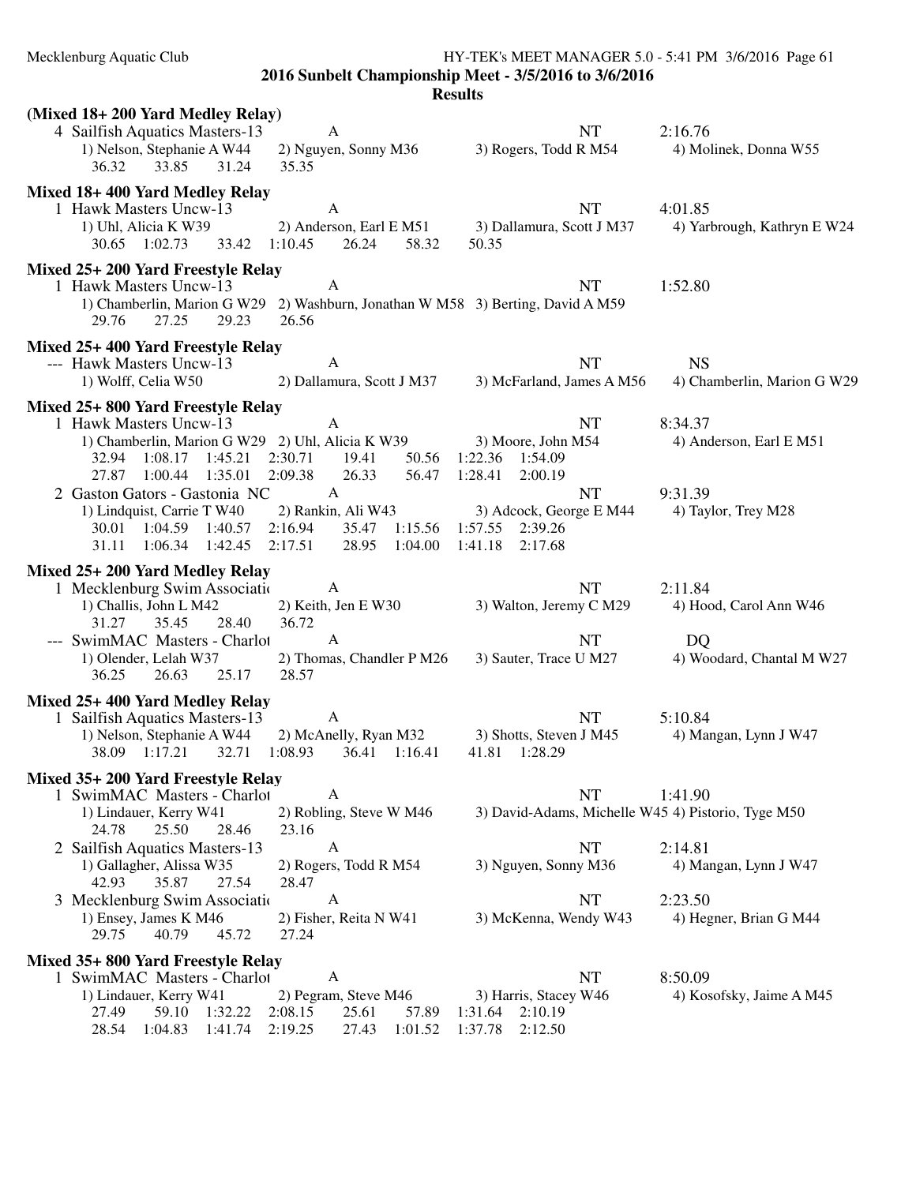**Mecklenburg Aquatic Club** — HY-TEK's MEET MANAGER 5.0 - 5:41 PM 3/6/2016 Page 61

## 2016 Sunbelt Championship Meet - 3/5/2016 to 3/6/2016

### Results

**(Mixed 18+ 200 Yard Medley Relay)**

```
  4 Sailfish Aquatics Masters-13        A                              NT          2:16.76
     1) Nelson, Stephanie A W44     2) Nguyen, Sonny M36         3) Rogers, Todd R M54        4) Molinek, Donna W55
       36.32     33.85     31.24     35.35
```

**Mixed 18+ 400 Yard Medley Relay**

```
  1 Hawk Masters Uncw-13                A                              NT          4:01.85
     1) Uhl, Alicia K W39           2) Anderson, Earl E M51      3) Dallamura, Scott J M37    4) Yarbrough, Kathryn E W24
       30.65   1:02.73     33.42   1:10.45     26.24     58.32     50.35
```

**Mixed 25+ 200 Yard Freestyle Relay**

```
  1 Hawk Masters Uncw-13                A                              NT          1:52.80
     1) Chamberlin, Marion G W29  2) Washburn, Jonathan W M58  3) Berting, David A M59
       29.76     27.25     29.23     26.56
```

**Mixed 25+ 400 Yard Freestyle Relay**

```
 --- Hawk Masters Uncw-13               A                              NT          NS
     1) Wolff, Celia W50            2) Dallamura, Scott J M37    3) McFarland, James A M56    4) Chamberlin, Marion G W29
```

**Mixed 25+ 800 Yard Freestyle Relay**

```
  1 Hawk Masters Uncw-13                A                              NT          8:34.37
     1) Chamberlin, Marion G W29  2) Uhl, Alicia K W39         3) Moore, John M54           4) Anderson, Earl E M51
       32.94   1:08.17   1:45.21   2:30.71     19.41     50.56   1:22.36   1:54.09
       27.87   1:00.44   1:35.01   2:09.38     26.33     56.47   1:28.41   2:00.19
  2 Gaston Gators - Gastonia  NC        A                              NT          9:31.39
     1) Lindquist, Carrie T W40     2) Rankin, Ali W43           3) Adcock, George E M44      4) Taylor, Trey M28
       30.01   1:04.59   1:40.57   2:16.94     35.47   1:15.56   1:57.55   2:39.26
       31.11   1:06.34   1:42.45   2:17.51     28.95   1:04.00   1:41.18   2:17.68
```

**Mixed 25+ 200 Yard Medley Relay**

```
  1 Mecklenburg Swim Associati          A                              NT          2:11.84
     1) Challis, John L M42         2) Keith, Jen E W30          3) Walton, Jeremy C M29      4) Hood, Carol Ann W46
       31.27     35.45     28.40     36.72
 --- SwimMAC  Masters - Charlot         A                              NT          DQ
     1) Olender, Lelah W37          2) Thomas, Chandler P M26    3) Sauter, Trace U M27       4) Woodard, Chantal M W27
       36.25     26.63     25.17     28.57
```

**Mixed 25+ 400 Yard Medley Relay**

```
  1 Sailfish Aquatics Masters-13        A                              NT          5:10.84
     1) Nelson, Stephanie A W44     2) McAnelly, Ryan M32        3) Shotts, Steven J M45      4) Mangan, Lynn J W47
       38.09   1:17.21     32.71   1:08.93     36.41   1:16.41     41.81   1:28.29
```

**Mixed 35+ 200 Yard Freestyle Relay**

```
  1 SwimMAC  Masters - Charlot          A                              NT          1:41.90
     1) Lindauer, Kerry W41         2) Robling, Steve W M46      3) David-Adams, Michelle W45 4) Pistorio, Tyge M50
       24.78     25.50     28.46     23.16
  2 Sailfish Aquatics Masters-13        A                              NT          2:14.81
     1) Gallagher, Alissa W35       2) Rogers, Todd R M54        3) Nguyen, Sonny M36         4) Mangan, Lynn J W47
       42.93     35.87     27.54     28.47
  3 Mecklenburg Swim Associati          A                              NT          2:23.50
     1) Ensey, James K M46          2) Fisher, Reita N W41       3) McKenna, Wendy W43        4) Hegner, Brian G M44
       29.75     40.79     45.72     27.24
```

**Mixed 35+ 800 Yard Freestyle Relay**

```
  1 SwimMAC  Masters - Charlot          A                              NT          8:50.09
     1) Lindauer, Kerry W41         2) Pegram, Steve M46         3) Harris, Stacey W46        4) Kosofsky, Jaime A M45
       27.49     59.10   1:32.22   2:08.15     25.61     57.89   1:31.64   2:10.19
       28.54   1:04.83   1:41.74   2:19.25     27.43   1:01.52   1:37.78   2:12.50
```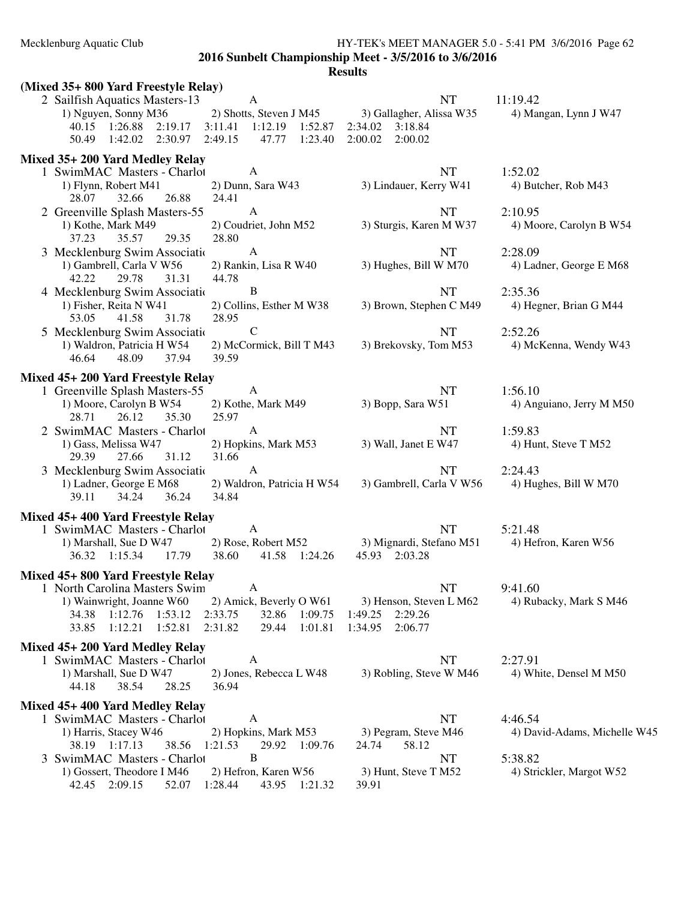**2016 Sunbelt Championship Meet - 3/5/2016 to 3/6/2016**

**Results**

### (Mixed 35+ 800 Yard Freestyle Relay)

2 Sailfish Aquatics Masters-13 A NT 11:19.42
1) Nguyen, Sonny M36 2) Shotts, Steven J M45 3) Gallagher, Alissa W35 4) Mangan, Lynn J W47
40.15 1:26.88 2:19.17 3:11.41 1:12.19 1:52.87 2:34.02 3:18.84
50.49 1:42.02 2:30.97 2:49.15 47.77 1:23.40 2:00.02 2:00.02

### Mixed 35+ 200 Yard Medley Relay

1 SwimMAC Masters - Charlot A NT 1:52.02
1) Flynn, Robert M41 2) Dunn, Sara W43 3) Lindauer, Kerry W41 4) Butcher, Rob M43
28.07 32.66 26.88 24.41

2 Greenville Splash Masters-55 A NT 2:10.95
1) Kothe, Mark M49 2) Coudriet, John M52 3) Sturgis, Karen M W37 4) Moore, Carolyn B W54
37.23 35.57 29.35 28.80

3 Mecklenburg Swim Associatio A NT 2:28.09
1) Gambrell, Carla V W56 2) Rankin, Lisa R W40 3) Hughes, Bill W M70 4) Ladner, George E M68
42.22 29.78 31.31 44.78

4 Mecklenburg Swim Associatio B NT 2:35.36
1) Fisher, Reita N W41 2) Collins, Esther M W38 3) Brown, Stephen C M49 4) Hegner, Brian G M44
53.05 41.58 31.78 28.95

5 Mecklenburg Swim Associatio C NT 2:52.26
1) Waldron, Patricia H W54 2) McCormick, Bill T M43 3) Brekovsky, Tom M53 4) McKenna, Wendy W43
46.64 48.09 37.94 39.59

### Mixed 45+ 200 Yard Freestyle Relay

1 Greenville Splash Masters-55 A NT 1:56.10
1) Moore, Carolyn B W54 2) Kothe, Mark M49 3) Bopp, Sara W51 4) Anguiano, Jerry M M50
28.71 26.12 35.30 25.97

2 SwimMAC Masters - Charlot A NT 1:59.83
1) Gass, Melissa W47 2) Hopkins, Mark M53 3) Wall, Janet E W47 4) Hunt, Steve T M52
29.39 27.66 31.12 31.66

3 Mecklenburg Swim Associatio A NT 2:24.43
1) Ladner, George E M68 2) Waldron, Patricia H W54 3) Gambrell, Carla V W56 4) Hughes, Bill W M70
39.11 34.24 36.24 34.84

### Mixed 45+ 400 Yard Freestyle Relay

1 SwimMAC Masters - Charlot A NT 5:21.48
1) Marshall, Sue D W47 2) Rose, Robert M52 3) Mignardi, Stefano M51 4) Hefron, Karen W56
36.32 1:15.34 17.79 38.60 41.58 1:24.26 45.93 2:03.28

### Mixed 45+ 800 Yard Freestyle Relay

1 North Carolina Masters Swim A NT 9:41.60
1) Wainwright, Joanne W60 2) Amick, Beverly O W61 3) Henson, Steven L M62 4) Rubacky, Mark S M46
34.38 1:12.76 1:53.12 2:33.75 32.86 1:09.75 1:49.25 2:29.26
33.85 1:12.21 1:52.81 2:31.82 29.44 1:01.81 1:34.95 2:06.77

### Mixed 45+ 200 Yard Medley Relay

1 SwimMAC Masters - Charlot A NT 2:27.91
1) Marshall, Sue D W47 2) Jones, Rebecca L W48 3) Robling, Steve W M46 4) White, Densel M M50
44.18 38.54 28.25 36.94

### Mixed 45+ 400 Yard Medley Relay

1 SwimMAC Masters - Charlot A NT 4:46.54
1) Harris, Stacey W46 2) Hopkins, Mark M53 3) Pegram, Steve M46 4) David-Adams, Michelle W45
38.19 1:17.13 38.56 1:21.53 29.92 1:09.76 24.74 58.12

3 SwimMAC Masters - Charlot B NT 5:38.82
1) Gossert, Theodore I M46 2) Hefron, Karen W56 3) Hunt, Steve T M52 4) Strickler, Margot W52
42.45 2:09.15 52.07 1:28.44 43.95 1:21.32 39.91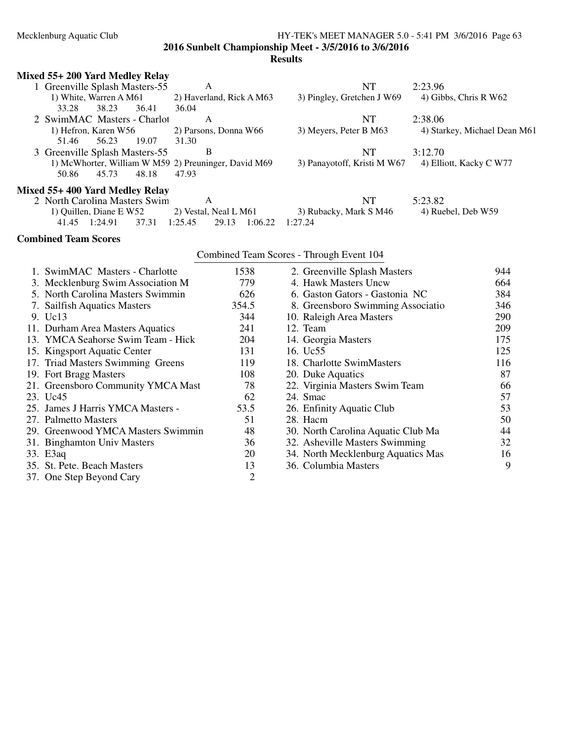**2016 Sunbelt Championship Meet - 3/5/2016 to 3/6/2016**

**Results**

### Mixed 55+ 200 Yard Medley Relay

1 Greenville Splash Masters-55 — A — NT — 2:23.96
1) White, Warren A M61 2) Haverland, Rick A M63 3) Pingley, Gretchen J W69 4) Gibbs, Chris R W62
33.28 38.23 36.41 36.04

2 SwimMAC Masters - Charlot — A — NT — 2:38.06
1) Hefron, Karen W56 2) Parsons, Donna W66 3) Meyers, Peter B M63 4) Starkey, Michael Dean M61
51.46 56.23 19.07 31.30

3 Greenville Splash Masters-55 — B — NT — 3:12.70
1) McWhorter, William W M59 2) Preuninger, David M69 3) Panayotoff, Kristi M W67 4) Elliott, Kacky C W77
50.86 45.73 48.18 47.93

### Mixed 55+ 400 Yard Medley Relay

2 North Carolina Masters Swim — A — NT — 5:23.82
1) Quillen, Diane E W52 2) Vestal, Neal L M61 3) Rubacky, Mark S M46 4) Ruebel, Deb W59
41.45 1:24.91 37.31 1:25.45 29.13 1:06.22 1:27.24

### Combined Team Scores

Combined Team Scores - Through Event 104

| | | | |
|---|---|---|---|
| 1. SwimMAC Masters - Charlotte | 1538 | 2. Greenville Splash Masters | 944 |
| 3. Mecklenburg Swim Association M | 779 | 4. Hawk Masters Uncw | 664 |
| 5. North Carolina Masters Swimmin | 626 | 6. Gaston Gators - Gastonia NC | 384 |
| 7. Sailfish Aquatics Masters | 354.5 | 8. Greensboro Swimming Associatio | 346 |
| 9. Uc13 | 344 | 10. Raleigh Area Masters | 290 |
| 11. Durham Area Masters Aquatics | 241 | 12. Team | 209 |
| 13. YMCA Seahorse Swim Team - Hick | 204 | 14. Georgia Masters | 175 |
| 15. Kingsport Aquatic Center | 131 | 16. Uc55 | 125 |
| 17. Triad Masters Swimming Greens | 119 | 18. Charlotte SwimMasters | 116 |
| 19. Fort Bragg Masters | 108 | 20. Duke Aquatics | 87 |
| 21. Greensboro Community YMCA Mast | 78 | 22. Virginia Masters Swim Team | 66 |
| 23. Uc45 | 62 | 24. Smac | 57 |
| 25. James J Harris YMCA Masters - | 53.5 | 26. Enfinity Aquatic Club | 53 |
| 27. Palmetto Masters | 51 | 28. Hacm | 50 |
| 29. Greenwood YMCA Masters Swimmin | 48 | 30. North Carolina Aquatic Club Ma | 44 |
| 31. Binghamton Univ Masters | 36 | 32. Asheville Masters Swimming | 32 |
| 33. E3aq | 20 | 34. North Mecklenburg Aquatics Mas | 16 |
| 35. St. Pete. Beach Masters | 13 | 36. Columbia Masters | 9 |
| 37. One Step Beyond Cary | 2 | | |